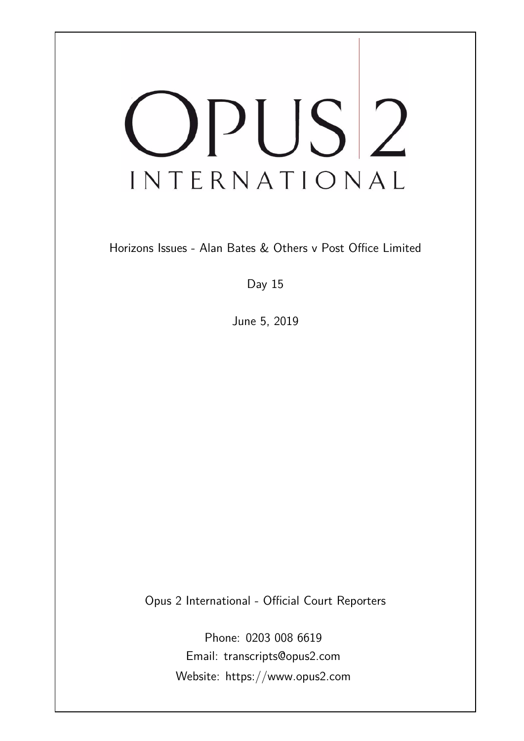# OPUS 2
INTERNATIONAL

Horizons Issues - Alan Bates & Others v Post Office Limited

Day 15

June 5, 2019

Opus 2 International - Official Court Reporters

Phone: 0203 008 6619
Email: transcripts@opus2.com
Website: https://www.opus2.com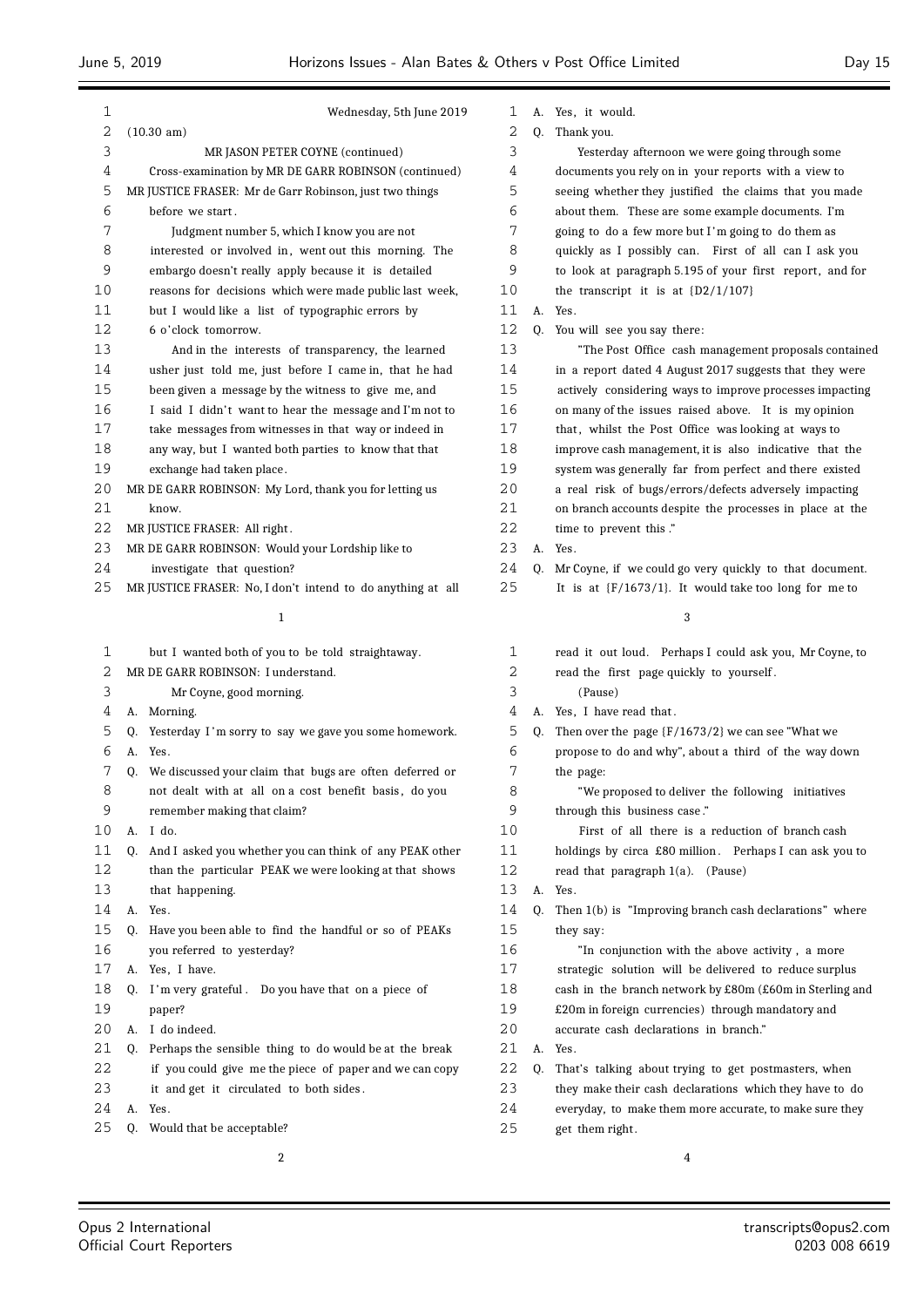Wednesday, 5th June 2019

(10.30 am)

MR JASON PETER COYNE (continued)

Cross-examination by MR DE GARR ROBINSON (continued)

MR JUSTICE FRASER: Mr de Garr Robinson, just two things before we start.

Judgment number 5, which I know you are not interested or involved in, went out this morning. The embargo doesn't really apply because it is detailed reasons for decisions which were made public last week, but I would like a list of typographic errors by 6 o'clock tomorrow.

And in the interests of transparency, the learned usher just told me, just before I came in, that he had been given a message by the witness to give me, and I said I didn't want to hear the message and I'm not to take messages from witnesses in that way or indeed in any way, but I wanted both parties to know that that exchange had taken place.

MR DE GARR ROBINSON: My Lord, thank you for letting us know.

MR JUSTICE FRASER: All right.

MR DE GARR ROBINSON: Would your Lordship like to investigate that question?

MR JUSTICE FRASER: No, I don't intend to do anything at all but I wanted both of you to be told straightaway.

MR DE GARR ROBINSON: I understand.

Mr Coyne, good morning.

A. Morning.

Q. Yesterday I'm sorry to say we gave you some homework.

A. Yes.

Q. We discussed your claim that bugs are often deferred or not dealt with at all on a cost benefit basis, do you remember making that claim?

A. I do.

Q. And I asked you whether you can think of any PEAK other than the particular PEAK we were looking at that shows that happening.

A. Yes.

Q. Have you been able to find the handful or so of PEAKs you referred to yesterday?

A. Yes, I have.

Q. I'm very grateful. Do you have that on a piece of paper?

A. I do indeed.

Q. Perhaps the sensible thing to do would be at the break if you could give me the piece of paper and we can copy it and get it circulated to both sides.

A. Yes.

Q. Would that be acceptable?

A. Yes, it would.

Q. Thank you.

Yesterday afternoon we were going through some documents you rely on in your reports with a view to seeing whether they justified the claims that you made about them. These are some example documents. I'm going to do a few more but I'm going to do them as quickly as I possibly can. First of all can I ask you to look at paragraph 5.195 of your first report, and for the transcript it is at {D2/1/107}

A. Yes.

Q. You will see you say there:

"The Post Office cash management proposals contained in a report dated 4 August 2017 suggests that they were actively considering ways to improve processes impacting on many of the issues raised above. It is my opinion that, whilst the Post Office was looking at ways to improve cash management, it is also indicative that the system was generally far from perfect and there existed a real risk of bugs/errors/defects adversely impacting on branch accounts despite the processes in place at the time to prevent this."

A. Yes.

Q. Mr Coyne, if we could go very quickly to that document. It is at {F/1673/1}. It would take too long for me to read it out loud. Perhaps I could ask you, Mr Coyne, to read the first page quickly to yourself.

(Pause)

A. Yes, I have read that.

Q. Then over the page {F/1673/2} we can see "What we propose to do and why", about a third of the way down the page:

"We proposed to deliver the following initiatives through this business case."

First of all there is a reduction of branch cash holdings by circa £80 million. Perhaps I can ask you to read that paragraph 1(a). (Pause)

A. Yes.

Q. Then 1(b) is "Improving branch cash declarations" where they say:

"In conjunction with the above activity, a more strategic solution will be delivered to reduce surplus cash in the branch network by £80m (£60m in Sterling and £20m in foreign currencies) through mandatory and accurate cash declarations in branch."

A. Yes.

Q. That's talking about trying to get postmasters, when they make their cash declarations which they have to do everyday, to make them more accurate, to make sure they get them right.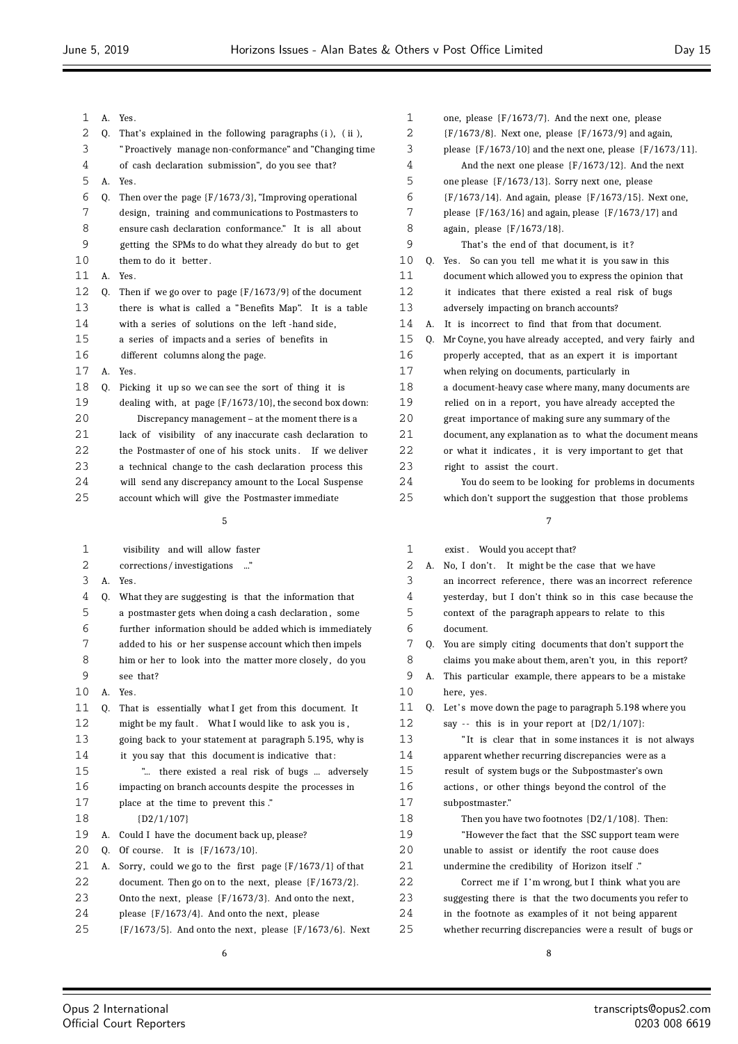A. Yes.

Q. That's explained in the following paragraphs (i), (ii), "Proactively manage non-conformance" and "Changing time of cash declaration submission", do you see that?

A. Yes.

Q. Then over the page {F/1673/3}, "Improving operational design, training and communications to Postmasters to ensure cash declaration conformance." It is all about getting the SPMs to do what they already do but to get them to do it better.

A. Yes.

Q. Then if we go over to page {F/1673/9} of the document there is what is called a "Benefits Map". It is a table with a series of solutions on the left-hand side, a series of impacts and a series of benefits in different columns along the page.

A. Yes.

Q. Picking it up so we can see the sort of thing it is dealing with, at page {F/1673/10}, the second box down:

"Discrepancy management – at the moment there is a lack of visibility of any inaccurate cash declaration to the Postmaster of one of his stock units. If we deliver a technical change to the cash declaration process this will send any discrepancy amount to the Local Suspense account which will give the Postmaster immediate visibility and will allow faster corrections/investigations ..."

A. Yes.

Q. What they are suggesting is that the information that a postmaster gets when doing a cash declaration, some further information should be added which is immediately added to his or her suspense account which then impels him or her to look into the matter more closely, do you see that?

A. Yes.

Q. That is essentially what I get from this document. It might be my fault. What I would like to ask you is, going back to your statement at paragraph 5.195, why is it you say that this document is indicative that:

"... there existed a real risk of bugs ... adversely impacting on branch accounts despite the processes in place at the time to prevent this."

{D2/1/107}

A. Could I have the document back up, please?

Q. Of course. It is {F/1673/10}.

A. Sorry, could we go to the first page {F/1673/1} of that document. Then go on to the next, please {F/1673/2}. Onto the next, please {F/1673/3}. And onto the next, please {F/1673/4}. And onto the next, please {F/1673/5}. And onto the next, please {F/1673/6}. Next one, please {F/1673/7}. And the next one, please {F/1673/8}. Next one, please {F/1673/9} and again, please {F/1673/10} and the next one, please {F/1673/11}.

And the next one please {F/1673/12}. And the next one please {F/1673/13}. Sorry next one, please {F/1673/14}. And again, please {F/1673/15}. Next one, please {F/163/16} and again, please {F/1673/17} and again, please {F/1673/18}.

That's the end of that document, is it?

Q. Yes. So can you tell me what it is you saw in this document which allowed you to express the opinion that it indicates that there existed a real risk of bugs adversely impacting on branch accounts?

A. It is incorrect to find that from that document.

Q. Mr Coyne, you have already accepted, and very fairly and properly accepted, that as an expert it is important when relying on documents, particularly in a document-heavy case where many, many documents are relied on in a report, you have already accepted the great importance of making sure any summary of the document, any explanation as to what the document means or what it indicates, it is very important to get that right to assist the court.

You do seem to be looking for problems in documents which don't support the suggestion that those problems exist. Would you accept that?

A. No, I don't. It might be the case that we have an incorrect reference, there was an incorrect reference yesterday, but I don't think so in this case because the context of the paragraph appears to relate to this document.

Q. You are simply citing documents that don't support the claims you make about them, aren't you, in this report?

A. This particular example, there appears to be a mistake here, yes.

Q. Let's move down the page to paragraph 5.198 where you say -- this is in your report at {D2/1/107}:

"It is clear that in some instances it is not always apparent whether recurring discrepancies were as a result of system bugs or the Subpostmaster's own actions, or other things beyond the control of the subpostmaster."

Then you have two footnotes {D2/1/108}. Then:

"However the fact that the SSC support team were unable to assist or identify the root cause does undermine the credibility of Horizon itself."

Correct me if I'm wrong, but I think what you are suggesting there is that the two documents you refer to in the footnote as examples of it not being apparent whether recurring discrepancies were a result of bugs or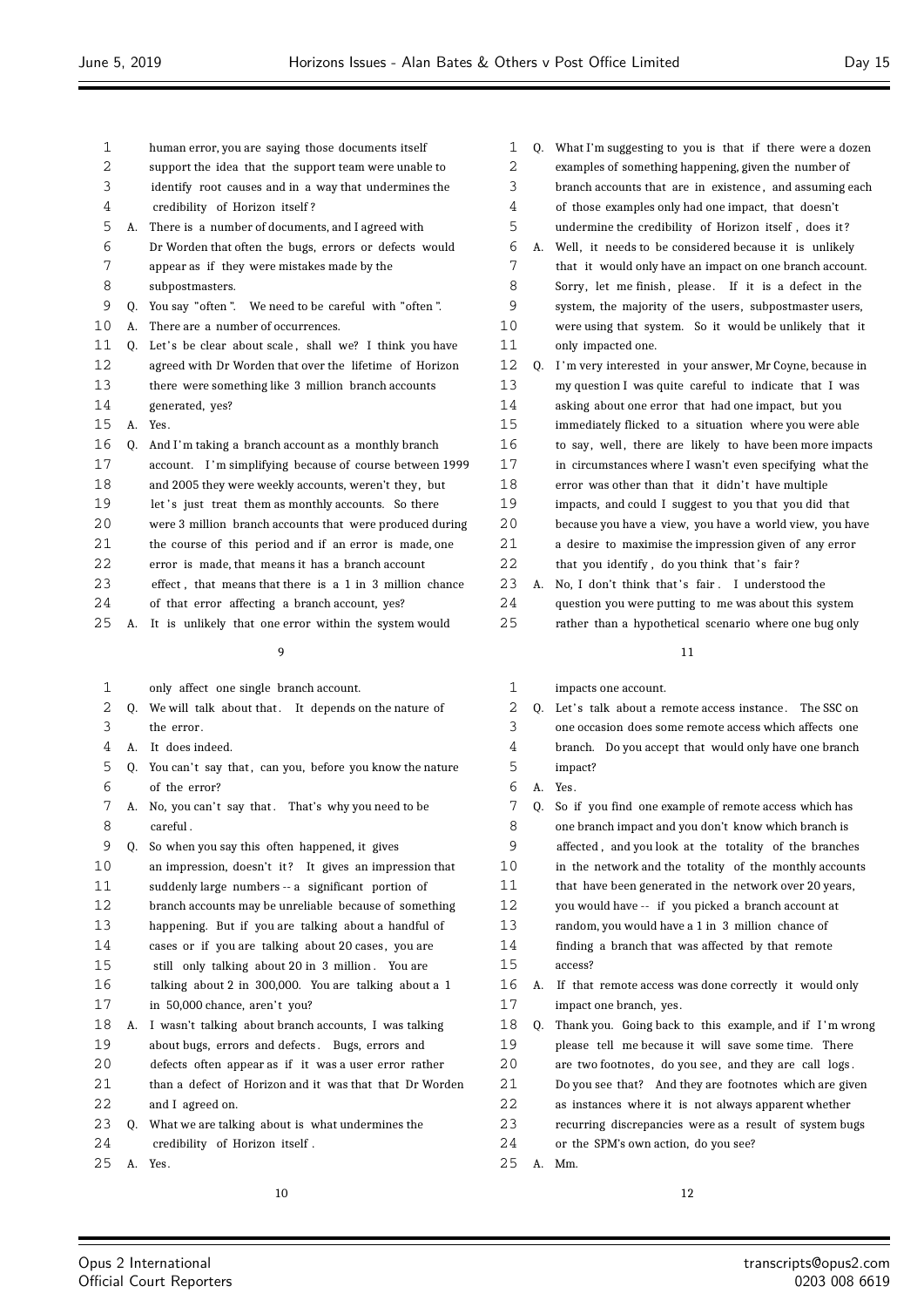human error, you are saying those documents itself support the idea that the support team were unable to identify root causes and in a way that undermines the credibility of Horizon itself?

A. There is a number of documents, and I agreed with Dr Worden that often the bugs, errors or defects would appear as if they were mistakes made by the subpostmasters.

Q. You say "often". We need to be careful with "often".

A. There are a number of occurrences.

Q. Let's be clear about scale, shall we? I think you have agreed with Dr Worden that over the lifetime of Horizon there were something like 3 million branch accounts generated, yes?

A. Yes.

Q. And I'm taking a branch account as a monthly branch account. I'm simplifying because of course between 1999 and 2005 they were weekly accounts, weren't they, but let's just treat them as monthly accounts. So there were 3 million branch accounts that were produced during the course of this period and if an error is made, one error is made, that means it has a branch account effect, that means that there is a 1 in 3 million chance of that error affecting a branch account, yes?

A. It is unlikely that one error within the system would only affect one single branch account.

Q. We will talk about that. It depends on the nature of the error.

A. It does indeed.

Q. You can't say that, can you, before you know the nature of the error?

A. No, you can't say that. That's why you need to be careful.

Q. So when you say this often happened, it gives an impression, doesn't it? It gives an impression that suddenly large numbers -- a significant portion of branch accounts may be unreliable because of something happening. But if you are talking about a handful of cases or if you are talking about 20 cases, you are still only talking about 20 in 3 million. You are talking about 2 in 300,000. You are talking about a 1 in 50,000 chance, aren't you?

A. I wasn't talking about branch accounts, I was talking about bugs, errors and defects. Bugs, errors and defects often appear as if it was a user error rather than a defect of Horizon and it was that that Dr Worden and I agreed on.

Q. What we are talking about is what undermines the credibility of Horizon itself.

A. Yes.

Q. What I'm suggesting to you is that if there were a dozen examples of something happening, given the number of branch accounts that are in existence, and assuming each of those examples only had one impact, that doesn't undermine the credibility of Horizon itself, does it?

A. Well, it needs to be considered because it is unlikely that it would only have an impact on one branch account. Sorry, let me finish, please. If it is a defect in the system, the majority of the users, subpostmaster users, were using that system. So it would be unlikely that it only impacted one.

Q. I'm very interested in your answer, Mr Coyne, because in my question I was quite careful to indicate that I was asking about one error that had one impact, but you immediately flicked to a situation where you were able to say, well, there are likely to have been more impacts in circumstances where I wasn't even specifying what the error was other than that it didn't have multiple impacts, and could I suggest to you that you did that because you have a view, you have a world view, you have a desire to maximise the impression given of any error that you identify, do you think that's fair?

A. No, I don't think that's fair. I understood the question you were putting to me was about this system rather than a hypothetical scenario where one bug only impacts one account.

Q. Let's talk about a remote access instance. The SSC on one occasion does some remote access which affects one branch. Do you accept that would only have one branch impact?

A. Yes.

Q. So if you find one example of remote access which has one branch impact and you don't know which branch is affected, and you look at the totality of the branches in the network and the totality of the monthly accounts that have been generated in the network over 20 years, you would have -- if you picked a branch account at random, you would have a 1 in 3 million chance of finding a branch that was affected by that remote access?

A. If that remote access was done correctly it would only impact one branch, yes.

Q. Thank you. Going back to this example, and if I'm wrong please tell me because it will save some time. There are two footnotes, do you see, and they are call logs. Do you see that? And they are footnotes which are given as instances where it is not always apparent whether recurring discrepancies were as a result of system bugs or the SPM's own action, do you see?

A. Mm.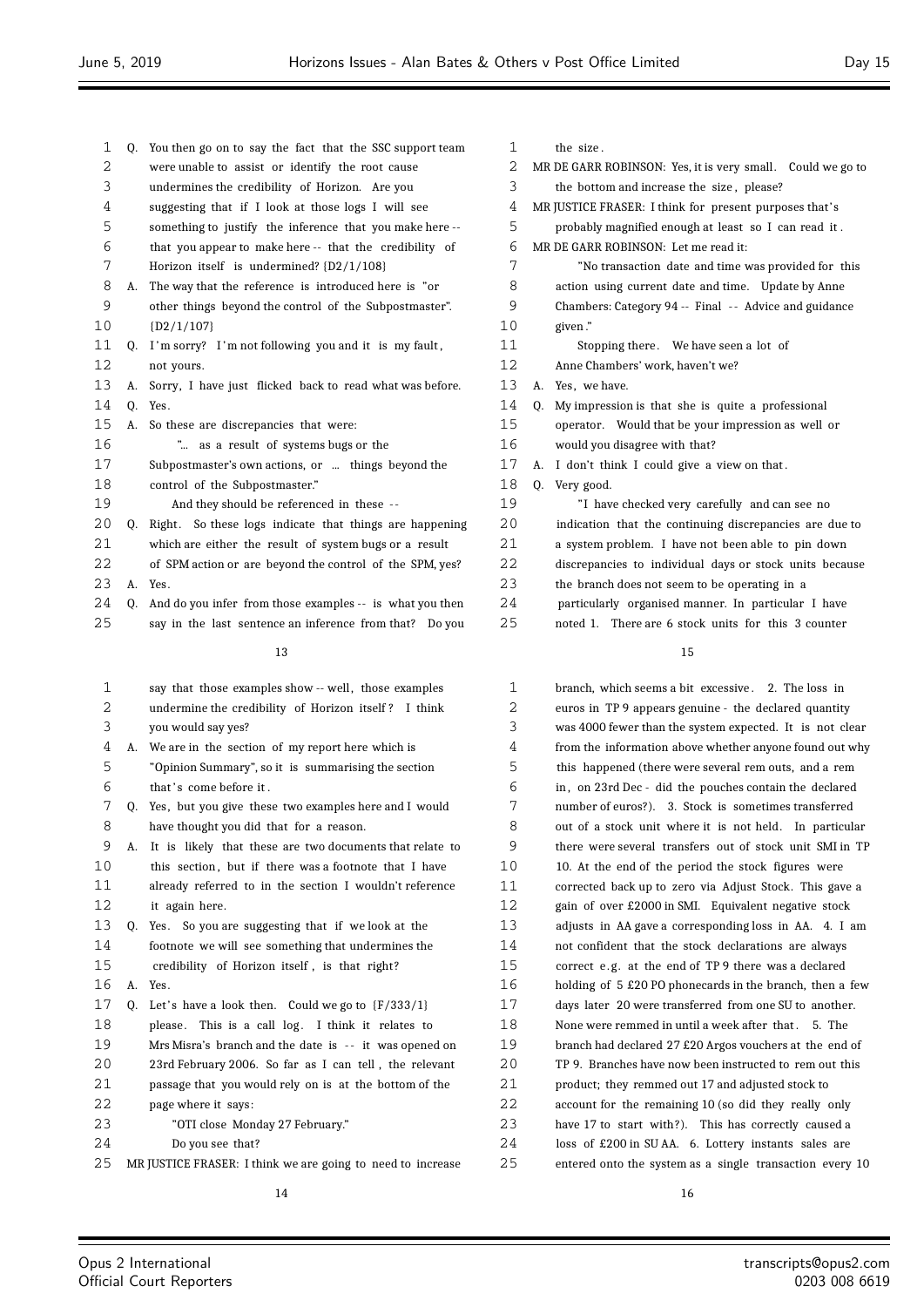13

Q. You then go on to say the fact that the SSC support team were unable to assist or identify the root cause undermines the credibility of Horizon. Are you suggesting that if I look at those logs I will see something to justify the inference that you make here -- that you appear to make here -- that the credibility of Horizon itself is undermined? {D2/1/108}

A. The way that the reference is introduced here is "or other things beyond the control of the Subpostmaster". {D2/1/107}

Q. I'm sorry? I'm not following you and it is my fault, not yours.

A. Sorry, I have just flicked back to read what was before.

Q. Yes.

A. So these are discrepancies that were:

"... as a result of systems bugs or the Subpostmaster's own actions, or ... things beyond the control of the Subpostmaster."

And they should be referenced in these --

Q. Right. So these logs indicate that things are happening which are either the result of system bugs or a result of SPM action or are beyond the control of the SPM, yes?

A. Yes.

Q. And do you infer from those examples -- is what you then say in the last sentence an inference from that? Do you

14

say that those examples show -- well, those examples undermine the credibility of Horizon itself? I think you would say yes?

A. We are in the section of my report here which is "Opinion Summary", so it is summarising the section that's come before it.

Q. Yes, but you give these two examples here and I would have thought you did that for a reason.

A. It is likely that these are two documents that relate to this section, but if there was a footnote that I have already referred to in the section I wouldn't reference it again here.

Q. Yes. So you are suggesting that if we look at the footnote we will see something that undermines the credibility of Horizon itself, is that right?

A. Yes.

Q. Let's have a look then. Could we go to {F/333/1} please. This is a call log. I think it relates to Mrs Misra's branch and the date is -- it was opened on 23rd February 2006. So far as I can tell, the relevant passage that you would rely on is at the bottom of the page where it says:

"OTI close Monday 27 February."

Do you see that?

MR JUSTICE FRASER: I think we are going to need to increase

15

the size.

MR DE GARR ROBINSON: Yes, it is very small. Could we go to the bottom and increase the size, please?

MR JUSTICE FRASER: I think for present purposes that's probably magnified enough at least so I can read it.

MR DE GARR ROBINSON: Let me read it:

"No transaction date and time was provided for this action using current date and time. Update by Anne Chambers: Category 94 -- Final -- Advice and guidance given."

Stopping there. We have seen a lot of Anne Chambers' work, haven't we?

A. Yes, we have.

Q. My impression is that she is quite a professional operator. Would that be your impression as well or would you disagree with that?

A. I don't think I could give a view on that.

Q. Very good.

"I have checked very carefully and can see no indication that the continuing discrepancies are due to a system problem. I have not been able to pin down discrepancies to individual days or stock units because the branch does not seem to be operating in a particularly organised manner. In particular I have noted 1. There are 6 stock units for this 3 counter

16

branch, which seems a bit excessive. 2. The loss in euros in TP 9 appears genuine - the declared quantity was 4000 fewer than the system expected. It is not clear from the information above whether anyone found out why this happened (there were several rem outs, and a rem in, on 23rd Dec - did the pouches contain the declared number of euros?). 3. Stock is sometimes transferred out of a stock unit where it is not held. In particular there were several transfers out of stock unit SMI in TP 10. At the end of the period the stock figures were corrected back up to zero via Adjust Stock. This gave a gain of over £2000 in SMI. Equivalent negative stock adjusts in AA gave a corresponding loss in AA. 4. I am not confident that the stock declarations are always correct e.g. at the end of TP 9 there was a declared holding of 5 £20 PO phonecards in the branch, then a few days later 20 were transferred from one SU to another. None were remmed in until a week after that. 5. The branch had declared 27 £20 Argos vouchers at the end of TP 9. Branches have now been instructed to rem out this product; they remmed out 17 and adjusted stock to account for the remaining 10 (so did they really only have 17 to start with?). This has correctly caused a loss of £200 in SU AA. 6. Lottery instants sales are entered onto the system as a single transaction every 10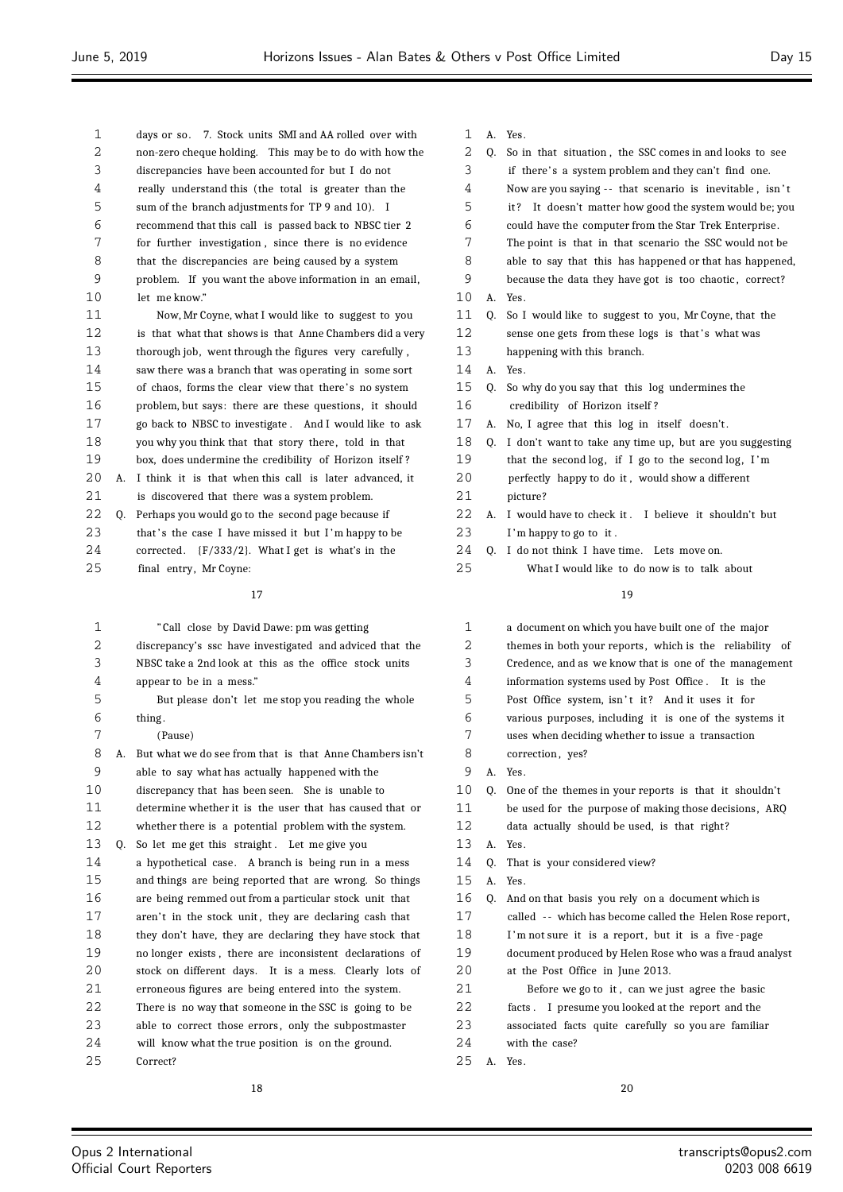days or so. 7. Stock units SMI and AA rolled over with non-zero cheque holding. This may be to do with how the discrepancies have been accounted for but I do not really understand this (the total is greater than the sum of the branch adjustments for TP 9 and 10). I recommend that this call is passed back to NBSC tier 2 for further investigation, since there is no evidence that the discrepancies are being caused by a system problem. If you want the above information in an email, let me know."

Now, Mr Coyne, what I would like to suggest to you is that what that shows is that Anne Chambers did a very thorough job, went through the figures very carefully, saw there was a branch that was operating in some sort of chaos, forms the clear view that there's no system problem, but says: there are these questions, it should go back to NBSC to investigate. And I would like to ask you why you think that that story there, told in that box, does undermine the credibility of Horizon itself?

A. I think it is that when this call is later advanced, it is discovered that there was a system problem.

Q. Perhaps you would go to the second page because if that's the case I have missed it but I'm happy to be corrected. {F/333/2}. What I get is what's in the final entry, Mr Coyne:

"Call close by David Dawe: pm was getting discrepancy's ssc have investigated and adviced that the NBSC take a 2nd look at this as the office stock units appear to be in a mess."

But please don't let me stop you reading the whole thing.

(Pause)

A. But what we do see from that is that Anne Chambers isn't able to say what has actually happened with the discrepancy that has been seen. She is unable to determine whether it is the user that has caused that or whether there is a potential problem with the system.

Q. So let me get this straight. Let me give you a hypothetical case. A branch is being run in a mess and things are being reported that are wrong. So things are being remmed out from a particular stock unit that aren't in the stock unit, they are declaring cash that they don't have, they are declaring they have stock that no longer exists, there are inconsistent declarations of stock on different days. It is a mess. Clearly lots of erroneous figures are being entered into the system. There is no way that someone in the SSC is going to be able to correct those errors, only the subpostmaster will know what the true position is on the ground. Correct?

A. Yes.

Q. So in that situation, the SSC comes in and looks to see if there's a system problem and they can't find one. Now are you saying -- that scenario is inevitable, isn't it? It doesn't matter how good the system would be; you could have the computer from the Star Trek Enterprise. The point is that in that scenario the SSC would not be able to say that this has happened or that has happened, because the data they have got is too chaotic, correct?

A. Yes.

Q. So I would like to suggest to you, Mr Coyne, that the sense one gets from these logs is that's what was happening with this branch.

A. Yes.

Q. So why do you say that this log undermines the credibility of Horizon itself?

A. No, I agree that this log in itself doesn't.

Q. I don't want to take any time up, but are you suggesting that the second log, if I go to the second log, I'm perfectly happy to do it, would show a different picture?

A. I would have to check it. I believe it shouldn't but I'm happy to go to it.

Q. I do not think I have time. Lets move on.

What I would like to do now is to talk about a document on which you have built one of the major themes in both your reports, which is the reliability of Credence, and as we know that is one of the management information systems used by Post Office. It is the Post Office system, isn't it? And it uses it for various purposes, including it is one of the systems it uses when deciding whether to issue a transaction correction, yes?

A. Yes.

Q. One of the themes in your reports is that it shouldn't be used for the purpose of making those decisions, ARQ data actually should be used, is that right?

A. Yes.

Q. That is your considered view?

A. Yes.

Q. And on that basis you rely on a document which is called -- which has become called the Helen Rose report, I'm not sure it is a report, but it is a five-page document produced by Helen Rose who was a fraud analyst at the Post Office in June 2013.

Before we go to it, can we just agree the basic facts. I presume you looked at the report and the associated facts quite carefully so you are familiar with the case?

A. Yes.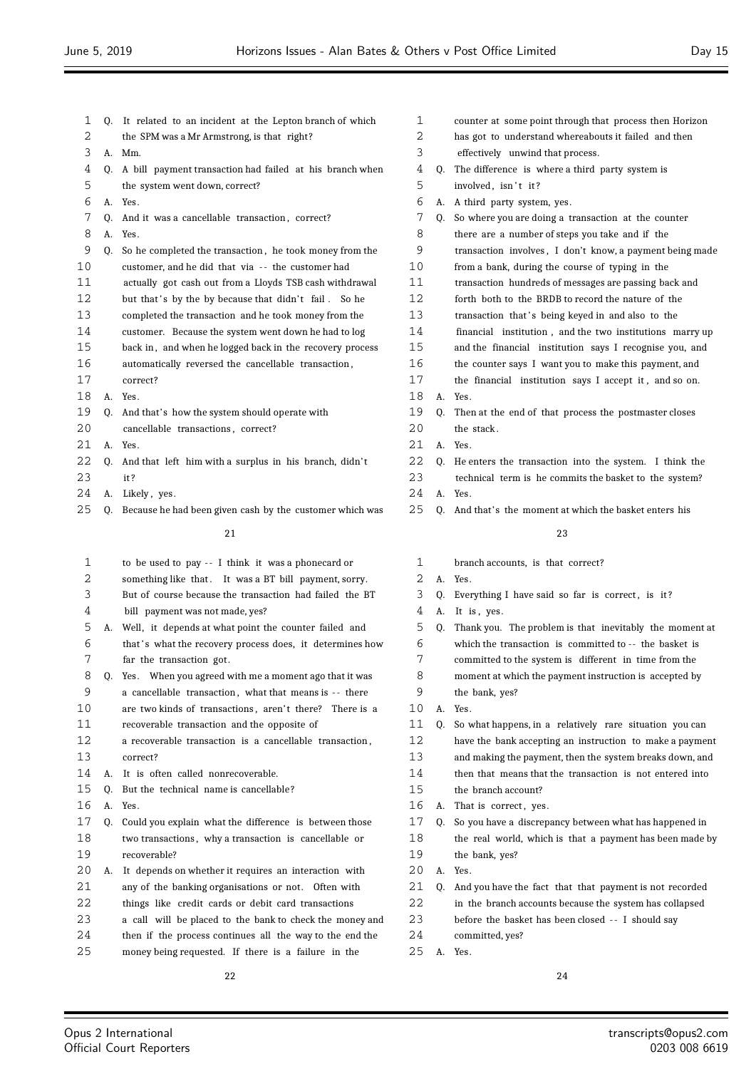Q. It related to an incident at the Lepton branch of which the SPM was a Mr Armstrong, is that right?

A. Mm.

Q. A bill payment transaction had failed at his branch when the system went down, correct?

A. Yes.

Q. And it was a cancellable transaction, correct?

A. Yes.

Q. So he completed the transaction, he took money from the customer, and he did that via -- the customer had actually got cash out from a Lloyds TSB cash withdrawal but that's by the by because that didn't fail. So he completed the transaction and he took money from the customer. Because the system went down he had to log back in, and when he logged back in the recovery process automatically reversed the cancellable transaction, correct?

A. Yes.

Q. And that's how the system should operate with cancellable transactions, correct?

A. Yes.

Q. And that left him with a surplus in his branch, didn't it?

A. Likely, yes.

Q. Because he had been given cash by the customer which was to be used to pay -- I think it was a phonecard or something like that. It was a BT bill payment, sorry. But of course because the transaction had failed the BT bill payment was not made, yes?

A. Well, it depends at what point the counter failed and that's what the recovery process does, it determines how far the transaction got.

Q. Yes. When you agreed with me a moment ago that it was a cancellable transaction, what that means is -- there are two kinds of transactions, aren't there? There is a recoverable transaction and the opposite of a recoverable transaction is a cancellable transaction, correct?

A. It is often called nonrecoverable.

Q. But the technical name is cancellable?

A. Yes.

Q. Could you explain what the difference is between those two transactions, why a transaction is cancellable or recoverable?

A. It depends on whether it requires an interaction with any of the banking organisations or not. Often with things like credit cards or debit card transactions a call will be placed to the bank to check the money and then if the process continues all the way to the end the money being requested. If there is a failure in the counter at some point through that process then Horizon has got to understand whereabouts it failed and then effectively unwind that process.

Q. The difference is where a third party system is involved, isn't it?

A. A third party system, yes.

Q. So where you are doing a transaction at the counter there are a number of steps you take and if the transaction involves, I don't know, a payment being made from a bank, during the course of typing in the transaction hundreds of messages are passing back and forth both to the BRDB to record the nature of the transaction that's being keyed in and also to the financial institution, and the two institutions marry up and the financial institution says I recognise you, and the counter says I want you to make this payment, and the financial institution says I accept it, and so on.

A. Yes.

Q. Then at the end of that process the postmaster closes the stack.

A. Yes.

Q. He enters the transaction into the system. I think the technical term is he commits the basket to the system?

A. Yes.

Q. And that's the moment at which the basket enters his branch accounts, is that correct?

A. Yes.

Q. Everything I have said so far is correct, is it?

A. It is, yes.

Q. Thank you. The problem is that inevitably the moment at which the transaction is committed to -- the basket is committed to the system is different in time from the moment at which the payment instruction is accepted by the bank, yes?

A. Yes.

Q. So what happens, in a relatively rare situation you can have the bank accepting an instruction to make a payment and making the payment, then the system breaks down, and then that means that the transaction is not entered into the branch account?

A. That is correct, yes.

Q. So you have a discrepancy between what has happened in the real world, which is that a payment has been made by the bank, yes?

A. Yes.

Q. And you have the fact that that payment is not recorded in the branch accounts because the system has collapsed before the basket has been closed -- I should say committed, yes?

A. Yes.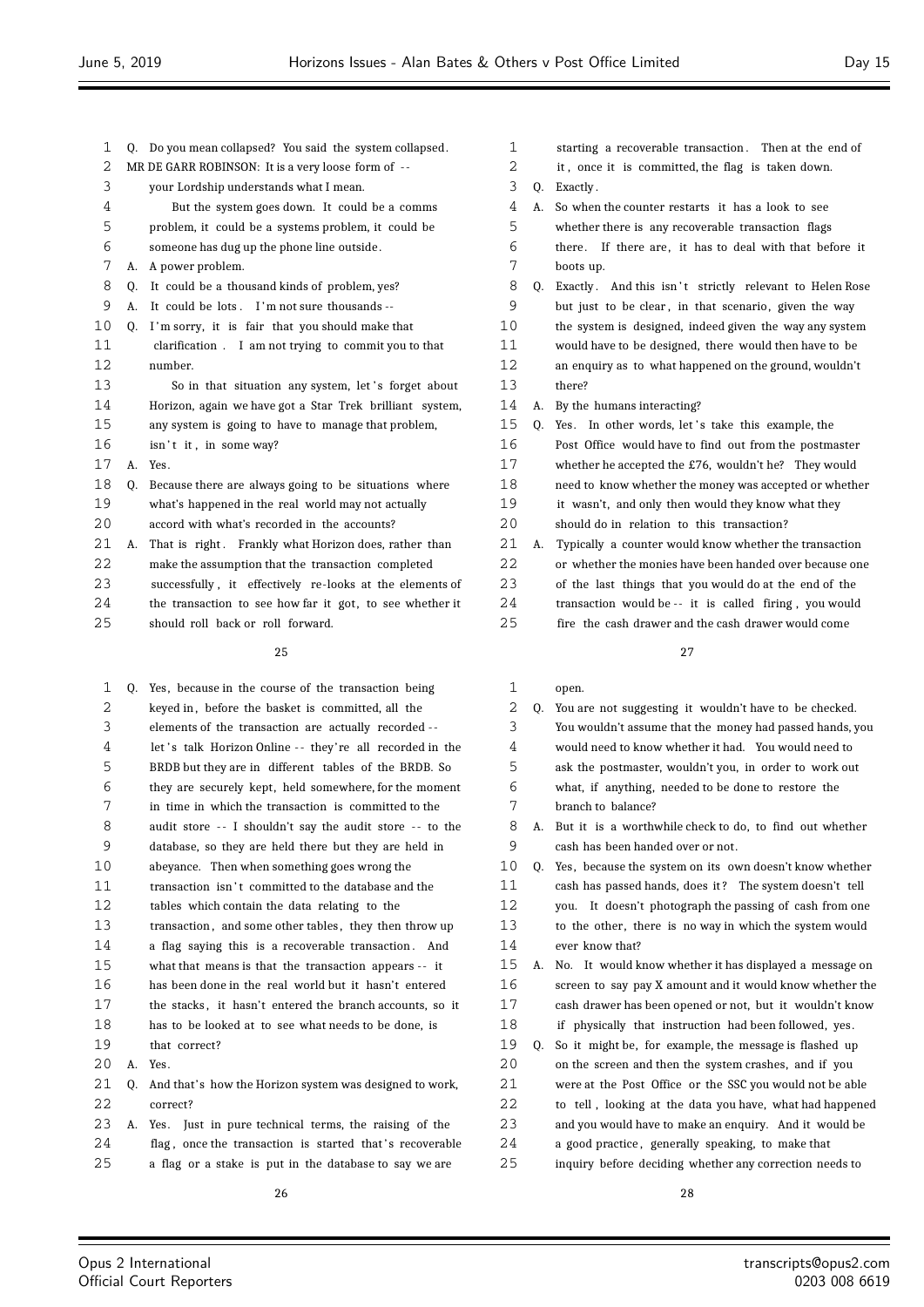Q. Do you mean collapsed? You said the system collapsed.

MR DE GARR ROBINSON: It is a very loose form of -- your Lordship understands what I mean.

But the system goes down. It could be a comms problem, it could be a systems problem, it could be someone has dug up the phone line outside.

A. A power problem.

Q. It could be a thousand kinds of problem, yes?

A. It could be lots. I'm not sure thousands --

Q. I'm sorry, it is fair that you should make that clarification. I am not trying to commit you to that number.

So in that situation any system, let's forget about Horizon, again we have got a Star Trek brilliant system, any system is going to have to manage that problem, isn't it, in some way?

A. Yes.

Q. Because there are always going to be situations where what's happened in the real world may not actually accord with what's recorded in the accounts?

A. That is right. Frankly what Horizon does, rather than make the assumption that the transaction completed successfully, it effectively re-looks at the elements of the transaction to see how far it got, to see whether it should roll back or roll forward.

Q. Yes, because in the course of the transaction being keyed in, before the basket is committed, all the elements of the transaction are actually recorded -- let's talk Horizon Online -- they're all recorded in the BRDB but they are in different tables of the BRDB. So they are securely kept, held somewhere, for the moment in time in which the transaction is committed to the audit store -- I shouldn't say the audit store -- to the database, so they are held there but they are held in abeyance. Then when something goes wrong the transaction isn't committed to the database and the tables which contain the data relating to the transaction, and some other tables, they then throw up a flag saying this is a recoverable transaction. And what that means is that the transaction appears -- it has been done in the real world but it hasn't entered the stacks, it hasn't entered the branch accounts, so it has to be looked at to see what needs to be done, is that correct?

A. Yes.

Q. And that's how the Horizon system was designed to work, correct?

A. Yes. Just in pure technical terms, the raising of the flag, once the transaction is started that's recoverable a flag or a stake is put in the database to say we are starting a recoverable transaction. Then at the end of it, once it is committed, the flag is taken down.

Q. Exactly.

A. So when the counter restarts it has a look to see whether there is any recoverable transaction flags there. If there are, it has to deal with that before it boots up.

Q. Exactly. And this isn't strictly relevant to Helen Rose but just to be clear, in that scenario, given the way the system is designed, indeed given the way any system would have to be designed, there would then have to be an enquiry as to what happened on the ground, wouldn't there?

A. By the humans interacting?

Q. Yes. In other words, let's take this example, the Post Office would have to find out from the postmaster whether he accepted the £76, wouldn't he? They would need to know whether the money was accepted or whether it wasn't, and only then would they know what they should do in relation to this transaction?

A. Typically a counter would know whether the transaction or whether the monies have been handed over because one of the last things that you would do at the end of the transaction would be -- it is called firing, you would fire the cash drawer and the cash drawer would come open.

Q. You are not suggesting it wouldn't have to be checked. You wouldn't assume that the money had passed hands, you would need to know whether it had. You would need to ask the postmaster, wouldn't you, in order to work out what, if anything, needed to be done to restore the branch to balance?

A. But it is a worthwhile check to do, to find out whether cash has been handed over or not.

Q. Yes, because the system on its own doesn't know whether cash has passed hands, does it? The system doesn't tell you. It doesn't photograph the passing of cash from one to the other, there is no way in which the system would ever know that?

A. No. It would know whether it has displayed a message on screen to say pay X amount and it would know whether the cash drawer has been opened or not, but it wouldn't know if physically that instruction had been followed, yes.

Q. So it might be, for example, the message is flashed up on the screen and then the system crashes, and if you were at the Post Office or the SSC you would not be able to tell, looking at the data you have, what had happened and you would have to make an enquiry. And it would be a good practice, generally speaking, to make that inquiry before deciding whether any correction needs to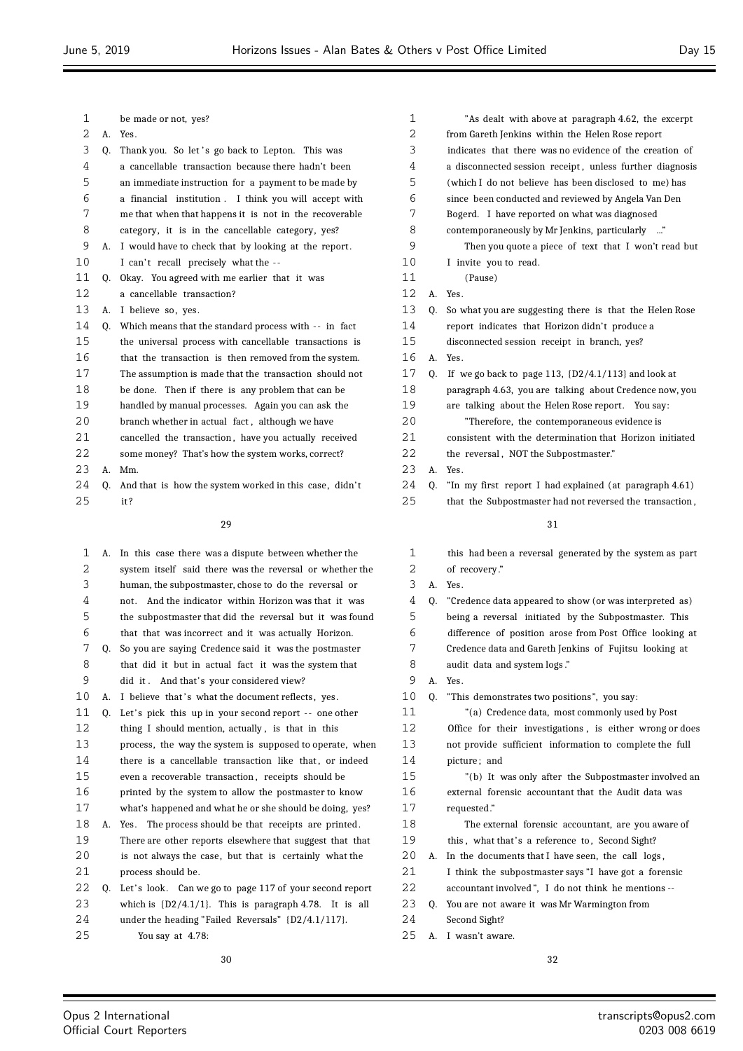be made or not, yes?

A. Yes.

Q. Thank you. So let's go back to Lepton. This was a cancellable transaction because there hadn't been an immediate instruction for a payment to be made by a financial institution. I think you will accept with me that when that happens it is not in the recoverable category, it is in the cancellable category, yes?

A. I would have to check that by looking at the report. I can't recall precisely what the --

Q. Okay. You agreed with me earlier that it was a cancellable transaction?

A. I believe so, yes.

Q. Which means that the standard process with -- in fact the universal process with cancellable transactions is that the transaction is then removed from the system. The assumption is made that the transaction should not be done. Then if there is any problem that can be handled by manual processes. Again you can ask the branch whether in actual fact, although we have cancelled the transaction, have you actually received some money? That's how the system works, correct?

A. Mm.

Q. And that is how the system worked in this case, didn't it?

A. In this case there was a dispute between whether the system itself said there was the reversal or whether the human, the subpostmaster, chose to do the reversal or not. And the indicator within Horizon was that it was the subpostmaster that did the reversal but it was found that that was incorrect and it was actually Horizon.

Q. So you are saying Credence said it was the postmaster that did it but in actual fact it was the system that did it. And that's your considered view?

A. I believe that's what the document reflects, yes.

Q. Let's pick this up in your second report -- one other thing I should mention, actually, is that in this process, the way the system is supposed to operate, when there is a cancellable transaction like that, or indeed even a recoverable transaction, receipts should be printed by the system to allow the postmaster to know what's happened and what he or she should be doing, yes?

A. Yes. The process should be that receipts are printed. There are other reports elsewhere that suggest that that is not always the case, but that is certainly what the process should be.

Q. Let's look. Can we go to page 117 of your second report which is {D2/4.1/1}. This is paragraph 4.78. It is all under the heading "Failed Reversals" {D2/4.1/117}.

You say at 4.78:

"As dealt with above at paragraph 4.62, the excerpt from Gareth Jenkins within the Helen Rose report indicates that there was no evidence of the creation of a disconnected session receipt, unless further diagnosis (which I do not believe has been disclosed to me) has since been conducted and reviewed by Angela Van Den Bogerd. I have reported on what was diagnosed contemporaneously by Mr Jenkins, particularly ..."

Then you quote a piece of text that I won't read but I invite you to read.

(Pause)

A. Yes.

Q. So what you are suggesting there is that the Helen Rose report indicates that Horizon didn't produce a disconnected session receipt in branch, yes?

A. Yes.

Q. If we go back to page 113, {D2/4.1/113} and look at paragraph 4.63, you are talking about Credence now, you are talking about the Helen Rose report. You say:

"Therefore, the contemporaneous evidence is consistent with the determination that Horizon initiated the reversal, NOT the Subpostmaster."

A. Yes.

Q. "In my first report I had explained (at paragraph 4.61) that the Subpostmaster had not reversed the transaction, this had been a reversal generated by the system as part of recovery."

A. Yes.

Q. "Credence data appeared to show (or was interpreted as) being a reversal initiated by the Subpostmaster. This difference of position arose from Post Office looking at Credence data and Gareth Jenkins of Fujitsu looking at audit data and system logs."

A. Yes.

Q. "This demonstrates two positions", you say:

"(a) Credence data, most commonly used by Post Office for their investigations, is either wrong or does not provide sufficient information to complete the full picture; and

"(b) It was only after the Subpostmaster involved an external forensic accountant that the Audit data was requested."

The external forensic accountant, are you aware of this, what that's a reference to, Second Sight?

A. In the documents that I have seen, the call logs, I think the subpostmaster says "I have got a forensic accountant involved", I do not think he mentions --

Q. You are not aware it was Mr Warmington from Second Sight?

A. I wasn't aware.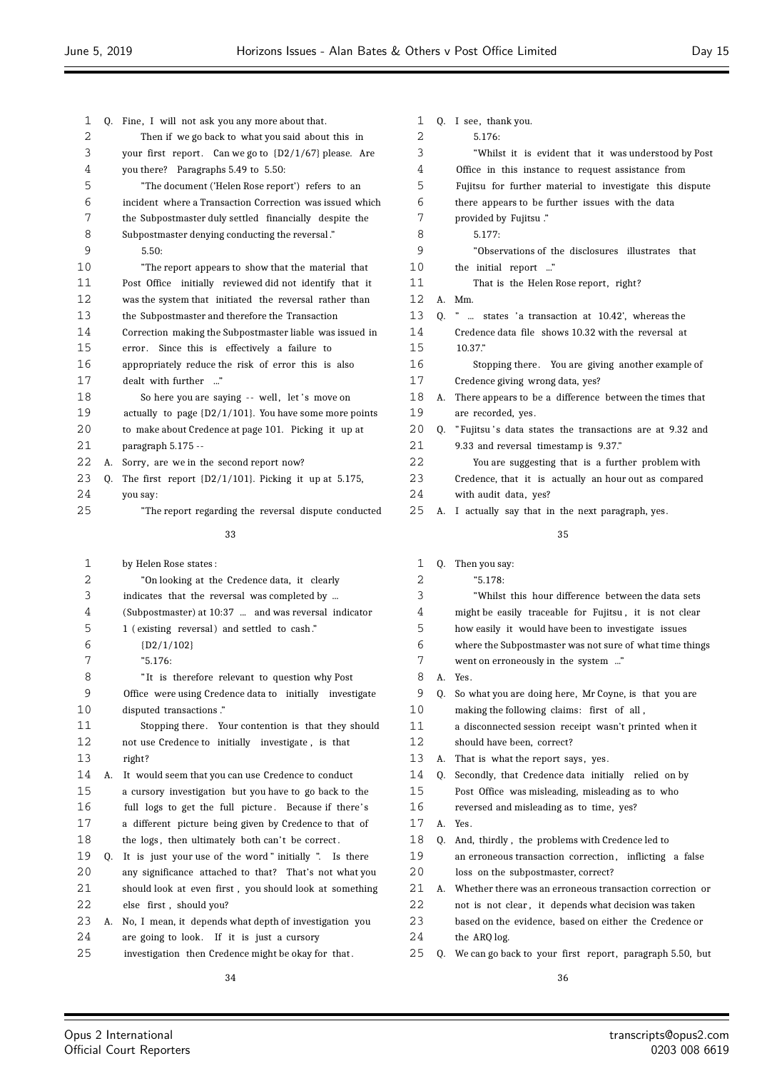Q. Fine, I will not ask you any more about that.

Then if we go back to what you said about this in your first report. Can we go to {D2/1/67} please. Are you there? Paragraphs 5.49 to 5.50:

"The document ('Helen Rose report') refers to an incident where a Transaction Correction was issued which the Subpostmaster duly settled financially despite the Subpostmaster denying conducting the reversal."

5.50:

"The report appears to show that the material that Post Office initially reviewed did not identify that it was the system that initiated the reversal rather than the Subpostmaster and therefore the Transaction Correction making the Subpostmaster liable was issued in error. Since this is effectively a failure to appropriately reduce the risk of error this is also dealt with further ..."

So here you are saying -- well, let's move on actually to page {D2/1/101}. You have some more points to make about Credence at page 101. Picking it up at paragraph 5.175 --

A. Sorry, are we in the second report now?

Q. The first report {D2/1/101}. Picking it up at 5.175, you say:

"The report regarding the reversal dispute conducted by Helen Rose states:

"On looking at the Credence data, it clearly indicates that the reversal was completed by ... (Subpostmaster) at 10:37 ... and was reversal indicator 1 (existing reversal) and settled to cash."

{D2/1/102}

"5.176:

"It is therefore relevant to question why Post Office were using Credence data to initially investigate disputed transactions."

Stopping there. Your contention is that they should not use Credence to initially investigate, is that right?

A. It would seem that you can use Credence to conduct a cursory investigation but you have to go back to the full logs to get the full picture. Because if there's a different picture being given by Credence to that of the logs, then ultimately both can't be correct.

Q. It is just your use of the word "initially". Is there any significance attached to that? That's not what you should look at even first, you should look at something else first, should you?

A. No, I mean, it depends what depth of investigation you are going to look. If it is just a cursory investigation then Credence might be okay for that.

Q. I see, thank you.

5.176:

"Whilst it is evident that it was understood by Post Office in this instance to request assistance from Fujitsu for further material to investigate this dispute there appears to be further issues with the data provided by Fujitsu."

5.177:

"Observations of the disclosures illustrates that the initial report ..."

That is the Helen Rose report, right?

A. Mm.

Q. " ... states 'a transaction at 10.42', whereas the Credence data file shows 10.32 with the reversal at 10.37."

Stopping there. You are giving another example of Credence giving wrong data, yes?

A. There appears to be a difference between the times that are recorded, yes.

Q. "Fujitsu's data states the transactions are at 9.32 and 9.33 and reversal timestamp is 9.37."

You are suggesting that is a further problem with Credence, that it is actually an hour out as compared with audit data, yes?

A. I actually say that in the next paragraph, yes.

Q. Then you say:

"5.178:

"Whilst this hour difference between the data sets might be easily traceable for Fujitsu, it is not clear how easily it would have been to investigate issues where the Subpostmaster was not sure of what time things went on erroneously in the system ..."

A. Yes.

Q. So what you are doing here, Mr Coyne, is that you are making the following claims: first of all, a disconnected session receipt wasn't printed when it should have been, correct?

A. That is what the report says, yes.

Q. Secondly, that Credence data initially relied on by Post Office was misleading, misleading as to who reversed and misleading as to time, yes?

A. Yes.

Q. And, thirdly, the problems with Credence led to an erroneous transaction correction, inflicting a false loss on the subpostmaster, correct?

A. Whether there was an erroneous transaction correction or not is not clear, it depends what decision was taken based on the evidence, based on either the Credence or the ARQ log.

Q. We can go back to your first report, paragraph 5.50, but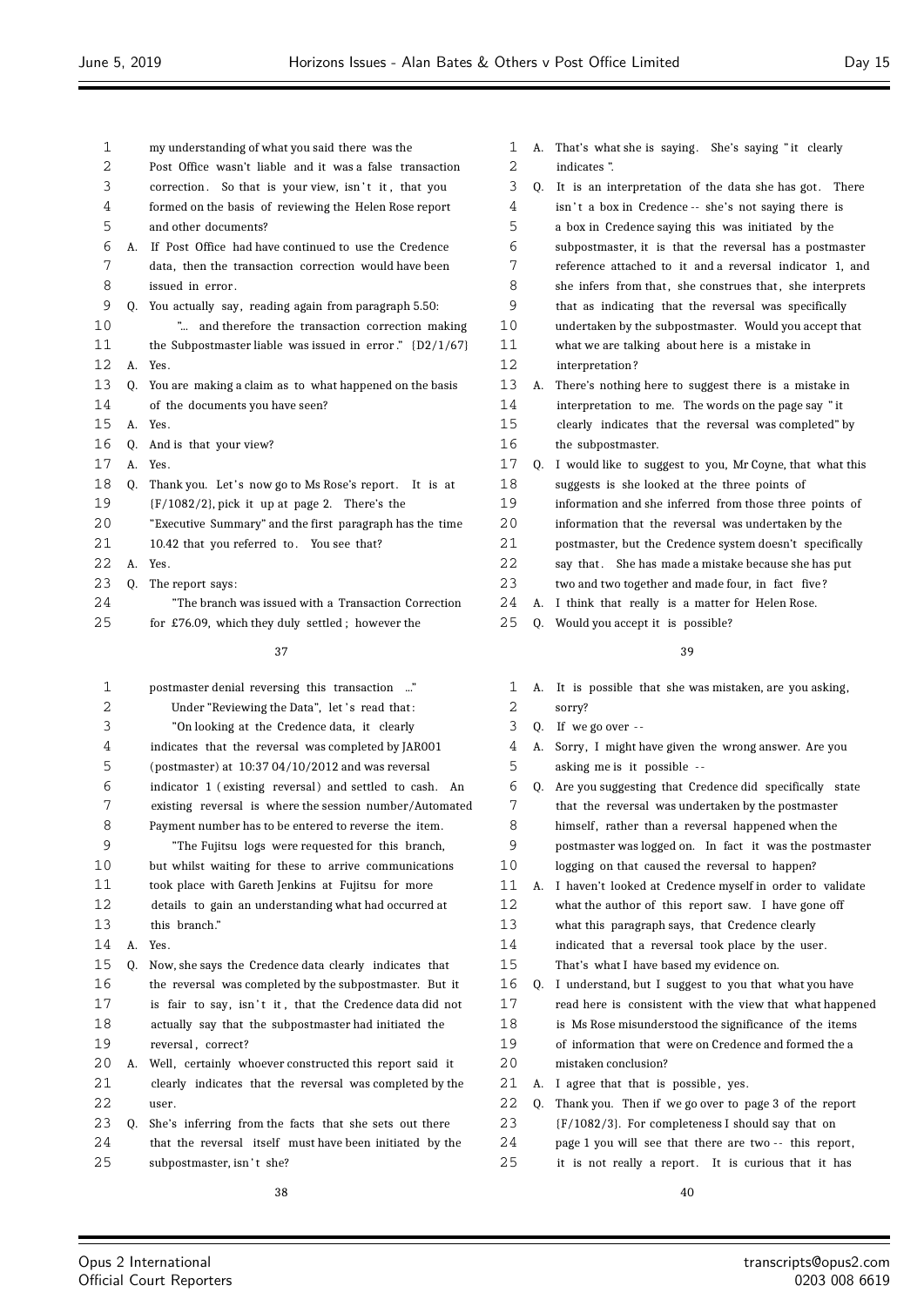my understanding of what you said there was the Post Office wasn't liable and it was a false transaction correction. So that is your view, isn't it, that you formed on the basis of reviewing the Helen Rose report and other documents?

A. If Post Office had have continued to use the Credence data, then the transaction correction would have been issued in error.

Q. You actually say, reading again from paragraph 5.50:

"... and therefore the transaction correction making the Subpostmaster liable was issued in error." {D2/1/67}

A. Yes.

Q. You are making a claim as to what happened on the basis of the documents you have seen?

A. Yes.

Q. And is that your view?

A. Yes.

Q. Thank you. Let's now go to Ms Rose's report. It is at {F/1082/2}, pick it up at page 2. There's the "Executive Summary" and the first paragraph has the time 10.42 that you referred to. You see that?

A. Yes.

Q. The report says:

"The branch was issued with a Transaction Correction for £76.09, which they duly settled; however the postmaster denial reversing this transaction ..."

Under "Reviewing the Data", let's read that:

"On looking at the Credence data, it clearly indicates that the reversal was completed by JAR001 (postmaster) at 10:37 04/10/2012 and was reversal indicator 1 (existing reversal) and settled to cash. An existing reversal is where the session number/Automated Payment number has to be entered to reverse the item.

"The Fujitsu logs were requested for this branch, but whilst waiting for these to arrive communications took place with Gareth Jenkins at Fujitsu for more details to gain an understanding what had occurred at this branch."

A. Yes.

Q. Now, she says the Credence data clearly indicates that the reversal was completed by the subpostmaster. But it is fair to say, isn't it, that the Credence data did not actually say that the subpostmaster had initiated the reversal, correct?

A. Well, certainly whoever constructed this report said it clearly indicates that the reversal was completed by the user.

Q. She's inferring from the facts that she sets out there that the reversal itself must have been initiated by the subpostmaster, isn't she?

A. That's what she is saying. She's saying "it clearly indicates".

Q. It is an interpretation of the data she has got. There isn't a box in Credence -- she's not saying there is a box in Credence saying this was initiated by the subpostmaster, it is that the reversal has a postmaster reference attached to it and a reversal indicator 1, and she infers from that, she construes that, she interprets that as indicating that the reversal was specifically undertaken by the subpostmaster. Would you accept that what we are talking about here is a mistake in interpretation?

A. There's nothing here to suggest there is a mistake in interpretation to me. The words on the page say "it clearly indicates that the reversal was completed" by the subpostmaster.

Q. I would like to suggest to you, Mr Coyne, that what this suggests is she looked at the three points of information and she inferred from those three points of information that the reversal was undertaken by the postmaster, but the Credence system doesn't specifically say that. She has made a mistake because she has put two and two together and made four, in fact five?

A. I think that really is a matter for Helen Rose.

Q. Would you accept it is possible?

A. It is possible that she was mistaken, are you asking, sorry?

Q. If we go over --

A. Sorry, I might have given the wrong answer. Are you asking me is it possible --

Q. Are you suggesting that Credence did specifically state that the reversal was undertaken by the postmaster himself, rather than a reversal happened when the postmaster was logged on. In fact it was the postmaster logging on that caused the reversal to happen?

A. I haven't looked at Credence myself in order to validate what the author of this report saw. I have gone off what this paragraph says, that Credence clearly indicated that a reversal took place by the user. That's what I have based my evidence on.

Q. I understand, but I suggest to you that what you have read here is consistent with the view that what happened is Ms Rose misunderstood the significance of the items of information that were on Credence and formed the a mistaken conclusion?

A. I agree that that is possible, yes.

Q. Thank you. Then if we go over to page 3 of the report {F/1082/3}. For completeness I should say that on page 1 you will see that there are two -- this report, it is not really a report. It is curious that it has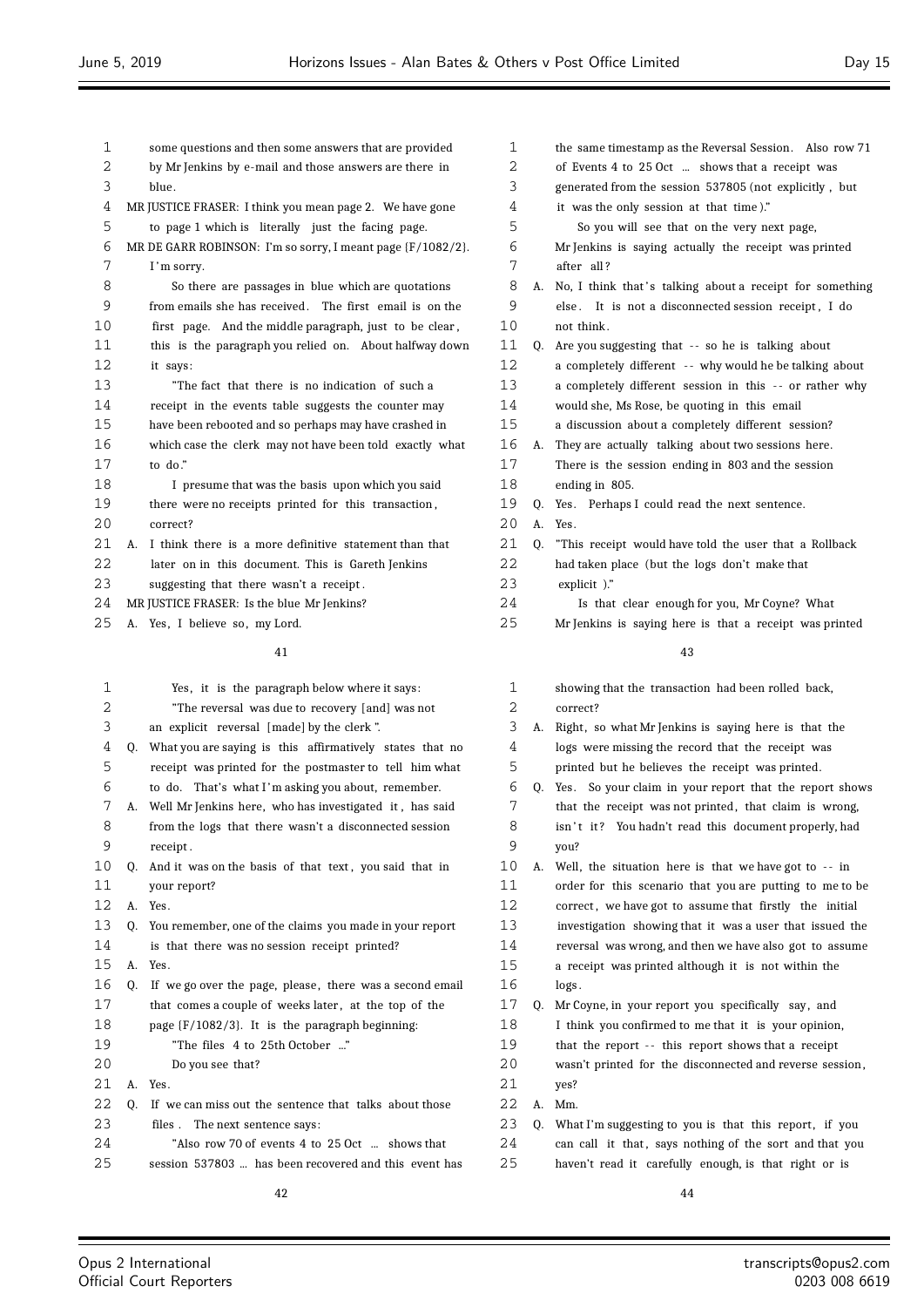some questions and then some answers that are provided by Mr Jenkins by e-mail and those answers are there in blue.

MR JUSTICE FRASER: I think you mean page 2. We have gone to page 1 which is literally just the facing page.

MR DE GARR ROBINSON: I'm so sorry, I meant page {F/1082/2}. I'm sorry.

So there are passages in blue which are quotations from emails she has received. The first email is on the first page. And the middle paragraph, just to be clear, this is the paragraph you relied on. About halfway down it says:

"The fact that there is no indication of such a receipt in the events table suggests the counter may have been rebooted and so perhaps may have crashed in which case the clerk may not have been told exactly what to do."

I presume that was the basis upon which you said there were no receipts printed for this transaction, correct?

A. I think there is a more definitive statement than that later on in this document. This is Gareth Jenkins suggesting that there wasn't a receipt.

MR JUSTICE FRASER: Is the blue Mr Jenkins?

A. Yes, I believe so, my Lord.

Yes, it is the paragraph below where it says:

"The reversal was due to recovery [and] was not an explicit reversal [made] by the clerk".

Q. What you are saying is this affirmatively states that no receipt was printed for the postmaster to tell him what to do. That's what I'm asking you about, remember.

A. Well Mr Jenkins here, who has investigated it, has said from the logs that there wasn't a disconnected session receipt.

Q. And it was on the basis of that text, you said that in your report?

A. Yes.

Q. You remember, one of the claims you made in your report is that there was no session receipt printed?

A. Yes.

Q. If we go over the page, please, there was a second email that comes a couple of weeks later, at the top of the page {F/1082/3}. It is the paragraph beginning:

"The files 4 to 25th October ..."

Do you see that?

A. Yes.

Q. If we can miss out the sentence that talks about those files. The next sentence says:

"Also row 70 of events 4 to 25 Oct ... shows that session 537803 ... has been recovered and this event has the same timestamp as the Reversal Session. Also row 71 of Events 4 to 25 Oct ... shows that a receipt was generated from the session 537805 (not explicitly, but it was the only session at that time)."

So you will see that on the very next page, Mr Jenkins is saying actually the receipt was printed after all?

A. No, I think that's talking about a receipt for something else. It is not a disconnected session receipt, I do not think.

Q. Are you suggesting that -- so he is talking about a completely different -- why would he be talking about a completely different session in this -- or rather why would she, Ms Rose, be quoting in this email a discussion about a completely different session?

A. They are actually talking about two sessions here. There is the session ending in 803 and the session ending in 805.

Q. Yes. Perhaps I could read the next sentence.

A. Yes.

Q. "This receipt would have told the user that a Rollback had taken place (but the logs don't make that explicit)."

Is that clear enough for you, Mr Coyne? What Mr Jenkins is saying here is that a receipt was printed showing that the transaction had been rolled back, correct?

A. Right, so what Mr Jenkins is saying here is that the logs were missing the record that the receipt was printed but he believes the receipt was printed.

Q. Yes. So your claim in your report that the report shows that the receipt was not printed, that claim is wrong, isn't it? You hadn't read this document properly, had you?

A. Well, the situation here is that we have got to -- in order for this scenario that you are putting to me to be correct, we have got to assume that firstly the initial investigation showing that it was a user that issued the reversal was wrong, and then we have also got to assume a receipt was printed although it is not within the logs.

Q. Mr Coyne, in your report you specifically say, and I think you confirmed to me that it is your opinion, that the report -- this report shows that a receipt wasn't printed for the disconnected and reverse session, yes?

A. Mm.

Q. What I'm suggesting to you is that this report, if you can call it that, says nothing of the sort and that you haven't read it carefully enough, is that right or is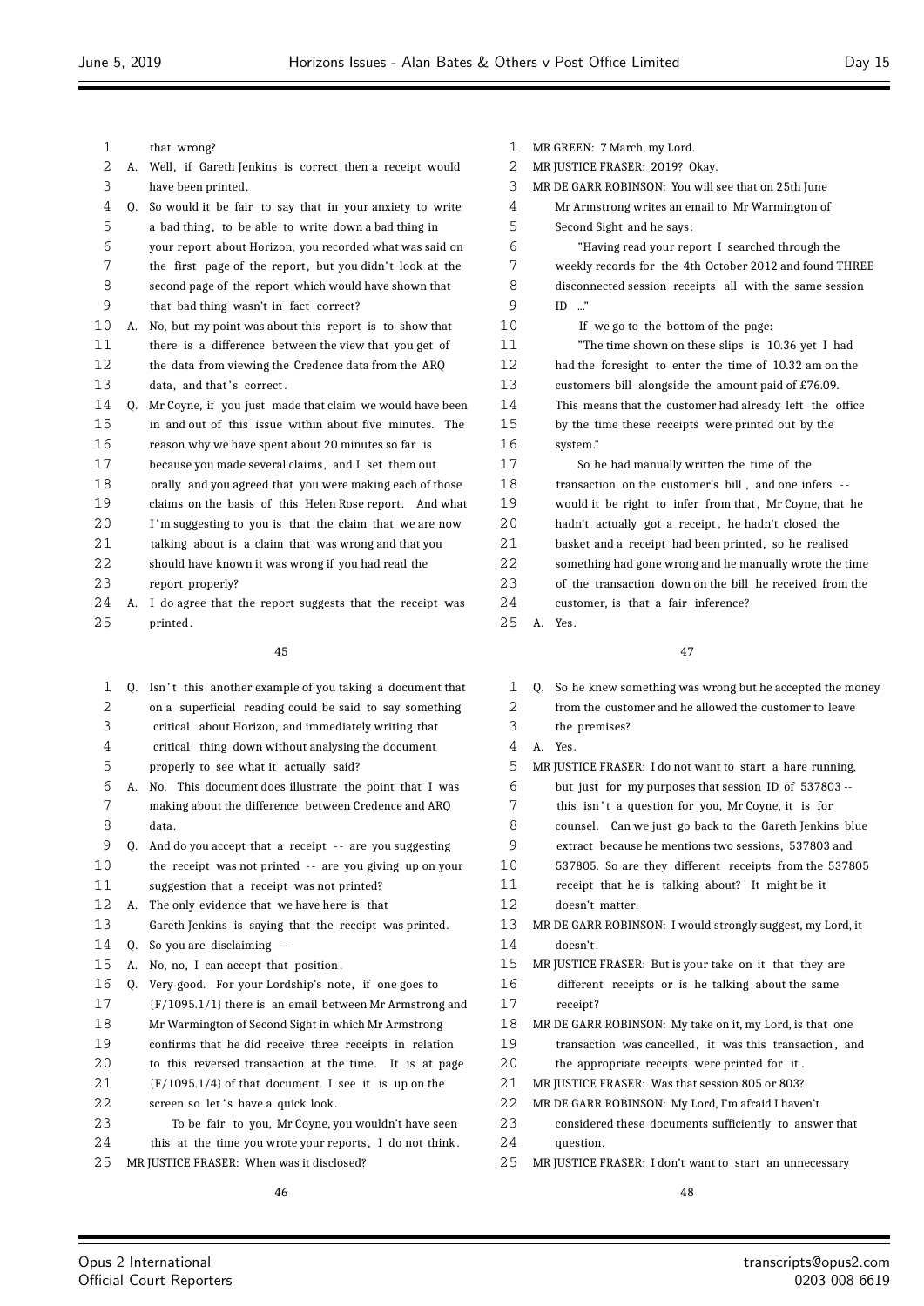that wrong?

A. Well, if Gareth Jenkins is correct then a receipt would have been printed.

Q. So would it be fair to say that in your anxiety to write a bad thing, to be able to write down a bad thing in your report about Horizon, you recorded what was said on the first page of the report, but you didn't look at the second page of the report which would have shown that that bad thing wasn't in fact correct?

A. No, but my point was about this report is to show that there is a difference between the view that you get of the data from viewing the Credence data from the ARQ data, and that's correct.

Q. Mr Coyne, if you just made that claim we would have been in and out of this issue within about five minutes. The reason why we have spent about 20 minutes so far is because you made several claims, and I set them out orally and you agreed that you were making each of those claims on the basis of this Helen Rose report. And what I'm suggesting to you is that the claim that we are now talking about is a claim that was wrong and that you should have known it was wrong if you had read the report properly?

A. I do agree that the report suggests that the receipt was printed.

Q. Isn't this another example of you taking a document that on a superficial reading could be said to say something critical about Horizon, and immediately writing that critical thing down without analysing the document properly to see what it actually said?

A. No. This document does illustrate the point that I was making about the difference between Credence and ARQ data.

Q. And do you accept that a receipt -- are you suggesting the receipt was not printed -- are you giving up on your suggestion that a receipt was not printed?

A. The only evidence that we have here is that Gareth Jenkins is saying that the receipt was printed.

Q. So you are disclaiming --

A. No, no, I can accept that position.

Q. Very good. For your Lordship's note, if one goes to {F/1095.1/1} there is an email between Mr Armstrong and Mr Warmington of Second Sight in which Mr Armstrong confirms that he did receive three receipts in relation to this reversed transaction at the time. It is at page {F/1095.1/4} of that document. I see it is up on the screen so let's have a quick look.

To be fair to you, Mr Coyne, you wouldn't have seen this at the time you wrote your reports, I do not think.

MR JUSTICE FRASER: When was it disclosed?

MR GREEN: 7 March, my Lord.

MR JUSTICE FRASER: 2019? Okay.

MR DE GARR ROBINSON: You will see that on 25th June Mr Armstrong writes an email to Mr Warmington of Second Sight and he says:

"Having read your report I searched through the weekly records for the 4th October 2012 and found THREE disconnected session receipts all with the same session ID ..."

If we go to the bottom of the page:

"The time shown on these slips is 10.36 yet I had had the foresight to enter the time of 10.32 am on the customers bill alongside the amount paid of £76.09. This means that the customer had already left the office by the time these receipts were printed out by the system."

So he had manually written the time of the transaction on the customer's bill, and one infers -- would it be right to infer from that, Mr Coyne, that he hadn't actually got a receipt, he hadn't closed the basket and a receipt had been printed, so he realised something had gone wrong and he manually wrote the time of the transaction down on the bill he received from the customer, is that a fair inference?

A. Yes.

Q. So he knew something was wrong but he accepted the money from the customer and he allowed the customer to leave the premises?

A. Yes.

MR JUSTICE FRASER: I do not want to start a hare running, but just for my purposes that session ID of 537803 -- this isn't a question for you, Mr Coyne, it is for counsel. Can we just go back to the Gareth Jenkins blue extract because he mentions two sessions, 537803 and 537805. So are they different receipts from the 537805 receipt that he is talking about? It might be it doesn't matter.

MR DE GARR ROBINSON: I would strongly suggest, my Lord, it doesn't.

MR JUSTICE FRASER: But is your take on it that they are different receipts or is he talking about the same receipt?

MR DE GARR ROBINSON: My take on it, my Lord, is that one transaction was cancelled, it was this transaction, and the appropriate receipts were printed for it.

MR JUSTICE FRASER: Was that session 805 or 803?

MR DE GARR ROBINSON: My Lord, I'm afraid I haven't considered these documents sufficiently to answer that question.

MR JUSTICE FRASER: I don't want to start an unnecessary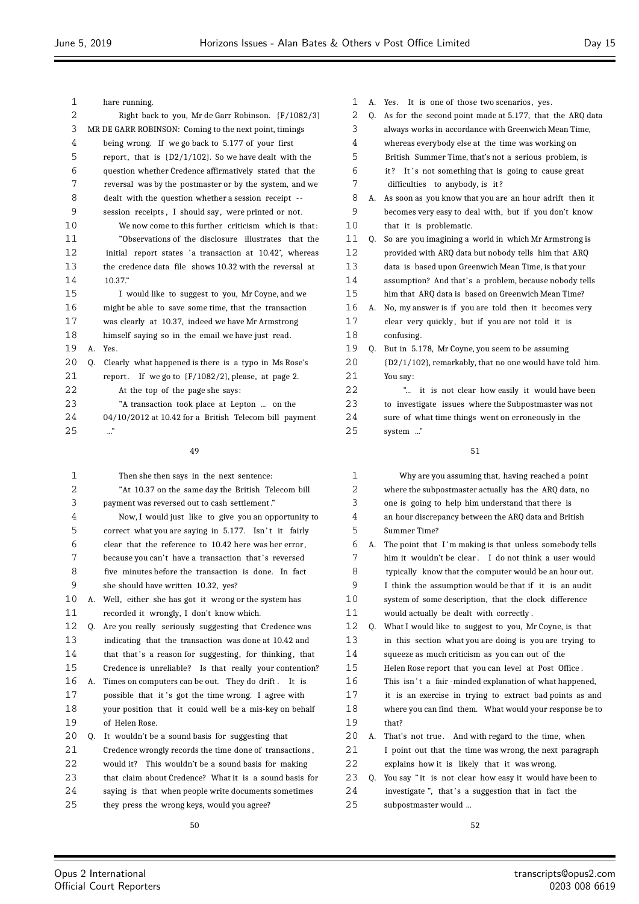hare running.

Right back to you, Mr de Garr Robinson. {F/1082/3}

MR DE GARR ROBINSON: Coming to the next point, timings being wrong. If we go back to 5.177 of your first report, that is {D2/1/102}. So we have dealt with the question whether Credence affirmatively stated that the reversal was by the postmaster or by the system, and we dealt with the question whether a session receipt -- session receipts, I should say, were printed or not.

We now come to this further criticism which is that:

"Observations of the disclosure illustrates that the initial report states 'a transaction at 10.42', whereas the credence data file shows 10.32 with the reversal at 10.37."

I would like to suggest to you, Mr Coyne, and we might be able to save some time, that the transaction was clearly at 10.37, indeed we have Mr Armstrong himself saying so in the email we have just read.

A. Yes.

Q. Clearly what happened is there is a typo in Ms Rose's report. If we go to {F/1082/2}, please, at page 2.

At the top of the page she says:

"A transaction took place at Lepton ... on the 04/10/2012 at 10.42 for a British Telecom bill payment ..."

Then she then says in the next sentence:

"At 10.37 on the same day the British Telecom bill payment was reversed out to cash settlement."

Now, I would just like to give you an opportunity to correct what you are saying in 5.177. Isn't it fairly clear that the reference to 10.42 here was her error, because you can't have a transaction that's reversed five minutes before the transaction is done. In fact she should have written 10.32, yes?

A. Well, either she has got it wrong or the system has recorded it wrongly, I don't know which.

Q. Are you really seriously suggesting that Credence was indicating that the transaction was done at 10.42 and that that's a reason for suggesting, for thinking, that Credence is unreliable? Is that really your contention?

A. Times on computers can be out. They do drift. It is possible that it's got the time wrong. I agree with your position that it could well be a mis-key on behalf of Helen Rose.

Q. It wouldn't be a sound basis for suggesting that Credence wrongly records the time done of transactions, would it? This wouldn't be a sound basis for making that claim about Credence? What it is a sound basis for saying is that when people write documents sometimes they press the wrong keys, would you agree?

A. Yes. It is one of those two scenarios, yes.

Q. As for the second point made at 5.177, that the ARQ data always works in accordance with Greenwich Mean Time, whereas everybody else at the time was working on British Summer Time, that's not a serious problem, is it? It's not something that is going to cause great difficulties to anybody, is it?

A. As soon as you know that you are an hour adrift then it becomes very easy to deal with, but if you don't know that it is problematic.

Q. So are you imagining a world in which Mr Armstrong is provided with ARQ data but nobody tells him that ARQ data is based upon Greenwich Mean Time, is that your assumption? And that's a problem, because nobody tells him that ARQ data is based on Greenwich Mean Time?

A. No, my answer is if you are told then it becomes very clear very quickly, but if you are not told it is confusing.

Q. But in 5.178, Mr Coyne, you seem to be assuming {D2/1/102}, remarkably, that no one would have told him. You say:

"... it is not clear how easily it would have been to investigate issues where the Subpostmaster was not sure of what time things went on erroneously in the system ..."

Why are you assuming that, having reached a point where the subpostmaster actually has the ARQ data, no one is going to help him understand that there is an hour discrepancy between the ARQ data and British Summer Time?

A. The point that I'm making is that unless somebody tells him it wouldn't be clear. I do not think a user would typically know that the computer would be an hour out. I think the assumption would be that if it is an audit system of some description, that the clock difference would actually be dealt with correctly.

Q. What I would like to suggest to you, Mr Coyne, is that in this section what you are doing is you are trying to squeeze as much criticism as you can out of the Helen Rose report that you can level at Post Office. This isn't a fair-minded explanation of what happened, it is an exercise in trying to extract bad points as and where you can find them. What would your response be to that?

A. That's not true. And with regard to the time, when I point out that the time was wrong, the next paragraph explains how it is likely that it was wrong.

Q. You say "it is not clear how easy it would have been to investigate", that's a suggestion that in fact the subpostmaster would ...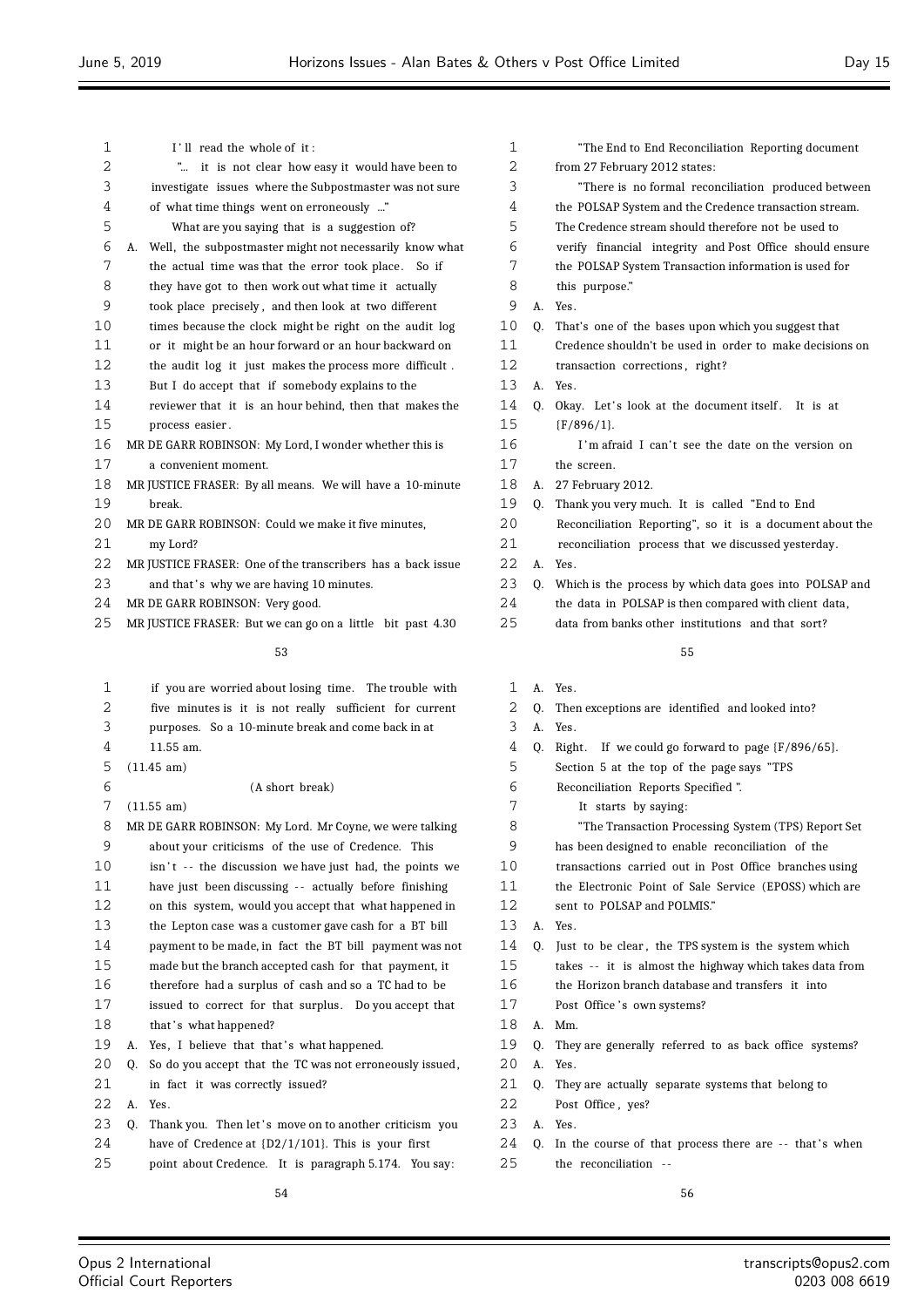I'll read the whole of it:

"... it is not clear how easy it would have been to investigate issues where the Subpostmaster was not sure of what time things went on erroneously ..."

What are you saying that is a suggestion of?

A. Well, the subpostmaster might not necessarily know what the actual time was that the error took place. So if they have got to then work out what time it actually took place precisely, and then look at two different times because the clock might be right on the audit log or it might be an hour forward or an hour backward on the audit log it just makes the process more difficult. But I do accept that if somebody explains to the reviewer that it is an hour behind, then that makes the process easier.

MR DE GARR ROBINSON: My Lord, I wonder whether this is a convenient moment.

MR JUSTICE FRASER: By all means. We will have a 10-minute break.

MR DE GARR ROBINSON: Could we make it five minutes, my Lord?

MR JUSTICE FRASER: One of the transcribers has a back issue and that's why we are having 10 minutes.

MR DE GARR ROBINSON: Very good.

MR JUSTICE FRASER: But we can go on a little bit past 4.30 if you are worried about losing time. The trouble with five minutes is it is not really sufficient for current purposes. So a 10-minute break and come back in at 11.55 am.

(11.45 am)

(A short break)

(11.55 am)

MR DE GARR ROBINSON: My Lord. Mr Coyne, we were talking about your criticisms of the use of Credence. This isn't -- the discussion we have just had, the points we have just been discussing -- actually before finishing on this system, would you accept that what happened in the Lepton case was a customer gave cash for a BT bill payment to be made, in fact the BT bill payment was not made but the branch accepted cash for that payment, it therefore had a surplus of cash and so a TC had to be issued to correct for that surplus. Do you accept that that's what happened?

A. Yes, I believe that that's what happened.

Q. So do you accept that the TC was not erroneously issued, in fact it was correctly issued?

A. Yes.

Q. Thank you. Then let's move on to another criticism you have of Credence at {D2/1/101}. This is your first point about Credence. It is paragraph 5.174. You say:

"The End to End Reconciliation Reporting document from 27 February 2012 states:

"There is no formal reconciliation produced between the POLSAP System and the Credence transaction stream. The Credence stream should therefore not be used to verify financial integrity and Post Office should ensure the POLSAP System Transaction information is used for this purpose."

A. Yes.

Q. That's one of the bases upon which you suggest that Credence shouldn't be used in order to make decisions on transaction corrections, right?

A. Yes.

Q. Okay. Let's look at the document itself. It is at {F/896/1}.

I'm afraid I can't see the date on the version on the screen.

A. 27 February 2012.

Q. Thank you very much. It is called "End to End Reconciliation Reporting", so it is a document about the reconciliation process that we discussed yesterday.

A. Yes.

Q. Which is the process by which data goes into POLSAP and the data in POLSAP is then compared with client data, data from banks other institutions and that sort?

A. Yes.

Q. Then exceptions are identified and looked into?

A. Yes.

Q. Right. If we could go forward to page {F/896/65}. Section 5 at the top of the page says "TPS Reconciliation Reports Specified".

It starts by saying:

"The Transaction Processing System (TPS) Report Set has been designed to enable reconciliation of the transactions carried out in Post Office branches using the Electronic Point of Sale Service (EPOSS) which are sent to POLSAP and POLMIS."

A. Yes.

Q. Just to be clear, the TPS system is the system which takes -- it is almost the highway which takes data from the Horizon branch database and transfers it into Post Office's own systems?

A. Mm.

Q. They are generally referred to as back office systems?

A. Yes.

Q. They are actually separate systems that belong to Post Office, yes?

A. Yes.

Q. In the course of that process there are -- that's when the reconciliation --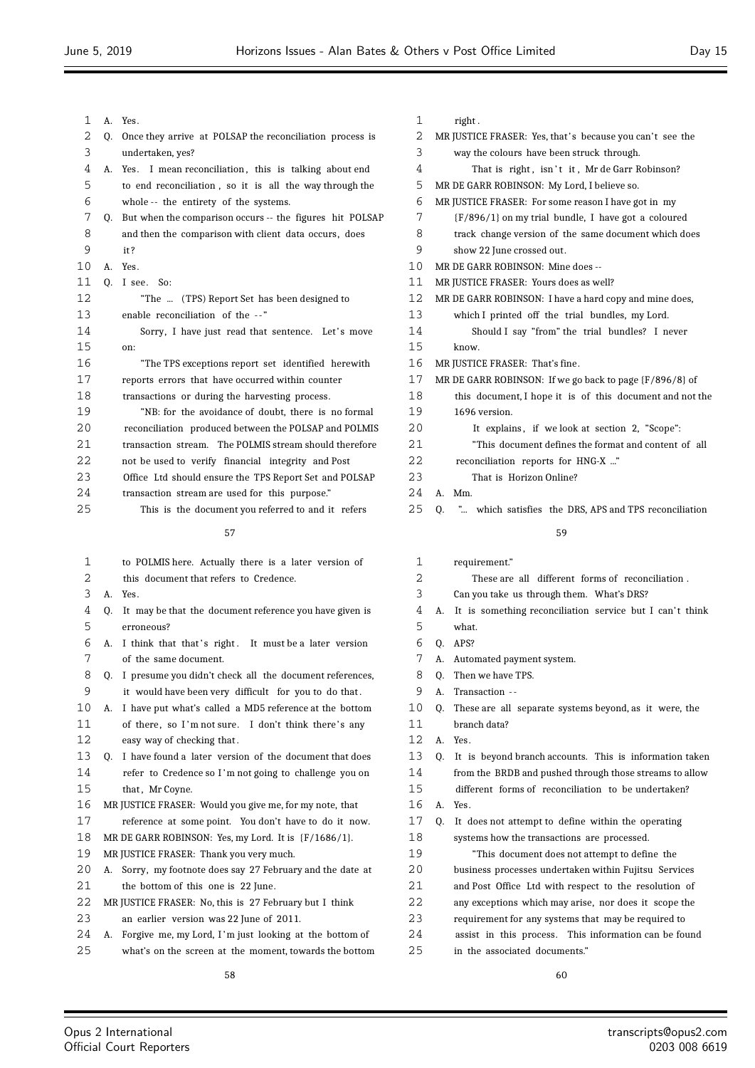A. Yes.

Q. Once they arrive at POLSAP the reconciliation process is undertaken, yes?

A. Yes. I mean reconciliation, this is talking about end to end reconciliation, so it is all the way through the whole -- the entirety of the systems.

Q. But when the comparison occurs -- the figures hit POLSAP and then the comparison with client data occurs, does it?

A. Yes.

Q. I see. So:

"The ... (TPS) Report Set has been designed to enable reconciliation of the --"

Sorry, I have just read that sentence. Let's move on:

"The TPS exceptions report set identified herewith reports errors that have occurred within counter transactions or during the harvesting process.

"NB: for the avoidance of doubt, there is no formal reconciliation produced between the POLSAP and POLMIS transaction stream. The POLMIS stream should therefore not be used to verify financial integrity and Post Office Ltd should ensure the TPS Report Set and POLSAP transaction stream are used for this purpose."

This is the document you referred to and it refers to POLMIS here. Actually there is a later version of this document that refers to Credence.

A. Yes.

Q. It may be that the document reference you have given is erroneous?

A. I think that that's right. It must be a later version of the same document.

Q. I presume you didn't check all the document references, it would have been very difficult for you to do that.

A. I have put what's called a MD5 reference at the bottom of there, so I'm not sure. I don't think there's any easy way of checking that.

Q. I have found a later version of the document that does refer to Credence so I'm not going to challenge you on that, Mr Coyne.

MR JUSTICE FRASER: Would you give me, for my note, that reference at some point. You don't have to do it now.

MR DE GARR ROBINSON: Yes, my Lord. It is {F/1686/1}.

MR JUSTICE FRASER: Thank you very much.

A. Sorry, my footnote does say 27 February and the date at the bottom of this one is 22 June.

MR JUSTICE FRASER: No, this is 27 February but I think an earlier version was 22 June of 2011.

A. Forgive me, my Lord, I'm just looking at the bottom of what's on the screen at the moment, towards the bottom right.

MR JUSTICE FRASER: Yes, that's because you can't see the way the colours have been struck through.

That is right, isn't it, Mr de Garr Robinson?

MR DE GARR ROBINSON: My Lord, I believe so.

MR JUSTICE FRASER: For some reason I have got in my {F/896/1} on my trial bundle, I have got a coloured track change version of the same document which does show 22 June crossed out.

MR DE GARR ROBINSON: Mine does --

MR JUSTICE FRASER: Yours does as well?

MR DE GARR ROBINSON: I have a hard copy and mine does, which I printed off the trial bundles, my Lord.

Should I say "from" the trial bundles? I never know.

MR JUSTICE FRASER: That's fine.

MR DE GARR ROBINSON: If we go back to page {F/896/8} of this document, I hope it is of this document and not the 1696 version.

It explains, if we look at section 2, "Scope":

"This document defines the format and content of all reconciliation reports for HNG-X ..."

That is Horizon Online?

A. Mm.

Q. "... which satisfies the DRS, APS and TPS reconciliation requirement."

These are all different forms of reconciliation. Can you take us through them. What's DRS?

A. It is something reconciliation service but I can't think what.

Q. APS?

A. Automated payment system.

Q. Then we have TPS.

A. Transaction --

Q. These are all separate systems beyond, as it were, the branch data?

A. Yes.

Q. It is beyond branch accounts. This is information taken from the BRDB and pushed through those streams to allow different forms of reconciliation to be undertaken?

A. Yes.

Q. It does not attempt to define within the operating systems how the transactions are processed.

"This document does not attempt to define the business processes undertaken within Fujitsu Services and Post Office Ltd with respect to the resolution of any exceptions which may arise, nor does it scope the requirement for any systems that may be required to assist in this process. This information can be found in the associated documents."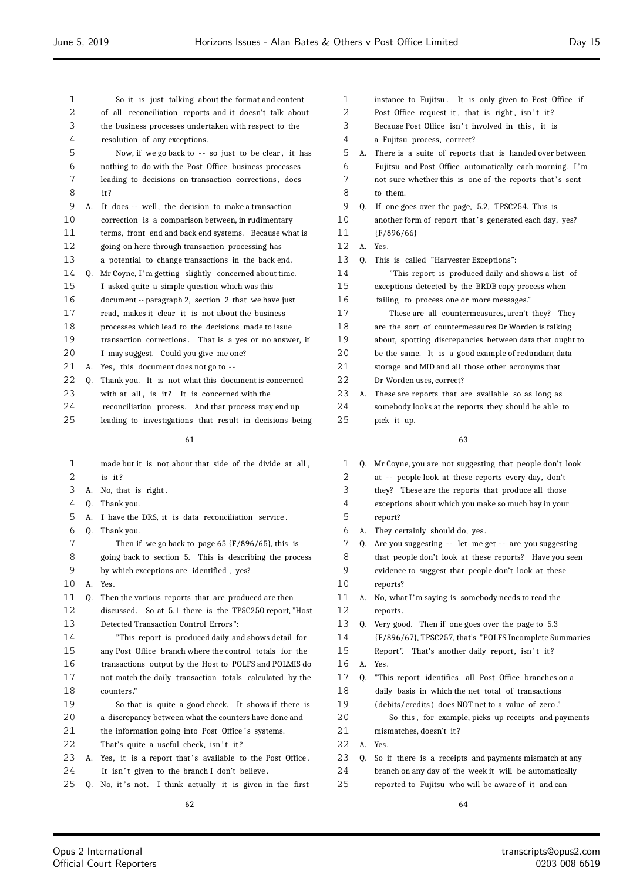So it is just talking about the format and content of all reconciliation reports and it doesn't talk about the business processes undertaken with respect to the resolution of any exceptions.

Now, if we go back to -- so just to be clear, it has nothing to do with the Post Office business processes leading to decisions on transaction corrections, does it?

A. It does -- well, the decision to make a transaction correction is a comparison between, in rudimentary terms, front end and back end systems. Because what is going on here through transaction processing has a potential to change transactions in the back end.

Q. Mr Coyne, I'm getting slightly concerned about time. I asked quite a simple question which was this document -- paragraph 2, section 2 that we have just read, makes it clear it is not about the business processes which lead to the decisions made to issue transaction corrections. That is a yes or no answer, if I may suggest. Could you give me one?

A. Yes, this document does not go to --

Q. Thank you. It is not what this document is concerned with at all, is it? It is concerned with the reconciliation process. And that process may end up leading to investigations that result in decisions being made but it is not about that side of the divide at all, is it?

A. No, that is right.

Q. Thank you.

A. I have the DRS, it is data reconciliation service.

Q. Thank you.

Then if we go back to page 65 {F/896/65}, this is going back to section 5. This is describing the process by which exceptions are identified, yes?

A. Yes.

Q. Then the various reports that are produced are then discussed. So at 5.1 there is the TPSC250 report, "Host Detected Transaction Control Errors":

"This report is produced daily and shows detail for any Post Office branch where the control totals for the transactions output by the Host to POLFS and POLMIS do not match the daily transaction totals calculated by the counters."

So that is quite a good check. It shows if there is a discrepancy between what the counters have done and the information going into Post Office's systems. That's quite a useful check, isn't it?

A. Yes, it is a report that's available to the Post Office. It isn't given to the branch I don't believe.

Q. No, it's not. I think actually it is given in the first instance to Fujitsu. It is only given to Post Office if Post Office request it, that is right, isn't it? Because Post Office isn't involved in this, it is a Fujitsu process, correct?

A. There is a suite of reports that is handed over between Fujitsu and Post Office automatically each morning. I'm not sure whether this is one of the reports that's sent to them.

Q. If one goes over the page, 5.2, TPSC254. This is another form of report that's generated each day, yes? {F/896/66}

A. Yes.

Q. This is called "Harvester Exceptions":

"This report is produced daily and shows a list of exceptions detected by the BRDB copy process when failing to process one or more messages."

These are all countermeasures, aren't they? They are the sort of countermeasures Dr Worden is talking about, spotting discrepancies between data that ought to be the same. It is a good example of redundant data storage and MID and all those other acronyms that Dr Worden uses, correct?

A. These are reports that are available so as long as somebody looks at the reports they should be able to pick it up.

Q. Mr Coyne, you are not suggesting that people don't look at -- people look at these reports every day, don't they? These are the reports that produce all those exceptions about which you make so much hay in your report?

A. They certainly should do, yes.

Q. Are you suggesting -- let me get -- are you suggesting that people don't look at these reports? Have you seen evidence to suggest that people don't look at these reports?

A. No, what I'm saying is somebody needs to read the reports.

Q. Very good. Then if one goes over the page to 5.3 {F/896/67}, TPSC257, that's "POLFS Incomplete Summaries Report". That's another daily report, isn't it?

A. Yes.

Q. "This report identifies all Post Office branches on a daily basis in which the net total of transactions (debits/credits) does NOT net to a value of zero."

So this, for example, picks up receipts and payments mismatches, doesn't it?

A. Yes.

Q. So if there is a receipts and payments mismatch at any branch on any day of the week it will be automatically reported to Fujitsu who will be aware of it and can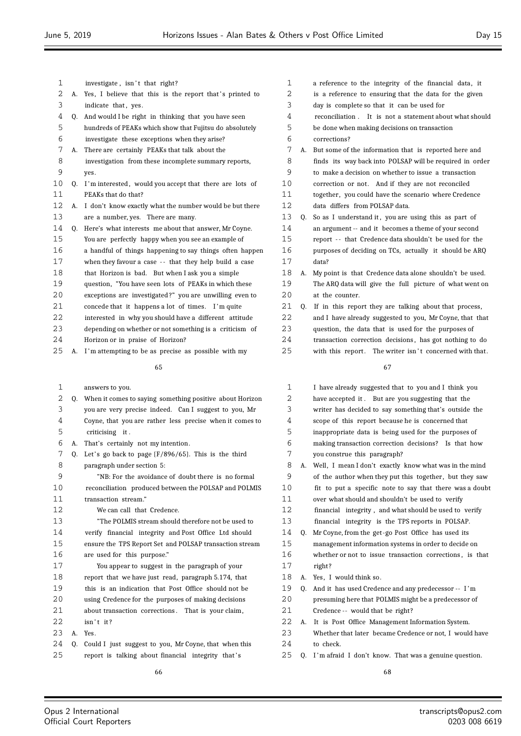investigate, isn't that right?

A. Yes, I believe that this is the report that's printed to indicate that, yes.

Q. And would I be right in thinking that you have seen hundreds of PEAKs which show that Fujitsu do absolutely investigate these exceptions when they arise?

A. There are certainly PEAKs that talk about the investigation from these incomplete summary reports, yes.

Q. I'm interested, would you accept that there are lots of PEAKs that do that?

A. I don't know exactly what the number would be but there are a number, yes. There are many.

Q. Here's what interests me about that answer, Mr Coyne. You are perfectly happy when you see an example of a handful of things happening to say things often happen when they favour a case -- that they help build a case that Horizon is bad. But when I ask you a simple question, "You have seen lots of PEAKs in which these exceptions are investigated?" you are unwilling even to concede that it happens a lot of times. I'm quite interested in why you should have a different attitude depending on whether or not something is a criticism of Horizon or in praise of Horizon?

A. I'm attempting to be as precise as possible with my answers to you.

Q. When it comes to saying something positive about Horizon you are very precise indeed. Can I suggest to you, Mr Coyne, that you are rather less precise when it comes to criticising it.

A. That's certainly not my intention.

Q. Let's go back to page {F/896/65}. This is the third paragraph under section 5:

"NB: For the avoidance of doubt there is no formal reconciliation produced between the POLSAP and POLMIS transaction stream."

We can call that Credence.

"The POLMIS stream should therefore not be used to verify financial integrity and Post Office Ltd should ensure the TPS Report Set and POLSAP transaction stream are used for this purpose."

You appear to suggest in the paragraph of your report that we have just read, paragraph 5.174, that this is an indication that Post Office should not be using Credence for the purposes of making decisions about transaction corrections. That is your claim, isn't it?

A. Yes.

Q. Could I just suggest to you, Mr Coyne, that when this report is talking about financial integrity that's a reference to the integrity of the financial data, it is a reference to ensuring that the data for the given day is complete so that it can be used for reconciliation. It is not a statement about what should be done when making decisions on transaction corrections?

A. But some of the information that is reported here and finds its way back into POLSAP will be required in order to make a decision on whether to issue a transaction correction or not. And if they are not reconciled together, you could have the scenario where Credence data differs from POLSAP data.

Q. So as I understand it, you are using this as part of an argument -- and it becomes a theme of your second report -- that Credence data shouldn't be used for the purposes of deciding on TCs, actually it should be ARQ data?

A. My point is that Credence data alone shouldn't be used. The ARQ data will give the full picture of what went on at the counter.

Q. If in this report they are talking about that process, and I have already suggested to you, Mr Coyne, that that question, the data that is used for the purposes of transaction correction decisions, has got nothing to do with this report. The writer isn't concerned with that. I have already suggested that to you and I think you have accepted it. But are you suggesting that the writer has decided to say something that's outside the scope of this report because he is concerned that inappropriate data is being used for the purposes of making transaction correction decisions? Is that how you construe this paragraph?

A. Well, I mean I don't exactly know what was in the mind of the author when they put this together, but they saw fit to put a specific note to say that there was a doubt over what should and shouldn't be used to verify financial integrity, and what should be used to verify financial integrity is the TPS reports in POLSAP.

Q. Mr Coyne, from the get-go Post Office has used its management information systems in order to decide on whether or not to issue transaction corrections, is that right?

A. Yes, I would think so.

Q. And it has used Credence and any predecessor -- I'm presuming here that POLMIS might be a predecessor of Credence -- would that be right?

A. It is Post Office Management Information System. Whether that later became Credence or not, I would have to check.

Q. I'm afraid I don't know. That was a genuine question.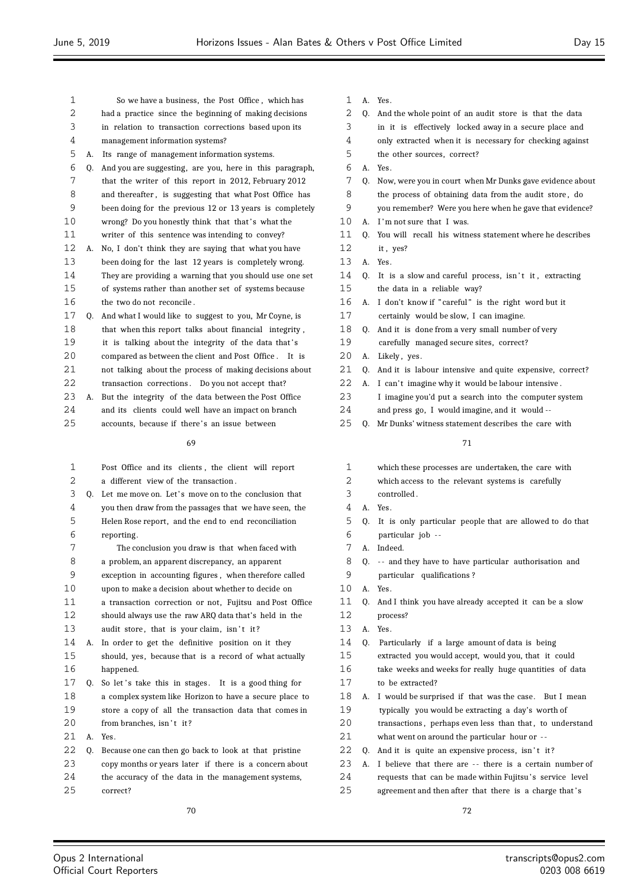So we have a business, the Post Office, which has had a practice since the beginning of making decisions in relation to transaction corrections based upon its management information systems?

A. Its range of management information systems.

Q. And you are suggesting, are you, here in this paragraph, that the writer of this report in 2012, February 2012 and thereafter, is suggesting that what Post Office has been doing for the previous 12 or 13 years is completely wrong? Do you honestly think that that's what the writer of this sentence was intending to convey?

A. No, I don't think they are saying that what you have been doing for the last 12 years is completely wrong. They are providing a warning that you should use one set of systems rather than another set of systems because the two do not reconcile.

Q. And what I would like to suggest to you, Mr Coyne, is that when this report talks about financial integrity, it is talking about the integrity of the data that's compared as between the client and Post Office. It is not talking about the process of making decisions about transaction corrections. Do you not accept that?

A. But the integrity of the data between the Post Office and its clients could well have an impact on branch accounts, because if there's an issue between Post Office and its clients, the client will report a different view of the transaction.

Q. Let me move on. Let's move on to the conclusion that you then draw from the passages that we have seen, the Helen Rose report, and the end to end reconciliation reporting.

The conclusion you draw is that when faced with a problem, an apparent discrepancy, an apparent exception in accounting figures, when therefore called upon to make a decision about whether to decide on a transaction correction or not, Fujitsu and Post Office should always use the raw ARQ data that's held in the audit store, that is your claim, isn't it?

A. In order to get the definitive position on it they should, yes, because that is a record of what actually happened.

Q. So let's take this in stages. It is a good thing for a complex system like Horizon to have a secure place to store a copy of all the transaction data that comes in from branches, isn't it?

A. Yes.

Q. Because one can then go back to look at that pristine copy months or years later if there is a concern about the accuracy of the data in the management systems, correct?

A. Yes.

Q. And the whole point of an audit store is that the data in it is effectively locked away in a secure place and only extracted when it is necessary for checking against the other sources, correct?

A. Yes.

Q. Now, were you in court when Mr Dunks gave evidence about the process of obtaining data from the audit store, do you remember? Were you here when he gave that evidence?

A. I'm not sure that I was.

Q. You will recall his witness statement where he describes it, yes?

A. Yes.

Q. It is a slow and careful process, isn't it, extracting the data in a reliable way?

A. I don't know if "careful" is the right word but it certainly would be slow, I can imagine.

Q. And it is done from a very small number of very carefully managed secure sites, correct?

A. Likely, yes.

Q. And it is labour intensive and quite expensive, correct?

A. I can't imagine why it would be labour intensive. I imagine you'd put a search into the computer system and press go, I would imagine, and it would --

Q. Mr Dunks' witness statement describes the care with which these processes are undertaken, the care with which access to the relevant systems is carefully controlled.

A. Yes.

Q. It is only particular people that are allowed to do that particular job --

A. Indeed.

Q. -- and they have to have particular authorisation and particular qualifications?

A. Yes.

Q. And I think you have already accepted it can be a slow process?

A. Yes.

Q. Particularly if a large amount of data is being extracted you would accept, would you, that it could take weeks and weeks for really huge quantities of data to be extracted?

A. I would be surprised if that was the case. But I mean typically you would be extracting a day's worth of transactions, perhaps even less than that, to understand what went on around the particular hour or --

Q. And it is quite an expensive process, isn't it?

A. I believe that there are -- there is a certain number of requests that can be made within Fujitsu's service level agreement and then after that there is a charge that's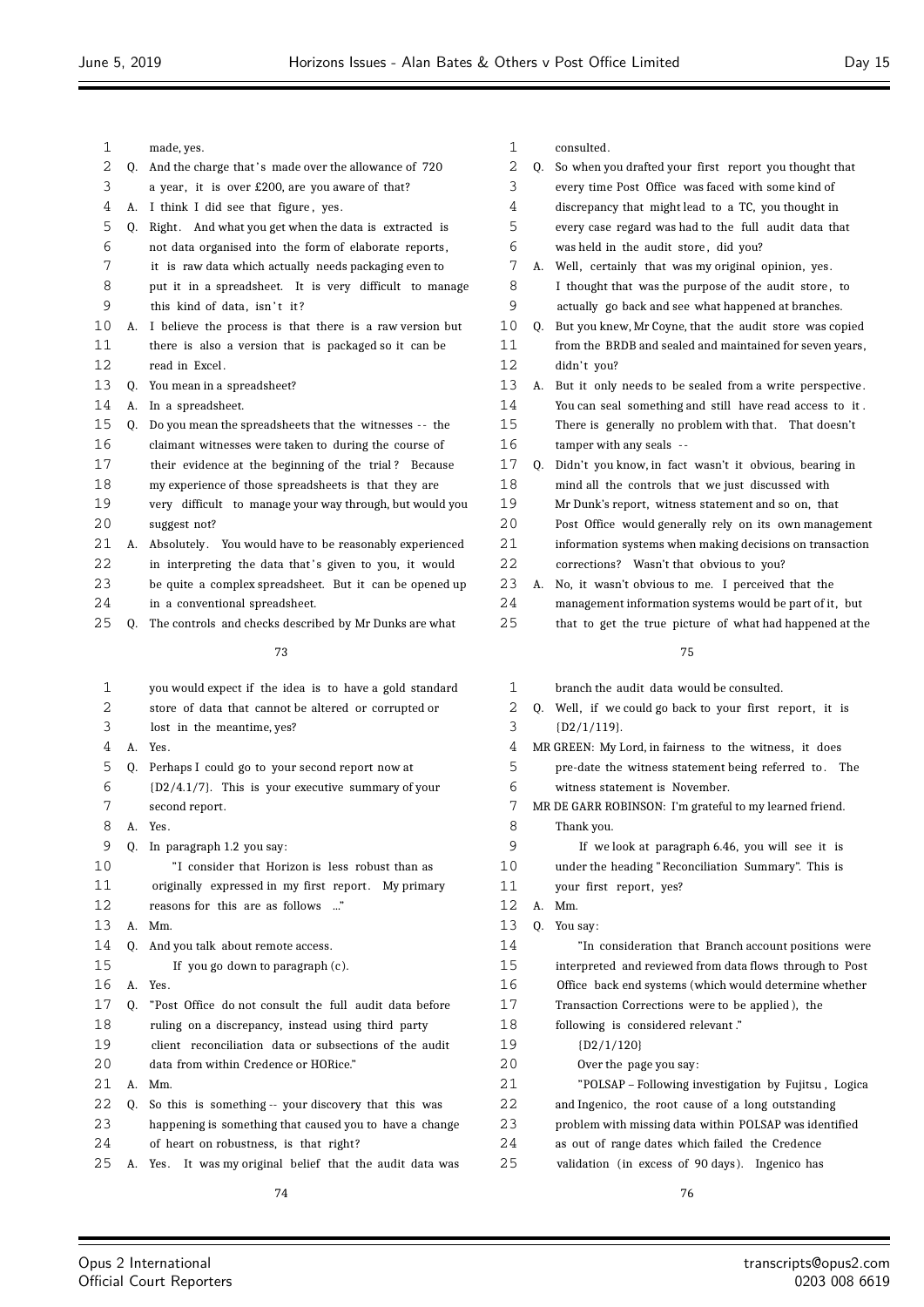made, yes.

Q. And the charge that's made over the allowance of 720 a year, it is over £200, are you aware of that?

A. I think I did see that figure, yes.

Q. Right. And what you get when the data is extracted is not data organised into the form of elaborate reports, it is raw data which actually needs packaging even to put it in a spreadsheet. It is very difficult to manage this kind of data, isn't it?

A. I believe the process is that there is a raw version but there is also a version that is packaged so it can be read in Excel.

Q. You mean in a spreadsheet?

A. In a spreadsheet.

Q. Do you mean the spreadsheets that the witnesses -- the claimant witnesses were taken to during the course of their evidence at the beginning of the trial? Because my experience of those spreadsheets is that they are very difficult to manage your way through, but would you suggest not?

A. Absolutely. You would have to be reasonably experienced in interpreting the data that's given to you, it would be quite a complex spreadsheet. But it can be opened up in a conventional spreadsheet.

Q. The controls and checks described by Mr Dunks are what you would expect if the idea is to have a gold standard store of data that cannot be altered or corrupted or lost in the meantime, yes?

A. Yes.

Q. Perhaps I could go to your second report now at {D2/4.1/7}. This is your executive summary of your second report.

A. Yes.

Q. In paragraph 1.2 you say:

"I consider that Horizon is less robust than as originally expressed in my first report. My primary reasons for this are as follows ..."

A. Mm.

Q. And you talk about remote access.

If you go down to paragraph (c).

A. Yes.

Q. "Post Office do not consult the full audit data before ruling on a discrepancy, instead using third party client reconciliation data or subsections of the audit data from within Credence or HORice."

A. Mm.

Q. So this is something -- your discovery that this was happening is something that caused you to have a change of heart on robustness, is that right?

A. Yes. It was my original belief that the audit data was consulted.

Q. So when you drafted your first report you thought that every time Post Office was faced with some kind of discrepancy that might lead to a TC, you thought in every case regard was had to the full audit data that was held in the audit store, did you?

A. Well, certainly that was my original opinion, yes. I thought that was the purpose of the audit store, to actually go back and see what happened at branches.

Q. But you knew, Mr Coyne, that the audit store was copied from the BRDB and sealed and maintained for seven years, didn't you?

A. But it only needs to be sealed from a write perspective. You can seal something and still have read access to it. There is generally no problem with that. That doesn't tamper with any seals --

Q. Didn't you know, in fact wasn't it obvious, bearing in mind all the controls that we just discussed with Mr Dunk's report, witness statement and so on, that Post Office would generally rely on its own management information systems when making decisions on transaction corrections? Wasn't that obvious to you?

A. No, it wasn't obvious to me. I perceived that the management information systems would be part of it, but that to get the true picture of what had happened at the branch the audit data would be consulted.

Q. Well, if we could go back to your first report, it is {D2/1/119}.

MR GREEN: My Lord, in fairness to the witness, it does pre-date the witness statement being referred to. The witness statement is November.

MR DE GARR ROBINSON: I'm grateful to my learned friend. Thank you.

If we look at paragraph 6.46, you will see it is under the heading "Reconciliation Summary". This is your first report, yes?

A. Mm.

Q. You say:

"In consideration that Branch account positions were interpreted and reviewed from data flows through to Post Office back end systems (which would determine whether Transaction Corrections were to be applied), the following is considered relevant."

{D2/1/120}

Over the page you say:

"POLSAP – Following investigation by Fujitsu, Logica and Ingenico, the root cause of a long outstanding problem with missing data within POLSAP was identified as out of range dates which failed the Credence validation (in excess of 90 days). Ingenico has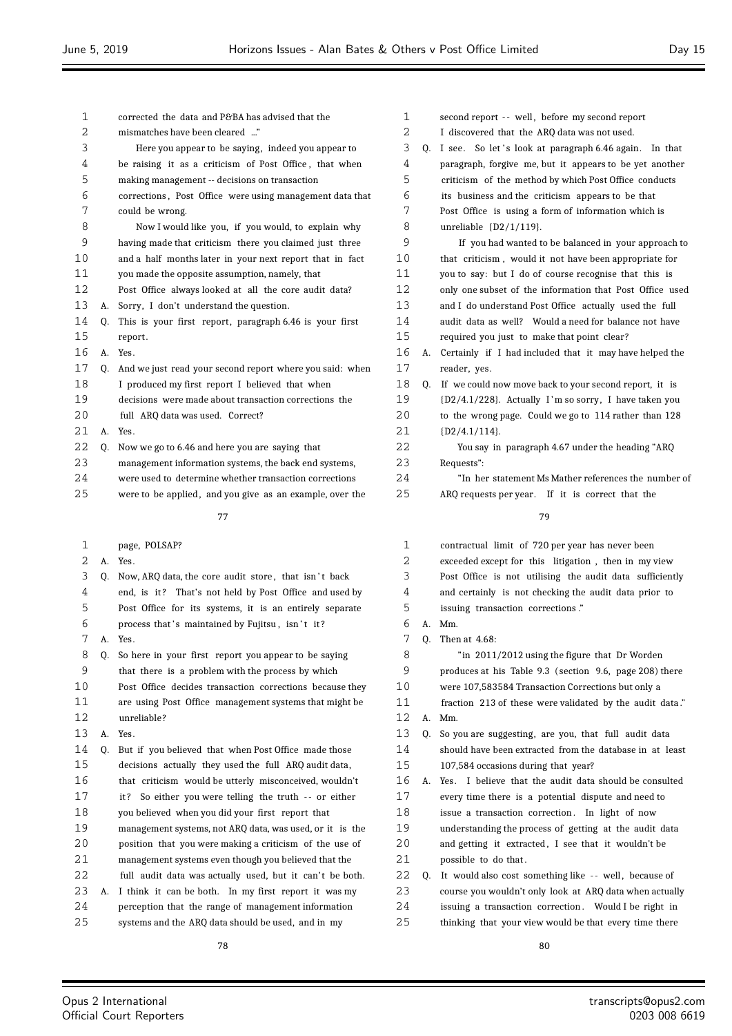corrected the data and P&BA has advised that the mismatches have been cleared ..."

Here you appear to be saying, indeed you appear to be raising it as a criticism of Post Office, that when making management -- decisions on transaction corrections, Post Office were using management data that could be wrong.

Now I would like you, if you would, to explain why having made that criticism there you claimed just three and a half months later in your next report that in fact you made the opposite assumption, namely, that Post Office always looked at all the core audit data?

A. Sorry, I don't understand the question.

Q. This is your first report, paragraph 6.46 is your first report.

A. Yes.

Q. And we just read your second report where you said: when I produced my first report I believed that when decisions were made about transaction corrections the full ARQ data was used. Correct?

A. Yes.

Q. Now we go to 6.46 and here you are saying that management information systems, the back end systems, were used to determine whether transaction corrections were to be applied, and you give as an example, over the page, POLSAP?

A. Yes.

Q. Now, ARQ data, the core audit store, that isn't back end, is it? That's not held by Post Office and used by Post Office for its systems, it is an entirely separate process that's maintained by Fujitsu, isn't it?

A. Yes.

Q. So here in your first report you appear to be saying that there is a problem with the process by which Post Office decides transaction corrections because they are using Post Office management systems that might be unreliable?

A. Yes.

Q. But if you believed that when Post Office made those decisions actually they used the full ARQ audit data, that criticism would be utterly misconceived, wouldn't it? So either you were telling the truth -- or either you believed when you did your first report that management systems, not ARQ data, was used, or it is the position that you were making a criticism of the use of management systems even though you believed that the full audit data was actually used, but it can't be both.

A. I think it can be both. In my first report it was my perception that the range of management information systems and the ARQ data should be used, and in my second report -- well, before my second report I discovered that the ARQ data was not used.

Q. I see. So let's look at paragraph 6.46 again. In that paragraph, forgive me, but it appears to be yet another criticism of the method by which Post Office conducts its business and the criticism appears to be that Post Office is using a form of information which is unreliable {D2/1/119}.

If you had wanted to be balanced in your approach to that criticism, would it not have been appropriate for you to say: but I do of course recognise that this is only one subset of the information that Post Office used and I do understand Post Office actually used the full audit data as well? Would a need for balance not have required you just to make that point clear?

A. Certainly if I had included that it may have helped the reader, yes.

Q. If we could now move back to your second report, it is {D2/4.1/228}. Actually I'm so sorry, I have taken you to the wrong page. Could we go to 114 rather than 128 {D2/4.1/114}.

You say in paragraph 4.67 under the heading "ARQ Requests":

"In her statement Ms Mather references the number of ARQ requests per year. If it is correct that the contractual limit of 720 per year has never been exceeded except for this litigation, then in my view Post Office is not utilising the audit data sufficiently and certainly is not checking the audit data prior to issuing transaction corrections."

A. Mm.

Q. Then at 4.68:

"in 2011/2012 using the figure that Dr Worden produces at his Table 9.3 (section 9.6, page 208) there were 107,583584 Transaction Corrections but only a fraction 213 of these were validated by the audit data."

A. Mm.

Q. So you are suggesting, are you, that full audit data should have been extracted from the database in at least 107,584 occasions during that year?

A. Yes. I believe that the audit data should be consulted every time there is a potential dispute and need to issue a transaction correction. In light of now understanding the process of getting at the audit data and getting it extracted, I see that it wouldn't be possible to do that.

Q. It would also cost something like -- well, because of course you wouldn't only look at ARQ data when actually issuing a transaction correction. Would I be right in thinking that your view would be that every time there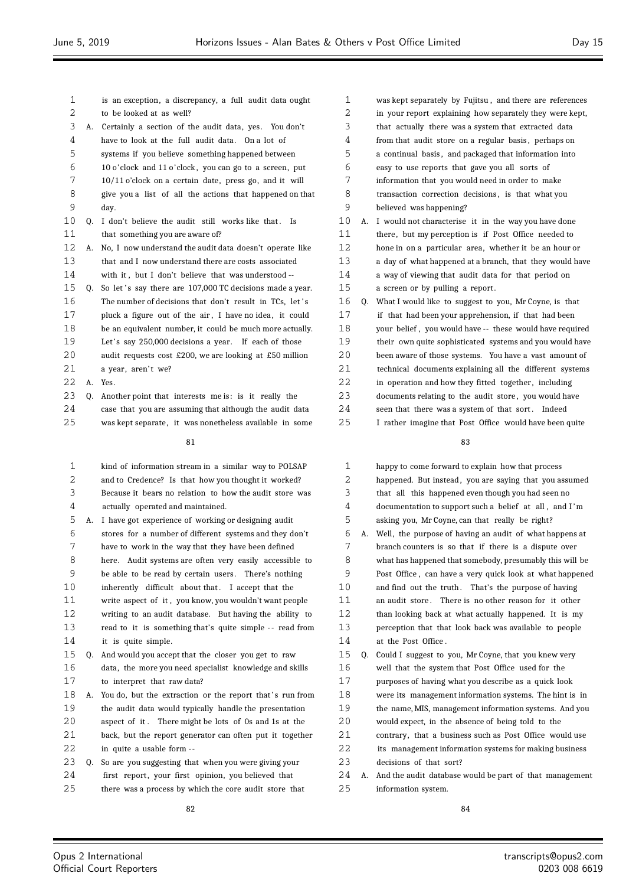is an exception, a discrepancy, a full audit data ought to be looked at as well?

A. Certainly a section of the audit data, yes. You don't have to look at the full audit data. On a lot of systems if you believe something happened between 10 o'clock and 11 o'clock, you can go to a screen, put 10/11 o'clock on a certain date, press go, and it will give you a list of all the actions that happened on that day.

Q. I don't believe the audit still works like that. Is that something you are aware of?

A. No, I now understand the audit data doesn't operate like that and I now understand there are costs associated with it, but I don't believe that was understood --

Q. So let's say there are 107,000 TC decisions made a year. The number of decisions that don't result in TCs, let's pluck a figure out of the air, I have no idea, it could be an equivalent number, it could be much more actually. Let's say 250,000 decisions a year. If each of those audit requests cost £200, we are looking at £50 million a year, aren't we?

A. Yes.

Q. Another point that interests me is: is it really the case that you are assuming that although the audit data was kept separate, it was nonetheless available in some kind of information stream in a similar way to POLSAP and to Credence? Is that how you thought it worked? Because it bears no relation to how the audit store was actually operated and maintained.

A. I have got experience of working or designing audit stores for a number of different systems and they don't have to work in the way that they have been defined here. Audit systems are often very easily accessible to be able to be read by certain users. There's nothing inherently difficult about that. I accept that the write aspect of it, you know, you wouldn't want people writing to an audit database. But having the ability to read to it is something that's quite simple -- read from it is quite simple.

Q. And would you accept that the closer you get to raw data, the more you need specialist knowledge and skills to interpret that raw data?

A. You do, but the extraction or the report that's run from the audit data would typically handle the presentation aspect of it. There might be lots of 0s and 1s at the back, but the report generator can often put it together in quite a usable form --

Q. So are you suggesting that when you were giving your first report, your first opinion, you believed that there was a process by which the core audit store that was kept separately by Fujitsu, and there are references in your report explaining how separately they were kept, that actually there was a system that extracted data from that audit store on a regular basis, perhaps on a continual basis, and packaged that information into easy to use reports that gave you all sorts of information that you would need in order to make transaction correction decisions, is that what you believed was happening?

A. I would not characterise it in the way you have done there, but my perception is if Post Office needed to hone in on a particular area, whether it be an hour or a day of what happened at a branch, that they would have a way of viewing that audit data for that period on a screen or by pulling a report.

Q. What I would like to suggest to you, Mr Coyne, is that if that had been your apprehension, if that had been your belief, you would have -- these would have required their own quite sophisticated systems and you would have been aware of those systems. You have a vast amount of technical documents explaining all the different systems in operation and how they fitted together, including documents relating to the audit store, you would have seen that there was a system of that sort. Indeed I rather imagine that Post Office would have been quite happy to come forward to explain how that process happened. But instead, you are saying that you assumed that all this happened even though you had seen no documentation to support such a belief at all, and I'm asking you, Mr Coyne, can that really be right?

A. Well, the purpose of having an audit of what happens at branch counters is so that if there is a dispute over what has happened that somebody, presumably this will be Post Office, can have a very quick look at what happened and find out the truth. That's the purpose of having an audit store. There is no other reason for it other than looking back at what actually happened. It is my perception that that look back was available to people at the Post Office.

Q. Could I suggest to you, Mr Coyne, that you knew very well that the system that Post Office used for the purposes of having what you describe as a quick look were its management information systems. The hint is in the name, MIS, management information systems. And you would expect, in the absence of being told to the contrary, that a business such as Post Office would use its management information systems for making business decisions of that sort?

A. And the audit database would be part of that management information system.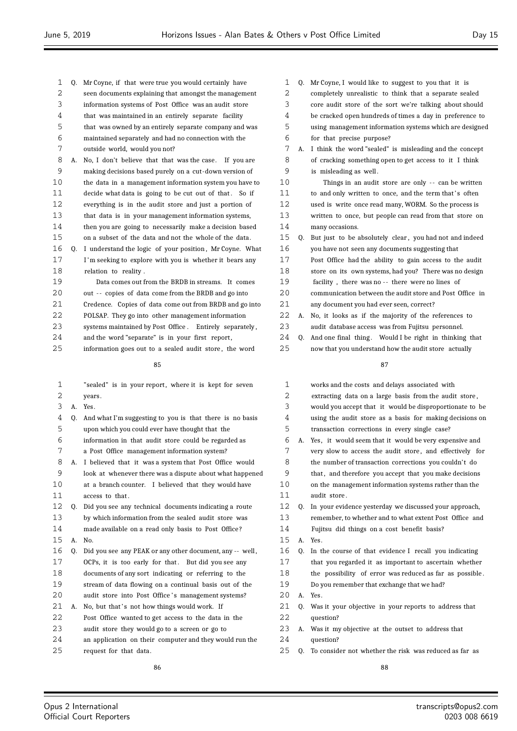Q. Mr Coyne, if that were true you would certainly have seen documents explaining that amongst the management information systems of Post Office was an audit store that was maintained in an entirely separate facility that was owned by an entirely separate company and was maintained separately and had no connection with the outside world, would you not?

A. No, I don't believe that that was the case. If you are making decisions based purely on a cut-down version of the data in a management information system you have to decide what data is going to be cut out of that. So if everything is in the audit store and just a portion of that data is in your management information systems, then you are going to necessarily make a decision based on a subset of the data and not the whole of the data.

Q. I understand the logic of your position, Mr Coyne. What I'm seeking to explore with you is whether it bears any relation to reality.

Data comes out from the BRDB in streams. It comes out -- copies of data come from the BRDB and go into Credence. Copies of data come out from BRDB and go into POLSAP. They go into other management information systems maintained by Post Office. Entirely separately, and the word "separate" is in your first report, information goes out to a sealed audit store, the word "sealed" is in your report, where it is kept for seven years.

A. Yes.

Q. And what I'm suggesting to you is that there is no basis upon which you could ever have thought that the information in that audit store could be regarded as a Post Office management information system?

A. I believed that it was a system that Post Office would look at whenever there was a dispute about what happened at a branch counter. I believed that they would have access to that.

Q. Did you see any technical documents indicating a route by which information from the sealed audit store was made available on a read only basis to Post Office?

A. No.

Q. Did you see any PEAK or any other document, any -- well, OCPs, it is too early for that. But did you see any documents of any sort indicating or referring to the stream of data flowing on a continual basis out of the audit store into Post Office's management systems?

A. No, but that's not how things would work. If Post Office wanted to get access to the data in the audit store they would go to a screen or go to an application on their computer and they would run the request for that data.

Q. Mr Coyne, I would like to suggest to you that it is completely unrealistic to think that a separate sealed core audit store of the sort we're talking about should be cracked open hundreds of times a day in preference to using management information systems which are designed for that precise purpose?

A. I think the word "sealed" is misleading and the concept of cracking something open to get access to it I think is misleading as well.

Things in an audit store are only -- can be written to and only written to once, and the term that's often used is write once read many, WORM. So the process is written to once, but people can read from that store on many occasions.

Q. But just to be absolutely clear, you had not and indeed you have not seen any documents suggesting that Post Office had the ability to gain access to the audit store on its own systems, had you? There was no design facility, there was no -- there were no lines of communication between the audit store and Post Office in any document you had ever seen, correct?

A. No, it looks as if the majority of the references to audit database access was from Fujitsu personnel.

Q. And one final thing. Would I be right in thinking that now that you understand how the audit store actually works and the costs and delays associated with extracting data on a large basis from the audit store, would you accept that it would be disproportionate to be using the audit store as a basis for making decisions on transaction corrections in every single case?

A. Yes, it would seem that it would be very expensive and very slow to access the audit store, and effectively for the number of transaction corrections you couldn't do that, and therefore you accept that you make decisions on the management information systems rather than the audit store.

Q. In your evidence yesterday we discussed your approach, remember, to whether and to what extent Post Office and Fujitsu did things on a cost benefit basis?

A. Yes.

Q. In the course of that evidence I recall you indicating that you regarded it as important to ascertain whether the possibility of error was reduced as far as possible. Do you remember that exchange that we had?

A. Yes.

Q. Was it your objective in your reports to address that question?

A. Was it my objective at the outset to address that question?

Q. To consider not whether the risk was reduced as far as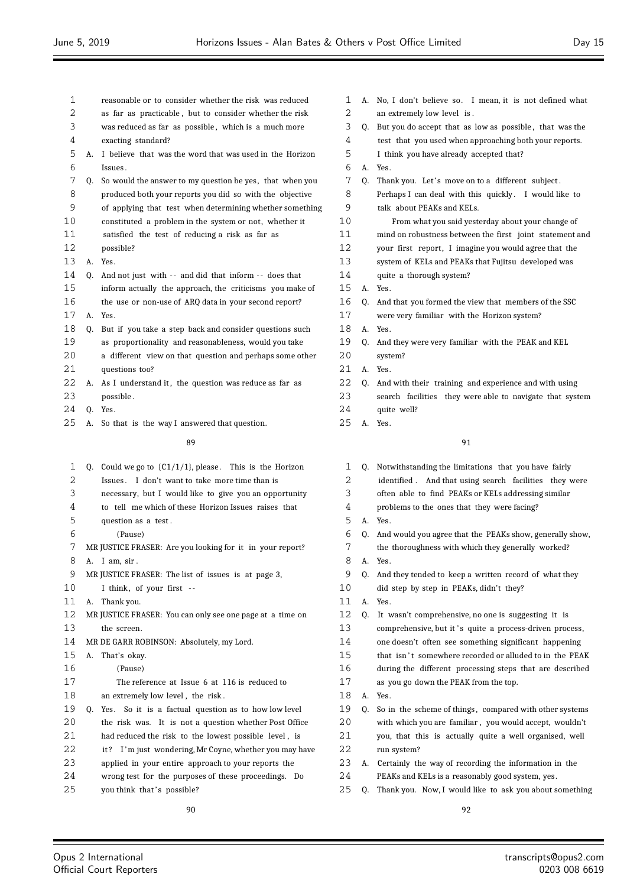reasonable or to consider whether the risk was reduced as far as practicable, but to consider whether the risk was reduced as far as possible, which is a much more exacting standard?

A. I believe that was the word that was used in the Horizon Issues.

Q. So would the answer to my question be yes, that when you produced both your reports you did so with the objective of applying that test when determining whether something constituted a problem in the system or not, whether it satisfied the test of reducing a risk as far as possible?

A. Yes.

Q. And not just with -- and did that inform -- does that inform actually the approach, the criticisms you make of the use or non-use of ARQ data in your second report?

A. Yes.

Q. But if you take a step back and consider questions such as proportionality and reasonableness, would you take a different view on that question and perhaps some other questions too?

A. As I understand it, the question was reduce as far as possible.

Q. Yes.

A. So that is the way I answered that question.

Q. Could we go to {C1/1/1}, please. This is the Horizon Issues. I don't want to take more time than is necessary, but I would like to give you an opportunity to tell me which of these Horizon Issues raises that question as a test.

(Pause)

MR JUSTICE FRASER: Are you looking for it in your report?

A. I am, sir.

MR JUSTICE FRASER: The list of issues is at page 3, I think, of your first --

A. Thank you.

MR JUSTICE FRASER: You can only see one page at a time on the screen.

MR DE GARR ROBINSON: Absolutely, my Lord.

A. That's okay.

(Pause)

The reference at Issue 6 at 116 is reduced to an extremely low level, the risk.

Q. Yes. So it is a factual question as to how low level the risk was. It is not a question whether Post Office had reduced the risk to the lowest possible level, is it? I'm just wondering, Mr Coyne, whether you may have applied in your entire approach to your reports the wrong test for the purposes of these proceedings. Do you think that's possible?

A. No, I don't believe so. I mean, it is not defined what an extremely low level is.

Q. But you do accept that as low as possible, that was the test that you used when approaching both your reports. I think you have already accepted that?

A. Yes.

Q. Thank you. Let's move on to a different subject. Perhaps I can deal with this quickly. I would like to talk about PEAKs and KELs.

From what you said yesterday about your change of mind on robustness between the first joint statement and your first report, I imagine you would agree that the system of KELs and PEAKs that Fujitsu developed was quite a thorough system?

A. Yes.

Q. And that you formed the view that members of the SSC were very familiar with the Horizon system?

A. Yes.

Q. And they were very familiar with the PEAK and KEL system?

A. Yes.

Q. And with their training and experience and with using search facilities they were able to navigate that system quite well?

A. Yes.

Q. Notwithstanding the limitations that you have fairly identified. And that using search facilities they were often able to find PEAKs or KELs addressing similar problems to the ones that they were facing?

A. Yes.

Q. And would you agree that the PEAKs show, generally show, the thoroughness with which they generally worked?

A. Yes.

Q. And they tended to keep a written record of what they did step by step in PEAKs, didn't they?

A. Yes.

Q. It wasn't comprehensive, no one is suggesting it is comprehensive, but it's quite a process-driven process, one doesn't often see something significant happening that isn't somewhere recorded or alluded to in the PEAK during the different processing steps that are described as you go down the PEAK from the top.

A. Yes.

Q. So in the scheme of things, compared with other systems with which you are familiar, you would accept, wouldn't you, that this is actually quite a well organised, well run system?

A. Certainly the way of recording the information in the PEAKs and KELs is a reasonably good system, yes.

Q. Thank you. Now, I would like to ask you about something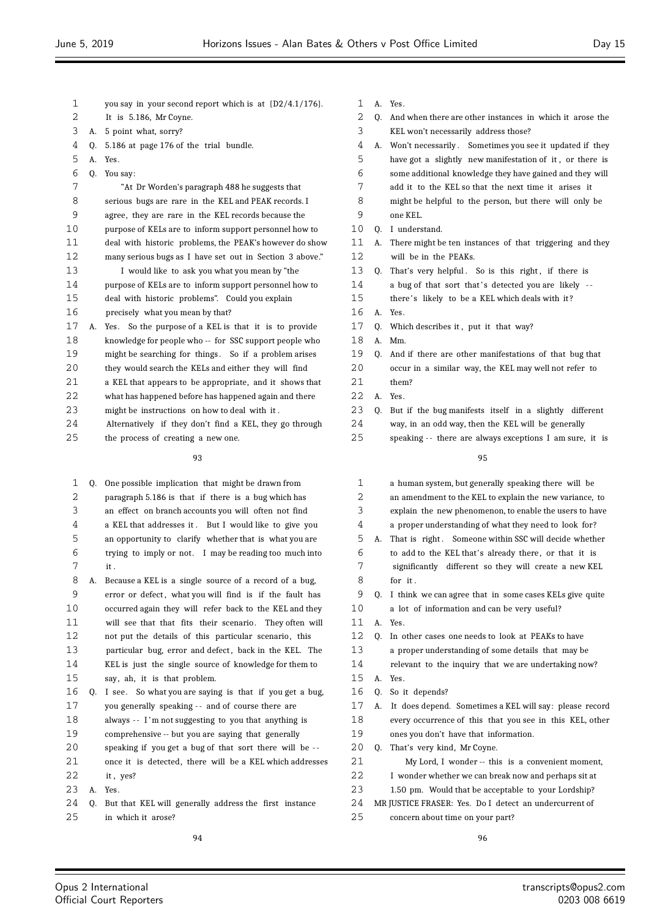you say in your second report which is at {D2/4.1/176}. It is 5.186, Mr Coyne.

A. 5 point what, sorry?

Q. 5.186 at page 176 of the trial bundle.

A. Yes.

Q. You say:

"At Dr Worden's paragraph 488 he suggests that serious bugs are rare in the KEL and PEAK records. I agree, they are rare in the KEL records because the purpose of KELs are to inform support personnel how to deal with historic problems, the PEAK's however do show many serious bugs as I have set out in Section 3 above."

I would like to ask you what you mean by "the purpose of KELs are to inform support personnel how to deal with historic problems". Could you explain precisely what you mean by that?

A. Yes. So the purpose of a KEL is that it is to provide knowledge for people who -- for SSC support people who might be searching for things. So if a problem arises they would search the KELs and either they will find a KEL that appears to be appropriate, and it shows that what has happened before has happened again and there might be instructions on how to deal with it. Alternatively if they don't find a KEL, they go through the process of creating a new one.

Q. One possible implication that might be drawn from paragraph 5.186 is that if there is a bug which has an effect on branch accounts you will often not find a KEL that addresses it. But I would like to give you an opportunity to clarify whether that is what you are trying to imply or not. I may be reading too much into it.

A. Because a KEL is a single source of a record of a bug, error or defect, what you will find is if the fault has occurred again they will refer back to the KEL and they will see that that fits their scenario. They often will not put the details of this particular scenario, this particular bug, error and defect, back in the KEL. The KEL is just the single source of knowledge for them to say, ah, it is that problem.

Q. I see. So what you are saying is that if you get a bug, you generally speaking -- and of course there are always -- I'm not suggesting to you that anything is comprehensive -- but you are saying that generally speaking if you get a bug of that sort there will be -- once it is detected, there will be a KEL which addresses it, yes?

A. Yes.

Q. But that KEL will generally address the first instance in which it arose?

A. Yes.

Q. And when there are other instances in which it arose the KEL won't necessarily address those?

A. Won't necessarily. Sometimes you see it updated if they have got a slightly new manifestation of it, or there is some additional knowledge they have gained and they will add it to the KEL so that the next time it arises it might be helpful to the person, but there will only be one KEL.

Q. I understand.

A. There might be ten instances of that triggering and they will be in the PEAKs.

Q. That's very helpful. So is this right, if there is a bug of that sort that's detected you are likely -- there's likely to be a KEL which deals with it?

A. Yes.

Q. Which describes it, put it that way?

A. Mm.

Q. And if there are other manifestations of that bug that occur in a similar way, the KEL may well not refer to them?

A. Yes.

Q. But if the bug manifests itself in a slightly different way, in an odd way, then the KEL will be generally speaking -- there are always exceptions I am sure, it is a human system, but generally speaking there will be an amendment to the KEL to explain the new variance, to explain the new phenomenon, to enable the users to have a proper understanding of what they need to look for?

A. That is right. Someone within SSC will decide whether to add to the KEL that's already there, or that it is significantly different so they will create a new KEL for it.

Q. I think we can agree that in some cases KELs give quite a lot of information and can be very useful?

A. Yes.

Q. In other cases one needs to look at PEAKs to have a proper understanding of some details that may be relevant to the inquiry that we are undertaking now?

A. Yes.

Q. So it depends?

A. It does depend. Sometimes a KEL will say: please record every occurrence of this that you see in this KEL, other ones you don't have that information.

Q. That's very kind, Mr Coyne.

My Lord, I wonder -- this is a convenient moment, I wonder whether we can break now and perhaps sit at 1.50 pm. Would that be acceptable to your Lordship?

MR JUSTICE FRASER: Yes. Do I detect an undercurrent of concern about time on your part?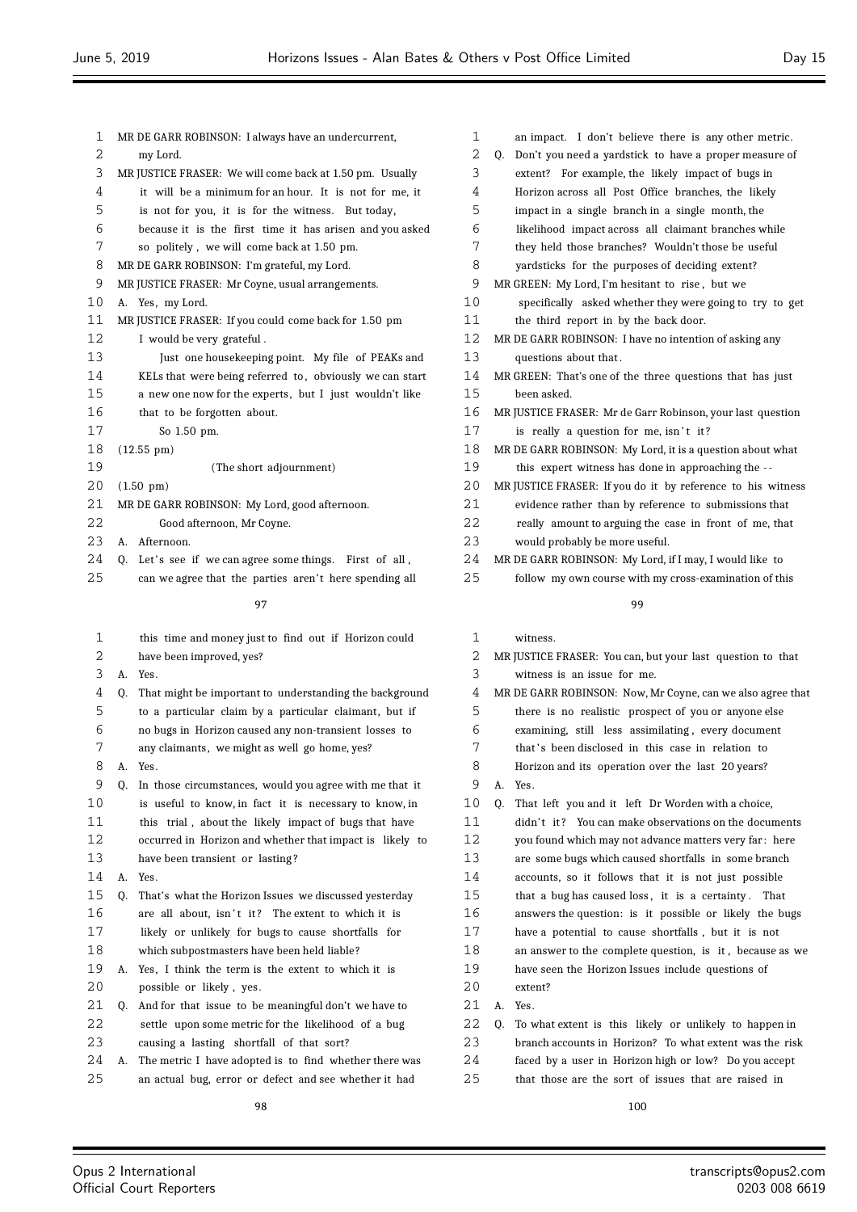1 MR DE GARR ROBINSON: I always have an undercurrent,
2 my Lord.
3 MR JUSTICE FRASER: We will come back at 1.50 pm. Usually
4 it will be a minimum for an hour. It is not for me, it
5 is not for you, it is for the witness. But today,
6 because it is the first time it has arisen and you asked
7 so politely, we will come back at 1.50 pm.
8 MR DE GARR ROBINSON: I'm grateful, my Lord.
9 MR JUSTICE FRASER: Mr Coyne, usual arrangements.
10 A. Yes, my Lord.
11 MR JUSTICE FRASER: If you could come back for 1.50 pm
12 I would be very grateful.
13 Just one housekeeping point. My file of PEAKs and
14 KELs that were being referred to, obviously we can start
15 a new one now for the experts, but I just wouldn't like
16 that to be forgotten about.
17 So 1.50 pm.
18 (12.55 pm)
19 (The short adjournment)
20 (1.50 pm)
21 MR DE GARR ROBINSON: My Lord, good afternoon.
22 Good afternoon, Mr Coyne.
23 A. Afternoon.
24 Q. Let's see if we can agree some things. First of all,
25 can we agree that the parties aren't here spending all

1 this time and money just to find out if Horizon could
2 have been improved, yes?
3 A. Yes.
4 Q. That might be important to understanding the background
5 to a particular claim by a particular claimant, but if
6 no bugs in Horizon caused any non-transient losses to
7 any claimants, we might as well go home, yes?
8 A. Yes.
9 Q. In those circumstances, would you agree with me that it
10 is useful to know, in fact it is necessary to know, in
11 this trial, about the likely impact of bugs that have
12 occurred in Horizon and whether that impact is likely to
13 have been transient or lasting?
14 A. Yes.
15 Q. That's what the Horizon Issues we discussed yesterday
16 are all about, isn't it? The extent to which it is
17 likely or unlikely for bugs to cause shortfalls for
18 which subpostmasters have been held liable?
19 A. Yes, I think the term is the extent to which it is
20 possible or likely, yes.
21 Q. And for that issue to be meaningful don't we have to
22 settle upon some metric for the likelihood of a bug
23 causing a lasting shortfall of that sort?
24 A. The metric I have adopted is to find whether there was
25 an actual bug, error or defect and see whether it had

1 an impact. I don't believe there is any other metric.
2 Q. Don't you need a yardstick to have a proper measure of
3 extent? For example, the likely impact of bugs in
4 Horizon across all Post Office branches, the likely
5 impact in a single branch in a single month, the
6 likelihood impact across all claimant branches while
7 they held those branches? Wouldn't those be useful
8 yardsticks for the purposes of deciding extent?
9 MR GREEN: My Lord, I'm hesitant to rise, but we
10 specifically asked whether they were going to try to get
11 the third report in by the back door.
12 MR DE GARR ROBINSON: I have no intention of asking any
13 questions about that.
14 MR GREEN: That's one of the three questions that has just
15 been asked.
16 MR JUSTICE FRASER: Mr de Garr Robinson, your last question
17 is really a question for me, isn't it?
18 MR DE GARR ROBINSON: My Lord, it is a question about what
19 this expert witness has done in approaching the --
20 MR JUSTICE FRASER: If you do it by reference to his witness
21 evidence rather than by reference to submissions that
22 really amount to arguing the case in front of me, that
23 would probably be more useful.
24 MR DE GARR ROBINSON: My Lord, if I may, I would like to
25 follow my own course with my cross-examination of this

1 witness.
2 MR JUSTICE FRASER: You can, but your last question to that
3 witness is an issue for me.
4 MR DE GARR ROBINSON: Now, Mr Coyne, can we also agree that
5 there is no realistic prospect of you or anyone else
6 examining, still less assimilating, every document
7 that's been disclosed in this case in relation to
8 Horizon and its operation over the last 20 years?
9 A. Yes.
10 Q. That left you and it left Dr Worden with a choice,
11 didn't it? You can make observations on the documents
12 you found which may not advance matters very far: here
13 are some bugs which caused shortfalls in some branch
14 accounts, so it follows that it is not just possible
15 that a bug has caused loss, it is a certainty. That
16 answers the question: is it possible or likely the bugs
17 have a potential to cause shortfalls, but it is not
18 an answer to the complete question, is it, because as we
19 have seen the Horizon Issues include questions of
20 extent?
21 A. Yes.
22 Q. To what extent is this likely or unlikely to happen in
23 branch accounts in Horizon? To what extent was the risk
24 faced by a user in Horizon high or low? Do you accept
25 that those are the sort of issues that are raised in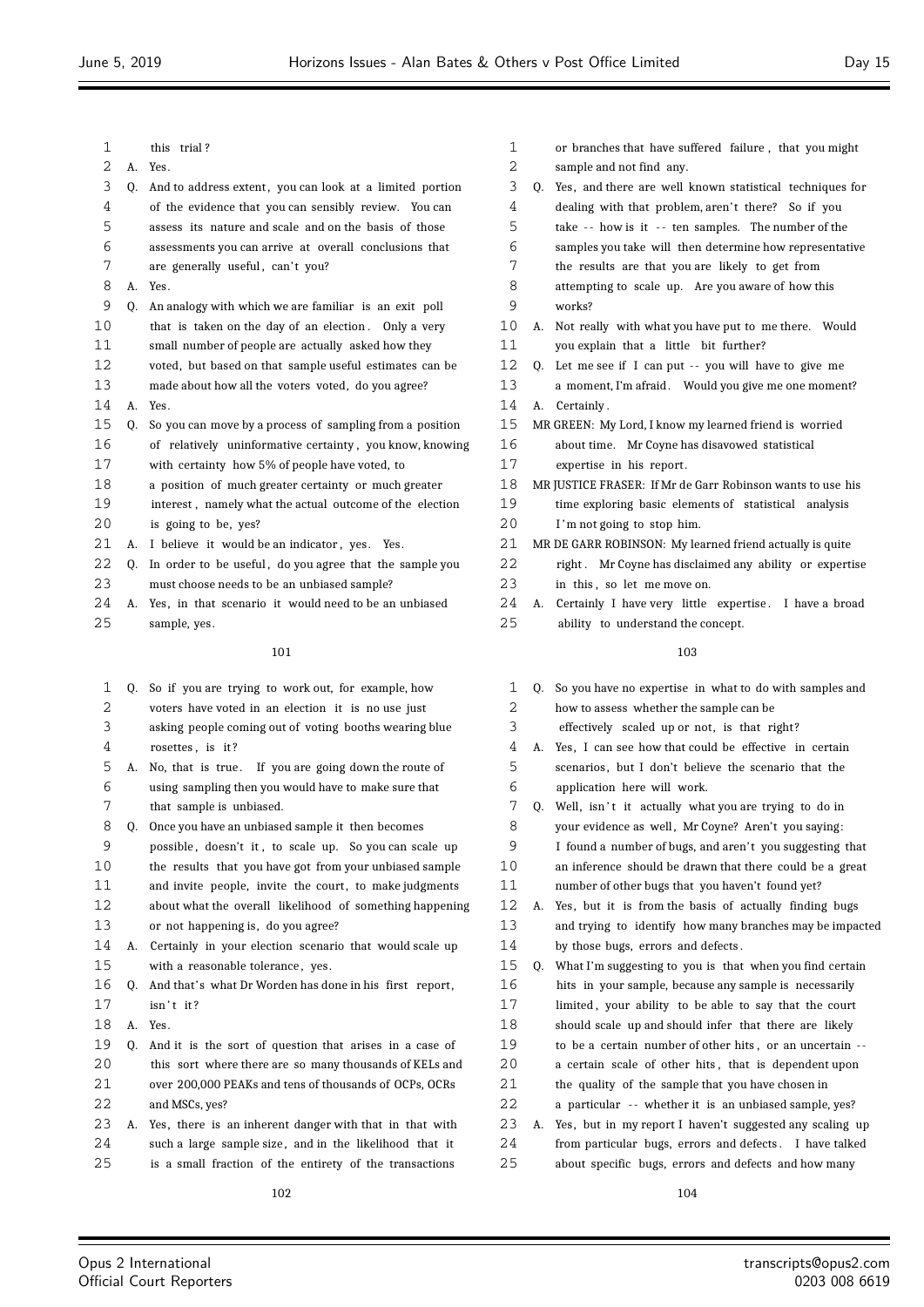this trial?

A. Yes.

Q. And to address extent, you can look at a limited portion of the evidence that you can sensibly review. You can assess its nature and scale and on the basis of those assessments you can arrive at overall conclusions that are generally useful, can't you?

A. Yes.

Q. An analogy with which we are familiar is an exit poll that is taken on the day of an election. Only a very small number of people are actually asked how they voted, but based on that sample useful estimates can be made about how all the voters voted, do you agree?

A. Yes.

Q. So you can move by a process of sampling from a position of relatively uninformative certainty, you know, knowing with certainty how 5% of people have voted, to a position of much greater certainty or much greater interest, namely what the actual outcome of the election is going to be, yes?

A. I believe it would be an indicator, yes. Yes.

Q. In order to be useful, do you agree that the sample you must choose needs to be an unbiased sample?

A. Yes, in that scenario it would need to be an unbiased sample, yes.

Q. So if you are trying to work out, for example, how voters have voted in an election it is no use just asking people coming out of voting booths wearing blue rosettes, is it?

A. No, that is true. If you are going down the route of using sampling then you would have to make sure that that sample is unbiased.

Q. Once you have an unbiased sample it then becomes possible, doesn't it, to scale up. So you can scale up the results that you have got from your unbiased sample and invite people, invite the court, to make judgments about what the overall likelihood of something happening or not happening is, do you agree?

A. Certainly in your election scenario that would scale up with a reasonable tolerance, yes.

Q. And that's what Dr Worden has done in his first report, isn't it?

A. Yes.

Q. And it is the sort of question that arises in a case of this sort where there are so many thousands of KELs and over 200,000 PEAKs and tens of thousands of OCPs, OCRs and MSCs, yes?

A. Yes, there is an inherent danger with that in that with such a large sample size, and in the likelihood that it is a small fraction of the entirety of the transactions or branches that have suffered failure, that you might sample and not find any.

Q. Yes, and there are well known statistical techniques for dealing with that problem, aren't there? So if you take -- how is it -- ten samples. The number of the samples you take will then determine how representative the results are that you are likely to get from attempting to scale up. Are you aware of how this works?

A. Not really with what you have put to me there. Would you explain that a little bit further?

Q. Let me see if I can put -- you will have to give me a moment, I'm afraid. Would you give me one moment?

A. Certainly.

MR GREEN: My Lord, I know my learned friend is worried about time. Mr Coyne has disavowed statistical expertise in his report.

MR JUSTICE FRASER: If Mr de Garr Robinson wants to use his time exploring basic elements of statistical analysis I'm not going to stop him.

MR DE GARR ROBINSON: My learned friend actually is quite right. Mr Coyne has disclaimed any ability or expertise in this, so let me move on.

A. Certainly I have very little expertise. I have a broad ability to understand the concept.

Q. So you have no expertise in what to do with samples and how to assess whether the sample can be effectively scaled up or not, is that right?

A. Yes, I can see how that could be effective in certain scenarios, but I don't believe the scenario that the application here will work.

Q. Well, isn't it actually what you are trying to do in your evidence as well, Mr Coyne? Aren't you saying: I found a number of bugs, and aren't you suggesting that an inference should be drawn that there could be a great number of other bugs that you haven't found yet?

A. Yes, but it is from the basis of actually finding bugs and trying to identify how many branches may be impacted by those bugs, errors and defects.

Q. What I'm suggesting to you is that when you find certain hits in your sample, because any sample is necessarily limited, your ability to be able to say that the court should scale up and should infer that there are likely to be a certain number of other hits, or an uncertain -- a certain scale of other hits, that is dependent upon the quality of the sample that you have chosen in a particular -- whether it is an unbiased sample, yes?

A. Yes, but in my report I haven't suggested any scaling up from particular bugs, errors and defects. I have talked about specific bugs, errors and defects and how many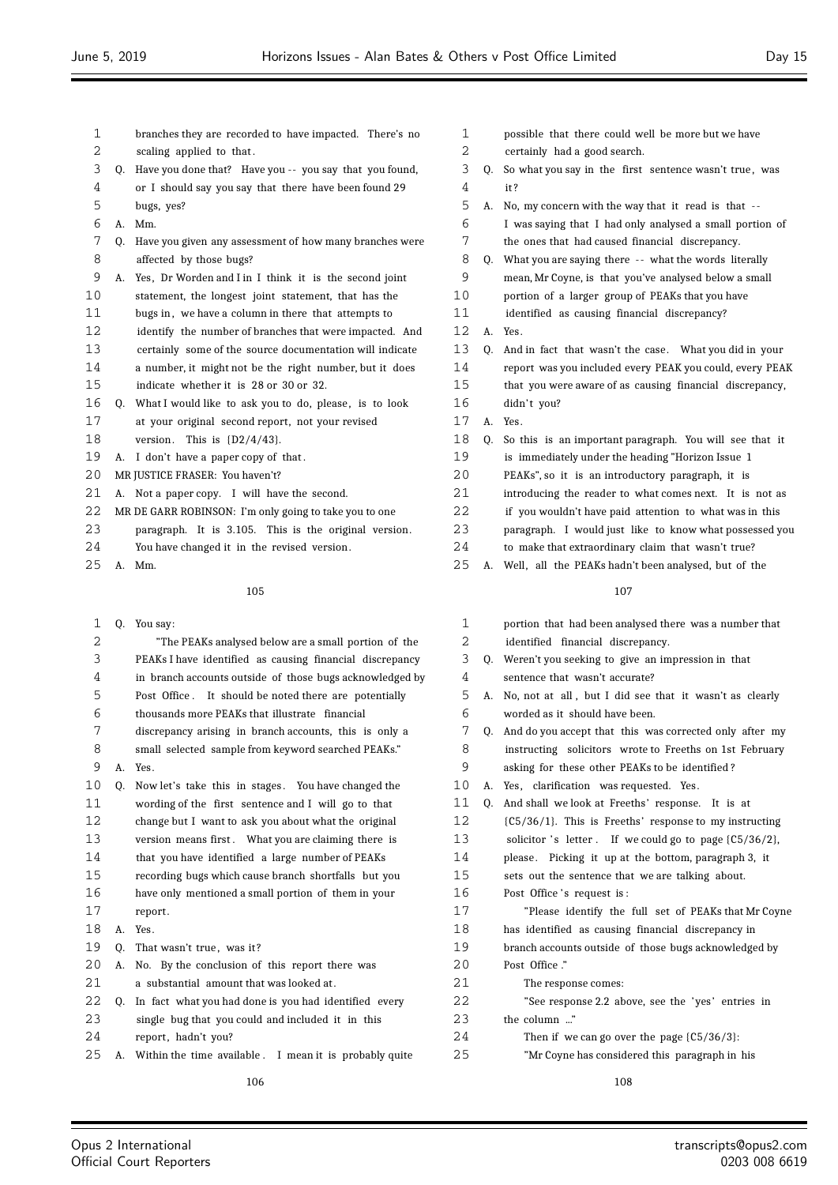branches they are recorded to have impacted. There's no scaling applied to that.

Q. Have you done that? Have you -- you say that you found, or I should say you say that there have been found 29 bugs, yes?

A. Mm.

Q. Have you given any assessment of how many branches were affected by those bugs?

A. Yes, Dr Worden and I in I think it is the second joint statement, the longest joint statement, that has the bugs in, we have a column in there that attempts to identify the number of branches that were impacted. And certainly some of the source documentation will indicate a number, it might not be the right number, but it does indicate whether it is 28 or 30 or 32.

Q. What I would like to ask you to do, please, is to look at your original second report, not your revised version. This is {D2/4/43}.

A. I don't have a paper copy of that.

MR JUSTICE FRASER: You haven't?

A. Not a paper copy. I will have the second.

MR DE GARR ROBINSON: I'm only going to take you to one paragraph. It is 3.105. This is the original version. You have changed it in the revised version.

A. Mm.

Q. You say:

"The PEAKs analysed below are a small portion of the PEAKs I have identified as causing financial discrepancy in branch accounts outside of those bugs acknowledged by Post Office. It should be noted there are potentially thousands more PEAKs that illustrate financial discrepancy arising in branch accounts, this is only a small selected sample from keyword searched PEAKs."

A. Yes.

Q. Now let's take this in stages. You have changed the wording of the first sentence and I will go to that change but I want to ask you about what the original version means first. What you are claiming there is that you have identified a large number of PEAKs recording bugs which cause branch shortfalls but you have only mentioned a small portion of them in your report.

A. Yes.

Q. That wasn't true, was it?

A. No. By the conclusion of this report there was a substantial amount that was looked at.

Q. In fact what you had done is you had identified every single bug that you could and included it in this report, hadn't you?

A. Within the time available. I mean it is probably quite possible that there could well be more but we have certainly had a good search.

Q. So what you say in the first sentence wasn't true, was it?

A. No, my concern with the way that it read is that -- I was saying that I had only analysed a small portion of the ones that had caused financial discrepancy.

Q. What you are saying there -- what the words literally mean, Mr Coyne, is that you've analysed below a small portion of a larger group of PEAKs that you have identified as causing financial discrepancy?

A. Yes.

Q. And in fact that wasn't the case. What you did in your report was you included every PEAK you could, every PEAK that you were aware of as causing financial discrepancy, didn't you?

A. Yes.

Q. So this is an important paragraph. You will see that it is immediately under the heading "Horizon Issue 1 PEAKs", so it is an introductory paragraph, it is introducing the reader to what comes next. It is not as if you wouldn't have paid attention to what was in this paragraph. I would just like to know what possessed you to make that extraordinary claim that wasn't true?

A. Well, all the PEAKs hadn't been analysed, but of the portion that had been analysed there was a number that identified financial discrepancy.

Q. Weren't you seeking to give an impression in that sentence that wasn't accurate?

A. No, not at all, but I did see that it wasn't as clearly worded as it should have been.

Q. And do you accept that this was corrected only after my instructing solicitors wrote to Freeths on 1st February asking for these other PEAKs to be identified?

A. Yes, clarification was requested. Yes.

Q. And shall we look at Freeths' response. It is at {C5/36/1}. This is Freeths' response to my instructing solicitor's letter. If we could go to page {C5/36/2}, please. Picking it up at the bottom, paragraph 3, it sets out the sentence that we are talking about. Post Office's request is:

"Please identify the full set of PEAKs that Mr Coyne has identified as causing financial discrepancy in branch accounts outside of those bugs acknowledged by Post Office."

The response comes:

"See response 2.2 above, see the 'yes' entries in the column ..."

Then if we can go over the page {C5/36/3}:

"Mr Coyne has considered this paragraph in his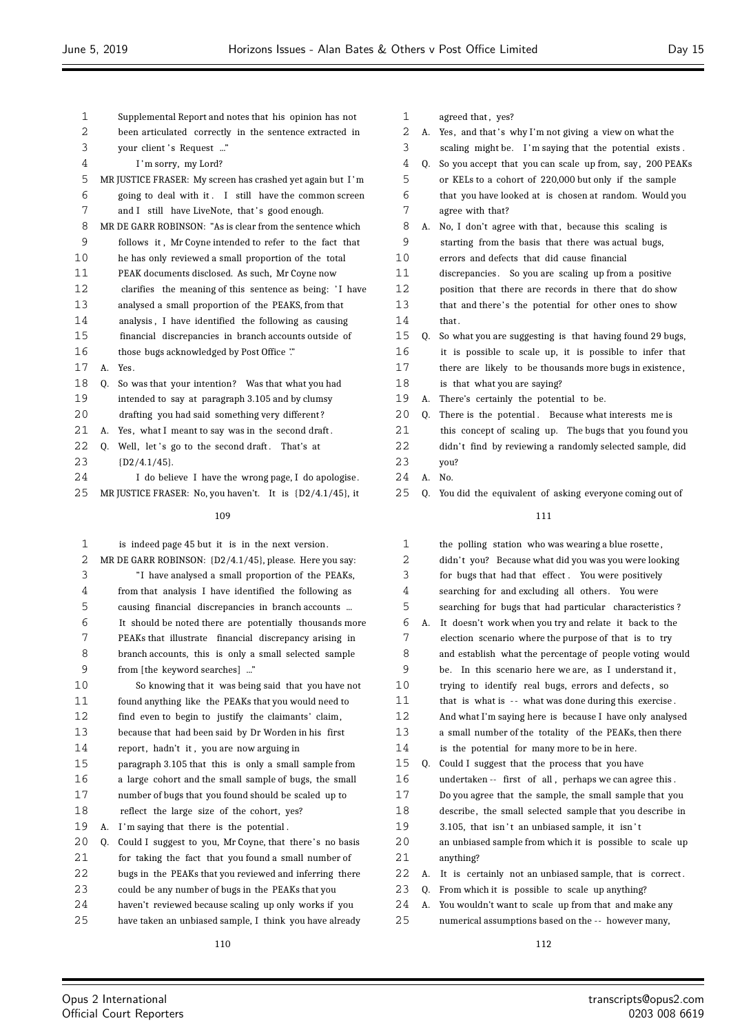Supplemental Report and notes that his opinion has not been articulated correctly in the sentence extracted in your client's Request ..."

I'm sorry, my Lord?

MR JUSTICE FRASER: My screen has crashed yet again but I'm going to deal with it. I still have the common screen and I still have LiveNote, that's good enough.

MR DE GARR ROBINSON: "As is clear from the sentence which follows it, Mr Coyne intended to refer to the fact that he has only reviewed a small proportion of the total PEAK documents disclosed. As such, Mr Coyne now clarifies the meaning of this sentence as being: 'I have analysed a small proportion of the PEAKS, from that analysis, I have identified the following as causing financial discrepancies in branch accounts outside of those bugs acknowledged by Post Office'."

A. Yes.

Q. So was that your intention? Was that what you had intended to say at paragraph 3.105 and by clumsy drafting you had said something very different?

A. Yes, what I meant to say was in the second draft.

Q. Well, let's go to the second draft. That's at {D2/4.1/45}.

I do believe I have the wrong page, I do apologise.

MR JUSTICE FRASER: No, you haven't. It is {D2/4.1/45}, it is indeed page 45 but it is in the next version.

MR DE GARR ROBINSON: {D2/4.1/45}, please. Here you say:

"I have analysed a small proportion of the PEAKs, from that analysis I have identified the following as causing financial discrepancies in branch accounts ... It should be noted there are potentially thousands more PEAKs that illustrate financial discrepancy arising in branch accounts, this is only a small selected sample from [the keyword searches] ..."

So knowing that it was being said that you have not found anything like the PEAKs that you would need to find even to begin to justify the claimants' claim, because that had been said by Dr Worden in his first report, hadn't it, you are now arguing in paragraph 3.105 that this is only a small sample from a large cohort and the small sample of bugs, the small number of bugs that you found should be scaled up to reflect the large size of the cohort, yes?

A. I'm saying that there is the potential.

Q. Could I suggest to you, Mr Coyne, that there's no basis for taking the fact that you found a small number of bugs in the PEAKs that you reviewed and inferring there could be any number of bugs in the PEAKs that you haven't reviewed because scaling up only works if you have taken an unbiased sample, I think you have already agreed that, yes?

A. Yes, and that's why I'm not giving a view on what the scaling might be. I'm saying that the potential exists.

Q. So you accept that you can scale up from, say, 200 PEAKs or KELs to a cohort of 220,000 but only if the sample that you have looked at is chosen at random. Would you agree with that?

A. No, I don't agree with that, because this scaling is starting from the basis that there was actual bugs, errors and defects that did cause financial discrepancies. So you are scaling up from a positive position that there are records in there that do show that and there's the potential for other ones to show that.

Q. So what you are suggesting is that having found 29 bugs, it is possible to scale up, it is possible to infer that there are likely to be thousands more bugs in existence, is that what you are saying?

A. There's certainly the potential to be.

Q. There is the potential. Because what interests me is this concept of scaling up. The bugs that you found you didn't find by reviewing a randomly selected sample, did you?

A. No.

Q. You did the equivalent of asking everyone coming out of the polling station who was wearing a blue rosette, didn't you? Because what did you was you were looking for bugs that had that effect. You were positively searching for and excluding all others. You were searching for bugs that had particular characteristics?

A. It doesn't work when you try and relate it back to the election scenario where the purpose of that is to try and establish what the percentage of people voting would be. In this scenario here we are, as I understand it, trying to identify real bugs, errors and defects, so that is what is -- what was done during this exercise. And what I'm saying here is because I have only analysed a small number of the totality of the PEAKs, then there is the potential for many more to be in here.

Q. Could I suggest that the process that you have undertaken -- first of all, perhaps we can agree this. Do you agree that the sample, the small sample that you describe, the small selected sample that you describe in 3.105, that isn't an unbiased sample, it isn't an unbiased sample from which it is possible to scale up anything?

A. It is certainly not an unbiased sample, that is correct.

Q. From which it is possible to scale up anything?

A. You wouldn't want to scale up from that and make any numerical assumptions based on the -- however many,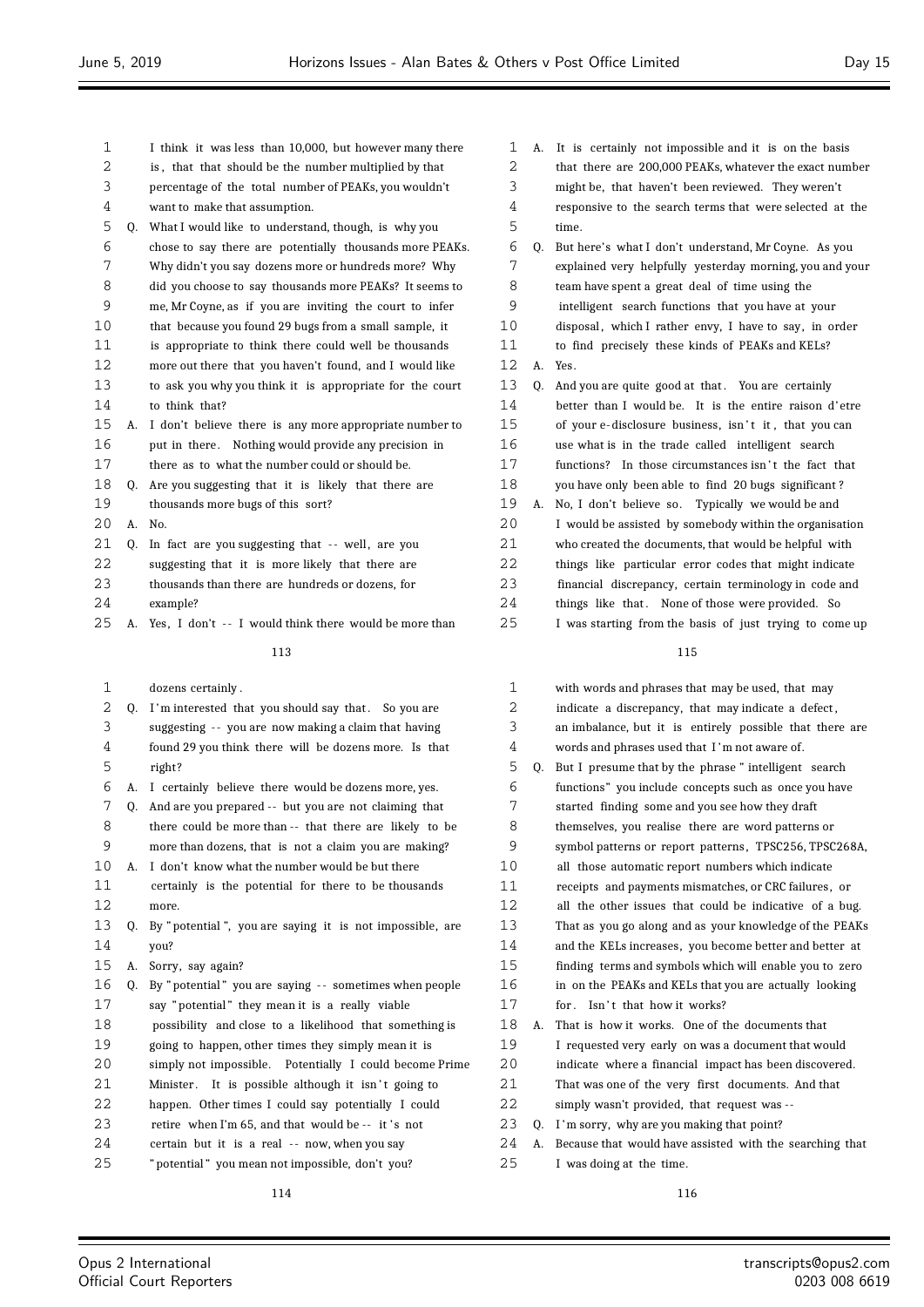I think it was less than 10,000, but however many there is, that that should be the number multiplied by that percentage of the total number of PEAKs, you wouldn't want to make that assumption.

Q. What I would like to understand, though, is why you chose to say there are potentially thousands more PEAKs. Why didn't you say dozens more or hundreds more? Why did you choose to say thousands more PEAKs? It seems to me, Mr Coyne, as if you are inviting the court to infer that because you found 29 bugs from a small sample, it is appropriate to think there could well be thousands more out there that you haven't found, and I would like to ask you why you think it is appropriate for the court to think that?

A. I don't believe there is any more appropriate number to put in there. Nothing would provide any precision in there as to what the number could or should be.

Q. Are you suggesting that it is likely that there are thousands more bugs of this sort?

A. No.

Q. In fact are you suggesting that -- well, are you suggesting that it is more likely that there are thousands than there are hundreds or dozens, for example?

A. Yes, I don't -- I would think there would be more than dozens certainly.

Q. I'm interested that you should say that. So you are suggesting -- you are now making a claim that having found 29 you think there will be dozens more. Is that right?

A. I certainly believe there would be dozens more, yes.

Q. And are you prepared -- but you are not claiming that there could be more than -- that there are likely to be more than dozens, that is not a claim you are making?

A. I don't know what the number would be but there certainly is the potential for there to be thousands more.

Q. By "potential", you are saying it is not impossible, are you?

A. Sorry, say again?

Q. By "potential" you are saying -- sometimes when people say "potential" they mean it is a really viable possibility and close to a likelihood that something is going to happen, other times they simply mean it is simply not impossible. Potentially I could become Prime Minister. It is possible although it isn't going to happen. Other times I could say potentially I could retire when I'm 65, and that would be -- it's not certain but it is a real -- now, when you say "potential" you mean not impossible, don't you?

A. It is certainly not impossible and it is on the basis that there are 200,000 PEAKs, whatever the exact number might be, that haven't been reviewed. They weren't responsive to the search terms that were selected at the time.

Q. But here's what I don't understand, Mr Coyne. As you explained very helpfully yesterday morning, you and your team have spent a great deal of time using the intelligent search functions that you have at your disposal, which I rather envy, I have to say, in order to find precisely these kinds of PEAKs and KELs?

A. Yes.

Q. And you are quite good at that. You are certainly better than I would be. It is the entire raison d'etre of your e-disclosure business, isn't it, that you can use what is in the trade called intelligent search functions? In those circumstances isn't the fact that you have only been able to find 20 bugs significant?

A. No, I don't believe so. Typically we would be and I would be assisted by somebody within the organisation who created the documents, that would be helpful with things like particular error codes that might indicate financial discrepancy, certain terminology in code and things like that. None of those were provided. So I was starting from the basis of just trying to come up with words and phrases that may be used, that may indicate a discrepancy, that may indicate a defect, an imbalance, but it is entirely possible that there are words and phrases used that I'm not aware of.

Q. But I presume that by the phrase "intelligent search functions" you include concepts such as once you have started finding some and you see how they draft themselves, you realise there are word patterns or symbol patterns or report patterns, TPSC256, TPSC268A, all those automatic report numbers which indicate receipts and payments mismatches, or CRC failures, or all the other issues that could be indicative of a bug. That as you go along and as your knowledge of the PEAKs and the KELs increases, you become better and better at finding terms and symbols which will enable you to zero in on the PEAKs and KELs that you are actually looking for. Isn't that how it works?

A. That is how it works. One of the documents that I requested very early on was a document that would indicate where a financial impact has been discovered. That was one of the very first documents. And that simply wasn't provided, that request was --

Q. I'm sorry, why are you making that point?

A. Because that would have assisted with the searching that I was doing at the time.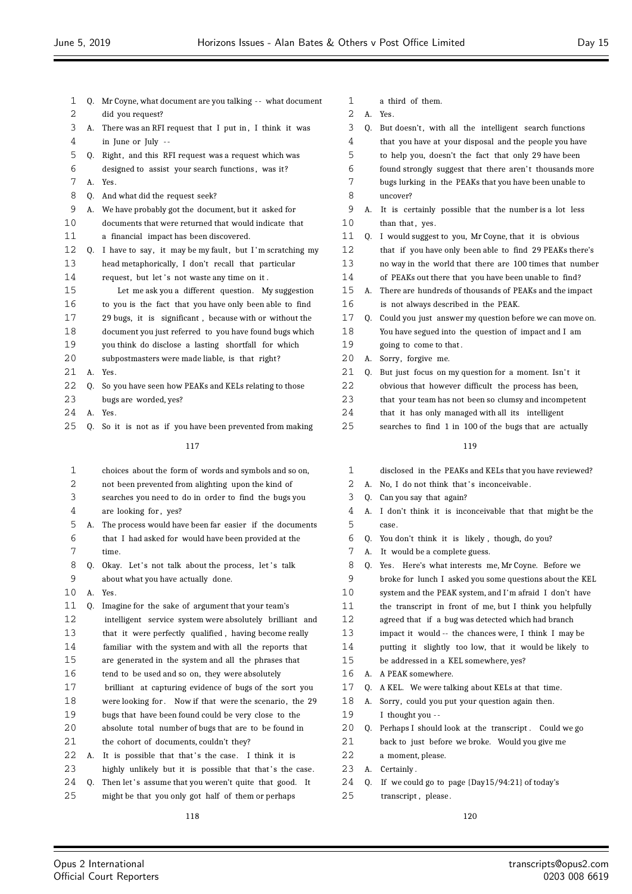Q. Mr Coyne, what document are you talking -- what document did you request?

A. There was an RFI request that I put in, I think it was in June or July --

Q. Right, and this RFI request was a request which was designed to assist your search functions, was it?

A. Yes.

Q. And what did the request seek?

A. We have probably got the document, but it asked for documents that were returned that would indicate that a financial impact has been discovered.

Q. I have to say, it may be my fault, but I'm scratching my head metaphorically, I don't recall that particular request, but let's not waste any time on it.

Let me ask you a different question. My suggestion to you is the fact that you have only been able to find 29 bugs, it is significant, because with or without the document you just referred to you have found bugs which you think do disclose a lasting shortfall for which subpostmasters were made liable, is that right?

A. Yes.

Q. So you have seen how PEAKs and KELs relating to those bugs are worded, yes?

A. Yes.

Q. So it is not as if you have been prevented from making choices about the form of words and symbols and so on, not been prevented from alighting upon the kind of searches you need to do in order to find the bugs you are looking for, yes?

A. The process would have been far easier if the documents that I had asked for would have been provided at the time.

Q. Okay. Let's not talk about the process, let's talk about what you have actually done.

A. Yes.

Q. Imagine for the sake of argument that your team's intelligent service system were absolutely brilliant and that it were perfectly qualified, having become really familiar with the system and with all the reports that are generated in the system and all the phrases that tend to be used and so on, they were absolutely brilliant at capturing evidence of bugs of the sort you were looking for. Now if that were the scenario, the 29 bugs that have been found could be very close to the absolute total number of bugs that are to be found in the cohort of documents, couldn't they?

A. It is possible that that's the case. I think it is highly unlikely but it is possible that that's the case.

Q. Then let's assume that you weren't quite that good. It might be that you only got half of them or perhaps a third of them.

A. Yes.

Q. But doesn't, with all the intelligent search functions that you have at your disposal and the people you have to help you, doesn't the fact that only 29 have been found strongly suggest that there aren't thousands more bugs lurking in the PEAKs that you have been unable to uncover?

A. It is certainly possible that the number is a lot less than that, yes.

Q. I would suggest to you, Mr Coyne, that it is obvious that if you have only been able to find 29 PEAKs there's no way in the world that there are 100 times that number of PEAKs out there that you have been unable to find?

A. There are hundreds of thousands of PEAKs and the impact is not always described in the PEAK.

Q. Could you just answer my question before we can move on. You have segued into the question of impact and I am going to come to that.

A. Sorry, forgive me.

Q. But just focus on my question for a moment. Isn't it obvious that however difficult the process has been, that your team has not been so clumsy and incompetent that it has only managed with all its intelligent searches to find 1 in 100 of the bugs that are actually disclosed in the PEAKs and KELs that you have reviewed?

A. No, I do not think that's inconceivable.

Q. Can you say that again?

A. I don't think it is inconceivable that that might be the case.

Q. You don't think it is likely, though, do you?

A. It would be a complete guess.

Q. Yes. Here's what interests me, Mr Coyne. Before we broke for lunch I asked you some questions about the KEL system and the PEAK system, and I'm afraid I don't have the transcript in front of me, but I think you helpfully agreed that if a bug was detected which had branch impact it would -- the chances were, I think I may be putting it slightly too low, that it would be likely to be addressed in a KEL somewhere, yes?

A. A PEAK somewhere.

Q. A KEL. We were talking about KELs at that time.

A. Sorry, could you put your question again then. I thought you --

Q. Perhaps I should look at the transcript. Could we go back to just before we broke. Would you give me a moment, please.

A. Certainly.

Q. If we could go to page {Day15/94:21} of today's transcript, please.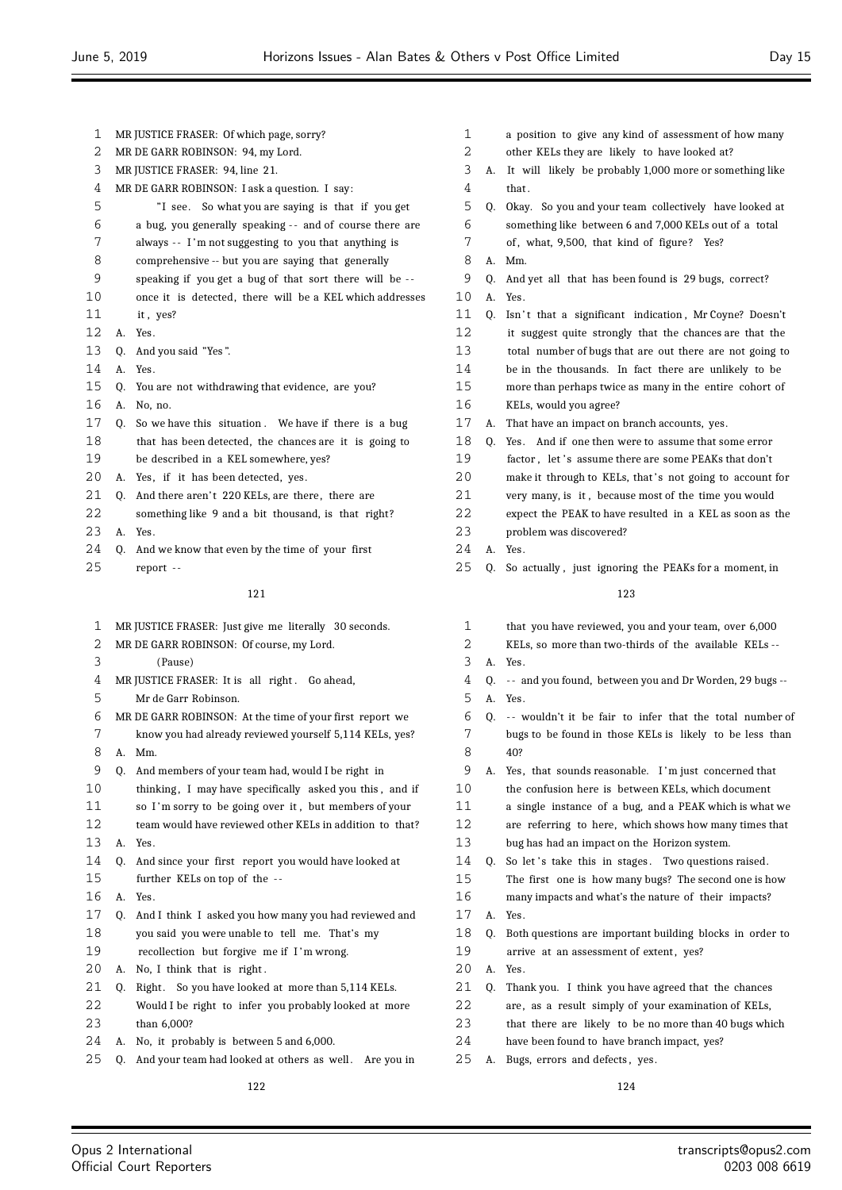MR JUSTICE FRASER: Of which page, sorry?

MR DE GARR ROBINSON: 94, my Lord.

MR JUSTICE FRASER: 94, line 21.

MR DE GARR ROBINSON: I ask a question. I say:

"I see. So what you are saying is that if you get a bug, you generally speaking -- and of course there are always -- I'm not suggesting to you that anything is comprehensive -- but you are saying that generally speaking if you get a bug of that sort there will be -- once it is detected, there will be a KEL which addresses it, yes?

A. Yes.

Q. And you said "Yes".

A. Yes.

Q. You are not withdrawing that evidence, are you?

A. No, no.

Q. So we have this situation. We have if there is a bug that has been detected, the chances are it is going to be described in a KEL somewhere, yes?

A. Yes, if it has been detected, yes.

Q. And there aren't 220 KELs, are there, there are something like 9 and a bit thousand, is that right?

A. Yes.

Q. And we know that even by the time of your first report --

MR JUSTICE FRASER: Just give me literally 30 seconds.

MR DE GARR ROBINSON: Of course, my Lord.

(Pause)

MR JUSTICE FRASER: It is all right. Go ahead, Mr de Garr Robinson.

MR DE GARR ROBINSON: At the time of your first report we know you had already reviewed yourself 5,114 KELs, yes?

A. Mm.

Q. And members of your team had, would I be right in thinking, I may have specifically asked you this, and if so I'm sorry to be going over it, but members of your team would have reviewed other KELs in addition to that?

A. Yes.

Q. And since your first report you would have looked at further KELs on top of the --

A. Yes.

Q. And I think I asked you how many you had reviewed and you said you were unable to tell me. That's my recollection but forgive me if I'm wrong.

A. No, I think that is right.

Q. Right. So you have looked at more than 5,114 KELs. Would I be right to infer you probably looked at more than 6,000?

A. No, it probably is between 5 and 6,000.

Q. And your team had looked at others as well. Are you in a position to give any kind of assessment of how many other KELs they are likely to have looked at?

A. It will likely be probably 1,000 more or something like that.

Q. Okay. So you and your team collectively have looked at something like between 6 and 7,000 KELs out of a total of, what, 9,500, that kind of figure? Yes?

A. Mm.

Q. And yet all that has been found is 29 bugs, correct?

A. Yes.

Q. Isn't that a significant indication, Mr Coyne? Doesn't it suggest quite strongly that the chances are that the total number of bugs that are out there are not going to be in the thousands. In fact there are unlikely to be more than perhaps twice as many in the entire cohort of KELs, would you agree?

A. That have an impact on branch accounts, yes.

Q. Yes. And if one then were to assume that some error factor, let's assume there are some PEAKs that don't make it through to KELs, that's not going to account for very many, is it, because most of the time you would expect the PEAK to have resulted in a KEL as soon as the problem was discovered?

A. Yes.

Q. So actually, just ignoring the PEAKs for a moment, in that you have reviewed, you and your team, over 6,000 KELs, so more than two-thirds of the available KELs --

A. Yes.

Q. -- and you found, between you and Dr Worden, 29 bugs --

A. Yes.

Q. -- wouldn't it be fair to infer that the total number of bugs to be found in those KELs is likely to be less than 40?

A. Yes, that sounds reasonable. I'm just concerned that the confusion here is between KELs, which document a single instance of a bug, and a PEAK which is what we are referring to here, which shows how many times that bug has had an impact on the Horizon system.

Q. So let's take this in stages. Two questions raised. The first one is how many bugs? The second one is how many impacts and what's the nature of their impacts?

A. Yes.

Q. Both questions are important building blocks in order to arrive at an assessment of extent, yes?

A. Yes.

Q. Thank you. I think you have agreed that the chances are, as a result simply of your examination of KELs, that there are likely to be no more than 40 bugs which have been found to have branch impact, yes?

A. Bugs, errors and defects, yes.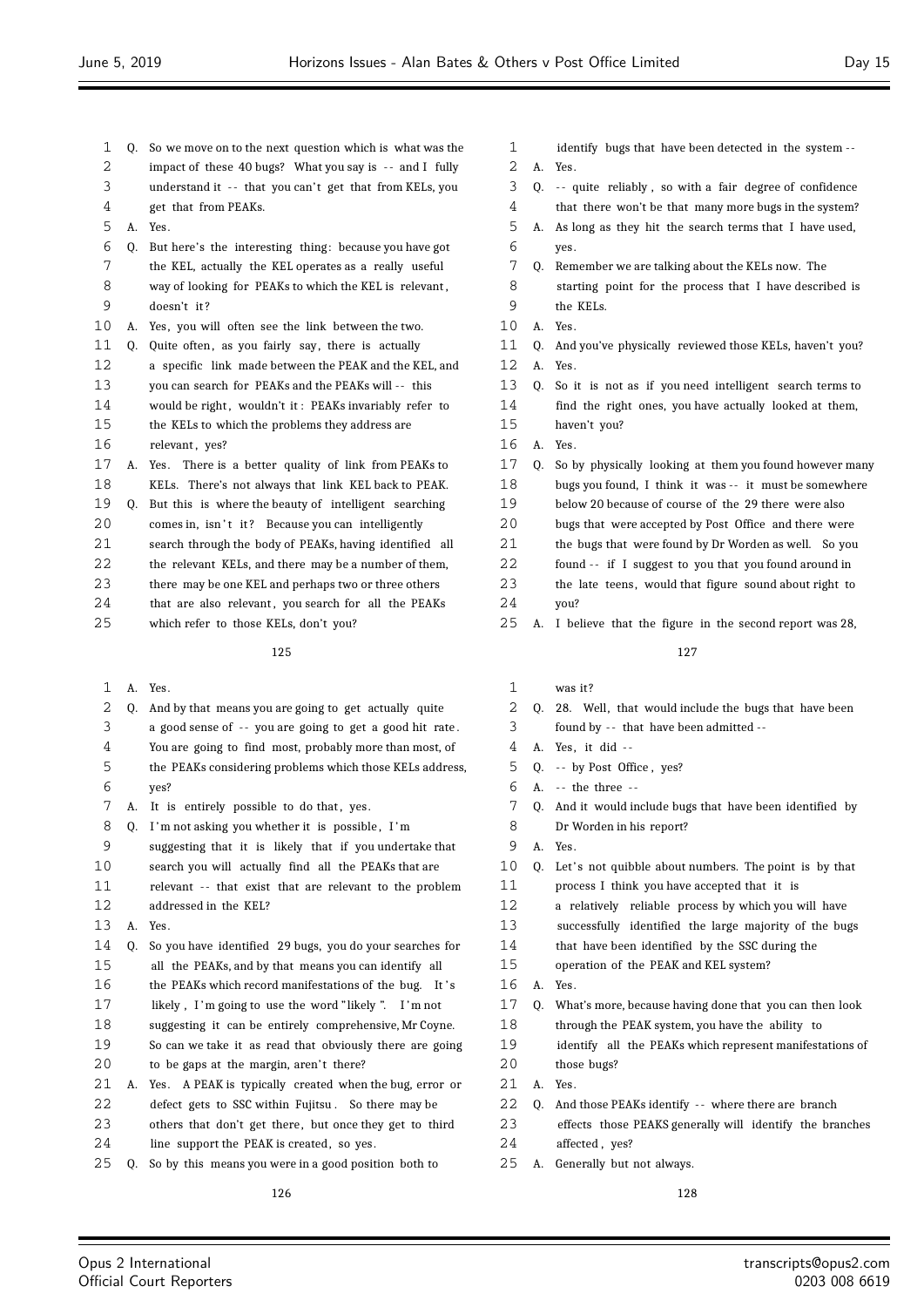Q. So we move on to the next question which is what was the impact of these 40 bugs? What you say is -- and I fully understand it -- that you can't get that from KELs, you get that from PEAKs.

A. Yes.

Q. But here's the interesting thing: because you have got the KEL, actually the KEL operates as a really useful way of looking for PEAKs to which the KEL is relevant, doesn't it?

A. Yes, you will often see the link between the two.

Q. Quite often, as you fairly say, there is actually a specific link made between the PEAK and the KEL, and you can search for PEAKs and the PEAKs will -- this would be right, wouldn't it: PEAKs invariably refer to the KELs to which the problems they address are relevant, yes?

A. Yes. There is a better quality of link from PEAKs to KELs. There's not always that link KEL back to PEAK.

Q. But this is where the beauty of intelligent searching comes in, isn't it? Because you can intelligently search through the body of PEAKs, having identified all the relevant KELs, and there may be a number of them, there may be one KEL and perhaps two or three others that are also relevant, you search for all the PEAKs which refer to those KELs, don't you?

125

A. Yes.

Q. And by that means you are going to get actually quite a good sense of -- you are going to get a good hit rate. You are going to find most, probably more than most, of the PEAKs considering problems which those KELs address, yes?

A. It is entirely possible to do that, yes.

Q. I'm not asking you whether it is possible, I'm suggesting that it is likely that if you undertake that search you will actually find all the PEAKs that are relevant -- that exist that are relevant to the problem addressed in the KEL?

A. Yes.

Q. So you have identified 29 bugs, you do your searches for all the PEAKs, and by that means you can identify all the PEAKs which record manifestations of the bug. It's likely, I'm going to use the word "likely". I'm not suggesting it can be entirely comprehensive, Mr Coyne. So can we take it as read that obviously there are going to be gaps at the margin, aren't there?

A. Yes. A PEAK is typically created when the bug, error or defect gets to SSC within Fujitsu. So there may be others that don't get there, but once they get to third line support the PEAK is created, so yes.

Q. So by this means you were in a good position both to

126

identify bugs that have been detected in the system --

A. Yes.

Q. -- quite reliably, so with a fair degree of confidence that there won't be that many more bugs in the system?

A. As long as they hit the search terms that I have used, yes.

Q. Remember we are talking about the KELs now. The starting point for the process that I have described is the KELs.

A. Yes.

Q. And you've physically reviewed those KELs, haven't you?

A. Yes.

Q. So it is not as if you need intelligent search terms to find the right ones, you have actually looked at them, haven't you?

A. Yes.

Q. So by physically looking at them you found however many bugs you found, I think it was -- it must be somewhere below 20 because of course of the 29 there were also bugs that were accepted by Post Office and there were the bugs that were found by Dr Worden as well. So you found -- if I suggest to you that you found around in the late teens, would that figure sound about right to you?

A. I believe that the figure in the second report was 28,

127

was it?

Q. 28. Well, that would include the bugs that have been found by -- that have been admitted --

A. Yes, it did --

Q. -- by Post Office, yes?

A. -- the three --

Q. And it would include bugs that have been identified by Dr Worden in his report?

A. Yes.

Q. Let's not quibble about numbers. The point is by that process I think you have accepted that it is a relatively reliable process by which you will have successfully identified the large majority of the bugs that have been identified by the SSC during the operation of the PEAK and KEL system?

A. Yes.

Q. What's more, because having done that you can then look through the PEAK system, you have the ability to identify all the PEAKs which represent manifestations of those bugs?

A. Yes.

Q. And those PEAKs identify -- where there are branch effects those PEAKS generally will identify the branches affected, yes?

A. Generally but not always.

128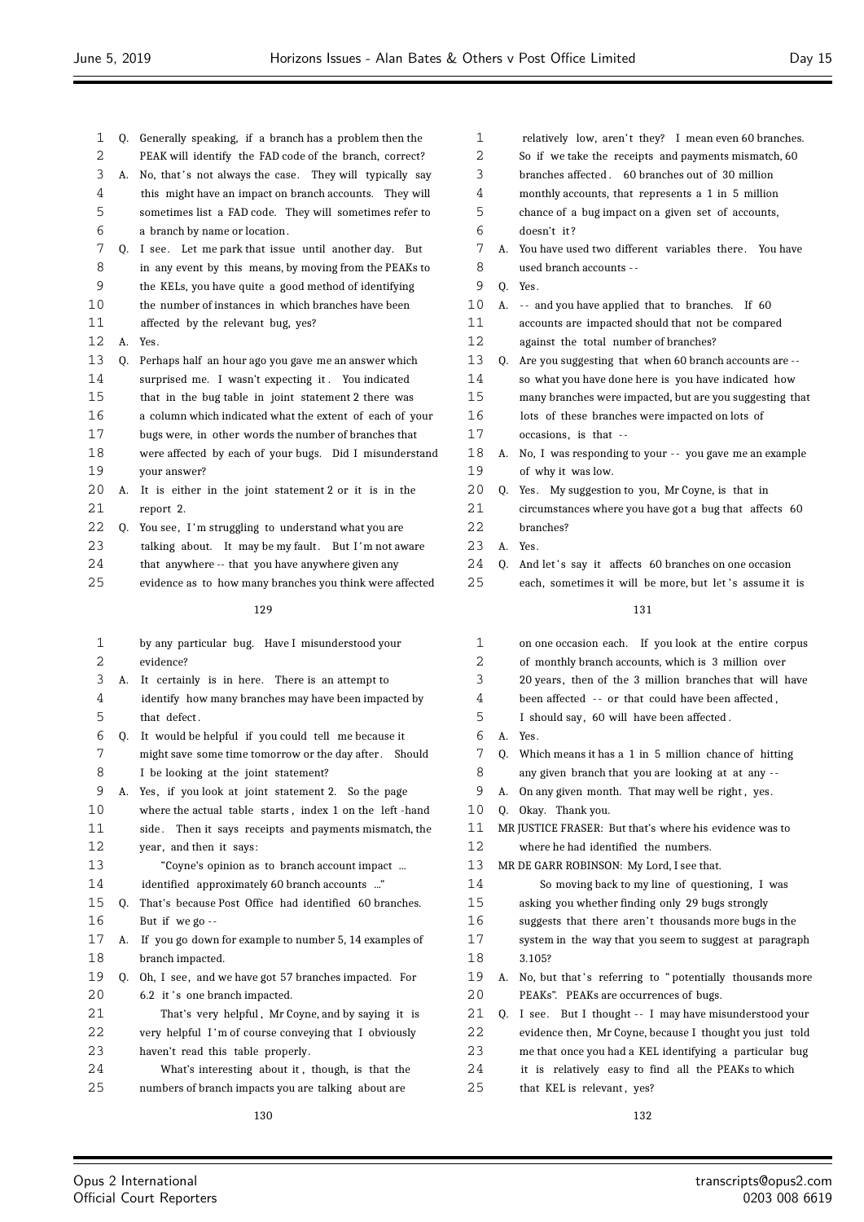1 Q. Generally speaking, if a branch has a problem then the
2 PEAK will identify the FAD code of the branch, correct?
3 A. No, that's not always the case. They will typically say
4 this might have an impact on branch accounts. They will
5 sometimes list a FAD code. They will sometimes refer to
6 a branch by name or location.
7 Q. I see. Let me park that issue until another day. But
8 in any event by this means, by moving from the PEAKs to
9 the KELs, you have quite a good method of identifying
10 the number of instances in which branches have been
11 affected by the relevant bug, yes?
12 A. Yes.
13 Q. Perhaps half an hour ago you gave me an answer which
14 surprised me. I wasn't expecting it. You indicated
15 that in the bug table in joint statement 2 there was
16 a column which indicated what the extent of each of your
17 bugs were, in other words the number of branches that
18 were affected by each of your bugs. Did I misunderstand
19 your answer?
20 A. It is either in the joint statement 2 or it is in the
21 report 2.
22 Q. You see, I'm struggling to understand what you are
23 talking about. It may be my fault. But I'm not aware
24 that anywhere -- that you have anywhere given any
25 evidence as to how many branches you think were affected

129

1 by any particular bug. Have I misunderstood your
2 evidence?
3 A. It certainly is in here. There is an attempt to
4 identify how many branches may have been impacted by
5 that defect.
6 Q. It would be helpful if you could tell me because it
7 might save some time tomorrow or the day after. Should
8 I be looking at the joint statement?
9 A. Yes, if you look at joint statement 2. So the page
10 where the actual table starts, index 1 on the left-hand
11 side. Then it says receipts and payments mismatch, the
12 year, and then it says:
13 "Coyne's opinion as to branch account impact ...
14 identified approximately 60 branch accounts ..."
15 Q. That's because Post Office had identified 60 branches.
16 But if we go --
17 A. If you go down for example to number 5, 14 examples of
18 branch impacted.
19 Q. Oh, I see, and we have got 57 branches impacted. For
20 6.2 it's one branch impacted.
21 That's very helpful, Mr Coyne, and by saying it is
22 very helpful I'm of course conveying that I obviously
23 haven't read this table properly.
24 What's interesting about it, though, is that the
25 numbers of branch impacts you are talking about are

130

1 relatively low, aren't they? I mean even 60 branches.
2 So if we take the receipts and payments mismatch, 60
3 branches affected. 60 branches out of 30 million
4 monthly accounts, that represents a 1 in 5 million
5 chance of a bug impact on a given set of accounts,
6 doesn't it?
7 A. You have used two different variables there. You have
8 used branch accounts --
9 Q. Yes.
10 A. -- and you have applied that to branches. If 60
11 accounts are impacted should that not be compared
12 against the total number of branches?
13 Q. Are you suggesting that when 60 branch accounts are --
14 so what you have done here is you have indicated how
15 many branches were impacted, but are you suggesting that
16 lots of these branches were impacted on lots of
17 occasions, is that --
18 A. No, I was responding to your -- you gave me an example
19 of why it was low.
20 Q. Yes. My suggestion to you, Mr Coyne, is that in
21 circumstances where you have got a bug that affects 60
22 branches?
23 A. Yes.
24 Q. And let's say it affects 60 branches on one occasion
25 each, sometimes it will be more, but let's assume it is

131

1 on one occasion each. If you look at the entire corpus
2 of monthly branch accounts, which is 3 million over
3 20 years, then of the 3 million branches that will have
4 been affected -- or that could have been affected,
5 I should say, 60 will have been affected.
6 A. Yes.
7 Q. Which means it has a 1 in 5 million chance of hitting
8 any given branch that you are looking at at any --
9 A. On any given month. That may well be right, yes.
10 Q. Okay. Thank you.
11 MR JUSTICE FRASER: But that's where his evidence was to
12 where he had identified the numbers.
13 MR DE GARR ROBINSON: My Lord, I see that.
14 So moving back to my line of questioning, I was
15 asking you whether finding only 29 bugs strongly
16 suggests that there aren't thousands more bugs in the
17 system in the way that you seem to suggest at paragraph
18 3.105?
19 A. No, but that's referring to "potentially thousands more
20 PEAKs". PEAKs are occurrences of bugs.
21 Q. I see. But I thought -- I may have misunderstood your
22 evidence then, Mr Coyne, because I thought you just told
23 me that once you had a KEL identifying a particular bug
24 it is relatively easy to find all the PEAKs to which
25 that KEL is relevant, yes?

132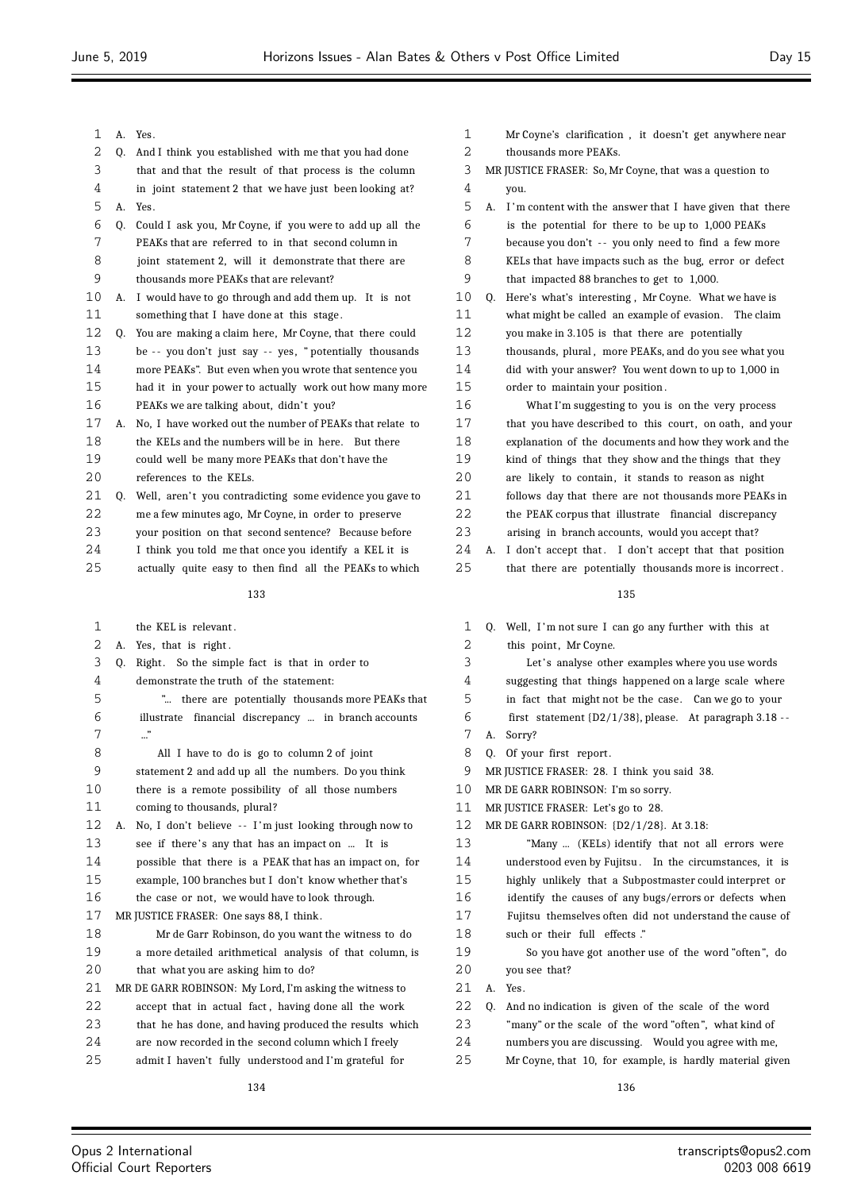133

A. Yes.

Q. And I think you established with me that you had done that and that the result of that process is the column in joint statement 2 that we have just been looking at?

A. Yes.

Q. Could I ask you, Mr Coyne, if you were to add up all the PEAKs that are referred to in that second column in joint statement 2, will it demonstrate that there are thousands more PEAKs that are relevant?

A. I would have to go through and add them up. It is not something that I have done at this stage.

Q. You are making a claim here, Mr Coyne, that there could be -- you don't just say -- yes, "potentially thousands more PEAKs". But even when you wrote that sentence you had it in your power to actually work out how many more PEAKs we are talking about, didn't you?

A. No, I have worked out the number of PEAKs that relate to the KELs and the numbers will be in here. But there could well be many more PEAKs that don't have the references to the KELs.

Q. Well, aren't you contradicting some evidence you gave to me a few minutes ago, Mr Coyne, in order to preserve your position on that second sentence? Because before I think you told me that once you identify a KEL it is actually quite easy to then find all the PEAKs to which the KEL is relevant.

134

A. Yes, that is right.

Q. Right. So the simple fact is that in order to demonstrate the truth of the statement:

"... there are potentially thousands more PEAKs that illustrate financial discrepancy ... in branch accounts ..."

All I have to do is go to column 2 of joint statement 2 and add up all the numbers. Do you think there is a remote possibility of all those numbers coming to thousands, plural?

A. No, I don't believe -- I'm just looking through now to see if there's any that has an impact on ... It is possible that there is a PEAK that has an impact on, for example, 100 branches but I don't know whether that's the case or not, we would have to look through.

MR JUSTICE FRASER: One says 88, I think.

Mr de Garr Robinson, do you want the witness to do a more detailed arithmetical analysis of that column, is that what you are asking him to do?

MR DE GARR ROBINSON: My Lord, I'm asking the witness to accept that in actual fact, having done all the work that he has done, and having produced the results which are now recorded in the second column which I freely admit I haven't fully understood and I'm grateful for Mr Coyne's clarification, it doesn't get anywhere near thousands more PEAKs.

135

MR JUSTICE FRASER: So, Mr Coyne, that was a question to you.

A. I'm content with the answer that I have given that there is the potential for there to be up to 1,000 PEAKs because you don't -- you only need to find a few more KELs that have impacts such as the bug, error or defect that impacted 88 branches to get to 1,000.

Q. Here's what's interesting, Mr Coyne. What we have is what might be called an example of evasion. The claim you make in 3.105 is that there are potentially thousands, plural, more PEAKs, and do you see what you did with your answer? You went down to up to 1,000 in order to maintain your position.

What I'm suggesting to you is on the very process that you have described to this court, on oath, and your explanation of the documents and how they work and the kind of things that they show and the things that they are likely to contain, it stands to reason as night follows day that there are not thousands more PEAKs in the PEAK corpus that illustrate financial discrepancy arising in branch accounts, would you accept that?

A. I don't accept that. I don't accept that that position that there are potentially thousands more is incorrect.

136

Q. Well, I'm not sure I can go any further with this at this point, Mr Coyne.

Let's analyse other examples where you use words suggesting that things happened on a large scale where in fact that might not be the case. Can we go to your first statement {D2/1/38}, please. At paragraph 3.18 --

A. Sorry?

Q. Of your first report.

MR JUSTICE FRASER: 28. I think you said 38.

MR DE GARR ROBINSON: I'm so sorry.

MR JUSTICE FRASER: Let's go to 28.

MR DE GARR ROBINSON: {D2/1/28}. At 3.18:

"Many ... (KELs) identify that not all errors were understood even by Fujitsu. In the circumstances, it is highly unlikely that a Subpostmaster could interpret or identify the causes of any bugs/errors or defects when Fujitsu themselves often did not understand the cause of such or their full effects."

So you have got another use of the word "often", do you see that?

A. Yes.

Q. And no indication is given of the scale of the word "many" or the scale of the word "often", what kind of numbers you are discussing. Would you agree with me, Mr Coyne, that 10, for example, is hardly material given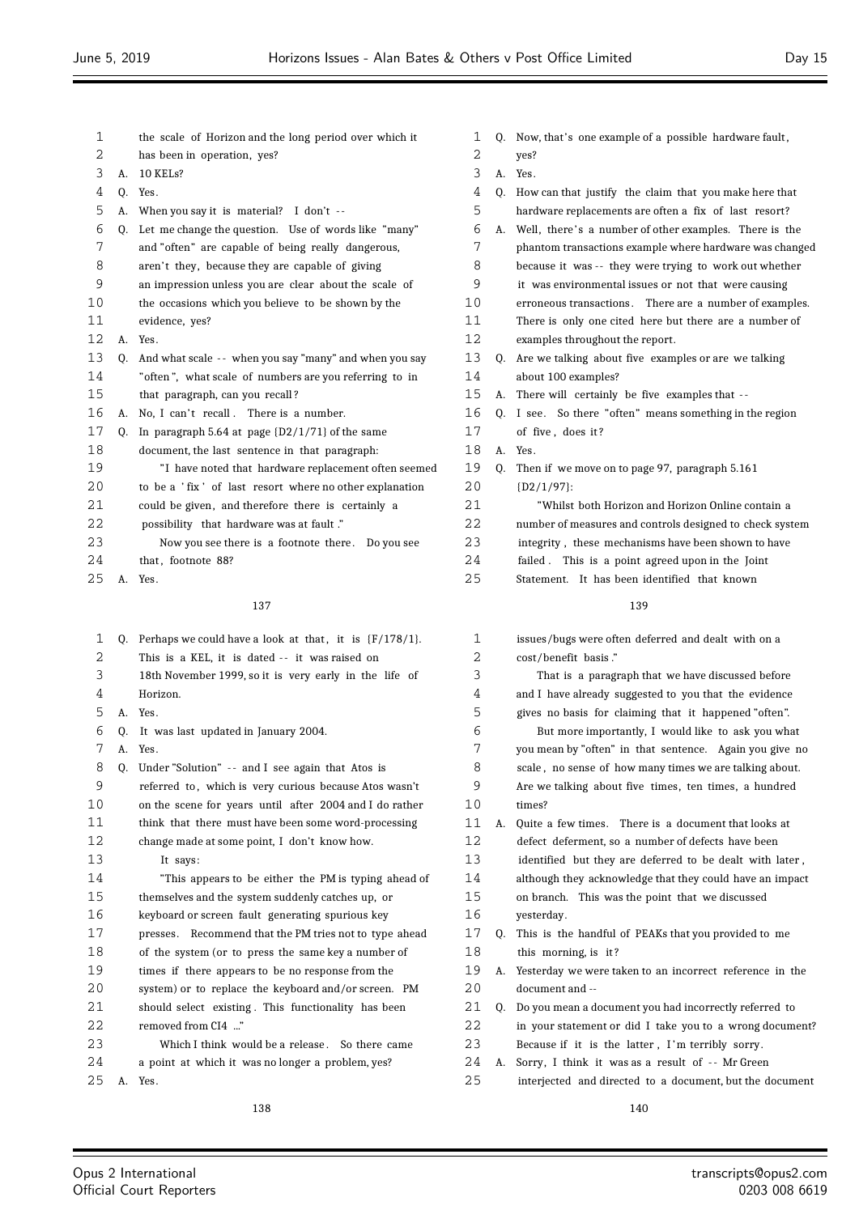137

1 the scale of Horizon and the long period over which it
2 has been in operation, yes?
3 A. 10 KELs?
4 Q. Yes.
5 A. When you say it is material? I don't --
6 Q. Let me change the question. Use of words like "many"
7 and "often" are capable of being really dangerous,
8 aren't they, because they are capable of giving
9 an impression unless you are clear about the scale of
10 the occasions which you believe to be shown by the
11 evidence, yes?
12 A. Yes.
13 Q. And what scale -- when you say "many" and when you say
14 "often", what scale of numbers are you referring to in
15 that paragraph, can you recall?
16 A. No, I can't recall. There is a number.
17 Q. In paragraph 5.64 at page {D2/1/71} of the same
18 document, the last sentence in that paragraph:
19 "I have noted that hardware replacement often seemed
20 to be a 'fix' of last resort where no other explanation
21 could be given, and therefore there is certainly a
22 possibility that hardware was at fault."
23 Now you see there is a footnote there. Do you see
24 that, footnote 88?
25 A. Yes.

138

1 Q. Perhaps we could have a look at that, it is {F/178/1}.
2 This is a KEL, it is dated -- it was raised on
3 18th November 1999, so it is very early in the life of
4 Horizon.
5 A. Yes.
6 Q. It was last updated in January 2004.
7 A. Yes.
8 Q. Under "Solution" -- and I see again that Atos is
9 referred to, which is very curious because Atos wasn't
10 on the scene for years until after 2004 and I do rather
11 think that there must have been some word-processing
12 change made at some point, I don't know how.
13 It says:
14 "This appears to be either the PM is typing ahead of
15 themselves and the system suddenly catches up, or
16 keyboard or screen fault generating spurious key
17 presses. Recommend that the PM tries not to type ahead
18 of the system (or to press the same key a number of
19 times if there appears to be no response from the
20 system) or to replace the keyboard and/or screen. PM
21 should select existing. This functionality has been
22 removed from CI4 ..."
23 Which I think would be a release. So there came
24 a point at which it was no longer a problem, yes?
25 A. Yes.

139

1 Q. Now, that's one example of a possible hardware fault,
2 yes?
3 A. Yes.
4 Q. How can that justify the claim that you make here that
5 hardware replacements are often a fix of last resort?
6 A. Well, there's a number of other examples. There is the
7 phantom transactions example where hardware was changed
8 because it was -- they were trying to work out whether
9 it was environmental issues or not that were causing
10 erroneous transactions. There are a number of examples.
11 There is only one cited here but there are a number of
12 examples throughout the report.
13 Q. Are we talking about five examples or are we talking
14 about 100 examples?
15 A. There will certainly be five examples that --
16 Q. I see. So there "often" means something in the region
17 of five, does it?
18 A. Yes.
19 Q. Then if we move on to page 97, paragraph 5.161
20 {D2/1/97}:
21 "Whilst both Horizon and Horizon Online contain a
22 number of measures and controls designed to check system
23 integrity, these mechanisms have been shown to have
24 failed. This is a point agreed upon in the Joint
25 Statement. It has been identified that known

140

1 issues/bugs were often deferred and dealt with on a
2 cost/benefit basis."
3 That is a paragraph that we have discussed before
4 and I have already suggested to you that the evidence
5 gives no basis for claiming that it happened "often".
6 But more importantly, I would like to ask you what
7 you mean by "often" in that sentence. Again you give no
8 scale, no sense of how many times we are talking about.
9 Are we talking about five times, ten times, a hundred
10 times?
11 A. Quite a few times. There is a document that looks at
12 defect deferment, so a number of defects have been
13 identified but they are deferred to be dealt with later,
14 although they acknowledge that they could have an impact
15 on branch. This was the point that we discussed
16 yesterday.
17 Q. This is the handful of PEAKs that you provided to me
18 this morning, is it?
19 A. Yesterday we were taken to an incorrect reference in the
20 document and --
21 Q. Do you mean a document you had incorrectly referred to
22 in your statement or did I take you to a wrong document?
23 Because if it is the latter, I'm terribly sorry.
24 A. Sorry, I think it was as a result of -- Mr Green
25 interjected and directed to a document, but the document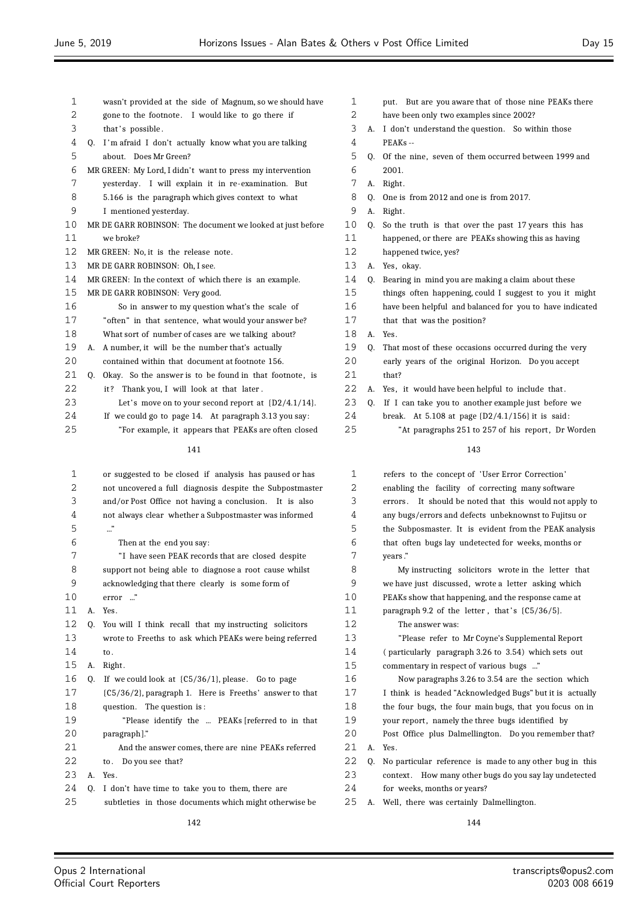wasn't provided at the side of Magnum, so we should have gone to the footnote. I would like to go there if that's possible.

Q. I'm afraid I don't actually know what you are talking about. Does Mr Green?

MR GREEN: My Lord, I didn't want to press my intervention yesterday. I will explain it in re-examination. But 5.166 is the paragraph which gives context to what I mentioned yesterday.

MR DE GARR ROBINSON: The document we looked at just before we broke?

MR GREEN: No, it is the release note.

MR DE GARR ROBINSON: Oh, I see.

MR GREEN: In the context of which there is an example.

MR DE GARR ROBINSON: Very good.

So in answer to my question what's the scale of "often" in that sentence, what would your answer be? What sort of number of cases are we talking about?

A. A number, it will be the number that's actually contained within that document at footnote 156.

Q. Okay. So the answer is to be found in that footnote, is it? Thank you, I will look at that later.

Let's move on to your second report at {D2/4.1/14}. If we could go to page 14. At paragraph 3.13 you say:

"For example, it appears that PEAKs are often closed or suggested to be closed if analysis has paused or has not uncovered a full diagnosis despite the Subpostmaster and/or Post Office not having a conclusion. It is also not always clear whether a Subpostmaster was informed ..."

Then at the end you say:

"I have seen PEAK records that are closed despite support not being able to diagnose a root cause whilst acknowledging that there clearly is some form of error ..."

A. Yes.

Q. You will I think recall that my instructing solicitors wrote to Freeths to ask which PEAKs were being referred to.

A. Right.

Q. If we could look at {C5/36/1}, please. Go to page {C5/36/2}, paragraph 1. Here is Freeths' answer to that question. The question is:

"Please identify the ... PEAKs [referred to in that paragraph]."

And the answer comes, there are nine PEAKs referred to. Do you see that?

A. Yes.

Q. I don't have time to take you to them, there are subtleties in those documents which might otherwise be put. But are you aware that of those nine PEAKs there have been only two examples since 2002?

A. I don't understand the question. So within those PEAKs --

Q. Of the nine, seven of them occurred between 1999 and 2001.

A. Right.

Q. One is from 2012 and one is from 2017.

A. Right.

Q. So the truth is that over the past 17 years this has happened, or there are PEAKs showing this as having happened twice, yes?

A. Yes, okay.

Q. Bearing in mind you are making a claim about these things often happening, could I suggest to you it might have been helpful and balanced for you to have indicated that that was the position?

A. Yes.

Q. That most of these occasions occurred during the very early years of the original Horizon. Do you accept that?

A. Yes, it would have been helpful to include that.

Q. If I can take you to another example just before we break. At 5.108 at page {D2/4.1/156} it is said:

"At paragraphs 251 to 257 of his report, Dr Worden refers to the concept of 'User Error Correction' enabling the facility of correcting many software errors. It should be noted that this would not apply to any bugs/errors and defects unbeknownst to Fujitsu or the Subposmaster. It is evident from the PEAK analysis that often bugs lay undetected for weeks, months or years."

My instructing solicitors wrote in the letter that we have just discussed, wrote a letter asking which PEAKs show that happening, and the response came at paragraph 9.2 of the letter, that's {C5/36/5}.

The answer was:

"Please refer to Mr Coyne's Supplemental Report (particularly paragraph 3.26 to 3.54) which sets out commentary in respect of various bugs ..."

Now paragraphs 3.26 to 3.54 are the section which I think is headed "Acknowledged Bugs" but it is actually the four bugs, the four main bugs, that you focus on in your report, namely the three bugs identified by Post Office plus Dalmellington. Do you remember that?

A. Yes.

Q. No particular reference is made to any other bug in this context. How many other bugs do you say lay undetected for weeks, months or years?

A. Well, there was certainly Dalmellington.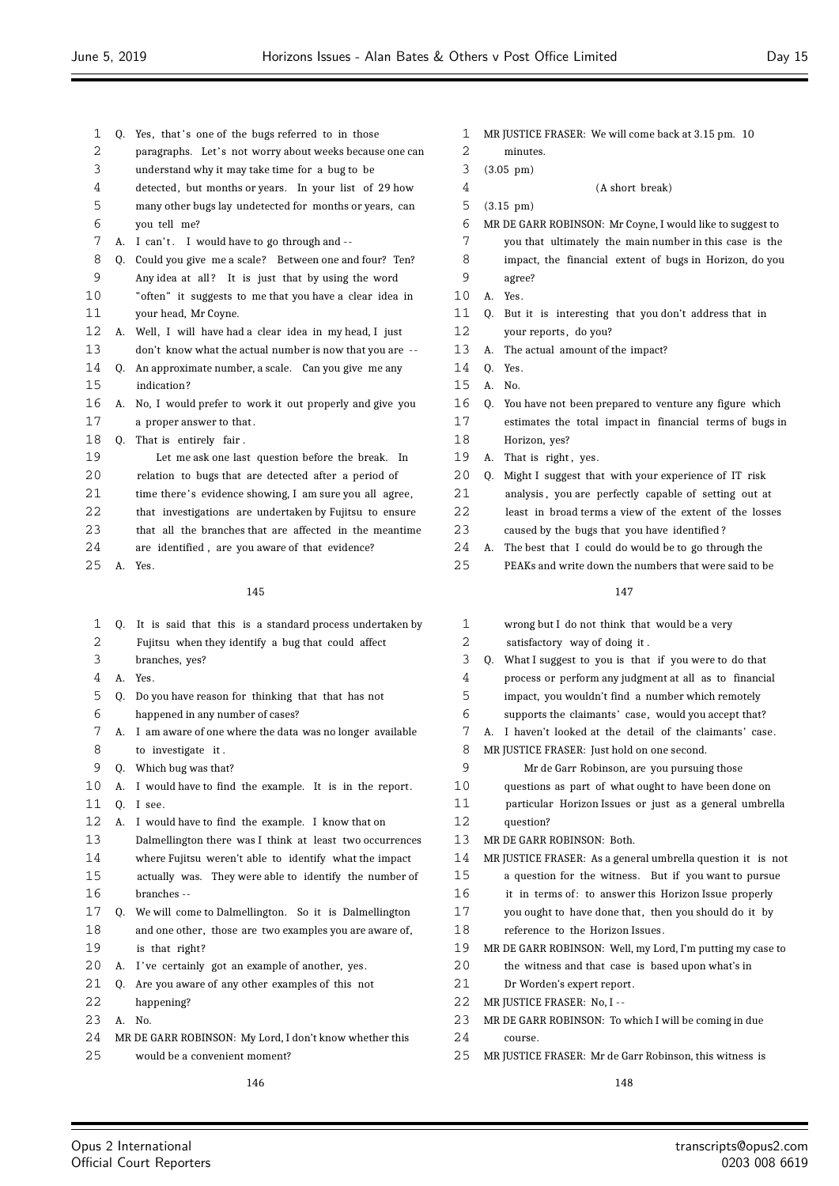Q. Yes, that's one of the bugs referred to in those paragraphs. Let's not worry about weeks because one can understand why it may take time for a bug to be detected, but months or years. In your list of 29 how many other bugs lay undetected for months or years, can you tell me?

A. I can't. I would have to go through and --

Q. Could you give me a scale? Between one and four? Ten? Any idea at all? It is just that by using the word "often" it suggests to me that you have a clear idea in your head, Mr Coyne.

A. Well, I will have had a clear idea in my head, I just don't know what the actual number is now that you are --

Q. An approximate number, a scale. Can you give me any indication?

A. No, I would prefer to work it out properly and give you a proper answer to that.

Q. That is entirely fair.

Let me ask one last question before the break. In relation to bugs that are detected after a period of time there's evidence showing, I am sure you all agree, that investigations are undertaken by Fujitsu to ensure that all the branches that are affected in the meantime are identified, are you aware of that evidence?

A. Yes.

Q. It is said that this is a standard process undertaken by Fujitsu when they identify a bug that could affect branches, yes?

A. Yes.

Q. Do you have reason for thinking that that has not happened in any number of cases?

A. I am aware of one where the data was no longer available to investigate it.

Q. Which bug was that?

A. I would have to find the example. It is in the report.

Q. I see.

A. I would have to find the example. I know that on Dalmellington there was I think at least two occurrences where Fujitsu weren't able to identify what the impact actually was. They were able to identify the number of branches --

Q. We will come to Dalmellington. So it is Dalmellington and one other, those are two examples you are aware of, is that right?

A. I've certainly got an example of another, yes.

Q. Are you aware of any other examples of this not happening?

A. No.

MR DE GARR ROBINSON: My Lord, I don't know whether this would be a convenient moment?

MR JUSTICE FRASER: We will come back at 3.15 pm. 10 minutes.

(3.05 pm)

(A short break)

(3.15 pm)

MR DE GARR ROBINSON: Mr Coyne, I would like to suggest to you that ultimately the main number in this case is the impact, the financial extent of bugs in Horizon, do you agree?

A. Yes.

Q. But it is interesting that you don't address that in your reports, do you?

A. The actual amount of the impact?

Q. Yes.

A. No.

Q. You have not been prepared to venture any figure which estimates the total impact in financial terms of bugs in Horizon, yes?

A. That is right, yes.

Q. Might I suggest that with your experience of IT risk analysis, you are perfectly capable of setting out at least in broad terms a view of the extent of the losses caused by the bugs that you have identified?

A. The best that I could do would be to go through the PEAKs and write down the numbers that were said to be wrong but I do not think that would be a very satisfactory way of doing it.

Q. What I suggest to you is that if you were to do that process or perform any judgment at all as to financial impact, you wouldn't find a number which remotely supports the claimants' case, would you accept that?

A. I haven't looked at the detail of the claimants' case.

MR JUSTICE FRASER: Just hold on one second.

Mr de Garr Robinson, are you pursuing those questions as part of what ought to have been done on particular Horizon Issues or just as a general umbrella question?

MR DE GARR ROBINSON: Both.

MR JUSTICE FRASER: As a general umbrella question it is not a question for the witness. But if you want to pursue it in terms of: to answer this Horizon Issue properly you ought to have done that, then you should do it by reference to the Horizon Issues.

MR DE GARR ROBINSON: Well, my Lord, I'm putting my case to the witness and that case is based upon what's in Dr Worden's expert report.

MR JUSTICE FRASER: No, I --

MR DE GARR ROBINSON: To which I will be coming in due course.

MR JUSTICE FRASER: Mr de Garr Robinson, this witness is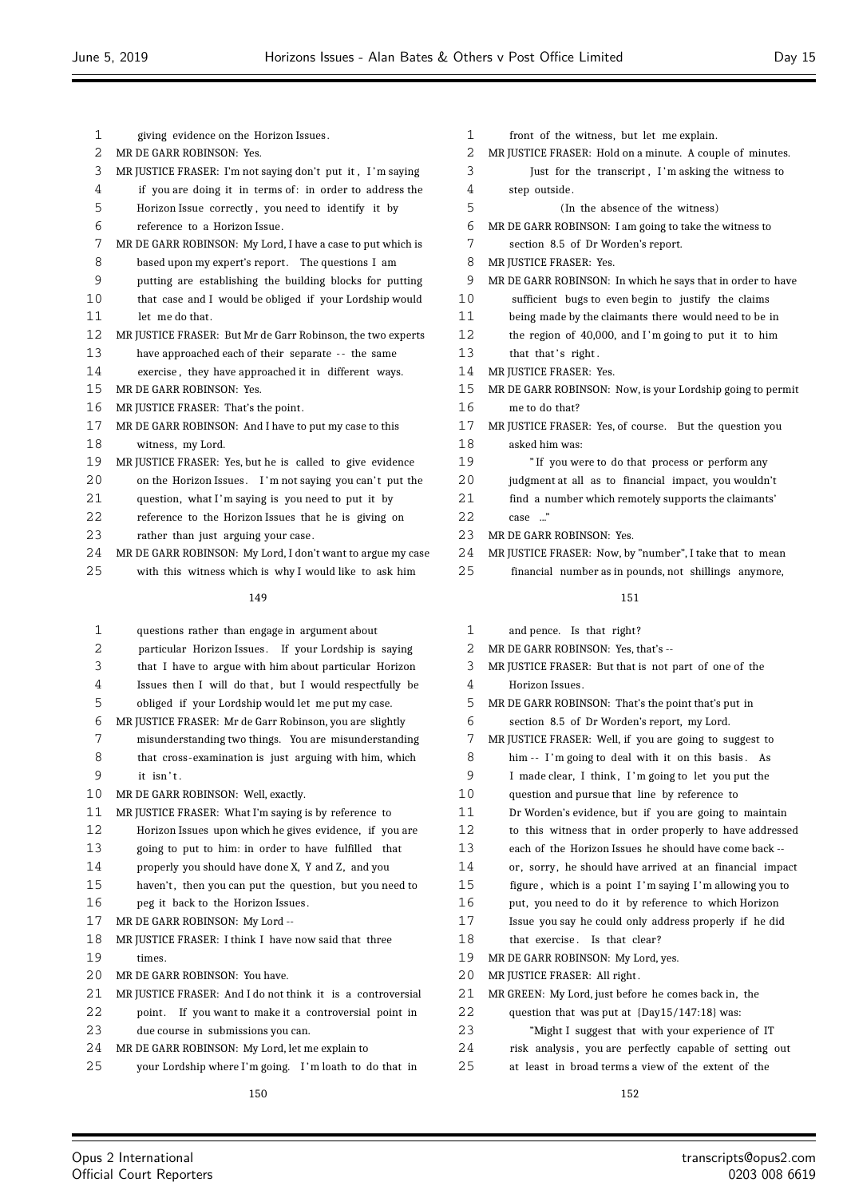giving evidence on the Horizon Issues.

MR DE GARR ROBINSON: Yes.

MR JUSTICE FRASER: I'm not saying don't put it, I'm saying if you are doing it in terms of: in order to address the Horizon Issue correctly, you need to identify it by reference to a Horizon Issue.

MR DE GARR ROBINSON: My Lord, I have a case to put which is based upon my expert's report. The questions I am putting are establishing the building blocks for putting that case and I would be obliged if your Lordship would let me do that.

MR JUSTICE FRASER: But Mr de Garr Robinson, the two experts have approached each of their separate -- the same exercise, they have approached it in different ways.

MR DE GARR ROBINSON: Yes.

MR JUSTICE FRASER: That's the point.

MR DE GARR ROBINSON: And I have to put my case to this witness, my Lord.

MR JUSTICE FRASER: Yes, but he is called to give evidence on the Horizon Issues. I'm not saying you can't put the question, what I'm saying is you need to put it by reference to the Horizon Issues that he is giving on rather than just arguing your case.

MR DE GARR ROBINSON: My Lord, I don't want to argue my case with this witness which is why I would like to ask him questions rather than engage in argument about particular Horizon Issues. If your Lordship is saying that I have to argue with him about particular Horizon Issues then I will do that, but I would respectfully be obliged if your Lordship would let me put my case.

MR JUSTICE FRASER: Mr de Garr Robinson, you are slightly misunderstanding two things. You are misunderstanding that cross-examination is just arguing with him, which it isn't.

MR DE GARR ROBINSON: Well, exactly.

MR JUSTICE FRASER: What I'm saying is by reference to Horizon Issues upon which he gives evidence, if you are going to put to him: in order to have fulfilled that properly you should have done X, Y and Z, and you haven't, then you can put the question, but you need to peg it back to the Horizon Issues.

MR DE GARR ROBINSON: My Lord --

MR JUSTICE FRASER: I think I have now said that three times.

MR DE GARR ROBINSON: You have.

MR JUSTICE FRASER: And I do not think it is a controversial point. If you want to make it a controversial point in due course in submissions you can.

MR DE GARR ROBINSON: My Lord, let me explain to your Lordship where I'm going. I'm loath to do that in front of the witness, but let me explain.

MR JUSTICE FRASER: Hold on a minute. A couple of minutes.

Just for the transcript, I'm asking the witness to step outside.

(In the absence of the witness)

MR DE GARR ROBINSON: I am going to take the witness to section 8.5 of Dr Worden's report.

MR JUSTICE FRASER: Yes.

MR DE GARR ROBINSON: In which he says that in order to have sufficient bugs to even begin to justify the claims being made by the claimants there would need to be in the region of 40,000, and I'm going to put it to him that that's right.

MR JUSTICE FRASER: Yes.

MR DE GARR ROBINSON: Now, is your Lordship going to permit me to do that?

MR JUSTICE FRASER: Yes, of course. But the question you asked him was:

"If you were to do that process or perform any judgment at all as to financial impact, you wouldn't find a number which remotely supports the claimants' case ..."

MR DE GARR ROBINSON: Yes.

MR JUSTICE FRASER: Now, by "number", I take that to mean financial number as in pounds, not shillings anymore, and pence. Is that right?

MR DE GARR ROBINSON: Yes, that's --

MR JUSTICE FRASER: But that is not part of one of the Horizon Issues.

MR DE GARR ROBINSON: That's the point that's put in section 8.5 of Dr Worden's report, my Lord.

MR JUSTICE FRASER: Well, if you are going to suggest to him -- I'm going to deal with it on this basis. As I made clear, I think, I'm going to let you put the question and pursue that line by reference to Dr Worden's evidence, but if you are going to maintain to this witness that in order properly to have addressed each of the Horizon Issues he should have come back -- or, sorry, he should have arrived at an financial impact figure, which is a point I'm saying I'm allowing you to put, you need to do it by reference to which Horizon Issue you say he could only address properly if he did that exercise. Is that clear?

MR DE GARR ROBINSON: My Lord, yes.

MR JUSTICE FRASER: All right.

MR GREEN: My Lord, just before he comes back in, the question that was put at {Day15/147:18} was:

"Might I suggest that with your experience of IT risk analysis, you are perfectly capable of setting out at least in broad terms a view of the extent of the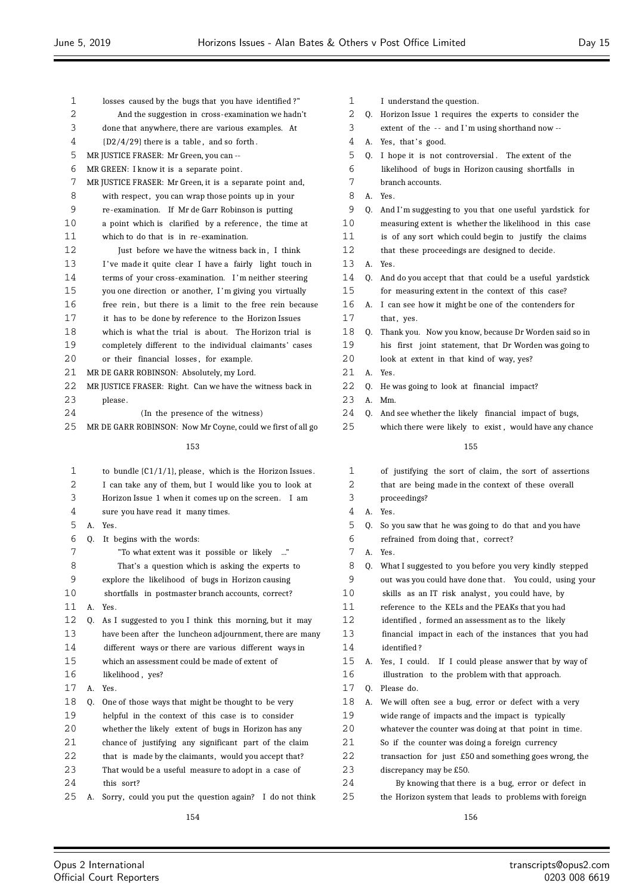losses caused by the bugs that you have identified?"

And the suggestion in cross-examination we hadn't done that anywhere, there are various examples. At {D2/4/29} there is a table, and so forth.

MR JUSTICE FRASER: Mr Green, you can --

MR GREEN: I know it is a separate point.

MR JUSTICE FRASER: Mr Green, it is a separate point and, with respect, you can wrap those points up in your re-examination. If Mr de Garr Robinson is putting a point which is clarified by a reference, the time at which to do that is in re-examination.

Just before we have the witness back in, I think I've made it quite clear I have a fairly light touch in terms of your cross-examination. I'm neither steering you one direction or another, I'm giving you virtually free rein, but there is a limit to the free rein because it has to be done by reference to the Horizon Issues which is what the trial is about. The Horizon trial is completely different to the individual claimants' cases or their financial losses, for example.

MR DE GARR ROBINSON: Absolutely, my Lord.

MR JUSTICE FRASER: Right. Can we have the witness back in please.

(In the presence of the witness)

MR DE GARR ROBINSON: Now Mr Coyne, could we first of all go to bundle {C1/1/1}, please, which is the Horizon Issues. I can take any of them, but I would like you to look at Horizon Issue 1 when it comes up on the screen. I am sure you have read it many times.

A. Yes.

Q. It begins with the words:

"To what extent was it possible or likely ..."

That's a question which is asking the experts to explore the likelihood of bugs in Horizon causing shortfalls in postmaster branch accounts, correct?

A. Yes.

Q. As I suggested to you I think this morning, but it may have been after the luncheon adjournment, there are many different ways or there are various different ways in which an assessment could be made of extent of likelihood, yes?

A. Yes.

Q. One of those ways that might be thought to be very helpful in the context of this case is to consider whether the likely extent of bugs in Horizon has any chance of justifying any significant part of the claim that is made by the claimants, would you accept that? That would be a useful measure to adopt in a case of this sort?

A. Sorry, could you put the question again? I do not think I understand the question.

Q. Horizon Issue 1 requires the experts to consider the extent of the -- and I'm using shorthand now --

A. Yes, that's good.

Q. I hope it is not controversial. The extent of the likelihood of bugs in Horizon causing shortfalls in branch accounts.

A. Yes.

Q. And I'm suggesting to you that one useful yardstick for measuring extent is whether the likelihood in this case is of any sort which could begin to justify the claims that these proceedings are designed to decide.

A. Yes.

Q. And do you accept that that could be a useful yardstick for measuring extent in the context of this case?

A. I can see how it might be one of the contenders for that, yes.

Q. Thank you. Now you know, because Dr Worden said so in his first joint statement, that Dr Worden was going to look at extent in that kind of way, yes?

A. Yes.

Q. He was going to look at financial impact?

A. Mm.

Q. And see whether the likely financial impact of bugs, which there were likely to exist, would have any chance of justifying the sort of claim, the sort of assertions that are being made in the context of these overall proceedings?

A. Yes.

Q. So you saw that he was going to do that and you have refrained from doing that, correct?

A. Yes.

Q. What I suggested to you before you very kindly stepped out was you could have done that. You could, using your skills as an IT risk analyst, you could have, by reference to the KELs and the PEAKs that you had identified, formed an assessment as to the likely financial impact in each of the instances that you had identified?

A. Yes, I could. If I could please answer that by way of illustration to the problem with that approach.

Q. Please do.

A. We will often see a bug, error or defect with a very wide range of impacts and the impact is typically whatever the counter was doing at that point in time. So if the counter was doing a foreign currency transaction for just £50 and something goes wrong, the discrepancy may be £50.

By knowing that there is a bug, error or defect in the Horizon system that leads to problems with foreign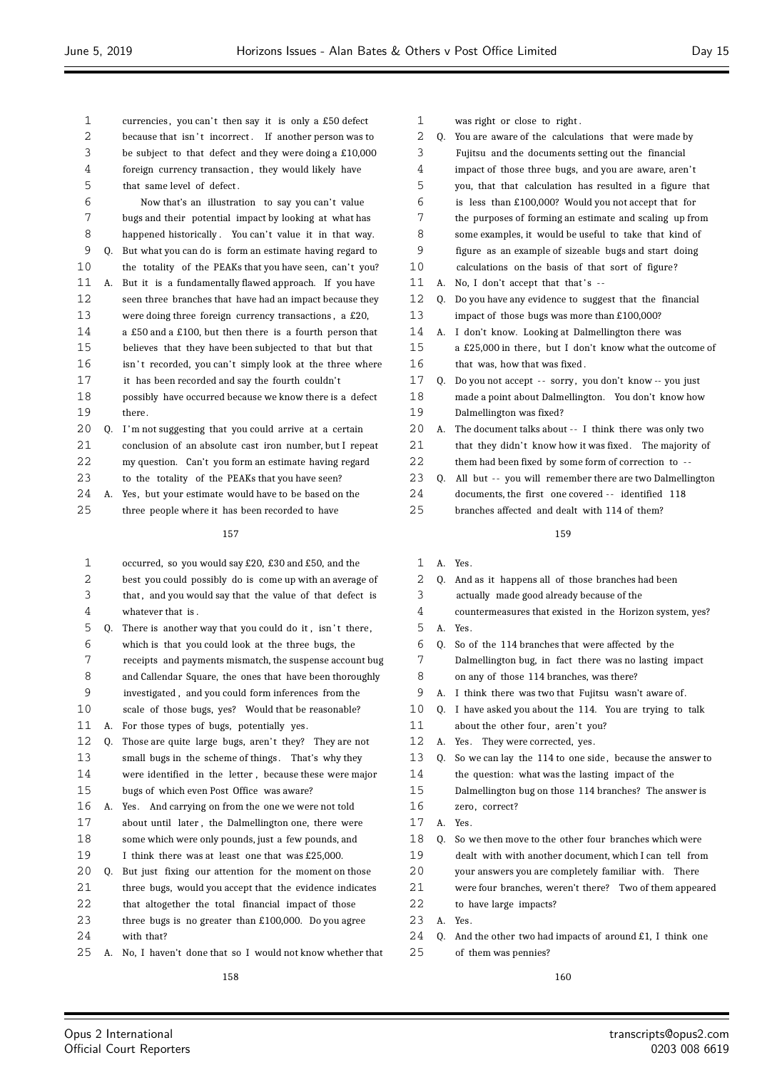157

1 currencies, you can't then say it is only a £50 defect
2 because that isn't incorrect. If another person was to
3 be subject to that defect and they were doing a £10,000
4 foreign currency transaction, they would likely have
5 that same level of defect.
6 Now that's an illustration to say you can't value
7 bugs and their potential impact by looking at what has
8 happened historically. You can't value it in that way.
9 Q. But what you can do is form an estimate having regard to
10 the totality of the PEAKs that you have seen, can't you?
11 A. But it is a fundamentally flawed approach. If you have
12 seen three branches that have had an impact because they
13 were doing three foreign currency transactions, a £20,
14 a £50 and a £100, but then there is a fourth person that
15 believes that they have been subjected to that but that
16 isn't recorded, you can't simply look at the three where
17 it has been recorded and say the fourth couldn't
18 possibly have occurred because we know there is a defect
19 there.
20 Q. I'm not suggesting that you could arrive at a certain
21 conclusion of an absolute cast iron number, but I repeat
22 my question. Can't you form an estimate having regard
23 to the totality of the PEAKs that you have seen?
24 A. Yes, but your estimate would have to be based on the
25 three people where it has been recorded to have

158

1 occurred, so you would say £20, £30 and £50, and the
2 best you could possibly do is come up with an average of
3 that, and you would say that the value of that defect is
4 whatever that is.
5 Q. There is another way that you could do it, isn't there,
6 which is that you could look at the three bugs, the
7 receipts and payments mismatch, the suspense account bug
8 and Callendar Square, the ones that have been thoroughly
9 investigated, and you could form inferences from the
10 scale of those bugs, yes? Would that be reasonable?
11 A. For those types of bugs, potentially yes.
12 Q. Those are quite large bugs, aren't they? They are not
13 small bugs in the scheme of things. That's why they
14 were identified in the letter, because these were major
15 bugs of which even Post Office was aware?
16 A. Yes. And carrying on from the one we were not told
17 about until later, the Dalmellington one, there were
18 some which were only pounds, just a few pounds, and
19 I think there was at least one that was £25,000.
20 Q. But just fixing our attention for the moment on those
21 three bugs, would you accept that the evidence indicates
22 that altogether the total financial impact of those
23 three bugs is no greater than £100,000. Do you agree
24 with that?
25 A. No, I haven't done that so I would not know whether that

159

1 was right or close to right.
2 Q. You are aware of the calculations that were made by
3 Fujitsu and the documents setting out the financial
4 impact of those three bugs, and you are aware, aren't
5 you, that that calculation has resulted in a figure that
6 is less than £100,000? Would you not accept that for
7 the purposes of forming an estimate and scaling up from
8 some examples, it would be useful to take that kind of
9 figure as an example of sizeable bugs and start doing
10 calculations on the basis of that sort of figure?
11 A. No, I don't accept that that's --
12 Q. Do you have any evidence to suggest that the financial
13 impact of those bugs was more than £100,000?
14 A. I don't know. Looking at Dalmellington there was
15 a £25,000 in there, but I don't know what the outcome of
16 that was, how that was fixed.
17 Q. Do you not accept -- sorry, you don't know -- you just
18 made a point about Dalmellington. You don't know how
19 Dalmellington was fixed?
20 A. The document talks about -- I think there was only two
21 that they didn't know how it was fixed. The majority of
22 them had been fixed by some form of correction to --
23 Q. All but -- you will remember there are two Dalmellington
24 documents, the first one covered -- identified 118
25 branches affected and dealt with 114 of them?

160

1 A. Yes.
2 Q. And as it happens all of those branches had been
3 actually made good already because of the
4 countermeasures that existed in the Horizon system, yes?
5 A. Yes.
6 Q. So of the 114 branches that were affected by the
7 Dalmellington bug, in fact there was no lasting impact
8 on any of those 114 branches, was there?
9 A. I think there was two that Fujitsu wasn't aware of.
10 Q. I have asked you about the 114. You are trying to talk
11 about the other four, aren't you?
12 A. Yes. They were corrected, yes.
13 Q. So we can lay the 114 to one side, because the answer to
14 the question: what was the lasting impact of the
15 Dalmellington bug on those 114 branches? The answer is
16 zero, correct?
17 A. Yes.
18 Q. So we then move to the other four branches which were
19 dealt with with another document, which I can tell from
20 your answers you are completely familiar with. There
21 were four branches, weren't there? Two of them appeared
22 to have large impacts?
23 A. Yes.
24 Q. And the other two had impacts of around £1, I think one
25 of them was pennies?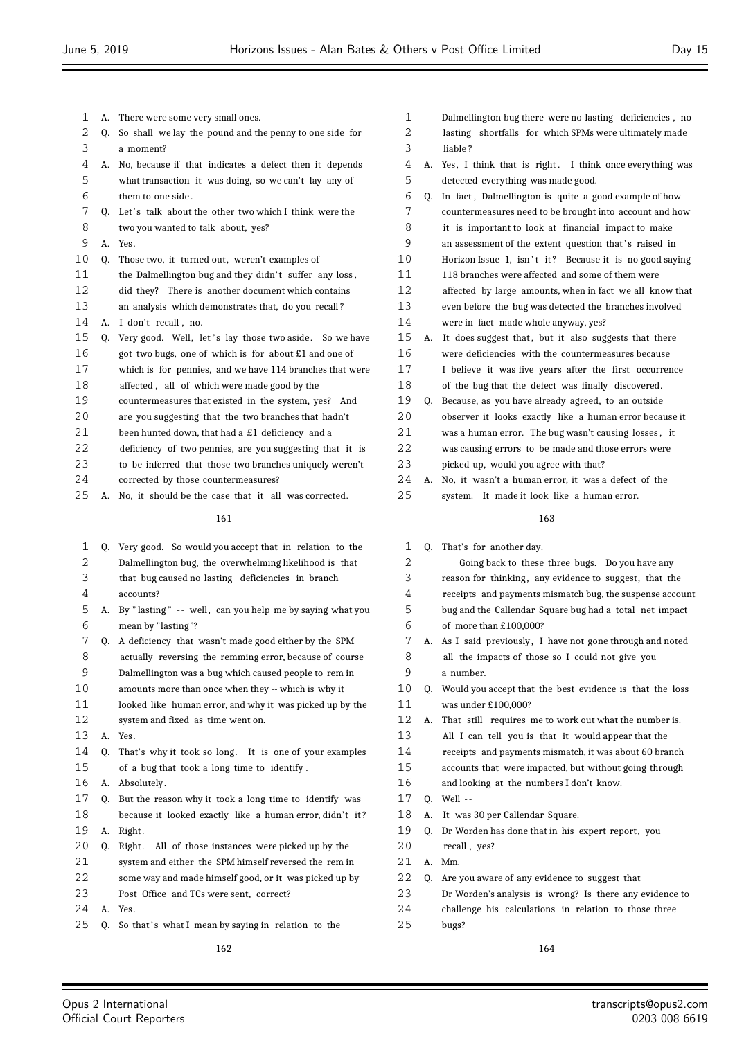A. There were some very small ones.

Q. So shall we lay the pound and the penny to one side for a moment?

A. No, because if that indicates a defect then it depends what transaction it was doing, so we can't lay any of them to one side.

Q. Let's talk about the other two which I think were the two you wanted to talk about, yes?

A. Yes.

Q. Those two, it turned out, weren't examples of the Dalmellington bug and they didn't suffer any loss, did they? There is another document which contains an analysis which demonstrates that, do you recall?

A. I don't recall, no.

Q. Very good. Well, let's lay those two aside. So we have got two bugs, one of which is for about £1 and one of which is for pennies, and we have 114 branches that were affected, all of which were made good by the countermeasures that existed in the system, yes? And are you suggesting that the two branches that hadn't been hunted down, that had a £1 deficiency and a deficiency of two pennies, are you suggesting that it is to be inferred that those two branches uniquely weren't corrected by those countermeasures?

A. No, it should be the case that it all was corrected.

Q. Very good. So would you accept that in relation to the Dalmellington bug, the overwhelming likelihood is that that bug caused no lasting deficiencies in branch accounts?

A. By "lasting" -- well, can you help me by saying what you mean by "lasting"?

Q. A deficiency that wasn't made good either by the SPM actually reversing the remming error, because of course Dalmellington was a bug which caused people to rem in amounts more than once when they -- which is why it looked like human error, and why it was picked up by the system and fixed as time went on.

A. Yes.

Q. That's why it took so long. It is one of your examples of a bug that took a long time to identify.

A. Absolutely.

Q. But the reason why it took a long time to identify was because it looked exactly like a human error, didn't it?

A. Right.

Q. Right. All of those instances were picked up by the system and either the SPM himself reversed the rem in some way and made himself good, or it was picked up by Post Office and TCs were sent, correct?

A. Yes.

Q. So that's what I mean by saying in relation to the Dalmellington bug there were no lasting deficiencies, no lasting shortfalls for which SPMs were ultimately made liable?

A. Yes, I think that is right. I think once everything was detected everything was made good.

Q. In fact, Dalmellington is quite a good example of how countermeasures need to be brought into account and how it is important to look at financial impact to make an assessment of the extent question that's raised in Horizon Issue 1, isn't it? Because it is no good saying 118 branches were affected and some of them were affected by large amounts, when in fact we all know that even before the bug was detected the branches involved were in fact made whole anyway, yes?

A. It does suggest that, but it also suggests that there were deficiencies with the countermeasures because I believe it was five years after the first occurrence of the bug that the defect was finally discovered.

Q. Because, as you have already agreed, to an outside observer it looks exactly like a human error because it was a human error. The bug wasn't causing losses, it was causing errors to be made and those errors were picked up, would you agree with that?

A. No, it wasn't a human error, it was a defect of the system. It made it look like a human error.

Q. That's for another day.

Going back to these three bugs. Do you have any reason for thinking, any evidence to suggest, that the receipts and payments mismatch bug, the suspense account bug and the Callendar Square bug had a total net impact of more than £100,000?

A. As I said previously, I have not gone through and noted all the impacts of those so I could not give you a number.

Q. Would you accept that the best evidence is that the loss was under £100,000?

A. That still requires me to work out what the number is. All I can tell you is that it would appear that the receipts and payments mismatch, it was about 60 branch accounts that were impacted, but without going through and looking at the numbers I don't know.

Q. Well --

A. It was 30 per Callendar Square.

Q. Dr Worden has done that in his expert report, you recall, yes?

A. Mm.

Q. Are you aware of any evidence to suggest that Dr Worden's analysis is wrong? Is there any evidence to challenge his calculations in relation to those three bugs?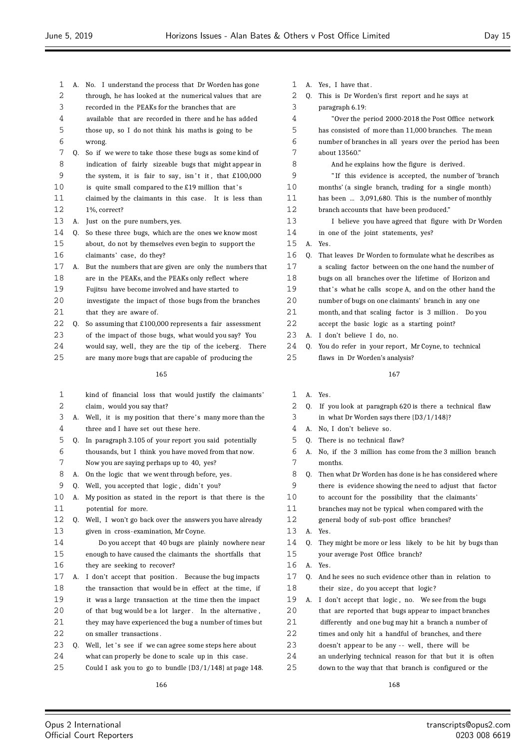A. No. I understand the process that Dr Worden has gone through, he has looked at the numerical values that are recorded in the PEAKs for the branches that are available that are recorded in there and he has added those up, so I do not think his maths is going to be wrong.

Q. So if we were to take those these bugs as some kind of indication of fairly sizeable bugs that might appear in the system, it is fair to say, isn't it, that £100,000 is quite small compared to the £19 million that's claimed by the claimants in this case. It is less than 1%, correct?

A. Just on the pure numbers, yes.

Q. So these three bugs, which are the ones we know most about, do not by themselves even begin to support the claimants' case, do they?

A. But the numbers that are given are only the numbers that are in the PEAKs, and the PEAKs only reflect where Fujitsu have become involved and have started to investigate the impact of those bugs from the branches that they are aware of.

Q. So assuming that £100,000 represents a fair assessment of the impact of those bugs, what would you say? You would say, well, they are the tip of the iceberg. There are many more bugs that are capable of producing the kind of financial loss that would justify the claimants' claim, would you say that?

A. Well, it is my position that there's many more than the three and I have set out these here.

Q. In paragraph 3.105 of your report you said potentially thousands, but I think you have moved from that now. Now you are saying perhaps up to 40, yes?

A. On the logic that we went through before, yes.

Q. Well, you accepted that logic, didn't you?

A. My position as stated in the report is that there is the potential for more.

Q. Well, I won't go back over the answers you have already given in cross-examination, Mr Coyne.

Do you accept that 40 bugs are plainly nowhere near enough to have caused the claimants the shortfalls that they are seeking to recover?

A. I don't accept that position. Because the bug impacts the transaction that would be in effect at the time, if it was a large transaction at the time then the impact of that bug would be a lot larger. In the alternative, they may have experienced the bug a number of times but on smaller transactions.

Q. Well, let's see if we can agree some steps here about what can properly be done to scale up in this case. Could I ask you to go to bundle {D3/1/148} at page 148.

A. Yes, I have that.

Q. This is Dr Worden's first report and he says at paragraph 6.19:

"Over the period 2000-2018 the Post Office network has consisted of more than 11,000 branches. The mean number of branches in all years over the period has been about 13560."

And he explains how the figure is derived.

"If this evidence is accepted, the number of 'branch months' (a single branch, trading for a single month) has been ... 3,091,680. This is the number of monthly branch accounts that have been produced."

I believe you have agreed that figure with Dr Worden in one of the joint statements, yes?

A. Yes.

Q. That leaves Dr Worden to formulate what he describes as a scaling factor between on the one hand the number of bugs on all branches over the lifetime of Horizon and that's what he calls scope A, and on the other hand the number of bugs on one claimants' branch in any one month, and that scaling factor is 3 million. Do you accept the basic logic as a starting point?

A. I don't believe I do, no.

Q. You do refer in your report, Mr Coyne, to technical flaws in Dr Worden's analysis?

A. Yes.

Q. If you look at paragraph 620 is there a technical flaw in what Dr Worden says there {D3/1/148}?

A. No, I don't believe so.

Q. There is no technical flaw?

A. No, if the 3 million has come from the 3 million branch months.

Q. Then what Dr Worden has done is he has considered where there is evidence showing the need to adjust that factor to account for the possibility that the claimants' branches may not be typical when compared with the general body of sub-post office branches?

A. Yes.

Q. They might be more or less likely to be hit by bugs than your average Post Office branch?

A. Yes.

Q. And he sees no such evidence other than in relation to their size, do you accept that logic?

A. I don't accept that logic, no. We see from the bugs that are reported that bugs appear to impact branches differently and one bug may hit a branch a number of times and only hit a handful of branches, and there doesn't appear to be any -- well, there will be an underlying technical reason for that but it is often down to the way that that branch is configured or the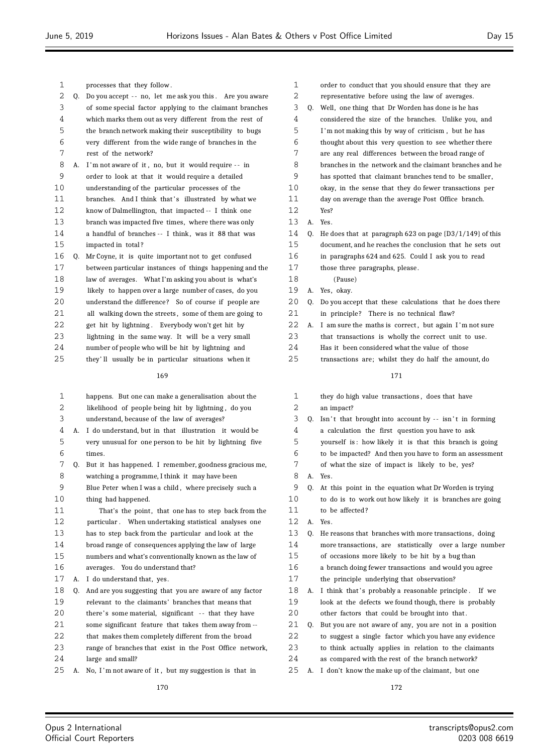processes that they follow.

Q. Do you accept -- no, let me ask you this. Are you aware of some special factor applying to the claimant branches which marks them out as very different from the rest of the branch network making their susceptibility to bugs very different from the wide range of branches in the rest of the network?

A. I'm not aware of it, no, but it would require -- in order to look at that it would require a detailed understanding of the particular processes of the branches. And I think that's illustrated by what we know of Dalmellington, that impacted -- I think one branch was impacted five times, where there was only a handful of branches -- I think, was it 88 that was impacted in total?

Q. Mr Coyne, it is quite important not to get confused between particular instances of things happening and the law of averages. What I'm asking you about is what's likely to happen over a large number of cases, do you understand the difference? So of course if people are all walking down the streets, some of them are going to get hit by lightning. Everybody won't get hit by lightning in the same way. It will be a very small number of people who will be hit by lightning and they'll usually be in particular situations when it happens. But one can make a generalisation about the likelihood of people being hit by lightning, do you understand, because of the law of averages?

A. I do understand, but in that illustration it would be very unusual for one person to be hit by lightning five times.

Q. But it has happened. I remember, goodness gracious me, watching a programme, I think it may have been Blue Peter when I was a child, where precisely such a thing had happened.

That's the point, that one has to step back from the particular. When undertaking statistical analyses one has to step back from the particular and look at the broad range of consequences applying the law of large numbers and what's conventionally known as the law of averages. You do understand that?

A. I do understand that, yes.

Q. And are you suggesting that you are aware of any factor relevant to the claimants' branches that means that there's some material, significant -- that they have some significant feature that takes them away from -- that makes them completely different from the broad range of branches that exist in the Post Office network, large and small?

A. No, I'm not aware of it, but my suggestion is that in order to conduct that you should ensure that they are representative before using the law of averages.

Q. Well, one thing that Dr Worden has done is he has considered the size of the branches. Unlike you, and I'm not making this by way of criticism, but he has thought about this very question to see whether there are any real differences between the broad range of branches in the network and the claimant branches and he has spotted that claimant branches tend to be smaller, okay, in the sense that they do fewer transactions per day on average than the average Post Office branch. Yes?

A. Yes.

Q. He does that at paragraph 623 on page {D3/1/149} of this document, and he reaches the conclusion that he sets out in paragraphs 624 and 625. Could I ask you to read those three paragraphs, please.

(Pause)

A. Yes, okay.

Q. Do you accept that these calculations that he does there in principle? There is no technical flaw?

A. I am sure the maths is correct, but again I'm not sure that transactions is wholly the correct unit to use. Has it been considered what the value of those transactions are; whilst they do half the amount, do they do high value transactions, does that have an impact?

Q. Isn't that brought into account by -- isn't in forming a calculation the first question you have to ask yourself is: how likely it is that this branch is going to be impacted? And then you have to form an assessment of what the size of impact is likely to be, yes?

A. Yes.

Q. At this point in the equation what Dr Worden is trying to do is to work out how likely it is branches are going to be affected?

A. Yes.

Q. He reasons that branches with more transactions, doing more transactions, are statistically over a large number of occasions more likely to be hit by a bug than a branch doing fewer transactions and would you agree the principle underlying that observation?

A. I think that's probably a reasonable principle. If we look at the defects we found though, there is probably other factors that could be brought into that.

Q. But you are not aware of any, you are not in a position to suggest a single factor which you have any evidence to think actually applies in relation to the claimants as compared with the rest of the branch network?

A. I don't know the make up of the claimant, but one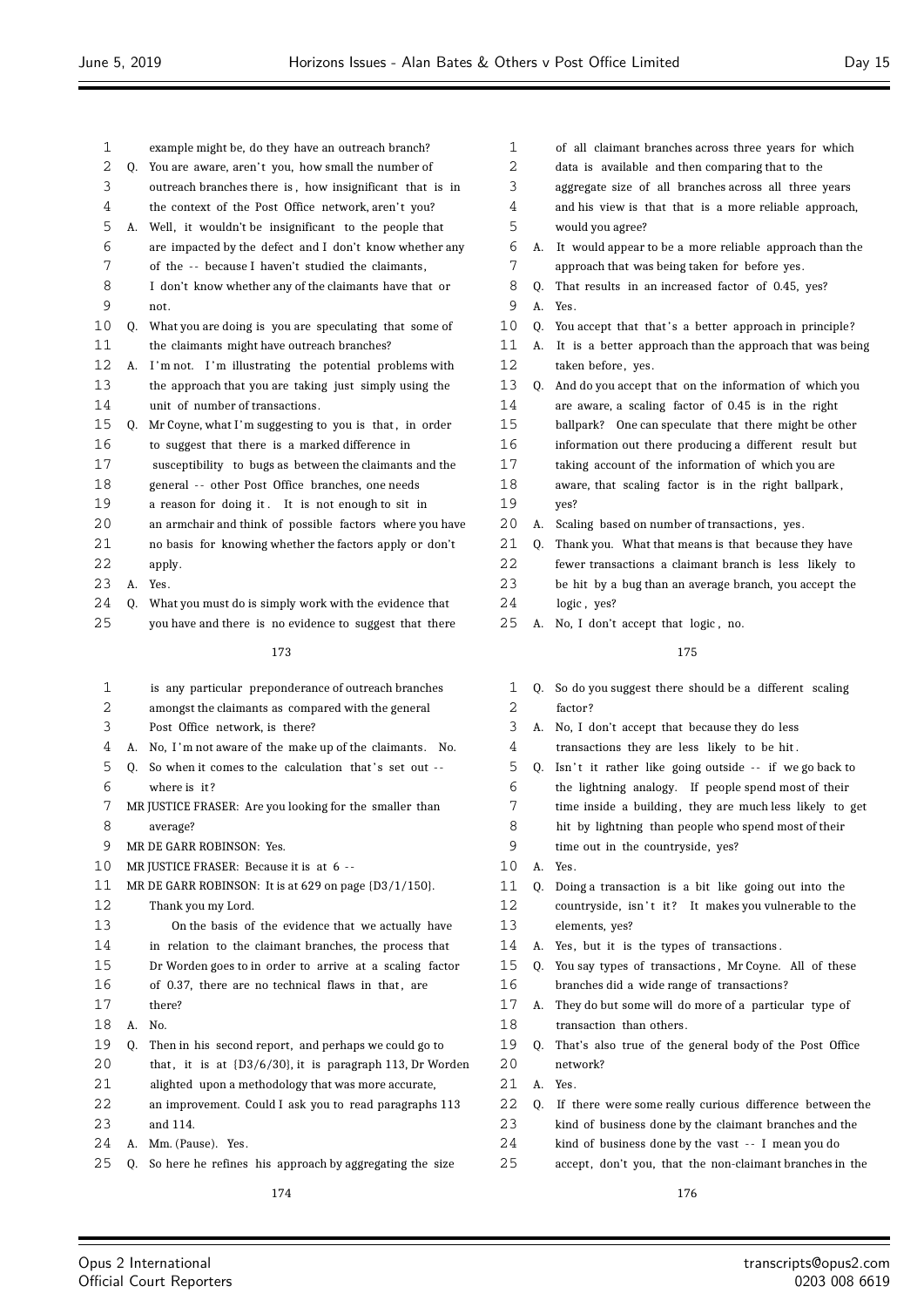173

1 example might be, do they have an outreach branch?
2 Q. You are aware, aren't you, how small the number of
3 outreach branches there is, how insignificant that is in
4 the context of the Post Office network, aren't you?
5 A. Well, it wouldn't be insignificant to the people that
6 are impacted by the defect and I don't know whether any
7 of the -- because I haven't studied the claimants,
8 I don't know whether any of the claimants have that or
9 not.
10 Q. What you are doing is you are speculating that some of
11 the claimants might have outreach branches?
12 A. I'm not. I'm illustrating the potential problems with
13 the approach that you are taking just simply using the
14 unit of number of transactions.
15 Q. Mr Coyne, what I'm suggesting to you is that, in order
16 to suggest that there is a marked difference in
17 susceptibility to bugs as between the claimants and the
18 general -- other Post Office branches, one needs
19 a reason for doing it. It is not enough to sit in
20 an armchair and think of possible factors where you have
21 no basis for knowing whether the factors apply or don't
22 apply.
23 A. Yes.
24 Q. What you must do is simply work with the evidence that
25 you have and there is no evidence to suggest that there

174

1 is any particular preponderance of outreach branches
2 amongst the claimants as compared with the general
3 Post Office network, is there?
4 A. No, I'm not aware of the make up of the claimants. No.
5 Q. So when it comes to the calculation that's set out --
6 where is it?
7 MR JUSTICE FRASER: Are you looking for the smaller than
8 average?
9 MR DE GARR ROBINSON: Yes.
10 MR JUSTICE FRASER: Because it is at 6 --
11 MR DE GARR ROBINSON: It is at 629 on page {D3/1/150}.
12 Thank you my Lord.
13 On the basis of the evidence that we actually have
14 in relation to the claimant branches, the process that
15 Dr Worden goes to in order to arrive at a scaling factor
16 of 0.37, there are no technical flaws in that, are
17 there?
18 A. No.
19 Q. Then in his second report, and perhaps we could go to
20 that, it is at {D3/6/30}, it is paragraph 113, Dr Worden
21 alighted upon a methodology that was more accurate,
22 an improvement. Could I ask you to read paragraphs 113
23 and 114.
24 A. Mm. (Pause). Yes.
25 Q. So here he refines his approach by aggregating the size

175

1 of all claimant branches across three years for which
2 data is available and then comparing that to the
3 aggregate size of all branches across all three years
4 and his view is that that is a more reliable approach,
5 would you agree?
6 A. It would appear to be a more reliable approach than the
7 approach that was being taken for before yes.
8 Q. That results in an increased factor of 0.45, yes?
9 A. Yes.
10 Q. You accept that that's a better approach in principle?
11 A. It is a better approach than the approach that was being
12 taken before, yes.
13 Q. And do you accept that on the information of which you
14 are aware, a scaling factor of 0.45 is in the right
15 ballpark? One can speculate that there might be other
16 information out there producing a different result but
17 taking account of the information of which you are
18 aware, that scaling factor is in the right ballpark,
19 yes?
20 A. Scaling based on number of transactions, yes.
21 Q. Thank you. What that means is that because they have
22 fewer transactions a claimant branch is less likely to
23 be hit by a bug than an average branch, you accept the
24 logic, yes?
25 A. No, I don't accept that logic, no.

176

1 Q. So do you suggest there should be a different scaling
2 factor?
3 A. No, I don't accept that because they do less
4 transactions they are less likely to be hit.
5 Q. Isn't it rather like going outside -- if we go back to
6 the lightning analogy. If people spend most of their
7 time inside a building, they are much less likely to get
8 hit by lightning than people who spend most of their
9 time out in the countryside, yes?
10 A. Yes.
11 Q. Doing a transaction is a bit like going out into the
12 countryside, isn't it? It makes you vulnerable to the
13 elements, yes?
14 A. Yes, but it is the types of transactions.
15 Q. You say types of transactions, Mr Coyne. All of these
16 branches did a wide range of transactions?
17 A. They do but some will do more of a particular type of
18 transaction than others.
19 Q. That's also true of the general body of the Post Office
20 network?
21 A. Yes.
22 Q. If there were some really curious difference between the
23 kind of business done by the claimant branches and the
24 kind of business done by the vast -- I mean you do
25 accept, don't you, that the non-claimant branches in the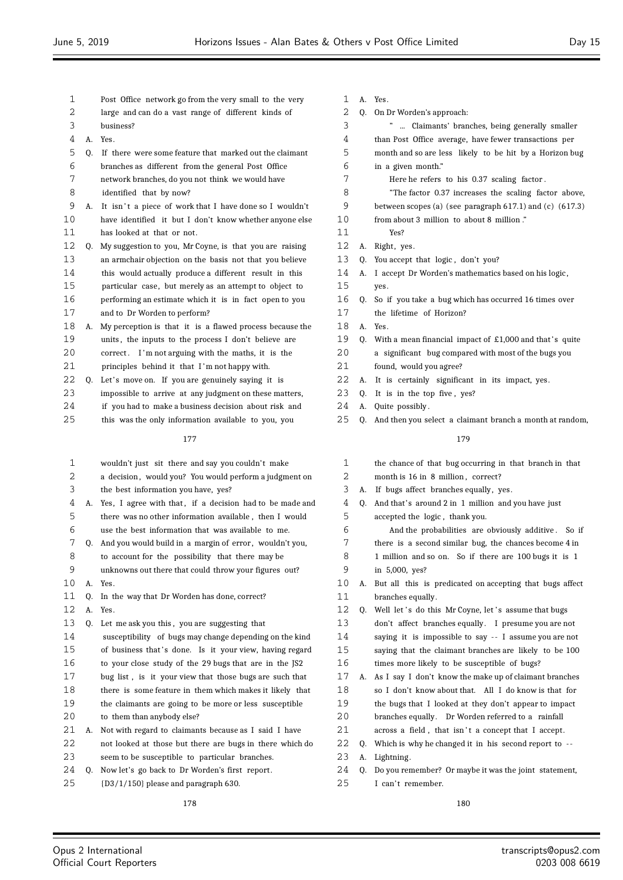Post Office network go from the very small to the very large and can do a vast range of different kinds of business?

A. Yes.

Q. If there were some feature that marked out the claimant branches as different from the general Post Office network branches, do you not think we would have identified that by now?

A. It isn't a piece of work that I have done so I wouldn't have identified it but I don't know whether anyone else has looked at that or not.

Q. My suggestion to you, Mr Coyne, is that you are raising an armchair objection on the basis not that you believe this would actually produce a different result in this particular case, but merely as an attempt to object to performing an estimate which it is in fact open to you and to Dr Worden to perform?

A. My perception is that it is a flawed process because the units, the inputs to the process I don't believe are correct. I'm not arguing with the maths, it is the principles behind it that I'm not happy with.

Q. Let's move on. If you are genuinely saying it is impossible to arrive at any judgment on these matters, if you had to make a business decision about risk and this was the only information available to you, you wouldn't just sit there and say you couldn't make a decision, would you? You would perform a judgment on the best information you have, yes?

A. Yes, I agree with that, if a decision had to be made and there was no other information available, then I would use the best information that was available to me.

Q. And you would build in a margin of error, wouldn't you, to account for the possibility that there may be unknowns out there that could throw your figures out?

A. Yes.

Q. In the way that Dr Worden has done, correct?

A. Yes.

Q. Let me ask you this, you are suggesting that susceptibility of bugs may change depending on the kind of business that's done. Is it your view, having regard to your close study of the 29 bugs that are in the JS2 bug list, is it your view that those bugs are such that there is some feature in them which makes it likely that the claimants are going to be more or less susceptible to them than anybody else?

A. Not with regard to claimants because as I said I have not looked at those but there are bugs in there which do seem to be susceptible to particular branches.

Q. Now let's go back to Dr Worden's first report. {D3/1/150} please and paragraph 630.

A. Yes.

Q. On Dr Worden's approach:

"... Claimants' branches, being generally smaller than Post Office average, have fewer transactions per month and so are less likely to be hit by a Horizon bug in a given month."

Here he refers to his 0.37 scaling factor.

"The factor 0.37 increases the scaling factor above, between scopes (a) (see paragraph 617.1) and (c) (617.3) from about 3 million to about 8 million."

Yes?

A. Right, yes.

Q. You accept that logic, don't you?

A. I accept Dr Worden's mathematics based on his logic, yes.

Q. So if you take a bug which has occurred 16 times over the lifetime of Horizon?

A. Yes.

Q. With a mean financial impact of £1,000 and that's quite a significant bug compared with most of the bugs you found, would you agree?

A. It is certainly significant in its impact, yes.

Q. It is in the top five, yes?

A. Quite possibly.

Q. And then you select a claimant branch a month at random, the chance of that bug occurring in that branch in that month is 16 in 8 million, correct?

A. If bugs affect branches equally, yes.

Q. And that's around 2 in 1 million and you have just accepted the logic, thank you.

And the probabilities are obviously additive. So if there is a second similar bug, the chances become 4 in 1 million and so on. So if there are 100 bugs it is 1 in 5,000, yes?

A. But all this is predicated on accepting that bugs affect branches equally.

Q. Well let's do this Mr Coyne, let's assume that bugs don't affect branches equally. I presume you are not saying it is impossible to say -- I assume you are not saying that the claimant branches are likely to be 100 times more likely to be susceptible of bugs?

A. As I say I don't know the make up of claimant branches so I don't know about that. All I do know is that for the bugs that I looked at they don't appear to impact branches equally. Dr Worden referred to a rainfall across a field, that isn't a concept that I accept.

Q. Which is why he changed it in his second report to --

A. Lightning.

Q. Do you remember? Or maybe it was the joint statement, I can't remember.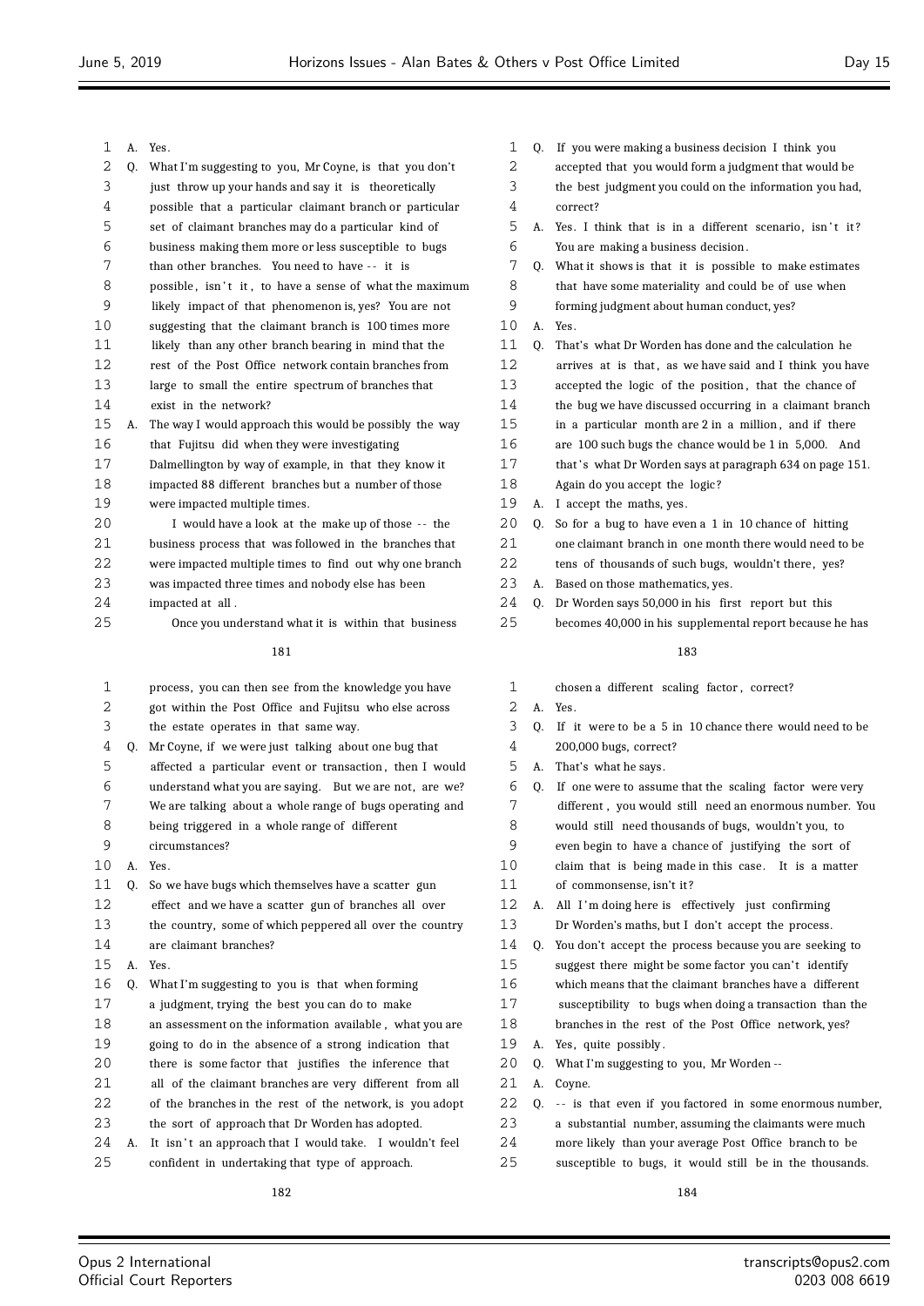A. Yes.

Q. What I'm suggesting to you, Mr Coyne, is that you don't just throw up your hands and say it is theoretically possible that a particular claimant branch or particular set of claimant branches may do a particular kind of business making them more or less susceptible to bugs than other branches. You need to have -- it is possible, isn't it, to have a sense of what the maximum likely impact of that phenomenon is, yes? You are not suggesting that the claimant branch is 100 times more likely than any other branch bearing in mind that the rest of the Post Office network contain branches from large to small the entire spectrum of branches that exist in the network?

A. The way I would approach this would be possibly the way that Fujitsu did when they were investigating Dalmellington by way of example, in that they know it impacted 88 different branches but a number of those were impacted multiple times.

I would have a look at the make up of those -- the business process that was followed in the branches that were impacted multiple times to find out why one branch was impacted three times and nobody else has been impacted at all.

Once you understand what it is within that business process, you can then see from the knowledge you have got within the Post Office and Fujitsu who else across the estate operates in that same way.

Q. Mr Coyne, if we were just talking about one bug that affected a particular event or transaction, then I would understand what you are saying. But we are not, are we? We are talking about a whole range of bugs operating and being triggered in a whole range of different circumstances?

A. Yes.

Q. So we have bugs which themselves have a scatter gun effect and we have a scatter gun of branches all over the country, some of which peppered all over the country are claimant branches?

A. Yes.

Q. What I'm suggesting to you is that when forming a judgment, trying the best you can do to make an assessment on the information available, what you are going to do in the absence of a strong indication that there is some factor that justifies the inference that all of the claimant branches are very different from all of the branches in the rest of the network, is you adopt the sort of approach that Dr Worden has adopted.

A. It isn't an approach that I would take. I wouldn't feel confident in undertaking that type of approach.

Q. If you were making a business decision I think you accepted that you would form a judgment that would be the best judgment you could on the information you had, correct?

A. Yes. I think that is in a different scenario, isn't it? You are making a business decision.

Q. What it shows is that it is possible to make estimates that have some materiality and could be of use when forming judgment about human conduct, yes?

A. Yes.

Q. That's what Dr Worden has done and the calculation he arrives at is that, as we have said and I think you have accepted the logic of the position, that the chance of the bug we have discussed occurring in a claimant branch in a particular month are 2 in a million, and if there are 100 such bugs the chance would be 1 in 5,000. And that's what Dr Worden says at paragraph 634 on page 151. Again do you accept the logic?

A. I accept the maths, yes.

Q. So for a bug to have even a 1 in 10 chance of hitting one claimant branch in one month there would need to be tens of thousands of such bugs, wouldn't there, yes?

A. Based on those mathematics, yes.

Q. Dr Worden says 50,000 in his first report but this becomes 40,000 in his supplemental report because he has chosen a different scaling factor, correct?

A. Yes.

Q. If it were to be a 5 in 10 chance there would need to be 200,000 bugs, correct?

A. That's what he says.

Q. If one were to assume that the scaling factor were very different, you would still need an enormous number. You would still need thousands of bugs, wouldn't you, to even begin to have a chance of justifying the sort of claim that is being made in this case. It is a matter of commonsense, isn't it?

A. All I'm doing here is effectively just confirming Dr Worden's maths, but I don't accept the process.

Q. You don't accept the process because you are seeking to suggest there might be some factor you can't identify which means that the claimant branches have a different susceptibility to bugs when doing a transaction than the branches in the rest of the Post Office network, yes?

A. Yes, quite possibly.

Q. What I'm suggesting to you, Mr Worden --

A. Coyne.

Q. -- is that even if you factored in some enormous number, a substantial number, assuming the claimants were much more likely than your average Post Office branch to be susceptible to bugs, it would still be in the thousands.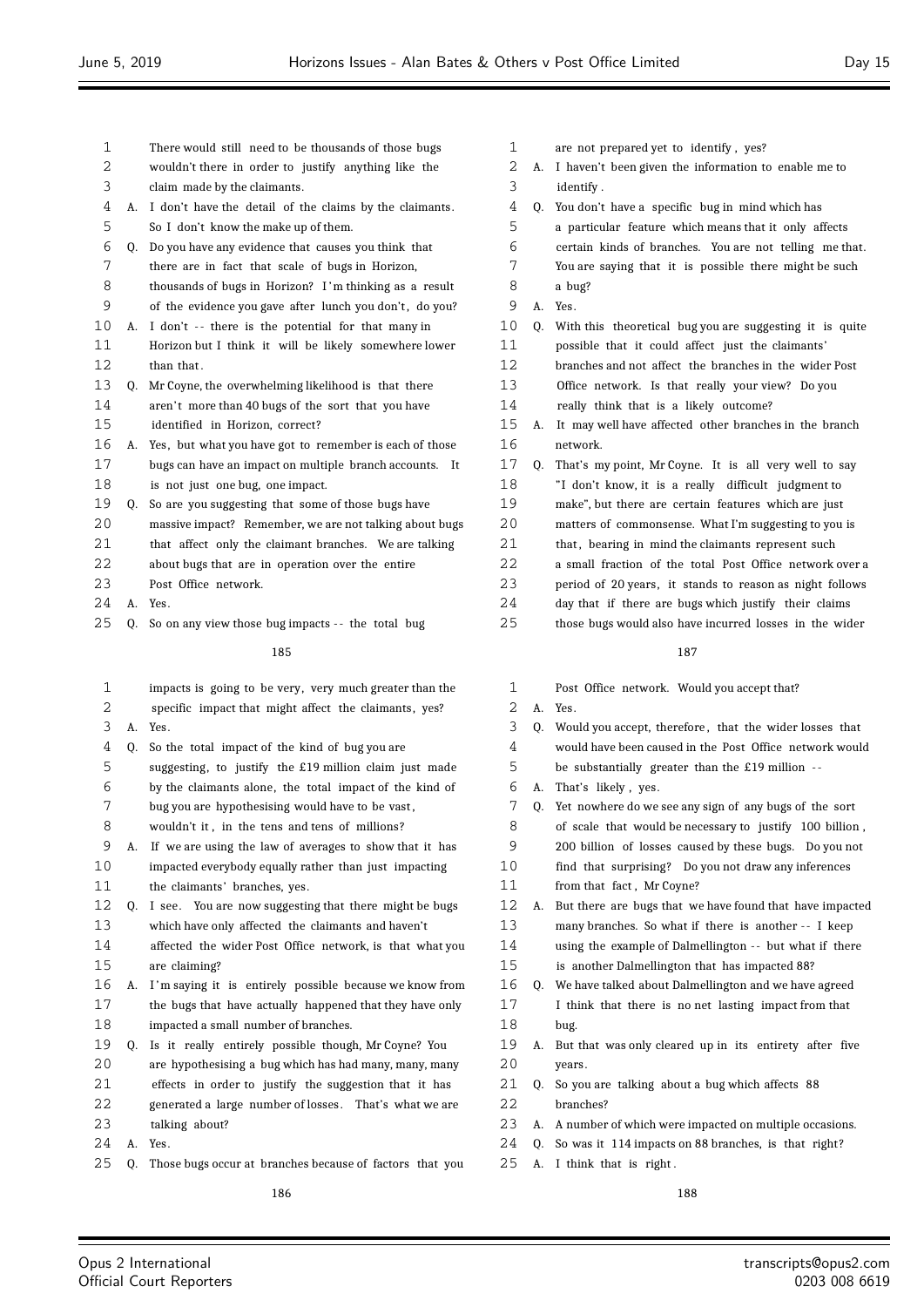There would still need to be thousands of those bugs wouldn't there in order to justify anything like the claim made by the claimants.

A. I don't have the detail of the claims by the claimants. So I don't know the make up of them.

Q. Do you have any evidence that causes you think that there are in fact that scale of bugs in Horizon, thousands of bugs in Horizon? I'm thinking as a result of the evidence you gave after lunch you don't, do you?

A. I don't -- there is the potential for that many in Horizon but I think it will be likely somewhere lower than that.

Q. Mr Coyne, the overwhelming likelihood is that there aren't more than 40 bugs of the sort that you have identified in Horizon, correct?

A. Yes, but what you have got to remember is each of those bugs can have an impact on multiple branch accounts. It is not just one bug, one impact.

Q. So are you suggesting that some of those bugs have massive impact? Remember, we are not talking about bugs that affect only the claimant branches. We are talking about bugs that are in operation over the entire Post Office network.

A. Yes.

Q. So on any view those bug impacts -- the total bug

185

impacts is going to be very, very much greater than the specific impact that might affect the claimants, yes?

A. Yes.

Q. So the total impact of the kind of bug you are suggesting, to justify the £19 million claim just made by the claimants alone, the total impact of the kind of bug you are hypothesising would have to be vast, wouldn't it, in the tens and tens of millions?

A. If we are using the law of averages to show that it has impacted everybody equally rather than just impacting the claimants' branches, yes.

Q. I see. You are now suggesting that there might be bugs which have only affected the claimants and haven't affected the wider Post Office network, is that what you are claiming?

A. I'm saying it is entirely possible because we know from the bugs that have actually happened that they have only impacted a small number of branches.

Q. Is it really entirely possible though, Mr Coyne? You are hypothesising a bug which has had many, many, many effects in order to justify the suggestion that it has generated a large number of losses. That's what we are talking about?

A. Yes.

Q. Those bugs occur at branches because of factors that you

186

are not prepared yet to identify, yes?

A. I haven't been given the information to enable me to identify.

Q. You don't have a specific bug in mind which has a particular feature which means that it only affects certain kinds of branches. You are not telling me that. You are saying that it is possible there might be such a bug?

A. Yes.

Q. With this theoretical bug you are suggesting it is quite possible that it could affect just the claimants' branches and not affect the branches in the wider Post Office network. Is that really your view? Do you really think that is a likely outcome?

A. It may well have affected other branches in the branch network.

Q. That's my point, Mr Coyne. It is all very well to say "I don't know, it is a really difficult judgment to make", but there are certain features which are just matters of commonsense. What I'm suggesting to you is that, bearing in mind the claimants represent such a small fraction of the total Post Office network over a period of 20 years, it stands to reason as night follows day that if there are bugs which justify their claims those bugs would also have incurred losses in the wider

187

Post Office network. Would you accept that?

A. Yes.

Q. Would you accept, therefore, that the wider losses that would have been caused in the Post Office network would be substantially greater than the £19 million --

A. That's likely, yes.

Q. Yet nowhere do we see any sign of any bugs of the sort of scale that would be necessary to justify 100 billion, 200 billion of losses caused by these bugs. Do you not find that surprising? Do you not draw any inferences from that fact, Mr Coyne?

A. But there are bugs that we have found that have impacted many branches. So what if there is another -- I keep using the example of Dalmellington -- but what if there is another Dalmellington that has impacted 88?

Q. We have talked about Dalmellington and we have agreed I think that there is no net lasting impact from that bug.

A. But that was only cleared up in its entirety after five years.

Q. So you are talking about a bug which affects 88 branches?

A. A number of which were impacted on multiple occasions.

Q. So was it 114 impacts on 88 branches, is that right?

A. I think that is right.

188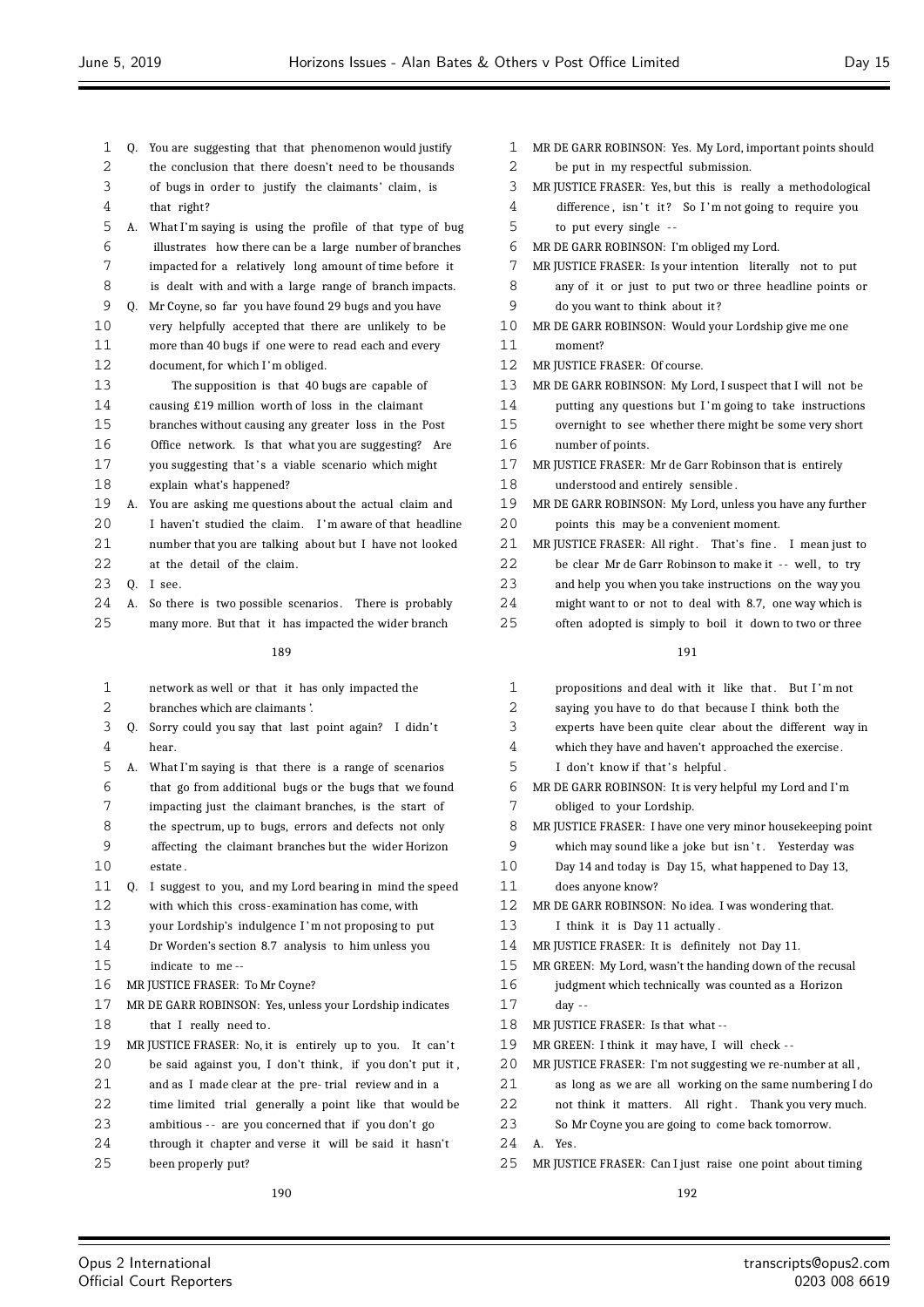Q. You are suggesting that that phenomenon would justify the conclusion that there doesn't need to be thousands of bugs in order to justify the claimants' claim, is that right?

A. What I'm saying is using the profile of that type of bug illustrates how there can be a large number of branches impacted for a relatively long amount of time before it is dealt with and with a large range of branch impacts.

Q. Mr Coyne, so far you have found 29 bugs and you have very helpfully accepted that there are unlikely to be more than 40 bugs if one were to read each and every document, for which I'm obliged.

The supposition is that 40 bugs are capable of causing £19 million worth of loss in the claimant branches without causing any greater loss in the Post Office network. Is that what you are suggesting? Are you suggesting that's a viable scenario which might explain what's happened?

A. You are asking me questions about the actual claim and I haven't studied the claim. I'm aware of that headline number that you are talking about but I have not looked at the detail of the claim.

Q. I see.

A. So there is two possible scenarios. There is probably many more. But that it has impacted the wider branch network as well or that it has only impacted the branches which are claimants'.

Q. Sorry could you say that last point again? I didn't hear.

A. What I'm saying is that there is a range of scenarios that go from additional bugs or the bugs that we found impacting just the claimant branches, is the start of the spectrum, up to bugs, errors and defects not only affecting the claimant branches but the wider Horizon estate.

Q. I suggest to you, and my Lord bearing in mind the speed with which this cross-examination has come, with your Lordship's indulgence I'm not proposing to put Dr Worden's section 8.7 analysis to him unless you indicate to me --

MR JUSTICE FRASER: To Mr Coyne?

MR DE GARR ROBINSON: Yes, unless your Lordship indicates that I really need to.

MR JUSTICE FRASER: No, it is entirely up to you. It can't be said against you, I don't think, if you don't put it, and as I made clear at the pre-trial review and in a time limited trial generally a point like that would be ambitious -- are you concerned that if you don't go through it chapter and verse it will be said it hasn't been properly put?

MR DE GARR ROBINSON: Yes. My Lord, important points should be put in my respectful submission.

MR JUSTICE FRASER: Yes, but this is really a methodological difference, isn't it? So I'm not going to require you to put every single --

MR DE GARR ROBINSON: I'm obliged my Lord.

MR JUSTICE FRASER: Is your intention literally not to put any of it or just to put two or three headline points or do you want to think about it?

MR DE GARR ROBINSON: Would your Lordship give me one moment?

MR JUSTICE FRASER: Of course.

MR DE GARR ROBINSON: My Lord, I suspect that I will not be putting any questions but I'm going to take instructions overnight to see whether there might be some very short number of points.

MR JUSTICE FRASER: Mr de Garr Robinson that is entirely understood and entirely sensible.

MR DE GARR ROBINSON: My Lord, unless you have any further points this may be a convenient moment.

MR JUSTICE FRASER: All right. That's fine. I mean just to be clear Mr de Garr Robinson to make it -- well, to try and help you when you take instructions on the way you might want to or not to deal with 8.7, one way which is often adopted is simply to boil it down to two or three propositions and deal with it like that. But I'm not saying you have to do that because I think both the experts have been quite clear about the different way in which they have and haven't approached the exercise.

I don't know if that's helpful.

MR DE GARR ROBINSON: It is very helpful my Lord and I'm obliged to your Lordship.

MR JUSTICE FRASER: I have one very minor housekeeping point which may sound like a joke but isn't. Yesterday was Day 14 and today is Day 15, what happened to Day 13, does anyone know?

MR DE GARR ROBINSON: No idea. I was wondering that. I think it is Day 11 actually.

MR JUSTICE FRASER: It is definitely not Day 11.

MR GREEN: My Lord, wasn't the handing down of the recusal judgment which technically was counted as a Horizon day --

MR JUSTICE FRASER: Is that what --

MR GREEN: I think it may have, I will check --

MR JUSTICE FRASER: I'm not suggesting we re-number at all, as long as we are all working on the same numbering I do not think it matters. All right. Thank you very much. So Mr Coyne you are going to come back tomorrow.

A. Yes.

MR JUSTICE FRASER: Can I just raise one point about timing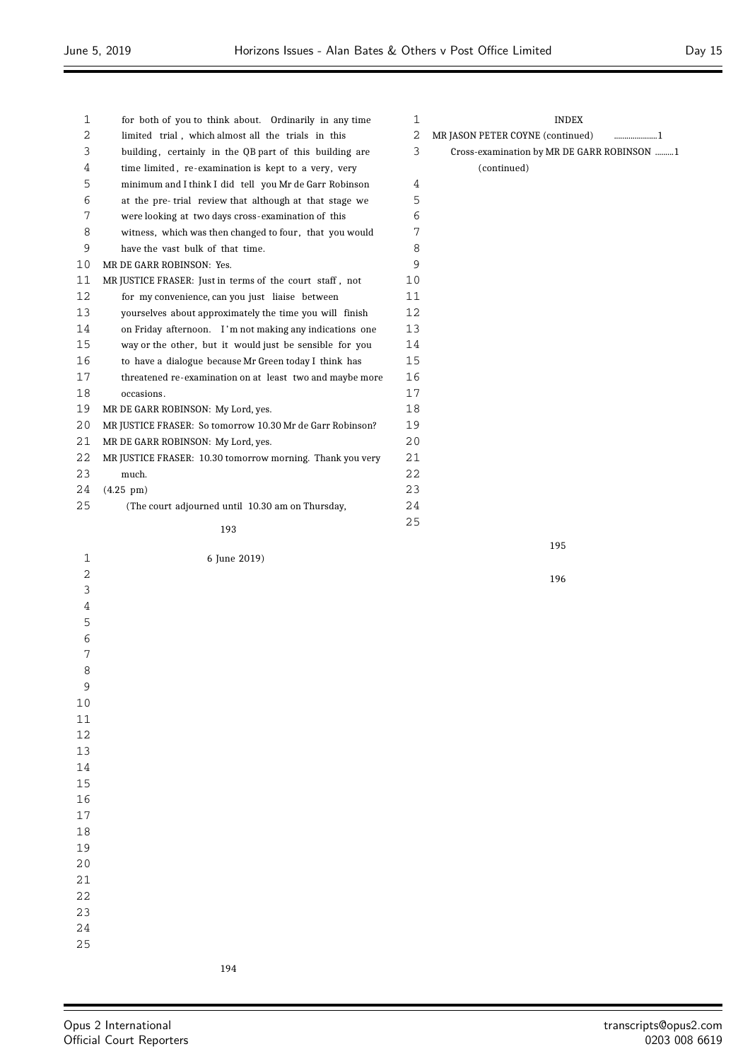for both of you to think about. Ordinarily in any time limited trial, which almost all the trials in this building, certainly in the QB part of this building are time limited, re-examination is kept to a very, very minimum and I think I did tell you Mr de Garr Robinson at the pre-trial review that although at that stage we were looking at two days cross-examination of this witness, which was then changed to four, that you would have the vast bulk of that time.

MR DE GARR ROBINSON: Yes.

MR JUSTICE FRASER: Just in terms of the court staff, not for my convenience, can you just liaise between yourselves about approximately the time you will finish on Friday afternoon. I'm not making any indications one way or the other, but it would just be sensible for you to have a dialogue because Mr Green today I think has threatened re-examination on at least two and maybe more occasions.

MR DE GARR ROBINSON: My Lord, yes.

MR JUSTICE FRASER: So tomorrow 10.30 Mr de Garr Robinson?

MR DE GARR ROBINSON: My Lord, yes.

MR JUSTICE FRASER: 10.30 tomorrow morning. Thank you very much.

(4.25 pm)

(The court adjourned until 10.30 am on Thursday, 6 June 2019)

INDEX

MR JASON PETER COYNE (continued) ....................1

Cross-examination by MR DE GARR ROBINSON .........1 (continued)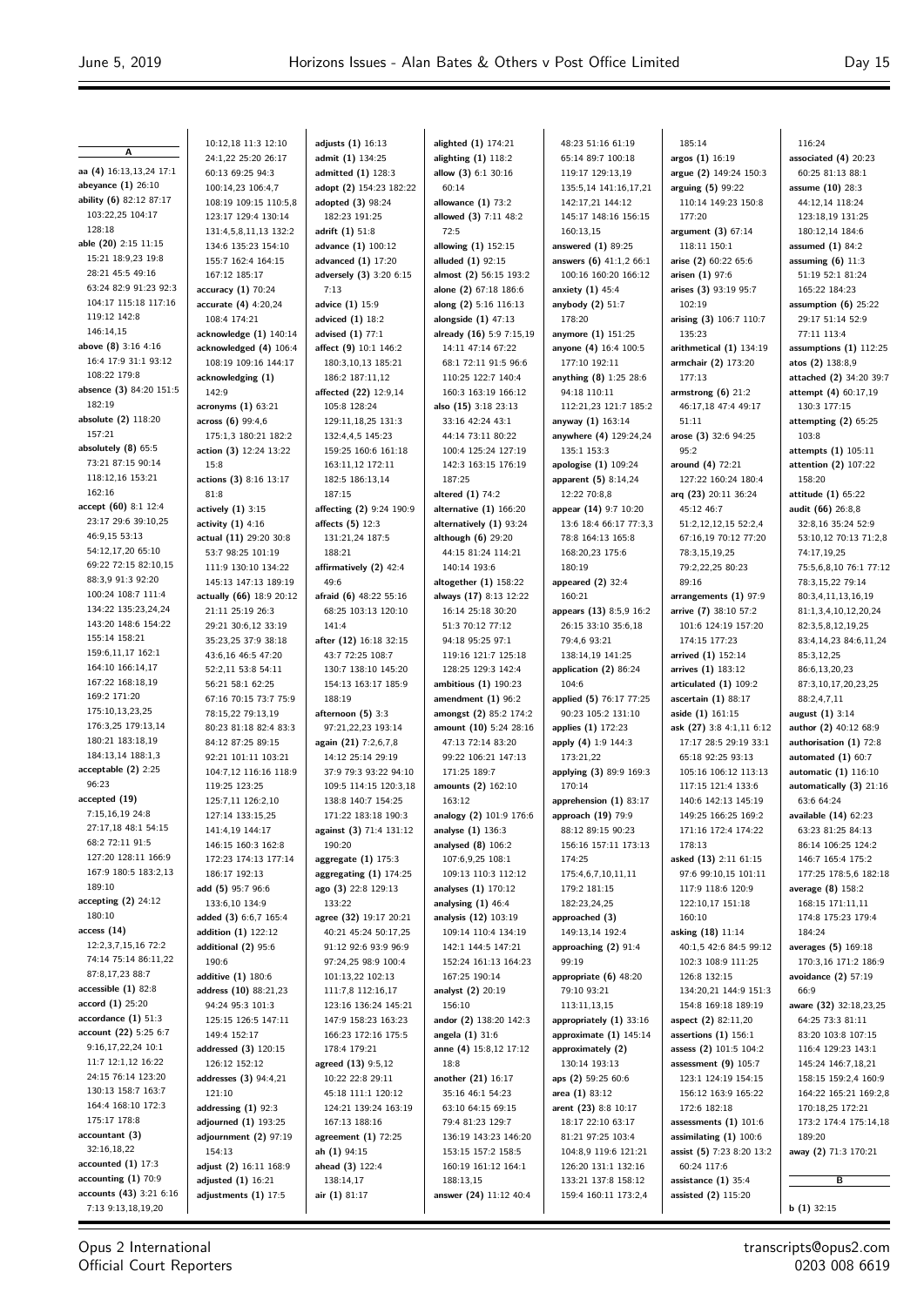## A

**aa (4)** 16:13,13,24 17:1
**abeyance (1)** 26:10
**ability (6)** 82:12 87:17 103:22,25 104:17 128:18
**able (20)** 2:15 11:15 15:21 18:9,23 19:8 28:21 45:5 49:16 63:24 82:9 91:23 92:3 104:17 115:18 117:16 119:12 142:8 146:14,15
**above (8)** 3:16 4:16 16:4 17:9 31:1 93:12 108:22 179:8
**absence (3)** 84:20 151:5 182:19
**absolute (2)** 118:20 157:21
**absolutely (8)** 65:5 73:21 87:15 90:14 118:12,16 153:21 162:16
**accept (60)** 8:1 12:4 23:17 29:6 39:10,25 46:9,15 53:13 54:12,17,20 65:10 69:22 72:15 82:10,15 88:3,9 91:3 92:20 100:24 108:7 111:4 134:22 135:23,24,24 143:20 148:6 154:22 155:14 158:21 159:6,11,17 162:1 164:10 166:14,17 167:22 168:18,19 169:2 171:20 175:10,13,23,25 176:3,25 179:13,14 180:21 183:18,19 184:13,14 188:1,3
**acceptable (2)** 2:25 96:23
**accepted (19)** 7:15,16,19 24:8 27:17,18 48:1 54:15 68:2 72:11 91:5 127:20 128:11 166:9 167:9 180:5 183:2,13 189:10
**accepting (2)** 24:12 180:10
**access (14)** 12:2,3,7,15,16 72:2 74:14 75:14 86:11,22 87:8,17,23 88:7
**accessible (1)** 82:8
**accord (1)** 25:20
**accordance (1)** 51:3
**account (22)** 5:25 6:7 9:16,17,22,24 10:1 11:7 12:1,12 16:22 24:15 76:14 123:20 130:13 158:7 163:7 164:4 168:10 172:3 175:17 178:8
**accountant (3)** 32:16,18,22
**accounted (1)** 17:3
**accounting (1)** 70:9
**accounts (43)** 3:21 6:16 7:13 9:13,18,19,20 10:12,18 11:3 12:10 24:1,22 25:20 26:17 60:13 69:25 94:3 100:14,23 106:4,7 108:19 109:15 110:5,8 123:17 129:4 130:14 131:4,5,8,11,13 132:2 134:6 135:23 154:10 155:7 162:4 164:15 167:12 185:17
**accuracy (1)** 70:24
**accurate (4)** 4:20,24 108:4 174:21
**acknowledge (1)** 140:14
**acknowledged (4)** 106:4 108:19 109:16 144:17
**acknowledging (1)** 142:9
**acronyms (1)** 63:21
**across (6)** 99:4,6 175:1,3 180:21 182:2
**action (3)** 12:24 13:22 15:8
**actions (3)** 8:16 13:17 81:8
**actively (1)** 3:15
**activity (1)** 4:16
**actual (11)** 29:20 30:8 53:7 98:25 101:19 111:9 130:10 134:22 145:13 147:13 189:19
**actually (66)** 18:9 20:12 21:11 25:19 26:3 29:21 30:6,12 33:19 35:23,25 37:9 38:18 43:6,16 46:5 47:20 52:2,11 53:8 54:11 56:21 58:1 62:25 67:16 70:15 73:7 75:9 78:15,22 79:13,19 80:23 81:18 82:4 83:3 84:12 87:25 89:15 92:21 101:11 103:21 104:7,12 116:16 118:9 119:25 123:25 125:7,11 126:2,10 127:14 133:15,25 141:4,19 144:17 146:15 160:3 162:8 172:23 174:13 177:14 186:17 192:13
**add (5)** 95:7 96:6 133:6,10 134:9
**added (3)** 6:6,7 165:4
**addition (1)** 122:12
**additional (2)** 95:6 190:6
**additive (1)** 180:6
**address (10)** 88:21,23 94:24 95:3 101:3 125:15 126:5 147:11 149:4 152:17
**addressed (3)** 120:15 126:12 152:12
**addresses (3)** 94:4,21 121:10
**addressing (1)** 92:3
**adjourned (1)** 193:25
**adjournment (2)** 97:19 154:13
**adjust (2)** 16:11 168:9
**adjusted (1)** 16:21
**adjustments (1)** 17:5
**adjusts (1)** 16:13
**admit (1)** 134:25
**admitted (1)** 128:3
**adopt (2)** 154:23 182:22
**adopted (3)** 98:24 182:23 191:25
**adrift (1)** 51:8
**advance (1)** 100:12
**advanced (1)** 17:20
**adversely (3)** 3:20 6:15 7:13
**advice (1)** 15:9
**adviced (1)** 18:2
**advised (1)** 77:1
**affect (9)** 10:1 146:2 180:3,10,13 185:21 186:2 187:11,12
**affected (22)** 12:9,14 105:8 128:24 129:11,18,25 131:3 132:4,4,5 145:23 159:25 160:6 161:18 163:11,12 172:11 182:5 186:13,14 187:15
**affecting (2)** 9:24 190:9
**affects (5)** 12:3 131:21,24 187:5 188:21
**affirmatively (2)** 42:4 49:6
**afraid (6)** 48:22 55:16 68:25 103:13 120:10 141:4
**after (12)** 16:18 32:15 43:7 72:25 108:7 130:7 138:10 145:20 154:13 163:17 185:9 188:19
**afternoon (5)** 3:3 97:21,22,23 193:14
**again (21)** 7:2,6,7,8 14:12 25:14 29:19 37:9 79:3 93:22 94:10 109:5 114:15 120:3,18 138:8 140:7 154:25 171:22 183:18 190:3
**against (3)** 71:4 131:12 190:20
**aggregate (1)** 175:3
**aggregating (1)** 174:25
**ago (3)** 22:8 129:13 133:22
**agree (32)** 19:17 20:21 40:21 45:24 50:17,25 91:12 92:6 93:9 96:9 97:24,25 98:9 100:4 101:13,22 102:13 111:7,8 112:16,17 123:16 136:24 145:21 147:9 158:23 163:23 166:23 172:16 175:5 178:4 179:21
**agreed (13)** 9:5,12 10:22 22:8 29:21 45:18 111:1 120:12 124:21 139:24 163:19 167:13 188:16
**agreement (1)** 72:25
**ah (1)** 94:15
**ahead (3)** 122:4 138:14,17
**air (1)** 81:17
**alighted (1)** 174:21
**alighting (1)** 118:2
**allow (3)** 6:1 30:16 60:14
**allowance (1)** 73:2
**allowed (3)** 7:11 48:2 72:5
**allowing (1)** 152:15
**alluded (1)** 92:15
**almost (2)** 56:15 193:2
**alone (2)** 67:18 186:6
**along (2)** 5:16 116:13
**alongside (1)** 47:13
**already (16)** 5:9 7:15,19 14:11 47:14 67:22 68:1 72:11 91:5 96:6 110:25 122:7 140:4 160:3 163:19 166:12
**also (15)** 3:18 23:13 33:16 42:24 43:1 44:14 73:11 80:22 100:4 125:24 127:19 142:3 163:15 176:19 187:25
**altered (1)** 74:2
**alternative (1)** 166:20
**alternatively (1)** 93:24
**although (6)** 29:20 44:15 81:24 114:21 140:14 193:6
**altogether (1)** 158:22
**always (17)** 8:13 12:22 16:14 25:18 30:20 51:3 70:12 77:12 94:18 95:25 97:1 119:16 121:7 125:18 128:25 129:3 142:4
**ambitious (1)** 190:23
**amendment (1)** 96:2
**amongst (2)** 85:2 174:2
**amount (10)** 5:24 28:16 47:13 72:14 83:20 99:22 106:21 147:13 171:25 189:7
**amounts (2)** 162:10 163:12
**analogy (2)** 101:9 176:6
**analyse (1)** 136:3
**analysed (8)** 106:2 107:6,9,25 108:1 109:13 110:3 112:12
**analyses (1)** 170:12
**analysing (1)** 46:4
**analysis (12)** 103:19 109:14 110:4 134:19 142:1 144:5 147:21 152:24 161:13 164:23 167:25 190:14
**analyst (2)** 20:19 156:10
**andor (2)** 138:20 142:3
**angela (1)** 31:6
**anne (4)** 15:8,12 17:12 18:8
**another (21)** 16:17 35:16 46:1 54:23 63:10 64:15 69:15 79:4 81:23 129:7 136:19 143:23 146:20 153:15 157:2 158:5 160:19 161:12 164:1 188:13,15
**answer (24)** 11:12 40:4 48:23 51:16 61:19 65:14 89:7 100:18 119:17 129:13,19 135:5,14 141:16,17,21 142:17,21 144:12 145:17 148:16 156:15 160:13,15
**answered (1)** 89:25
**answers (6)** 41:1,2 66:1 100:16 160:20 166:12
**anxiety (1)** 45:4
**anybody (2)** 51:7 178:20
**anymore (1)** 151:25
**anyone (4)** 16:4 100:5 177:10 192:11
**anything (8)** 1:25 28:6 94:18 110:11 112:21,23 121:7 185:2
**anyway (1)** 163:14
**anywhere (4)** 129:24,24 135:1 153:3
**apologise (1)** 109:24
**apparent (5)** 8:14,24 12:22 70:8,8
**appear (14)** 9:7 10:20 13:6 18:4 66:17 77:3,3 78:8 164:13 165:8 168:20,23 175:6 180:19
**appeared (2)** 32:4 160:21
**appears (13)** 8:5,9 16:2 26:15 33:10 35:6,18 79:4,6 93:21 138:14,19 141:25
**application (2)** 86:24 104:6
**applied (5)** 76:17 77:25 90:23 105:2 131:10
**applies (1)** 172:23
**apply (4)** 1:9 144:3 173:21,22
**applying (3)** 89:9 169:3 170:14
**apprehension (1)** 83:17
**approach (19)** 79:9 88:12 89:15 90:23 156:16 157:11 173:13 174:25 175:4,6,7,10,11,11 179:2 181:15 182:23,24,25
**approached (3)** 149:13,14 192:4
**approaching (2)** 91:4 99:19
**appropriate (6)** 48:20 79:10 93:21 113:11,13,15
**appropriately (1)** 33:16
**approximate (1)** 145:14
**approximately (2)** 130:14 193:13
**aps (2)** 59:25 60:6
**area (1)** 83:12
**arent (23)** 8:8 10:17 18:17 22:10 63:17 81:21 97:25 103:4 104:8,9 119:6 121:21 126:20 131:1 132:16 133:21 137:8 158:12 159:4 160:11 173:2,4 185:14
**argos (1)** 16:19
**argue (2)** 149:24 150:3
**arguing (5)** 99:22 110:14 149:23 150:8 177:20
**argument (3)** 67:14 118:11 150:1
**arise (2)** 60:22 65:6
**arisen (1)** 97:6
**arises (3)** 93:19 95:7 102:19
**arising (3)** 106:7 110:7 135:23
**arithmetical (1)** 134:19
**armchair (2)** 173:20 177:13
**armstrong (6)** 21:2 46:17,18 47:4 49:17 51:11
**arose (3)** 32:6 94:25 95:2
**around (4)** 72:21 127:22 160:24 180:4
**arq (23)** 20:11 36:24 45:12 46:7 51:2,12,12,15 52:2,4 67:16,19 70:12 77:20 78:3,15,19,25 79:2,22,25 80:23 89:16
**arrangements (1)** 97:9
**arrive (7)** 38:10 57:2 101:6 124:19 157:20 174:15 177:23
**arrived (1)** 152:14
**arrives (1)** 183:12
**articulated (1)** 109:2
**ascertain (1)** 88:17
**aside (1)** 161:15
**ask (27)** 3:8 4:1,11 6:12 17:17 28:5 29:19 33:1 65:18 92:25 93:13 105:16 106:12 113:13 117:15 121:4 133:6 140:6 142:13 145:19 149:25 166:25 169:2 171:16 172:4 174:22 178:13
**asked (13)** 2:11 61:15 97:6 99:10,15 101:11 117:9 118:6 120:9 122:10,17 151:18 160:10
**asking (18)** 11:14 40:1,5 42:6 84:5 99:12 102:3 108:9 111:25 126:8 132:15 134:20,21 144:9 151:3 154:8 169:18 189:19
**aspect (2)** 82:11,20
**assertions (1)** 156:1
**assess (2)** 101:5 104:2
**assessment (9)** 105:7 123:1 124:19 154:15 156:12 163:9 165:22 172:6 182:18
**assessments (1)** 101:6
**assimilating (1)** 100:6
**assist (5)** 7:23 8:20 13:2 60:24 117:6
**assistance (1)** 35:4
**assisted (2)** 115:20 116:24
**associated (4)** 20:23 60:25 81:13 88:1
**assume (10)** 28:3 44:12,14 118:24 123:18,19 131:25 180:12,14 184:6
**assumed (1)** 84:2
**assuming (6)** 11:3 51:19 52:1 81:24 165:22 184:23
**assumption (6)** 25:22 29:17 51:14 52:9 77:11 113:4
**assumptions (1)** 112:25
**atos (2)** 138:8,9
**attached (2)** 34:20 39:7
**attempt (4)** 60:17,19 130:3 177:15
**attempting (2)** 65:25 103:8
**attempts (1)** 105:11
**attention (2)** 107:22 158:20
**attitude (1)** 65:22
**audit (66)** 26:8,8 32:8,16 35:24 52:9 53:10,12 70:13 71:2,8 74:17,19,25 75:5,6,8,10 76:1 77:12 78:3,15,22 79:14 80:3,4,11,13,16,19 81:1,3,4,10,12,20,24 82:3,5,8,12,19,25 83:4,14,23 84:6,11,24 85:3,12,25 86:6,13,20,23 87:3,10,17,20,23,25 88:2,4,7,11
**august (1)** 3:14
**author (2)** 40:12 68:9
**authorisation (1)** 72:8
**automated (1)** 60:7
**automatic (1)** 116:10
**automatically (3)** 21:16 63:6 64:24
**available (14)** 62:23 63:23 81:25 84:13 86:14 106:25 124:2 146:7 165:4 175:2 177:25 178:5,6 182:18
**average (8)** 158:2 168:15 171:11,11 174:8 175:23 179:4 184:24
**averages (5)** 169:18 170:3,16 171:2 186:9
**avoidance (2)** 57:19 66:9
**aware (32)** 32:18,23,25 64:25 73:3 81:11 83:20 103:8 107:15 116:4 129:23 143:1 145:24 146:7,18,21 158:15 159:2,4 160:9 164:22 165:21 169:2,8 170:18,25 172:21 173:2 174:4 175:14,18 189:20
**away (2)** 71:3 170:21

## B

**b (1)** 32:15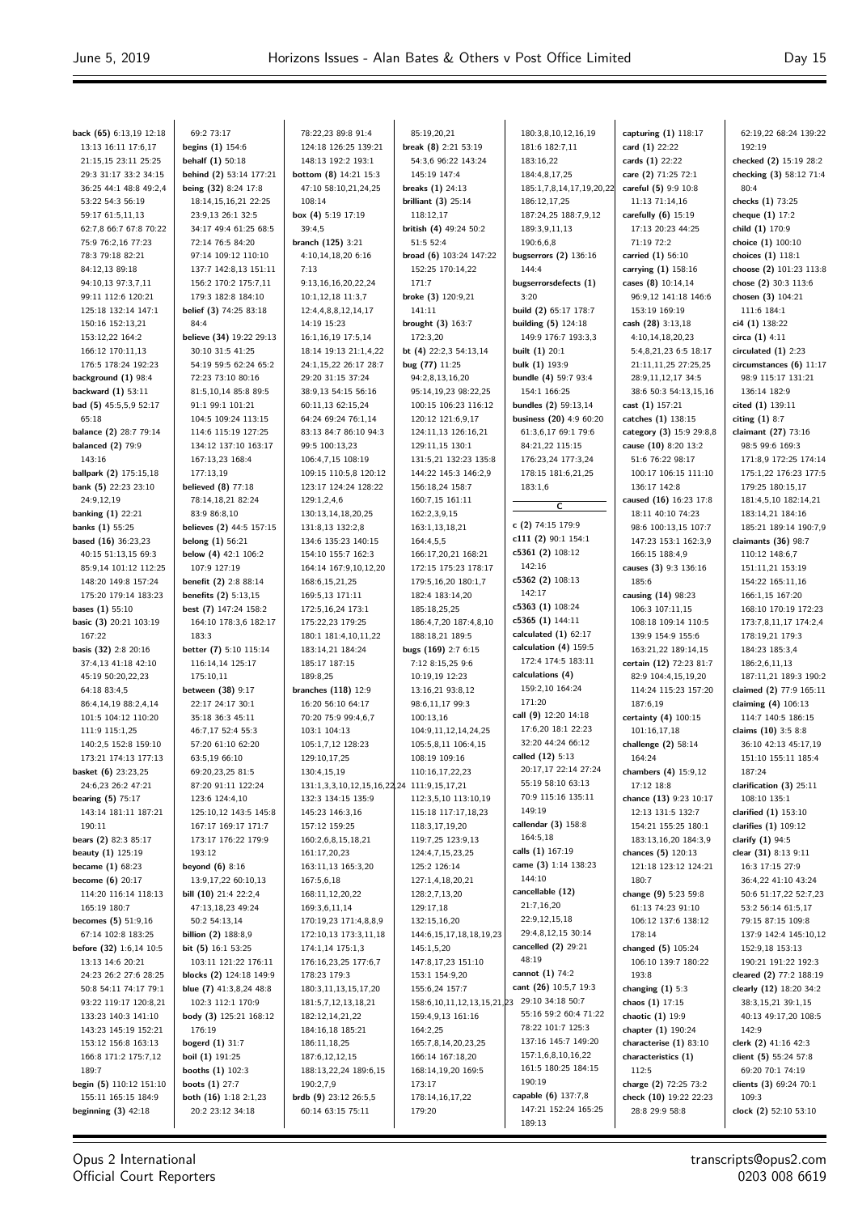**back (65)** 6:13,19 12:18 13:13 16:11 17:6,17 21:15,15 23:11 25:25 29:3 31:17 33:2 34:15 36:25 44:1 48:8 49:2,4 53:22 54:3 56:19 59:17 61:5,11,13 62:7,8 66:7 67:8 70:22 75:9 76:2,16 77:23 78:3 79:18 82:21 84:12,13 89:18 94:10,13 97:3,7,11 99:11 112:6 120:21 125:18 132:14 147:1 150:16 152:13,21 153:12,22 164:2 166:12 170:11,13 176:5 178:24 192:23
**background (1)** 98:4
**backward (1)** 53:11
**bad (5)** 45:5,5,9 52:17 65:18
**balance (2)** 28:7 79:14
**balanced (2)** 79:9 143:16
**ballpark (2)** 175:15,18
**bank (5)** 22:23 23:10 24:9,12,19
**banking (1)** 22:21
**banks (1)** 55:25
**based (16)** 36:23,23 40:15 51:13,15 69:3 85:9,14 101:12 112:25 148:20 149:8 157:24 175:20 179:14 183:23
**bases (1)** 55:10
**basic (3)** 20:21 103:19 167:22
**basis (32)** 2:8 20:16 37:4,13 41:18 42:10 45:19 50:20,22,23 64:18 83:4,5 86:4,14,19 88:2,4,14 101:5 104:12 110:20 111:9 115:1,25 140:2,5 152:8 159:10 173:21 174:13 177:13
**basket (6)** 23:23,25 24:6,23 26:2 47:21
**bearing (5)** 75:17 143:14 181:11 187:21 190:11
**bears (2)** 82:3 85:17
**beauty (1)** 125:19
**became (1)** 68:23
**become (6)** 20:17 114:20 116:14 118:13 165:19 180:7
**becomes (5)** 51:9,16 67:14 102:8 183:25
**before (32)** 1:6,14 10:5 13:13 14:6 20:21 24:23 26:2 27:6 28:25 50:8 54:11 74:17 79:1 93:22 119:17 120:8,21 133:23 140:3 141:10 143:23 145:19 152:21 153:12 156:8 163:13 166:8 171:2 175:7,12 189:7
**begin (5)** 110:12 151:10 155:11 165:15 184:9
**beginning (3)** 42:18 69:2 73:17
**begins (1)** 154:6
**behalf (1)** 50:18
**behind (2)** 53:14 177:21
**being (32)** 8:24 17:8 18:14,15,16,21 22:25 23:9,13 26:1 32:5 34:17 49:4 61:25 68:5 72:14 76:5 84:20 97:14 109:12 110:10 137:7 142:8,13 151:11 156:2 170:2 175:7,11 179:3 182:8 184:10
**belief (3)** 74:25 83:18 84:4
**believe (34)** 19:22 29:13 30:10 31:5 41:25 54:19 59:5 62:24 65:2 72:23 73:10 80:16 81:5,10,14 85:8 89:5 91:1 99:1 101:21 104:5 109:24 113:15 114:6 115:19 127:25 134:12 137:10 163:17 167:13,23 168:4 177:13,19
**believed (8)** 77:18 78:14,18,21 82:24 83:9 86:8,10
**believes (2)** 44:5 157:15
**belong (1)** 56:21
**below (4)** 42:1 106:2 107:9 127:19
**benefit (2)** 2:8 88:14
**benefits (2)** 5:13,15
**best (7)** 147:24 158:2 164:10 178:3,6 182:17 183:3
**better (7)** 5:10 115:14 116:14,14 125:17 175:10,11
**between (38)** 9:17 22:17 24:17 30:1 35:18 36:3 45:11 46:7,17 52:4 55:3 57:20 61:10 62:20 63:5,19 66:10 69:20,23,25 81:5 87:20 91:11 122:24 123:6 124:4,10 125:10,12 143:5 145:8 167:17 169:17 171:7 173:17 176:22 179:9 193:12
**beyond (6)** 8:16 13:9,17,22 60:10,13
**bill (10)** 21:4 22:2,4 47:13,18,23 49:24 50:2 54:13,14
**billion (2)** 188:8,9
**bit (5)** 16:1 53:25 103:11 121:22 176:11
**blocks (2)** 124:18 149:9
**blue (7)** 41:3,8,24 48:8 102:3 112:1 170:9
**body (3)** 125:21 168:12 176:19
**bogerd (1)** 31:7
**boil (1)** 191:25
**booths (1)** 102:3
**boots (1)** 27:7
**both (16)** 1:18 2:1,23 20:2 23:12 34:18 78:22,23 89:8 91:4 124:18 126:25 139:21 148:13 192:2 193:1
**bottom (8)** 14:21 15:3 47:10 58:10,21,24,25 108:14
**box (4)** 5:19 17:19 39:4,5
**branch (125)** 3:21 4:10,14,18,20 6:16 7:13 9:13,16,16,20,22,24 10:1,12,18 11:3,7 12:4,4,8,8,12,14,17 14:19 15:23 16:1,16,19 17:5,14 18:14 19:13 21:1,4,22 24:1,15,22 26:17 28:7 29:20 31:15 37:24 38:9,13 54:15 56:16 60:11,13 62:15,24 64:24 69:24 76:1,14 83:13 84:7 86:10 94:3 99:5 100:13,23 106:4,7,15 108:19 109:15 110:5,8 120:12 123:17 124:24 128:22 129:1,2,4,6 130:13,14,18,20,25 131:8,13 132:2,8 134:6 135:23 140:15 154:10 155:17 162:3 164:14 167:9,10,12,20 168:6,15,21,25 169:5,13 171:11 172:5,16,24 173:1 175:22,23 179:25 180:1 181:4,10,11,22 183:14,21 184:24 185:17 187:15 189:8,25
**branches (118)** 12:9 16:20 56:10 64:17 70:20 75:9 99:4,6,7 103:1 104:13 105:1,7,12 128:23 129:10,17,25 130:4,15,19 131:1,3,3,10,12,15,16,22,24 132:3 134:15 135:9 145:23 146:3,16 157:12 159:25 160:2,6,8,15,18,21 161:17,20,23 163:11,13 165:3,20 167:5,6,18 168:11,12,20,22 169:3,6,11,14 170:19,23 171:4,8,8,9 172:10,13 173:3,11,18 174:1,14 175:1,3 176:16,23,25 177:6,7 178:23 179:3 180:3,11,13,15,17,20 181:5,7,12,13,18,21 182:12,14,21,22 184:16,18 185:21 186:11,18,25 187:6,12,12,15 188:13,22,24 189:6,15 190:2,7,9
**brdb (9)** 23:12 26:5,5 60:14 63:15 75:11 85:19,20,21
**break (8)** 2:21 53:19 54:3,6 96:22 143:24 145:19 147:4
**breaks (1)** 24:13
**brilliant (3)** 25:14 118:12,17
**british (4)** 49:24 50:2 51:5 52:4
**broad (6)** 103:24 147:22 152:25 170:14,22 171:7
**broke (3)** 120:9,21 141:11
**brought (3)** 163:7 172:3,20
**bt (4)** 22:2,3 54:13,14
**bug (77)** 11:25 94:2,8,13,16,20 95:14,19,23 98:22,25 100:15 106:23 116:12 120:12 121:6,9,17 124:11,13 126:16,21 129:11,15 130:1 131:5,21 132:23 135:8 144:22 145:3 146:2,9 156:18,24 158:7 160:7,15 161:11 162:2,3,9,15 163:1,13,18,21 164:4,5,5 166:17,20,21 168:21 172:15 175:23 178:17 179:5,16,20 180:1,7 182:4 183:14,20 185:18,25,25 186:4,7,20 187:4,8,10 188:18,21 189:5
**bugs (169)** 2:7 6:15 7:12 8:15,25 9:6 10:19,19 12:23 13:16,21 93:8,12 98:6,11,17 99:3 100:13,16 104:9,11,12,14,24,25 105:5,8,11 106:4,15 108:19 109:16 110:16,17,22,23 111:9,15,17,21 112:3,5,10 113:10,19 115:18 117:17,18,23 118:3,17,19,20 119:7,25 123:9,13 124:4,7,15,23,25 125:2 126:14 127:1,4,18,20,21 128:2,7,13,20 129:17,18 132:15,16,20 144:6,15,17,18,18,19,23 145:1,5,20 147:8,17,23 151:10 153:1 154:9,20 155:6,24 157:7 158:6,10,11,12,13,15,21,23 159:4,9,13 161:16 164:2,25 165:7,8,14,20,23,25 166:14 167:18,20 168:14,19,20 169:5 173:17 178:14,16,17,22 179:20 180:3,8,10,12,16,19 181:6 182:7,11 183:16,22 184:4,8,17,25 185:1,7,8,14,17,19,20,22 186:12,17,25 187:24,25 188:7,9,12 189:3,9,11,13 190:6,6,8
**bugserrors (2)** 136:16 144:4
**bugserrorsdefects (1)** 3:20
**build (2)** 65:17 178:7
**building (5)** 124:18 149:9 176:7 193:3,3
**built (1)** 20:1
**bulk (1)** 193:9
**bundle (4)** 59:7 93:4 154:1 166:25
**bundles (2)** 59:13,14
**business (20)** 4:9 60:20 61:3,6,17 69:1 79:6 84:21,22 115:15 176:23,24 177:3,24 178:15 181:6,21,25 183:1,6

## C

**c (2)** 74:15 179:9
**c111 (2)** 90:1 154:1
**c5361 (2)** 108:12 142:16
**c5362 (2)** 108:13 142:17
**c5363 (1)** 108:24
**c5365 (1)** 144:11
**calculated (1)** 62:17
**calculation (4)** 159:5 172:4 174:5 183:11
**calculations (4)** 159:2,10 164:24 171:20
**call (9)** 12:20 14:18 17:6,20 18:1 22:23 32:20 44:24 66:12
**called (12)** 5:13 20:17,17 22:14 27:24 55:19 58:10 63:13 70:9 115:16 135:11 149:19
**callendar (3)** 158:8 164:5,18
**calls (1)** 167:19
**came (3)** 1:14 138:23 144:10
**cancellable (12)** 21:7,16,20 22:9,12,15,18 29:4,8,12,15 30:14
**cancelled (2)** 29:21 48:19
**cannot (1)** 74:2
**cant (26)** 10:5,7 19:3 29:10 34:18 50:7 55:16 59:2 60:4 71:22 78:22 101:7 125:3 137:16 145:7 149:20 157:1,6,8,10,16,22 161:5 180:25 184:15 190:19
**capable (6)** 137:7,8 147:21 152:24 165:25 189:13
**capturing (1)** 118:17
**card (1)** 22:22
**cards (1)** 22:22
**care (2)** 71:25 72:1
**careful (5)** 9:9 10:8 11:13 71:14,16
**carefully (6)** 15:19 17:13 20:23 44:25 71:19 72:2
**carried (1)** 56:10
**carrying (1)** 158:16
**cases (8)** 10:14,14 96:9,12 141:18 146:6 153:19 169:19
**cash (28)** 3:13,18 4:10,14,18,20,23 5:4,8,21,23 6:5 18:17 21:11,11,25 27:25,25 28:9,11,12,17 34:5 38:6 50:3 54:13,15,16
**cast (1)** 157:21
**catches (1)** 138:15
**category (3)** 15:9 29:8,8
**cause (10)** 8:20 13:2 51:6 76:22 98:17 100:17 106:15 111:10 136:17 142:8
**caused (16)** 16:23 17:8 18:11 40:10 74:23 98:6 100:13,15 107:7 147:23 153:1 162:3,9 166:15 188:4,9
**causes (3)** 9:3 136:16 185:6
**causing (14)** 98:23 106:3 107:11,15 108:18 109:14 110:5 139:9 154:9 155:6 163:21,22 189:14,15 187:6,19
**certain (12)** 72:23 81:7 82:9 104:4,15,19,20 114:24 115:23 157:20 187:6,19
**certainty (4)** 100:15 101:16,17,18
**challenge (2)** 58:14 164:24
**chambers (4)** 15:9,12 17:12 18:8
**chance (13)** 9:23 10:17 12:13 131:5 132:7 154:21 155:25 180:1 183:13,16,20 184:3,9
**chances (5)** 120:13 121:18 123:12 124:21 180:7
**change (9)** 5:23 59:8 61:13 74:23 91:10 106:12 137:6 138:12 178:14
**changed (5)** 105:24 106:10 139:7 180:22 193:8
**changing (1)** 5:3
**chaos (1)** 17:15
**chaotic (1)** 19:9
**chapter (1)** 190:24
**characterise (1)** 83:10
**characteristics (1)** 112:5
**charge (2)** 72:25 73:2
**check (10)** 19:22 22:23 28:8 29:9 58:8
**checked (2)** 15:19 28:2
**checking (3)** 58:12 71:4 80:4
**checks (1)** 73:25
**cheque (1)** 17:2
**child (1)** 170:9
**choice (1)** 100:10
**choices (1)** 118:1
**choose (2)** 101:23 113:8
**chose (2)** 30:3 113:6
**chosen (3)** 104:21 111:6 184:1
**ci4 (1)** 138:22
**circa (1)** 4:11
**circulated (1)** 2:23
**circumstances (6)** 11:17 98:9 115:17 131:21 136:14 182:9
**cited (1)** 139:11
**citing (1)** 8:7
**claimant (27)** 73:16 98:5 99:6 169:3 171:8,9 172:25 174:14 175:1,22 176:23 177:5 179:25 180:15,17 181:4,5,10 182:14,21 183:14,21 184:16 185:21 189:14 190:7,9
**claimants (36)** 98:7 110:12 148:6,7 151:11,21 153:19 154:22 165:11,16 166:1,15 167:20 168:10 170:19 172:23 173:7,8,11,17 174:2,4 178:19,21 179:3 184:23 185:3,4 186:2,6,11,13 187:11,21 189:3 190:2
**claimed (2)** 77:9 165:11
**claiming (4)** 106:13 114:7 140:5 186:15
**claims (10)** 3:5 8:8 36:10 42:13 45:17,19 151:10 155:11 185:4 187:24
**clarification (3)** 25:11 108:10 135:1
**clarified (1)** 153:10
**clarifies (1)** 109:12
**clarify (1)** 94:5
**clear (31)** 8:13 9:11 16:3 17:15 27:9 36:4,22 41:10 43:24 50:6 51:17,22 52:7,23 53:2 56:14 61:5,17 79:15 87:15 109:8 137:9 142:4 145:10,12 152:9,18 153:13 190:21 191:22 192:3
**cleared (2)** 77:2 188:19
**clearly (12)** 18:20 34:2 38:3,15,21 39:1,5 40:13 49:17,20 108:5 142:9
**clerk (2)** 41:16 42:3
**client (5)** 55:24 57:8 69:20 70:1 74:19
**clients (3)** 69:24 70:1 109:3
**clock (2)** 52:10 53:10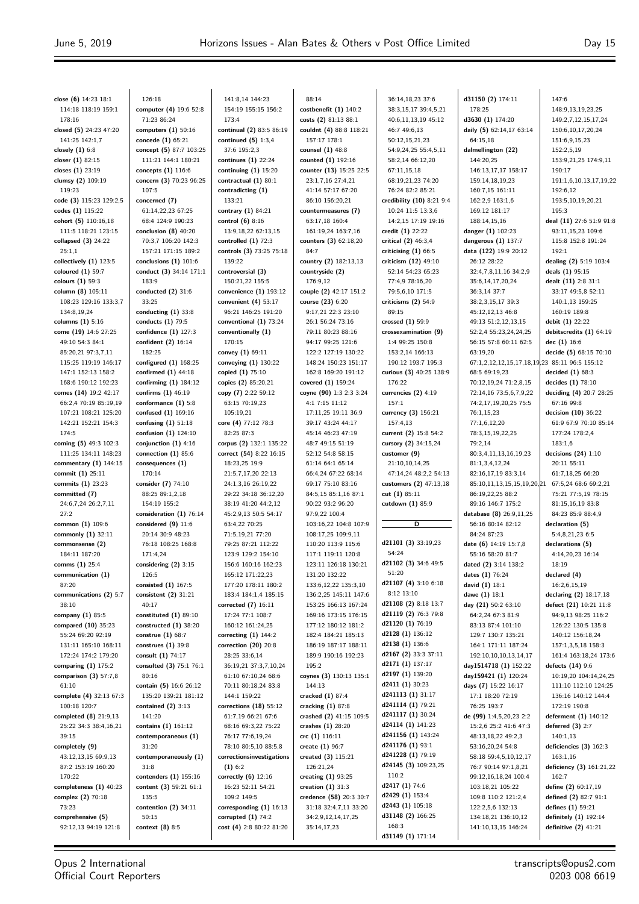**close (6)** 14:23 18:1 114:18 118:19 159:1 178:16
**closed (5)** 24:23 47:20 141:25 142:1,7
**closely (1)** 6:8
**closer (1)** 82:15
**closes (1)** 23:19
**clumsy (2)** 109:19 119:23
**code (3)** 115:23 129:2,5
**codes (1)** 115:22
**cohort (5)** 110:16,18 111:5 118:21 123:15
**collapsed (3)** 24:22 25:1,1
**collectively (1)** 123:5
**coloured (1)** 59:7
**colours (1)** 59:3
**column (8)** 105:11 108:23 129:16 133:3,7 134:8,19,24
**columns (1)** 5:16
**come (19)** 14:6 27:25 49:10 54:3 84:1 85:20,21 97:3,7,11 115:25 119:19 146:17 147:1 152:13 158:2 168:6 190:12 192:23
**comes (14)** 19:2 42:17 66:2,4 70:19 85:19,19 107:21 108:21 125:20 142:21 152:21 154:3 174:5
**coming (5)** 49:3 102:3 111:25 134:11 148:23
**commentary (1)** 144:15
**commit (1)** 25:11
**commits (1)** 23:23
**committed (7)** 24:6,7,24 26:2,7,11 27:2
**common (1)** 109:6
**commonly (1)** 32:11
**commonsense (2)** 184:11 187:20
**comms (1)** 25:4
**communication (1)** 87:20
**communications (2)** 5:7 38:10
**company (1)** 85:5
**compared (10)** 35:23 55:24 69:20 92:19 131:11 165:10 168:11 172:24 174:2 179:20
**comparing (1)** 175:2
**comparison (3)** 57:7,8 61:10
**complete (4)** 32:13 67:3 100:18 120:7
**completed (8)** 21:9,13 25:22 34:3 38:4,16,21 39:15
**completely (9)** 43:12,13,15 69:9,13 87:2 153:19 160:20 170:22
**completeness (1)** 40:23
**complex (2)** 70:18 73:23
**comprehensive (5)** 92:12,13 94:19 121:8 126:18
**computer (4)** 19:6 52:8 71:23 86:24
**computers (1)** 50:16
**concede (1)** 65:21
**concept (5)** 87:7 103:25 111:21 144:1 180:21
**concepts (1)** 116:6
**concern (3)** 70:23 96:25 107:5
**concerned (7)** 61:14,22,23 67:25 68:4 124:9 190:23
**conclusion (8)** 40:20 70:3,7 106:20 142:3 157:21 171:15 189:2
**conclusions (1)** 101:6
**conduct (3)** 34:14 171:1 183:9
**conducted (2)** 31:6 33:25
**conducting (1)** 33:8
**conducts (1)** 79:5
**confidence (1)** 127:3
**confident (2)** 16:14 182:25
**configured (1)** 168:25
**confirmed (1)** 44:18
**confirming (1)** 184:12
**confirms (1)** 46:19
**conformance (1)** 5:8
**confused (1)** 169:16
**confusing (1)** 51:18
**confusion (1)** 124:10
**conjunction (1)** 4:16
**connection (1)** 85:6
**consequences (1)** 170:14
**consider (7)** 74:10 88:25 89:1,2,18 154:19 155:2
**consideration (1)** 76:14
**considered (9)** 11:6 20:14 30:9 48:23 76:18 108:25 168:8 171:4,24
**considering (2)** 3:15 126:5
**consisted (1)** 167:5
**consistent (2)** 31:21 40:17
**constituted (1)** 89:10
**constructed (1)** 38:20
**construe (1)** 68:7
**construes (1)** 39:8
**consult (1)** 74:17
**consulted (3)** 75:1 76:1 80:16
**contain (5)** 16:6 26:12 135:20 139:21 181:12
**contained (2)** 3:13 141:20
**contains (1)** 161:12
**contemporaneous (1)** 31:20
**contemporaneously (1)** 31:8
**contenders (1)** 155:16
**content (3)** 59:21 61:1 135:5
**contention (2)** 34:11 50:15
**context (8)** 8:5 141:8,14 144:23 154:19 155:15 156:2 173:4
**continual (2)** 83:5 86:19
**continued (5)** 1:3,4 37:6 195:2,3
**continues (1)** 22:24
**continuing (1)** 15:20
**contractual (1)** 80:1
**contradicting (1)** 133:21
**contrary (1)** 84:21
**control (6)** 8:16 13:9,18,22 62:13,15
**controlled (1)** 72:3
**controls (3)** 73:25 75:18 139:22
**controversial (3)** 150:21,22 155:5
**convenience (1)** 193:12
**convenient (4)** 53:17 96:21 146:25 191:20
**conventional (1)** 73:24
**conventionally (1)** 170:15
**convey (1)** 69:11
**conveying (1)** 130:22
**copied (1)** 75:10
**copies (2)** 85:20,21
**copy (7)** 2:22 59:12 63:15 70:19,23 105:19,21
**core (4)** 77:12 78:3 82:25 87:3
**corpus (2)** 132:1 135:22
**correct (54)** 8:22 16:15 18:23,25 19:9 21:5,7,17,20 22:13 24:1,3,16 26:19,22 29:22 34:18 36:12,20 38:19 41:20 44:2,12 45:2,9,13 50:5 54:17 63:4,22 70:25 71:5,19,21 77:20 79:25 87:21 112:22 123:9 129:2 154:10 156:6 160:16 162:23 165:12 171:22,23 177:20 178:11 180:2 183:4 184:1,4 185:15
**corrected (7)** 16:11 17:24 77:1 108:7 160:12 161:24,25
**correcting (1)** 144:2
**correction (20)** 20:8 28:25 33:6,14 36:19,21 37:3,7,10,24 61:10 67:10,24 68:6 70:11 80:18,24 83:8 144:1 159:22
**corrections (18)** 55:12 61:7,19 66:21 67:6 68:16 69:3,22 75:22 76:17 77:6,19,24 78:10 80:5,10 88:5,8
**correctionsinvestigations (1)** 6:2
**correctly (6)** 12:16 16:23 52:11 54:21 109:2 149:5
**corresponding (1)** 16:13
**corrupted (1)** 74:2
**cost (4)** 2:8 80:22 81:20 88:14
**costbenefit (1)** 140:2
**costs (2)** 81:13 88:1
**couldnt (4)** 88:8 118:21 157:17 178:1
**counsel (1)** 48:8
**counted (1)** 192:16
**counter (13)** 15:25 22:5 23:1,7,16 27:4,21 41:14 57:17 67:20 86:10 156:20,21
**countermeasures (7)** 63:17,18 160:4 161:19,24 163:7,16
**counters (3)** 62:18,20 84:7
**country (2)** 182:13,13
**countryside (2)** 176:9,12
**couple (2)** 42:17 151:2
**course (23)** 6:20 9:17,21 22:3 23:10 26:1 56:24 73:16 79:11 80:23 88:16 94:17 99:25 121:6 122:2 127:19 130:22 148:24 150:23 151:17 162:8 169:20 191:12
**covered (1)** 159:24
**coyne (90)** 1:3 2:3 3:24 4:1 7:15 11:12 17:11,25 19:11 36:9 39:17 43:24 44:17 45:14 46:23 47:19 48:7 49:15 51:19 52:12 54:8 58:15 61:14 64:1 65:13 66:4,24 67:22 68:14 69:17 75:10 83:16 84:5,15 85:1,16 87:1 90:22 93:2 96:20 97:9,22 100:4 103:16,22 104:8 107:9 108:17,25 109:9,11 110:20 113:9 115:6 117:1 119:11 120:8 123:11 126:18 130:21 131:20 132:22 133:6,12,22 135:3,10 136:2,25 145:11 147:6 153:25 166:13 167:24 169:16 173:15 176:15 177:12 180:12 181:2 182:4 184:21 185:13 186:19 187:17 188:11 189:9 190:16 192:23 195:2
**coynes (3)** 130:13 135:1 144:13
**cracked (1)** 87:4
**cracking (1)** 87:8
**crashed (2)** 41:15 109:5
**crashes (1)** 28:20
**crc (1)** 116:11
**create (1)** 96:7
**created (3)** 115:21 126:21,24
**creating (1)** 93:25
**creation (1)** 31:3
**credence (58)** 20:3 30:7 31:18 32:4,7,11 33:20 34:2,9,12,14,17,25 35:14,17,23 36:14,18,23 37:6 38:3,15,17 39:4,5,21 40:6,11,13,19 45:12 46:7 49:6,13 50:12,15,21,23 54:9,24,25 55:4,5,11 58:2,14 66:12,20 67:11,15,18 68:19,21,23 74:20 76:24 82:2 85:21
**credibility (10)** 8:21 9:4 10:24 11:5 13:3,6 14:2,15 17:19 19:16
**credit (1)** 22:22
**critical (2)** 46:3,4
**criticising (1)** 66:5
**criticism (12)** 49:10 52:14 54:23 65:23 77:4,9 78:16,20 79:5,6,10 171:5
**criticisms (2)** 54:9 89:15
**crossed (1)** 59:9
**crossexamination (9)** 1:4 99:25 150:8 153:2,14 166:13 190:12 193:7 195:3
**curious (3)** 40:25 138:9 176:22
**currencies (2)** 4:19 157:1
**currency (3)** 156:21 157:4,13
**current (2)** 15:8 54:2
**cursory (2)** 34:15,24
**customer (9)** 21:10,10,14,25 47:14,24 48:2,2 54:13
**customers (2)** 47:13,18
**cut (1)** 85:11
**cutdown (1)** 85:9

## D

**d21101 (3)** 33:19,23 54:24
**d21102 (3)** 34:6 49:5 51:20
**d21107 (4)** 3:10 6:18 8:12 13:10
**d21108 (2)** 8:18 13:7
**d21119 (2)** 76:3 79:8
**d21120 (1)** 76:19
**d2128 (1)** 136:12
**d2138 (1)** 136:6
**d2167 (2)** 33:3 37:11
**d2171 (1)** 137:17
**d2197 (1)** 139:20
**d2411 (1)** 30:23
**d241113 (1)** 31:17
**d241114 (1)** 79:21
**d241117 (1)** 30:24
**d24114 (1)** 141:23
**d241156 (1)** 143:24
**d241176 (1)** 93:1
**d241228 (1)** 79:19
**d24145 (3)** 109:23,25 110:2
**d2417 (1)** 74:6
**d2429 (1)** 153:4
**d2443 (1)** 105:18
**d31148 (2)** 166:25 168:3
**d31149 (1)** 171:14
**d31150 (2)** 174:11 178:25
**d3630 (1)** 174:20
**daily (5)** 62:14,17 63:14 64:15,18
**dalmellington (22)** 144:20,25 146:13,17,17 158:17 159:14,18,19,23 160:7,15 161:11 162:2,9 163:1,6 169:12 181:17 188:14,15,16
**danger (1)** 102:23
**dangerous (1)** 137:7
**data (122)** 19:9 20:12 26:12 28:22 32:4,7,8,11,16 34:2,9 35:6,14,17,20,24 36:3,14 37:7 38:2,3,15,17 39:3 45:12,12,13 46:8 49:13 51:2,12,13,15 52:2,4 55:23,24,24,25 56:15 57:8 60:11 62:5 63:19,20 67:1,2,12,12,15,17,18,19,23 68:5 69:19,23 70:12,19,24 71:2,8,15 72:14,16 73:5,6,7,9,22 74:2,17,19,20,25 75:5 76:1,15,23 77:1,6,12,20 78:3,15,19,22,25 79:2,14 80:3,4,11,13,16,19,23 81:1,3,4,12,24 82:16,17,19 83:3,14 85:10,11,13,15,15,19,20,21 86:19,22,25 88:2 89:16 146:7 175:2
**database (8)** 26:9,11,25 56:16 80:14 82:12 84:24 87:23
**date (6)** 14:19 15:7,8 55:16 58:20 81:7
**dated (2)** 3:14 138:2
**dates (1)** 76:24
**david (1)** 18:1
**dawe (1)** 18:1
**day (21)** 50:2 63:10 64:2,24 67:3 81:9 83:13 87:4 101:10 129:7 130:7 135:21 164:1 171:11 187:24 192:10,10,10,13,14,17
**day1514718 (1)** 152:22
**day159421 (1)** 120:24
**days (7)** 15:22 16:17 17:1 18:20 72:19 76:25 193:7
**de (99)** 1:4,5,20,23 2:2 15:2,6 25:2 41:6 47:3 48:13,18,22 49:2,3 53:16,20,24 54:8 58:18 59:4,5,10,12,17 76:7 90:14 97:1,8,21 99:12,16,18,24 100:4 103:18,21 105:22 109:8 110:2 121:2,4 122:2,5,6 132:13 134:18,21 136:10,12 141:10,13,15 146:24 147:6 148:9,13,19,23,25 149:2,7,12,15,17,24 150:6,10,17,20,24 151:6,9,15,23 152:2,5,19 153:9,21,25 174:9,11 190:17 191:1,6,10,13,17,19,22 192:6,12 193:5,10,19,20,21 195:3
**deal (11)** 27:6 51:9 91:8 93:11,15,23 109:6 115:8 152:8 191:24 192:1
**dealing (2)** 5:19 103:4
**deals (1)** 95:15
**dealt (11)** 2:8 31:1 33:17 49:5,8 52:11 140:1,13 159:25 160:19 189:8
**debit (1)** 22:22
**debitscredits (1)** 64:19
**dec (1)** 16:6
**decide (5)** 68:15 70:10 85:11 96:5 155:12
**decided (1)** 68:3
**decides (1)** 78:10
**deciding (4)** 20:7 28:25 67:16 99:8
**decision (10)** 36:22 61:9 67:9 70:10 85:14 177:24 178:2,4 183:1,6
**decisions (24)** 1:10 20:11 55:11 61:7,18,25 66:20 67:5,24 68:6 69:2,21 75:21 77:5,19 78:15 81:15,16,19 83:8 84:23 85:9 88:4,9
**declaration (5)** 5:4,8,21,23 6:5
**declarations (5)** 4:14,20,23 16:14 18:19
**declared (4)** 16:2,6,15,19
**declaring (2)** 18:17,18
**defect (21)** 10:21 11:8 94:9,13 98:25 116:2 126:22 130:5 135:8 140:12 156:18,24 157:1,3,5,18 158:3 161:4 163:18,24 173:6
**defects (14)** 9:6 10:19,20 104:14,24,25 111:10 112:10 124:25 136:16 140:12 144:4 172:19 190:8
**deferment (1)** 140:12
**deferred (3)** 2:7 140:1,13
**deficiencies (3)** 162:3 163:1,16
**deficiency (3)** 161:21,22 162:7
**define (2)** 60:17,19
**defined (2)** 82:7 91:1
**defines (1)** 59:21
**definitely (1)** 192:14
**definitive (2)** 41:21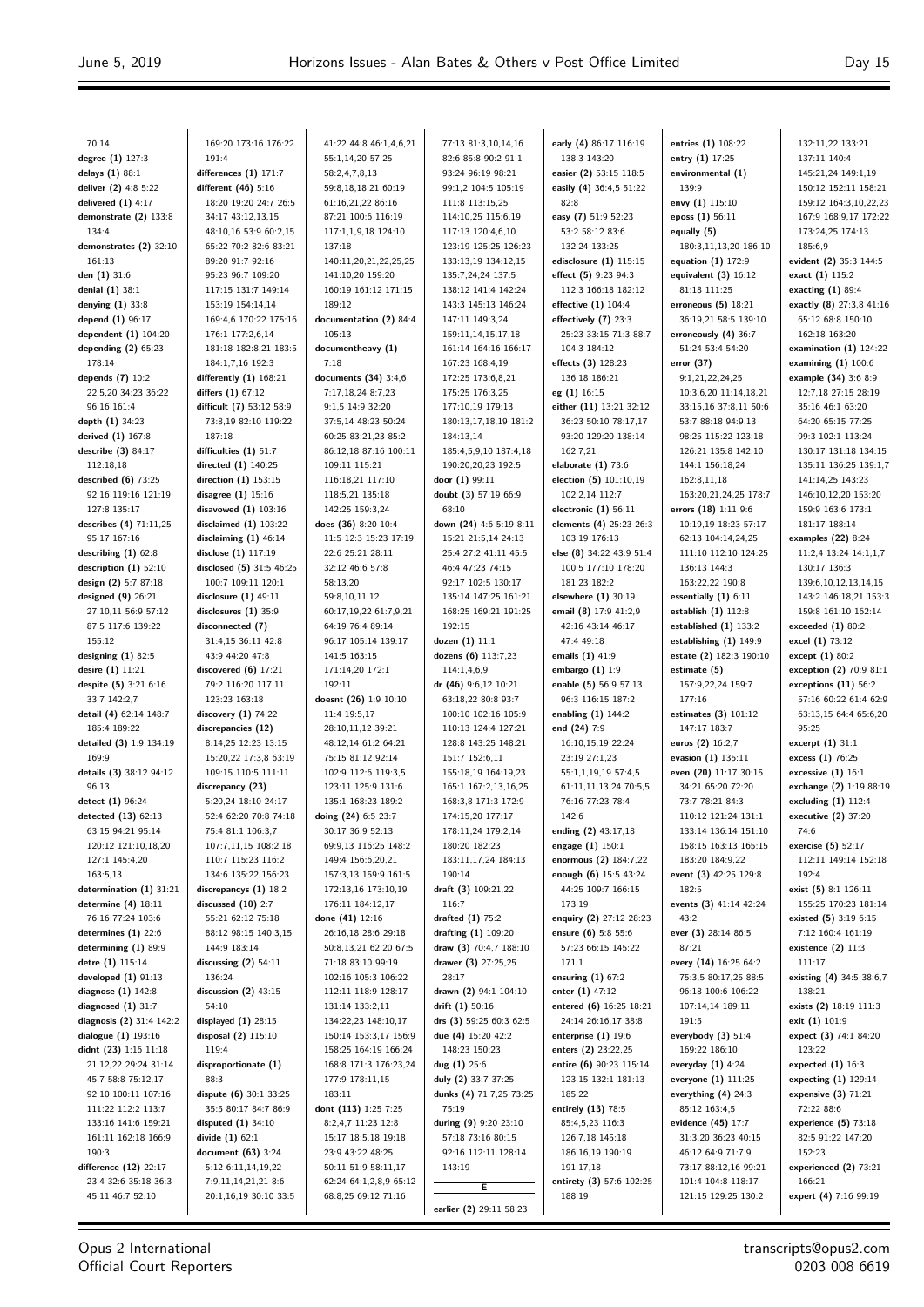70:14
**degree (1)** 127:3
**delays (1)** 88:1
**deliver (2)** 4:8 5:22
**delivered (1)** 4:17
**demonstrate (2)** 133:8 134:4
**demonstrates (2)** 32:10 161:13
**den (1)** 31:6
**denial (1)** 38:1
**denying (1)** 33:8
**depend (1)** 96:17
**dependent (1)** 104:20
**depending (2)** 65:23 178:14
**depends (7)** 10:2 22:5,20 34:23 36:22 96:16 161:4
**depth (1)** 34:23
**derived (1)** 167:8
**describe (3)** 84:17 112:18,18
**described (6)** 73:25 92:16 119:16 121:19 127:8 135:17
**describes (4)** 71:11,25 95:17 167:16
**describing (1)** 62:8
**description (1)** 52:10
**design (2)** 5:7 87:18
**designed (9)** 26:21 27:10,11 56:9 57:12 87:5 117:6 139:22 155:12
**designing (1)** 82:5
**desire (1)** 11:21
**despite (5)** 3:21 6:16 33:7 142:2,7
**detail (4)** 62:14 148:7 185:4 189:22
**detailed (3)** 1:9 134:19 169:9
**details (3)** 38:12 94:12 96:13
**detect (1)** 96:24
**detected (13)** 62:13 63:15 94:21 95:14 120:12 121:10,18,20 127:1 145:4,20 163:5,13
**determination (1)** 31:21
**determine (4)** 18:11 76:16 77:24 103:6
**determines (1)** 22:6
**determining (1)** 89:9
**detre (1)** 115:14
**developed (1)** 91:13
**diagnose (1)** 142:8
**diagnosed (1)** 31:7
**diagnosis (2)** 31:4 142:2
**dialogue (1)** 193:16
**didnt (23)** 1:16 11:18 21:12,22 29:24 31:14 45:7 58:8 75:12,17 92:10 100:11 107:16 111:22 112:2 113:7 133:16 141:6 159:21 161:11 162:18 166:9 190:3
**difference (12)** 22:17 23:4 32:6 35:18 36:3 45:11 46:7 52:10
169:20 173:16 176:22 191:4
**differences (1)** 171:7
**different (46)** 5:16 18:20 19:20 24:7 26:5 34:17 43:12,13,15 48:10,16 53:9 60:2,15 65:22 70:2 82:6 83:21 89:20 91:7 92:16 95:23 96:7 109:20 117:15 131:7 149:14 153:19 154:14,14 169:4,6 170:22 175:16 176:1 177:2,6,14 181:18 182:8,21 183:5 184:1,7,16 192:3
**differently (1)** 168:21
**differs (1)** 67:12
**difficult (7)** 53:12 58:9 73:8,19 82:10 119:22 187:18
**difficulties (1)** 51:7
**directed (1)** 140:25
**direction (1)** 153:15
**disagree (1)** 15:16
**disavowed (1)** 103:16
**disclaimed (1)** 103:22
**disclaiming (1)** 46:14
**disclose (1)** 117:19
**disclosed (5)** 31:5 46:25 100:7 109:11 120:1
**disclosure (1)** 49:11
**disclosures (1)** 35:9
**disconnected (7)** 31:4,15 36:11 42:8 43:9 44:20 47:8
**discovered (6)** 17:21 79:2 116:20 117:11 123:23 163:18
**discovery (1)** 74:22
**discrepancies (12)** 8:14,25 12:23 13:15 15:20,22 17:3,8 63:19 109:15 110:5 111:11
**discrepancy (23)** 5:20,24 18:10 24:17 52:4 62:20 70:8 74:18 75:4 81:1 106:3,7 107:7,11,15 108:2,18 110:7 115:23 116:2 134:6 135:22 156:23
**discrepancys (1)** 18:2
**discussed (10)** 2:7 55:21 62:12 75:18 88:12 98:15 140:3,15 144:9 183:14
**discussing (2)** 54:11 136:24
**discussion (2)** 43:15 54:10
**displayed (1)** 28:15
**disposal (2)** 115:10 119:4
**disproportionate (1)** 88:3
**dispute (6)** 30:1 33:25 35:5 80:17 84:7 86:9
**disputed (1)** 34:10
**divide (1)** 62:1
**document (63)** 3:24 5:12 6:11,14,19,22 7:9,11,14,21,21 8:6 20:1,16,19 30:10 33:5
41:22 44:8 46:1,4,6,21 55:1,14,20 57:25 58:2,4,7,8,13 59:8,18,18,21 60:19 61:16,21,22 86:16 87:21 100:6 116:19 117:1,1,9,18 124:10 137:18 140:11,20,21,22,25,25 141:10,20 159:20 160:19 161:12 171:15 189:12
**documentation (2)** 84:4 105:13
**documentheavy (1)** 7:18
**documents (34)** 3:4,6 7:17,18,24 8:7,23 9:1,5 14:9 32:20 37:5,14 48:23 50:24 60:25 83:21,23 85:2 86:12,18 87:16 100:11 109:11 115:21 116:18,21 117:10 118:5,21 135:18 142:25 159:3,24
**does (36)** 8:20 10:4 11:5 12:3 15:23 17:19 22:6 25:21 28:11 32:12 46:6 57:8 58:13,20 59:8,10,11,12 60:17,19,22 61:7,9,21 64:19 76:4 89:14 96:17 105:14 139:17 141:5 163:15 171:14,20 172:1 192:11
**doesnt (26)** 1:9 10:10 11:4 19:5,17 28:10,11,12 39:21 48:12,14 61:2 64:21 75:15 81:12 92:14 102:9 112:6 119:3,5 123:11 125:9 131:6 135:1 168:23 189:2
**doing (24)** 6:5 23:7 30:17 36:9 52:13 69:9,13 116:25 148:2 149:4 156:6,20,21 157:3,13 159:9 161:5 172:13,16 173:10,19 176:11 184:12,17
**done (41)** 12:16 26:16,18 28:6 29:18 50:8,13,21 62:20 67:5 71:18 83:10 99:19 102:16 105:3 106:22 112:11 118:9 128:17 131:14 133:2,11 134:22,23 148:10,17 150:14 153:3,17 156:9 158:25 164:19 166:24 168:8 171:3 176:23,24 177:9 178:11,15 183:11
**dont (113)** 1:25 7:25 8:2,4,7 11:23 12:8 15:17 18:5,18 19:18 23:9 43:22 48:25 50:11 51:9 58:11,17 62:24 64:1,2,8,9 65:12 68:8,25 69:12 71:16
77:13 81:3,10,14,16 82:6 85:8 90:2 91:1 93:24 96:19 98:21 99:1,2 104:5 105:19 111:8 113:15,25 114:10,25 115:6,19 117:13 120:4,6,10 123:19 125:25 126:23 133:13,19 134:12,15 135:7,24,24 137:5 138:12 141:4 142:24 143:3 145:13 146:24 147:11 149:3,24 159:11,14,15,17,18 161:14 164:16 166:17 167:23 168:4,19 172:25 173:6,8,21 175:25 176:3,25 177:10,19 179:13 180:13,17,18,19 181:2 184:13,14 185:4,5,9,10 187:4,18 190:20,20,23 192:5
**door (1)** 99:11
**doubt (3)** 57:19 66:9 68:10
**down (24)** 4:6 5:19 8:11 15:21 21:5,14 24:13 25:4 27:2 41:11 45:5 46:4 47:23 74:15 92:17 102:5 130:17 135:14 147:25 161:21 168:25 169:21 191:25 192:15
**dozen (1)** 11:1
**dozens (6)** 113:7,23 114:1,4,6,9
**dr (46)** 9:6,12 10:21 63:18,22 80:8 93:7 100:10 102:16 105:9 110:13 124:4 127:21 128:8 143:25 148:21 151:7 152:6,11 155:18,19 164:19,23 165:1 167:2,13,16,25 168:3,8 171:3 172:9 174:15,20 177:17 178:11,24 179:2,14 180:20 182:23 183:11,17,24 184:13 190:14
**draft (3)** 109:21,22 116:7
**drafted (1)** 75:2
**drafting (1)** 109:20
**draw (3)** 70:4,7 188:10
**drawer (3)** 27:25,25 28:17
**drawn (2)** 94:1 104:10
**drift (1)** 50:16
**drs (3)** 59:25 60:3 62:5
**due (4)** 15:20 42:2 148:23 150:23
**dug (1)** 25:6
**duly (2)** 33:7 37:25
**dunks (4)** 71:7,25 73:25 75:19
**during (9)** 9:20 23:10 57:18 73:16 80:15 92:16 112:11 128:14 143:19

## E

**earlier (2)** 29:11 58:23
**early (4)** 86:17 116:19 138:3 143:20
**easier (2)** 53:15 118:5
**easily (4)** 36:4,5 51:22 82:8
**easy (7)** 51:9 52:23 53:2 58:12 83:6 132:24 133:25
**edisclosure (1)** 115:15
**effect (5)** 9:23 94:3 112:3 166:18 182:12
**effective (1)** 104:4
**effectively (7)** 23:3 25:23 33:15 71:3 88:7 104:3 184:12
**effects (3)** 128:23 136:18 186:21
**eg (1)** 16:15
**either (11)** 13:21 32:12 36:23 50:10 78:17,17 93:20 129:20 138:14 162:7,21
**elaborate (1)** 73:6
**election (5)** 101:10,19 102:2,14 112:7
**electronic (1)** 56:11
**elements (4)** 25:23 26:3 103:19 176:13
**else (8)** 34:22 43:9 51:4 100:5 177:10 178:20 181:23 182:2
**elsewhere (1)** 30:19
**email (8)** 17:9 41:2,9 42:16 43:14 46:17 47:4 49:18
**emails (1)** 41:9
**embargo (1)** 1:9
**enable (5)** 56:9 57:13 96:3 116:15 187:2
**enabling (1)** 144:2
**end (24)** 7:9 16:10,15,19 22:24 23:19 27:1,23 55:1,1,19,19 57:4,5 61:11,11,13,24 70:5,5 76:16 77:23 78:4 142:6
**ending (2)** 43:17,18
**engage (1)** 150:1
**enormous (2)** 184:7,22
**enough (6)** 15:5 43:24 44:25 109:7 166:15 173:19
**enquiry (2)** 27:12 28:23
**ensure (6)** 5:8 55:6 57:23 66:15 145:22 171:1
**ensuring (1)** 67:2
**enter (1)** 47:12
**entered (6)** 16:25 18:21 24:14 26:16,17 38:8
**enterprise (1)** 19:6
**enters (2)** 23:22,25
**entire (6)** 90:23 115:14 123:15 132:1 181:13 185:22
**entirely (13)** 78:5 85:4,5,23 116:3 126:7,18 145:18 186:16,19 190:19 191:17,18
**entirety (3)** 57:6 102:25 188:19
**entries (1)** 108:22
**entry (1)** 17:25
**environmental (1)** 139:9
**envy (1)** 115:10
**eposs (1)** 56:11
**equally (5)** 180:3,11,13,20 186:10
**equation (1)** 172:9
**equivalent (3)** 16:12 81:18 111:25
**erroneous (5)** 18:21 36:19,21 58:5 139:10
**erroneously (4)** 36:7 51:24 53:4 54:20
**error (37)** 9:1,21,22,24,25 10:3,6,20 11:14,18,21 33:15,16 37:8,11 50:6 53:7 88:18 94:9,13 98:25 115:22 123:18 126:21 135:8 142:10 144:1 156:18,24 162:8,11,18 163:20,21,24,25 178:7
**errors (18)** 1:11 9:6 10:19,19 18:23 57:17 62:13 104:14,24,25 111:10 112:10 124:25 136:13 144:3 163:22,22 190:8
**essentially (1)** 6:11
**establish (1)** 112:8
**established (1)** 133:2
**establishing (1)** 149:9
**estate (2)** 182:3 190:10
**estimate (5)** 157:9,22,24 159:7 177:16
**estimates (3)** 101:12 147:17 183:7
**euros (2)** 16:2,7
**evasion (1)** 135:11
**even (20)** 11:17 30:15 34:21 65:20 72:20 73:7 78:21 84:3 110:12 121:24 131:1 133:14 136:14 151:10 158:15 163:13 165:15 183:20 184:9,22
**event (3)** 42:25 129:8 182:5
**events (3)** 41:14 42:24 43:2
**ever (3)** 28:14 86:5 87:21
**every (14)** 16:25 64:2 75:3,5 80:17,25 88:5 96:18 100:6 106:22 107:14,14 189:11 191:5
**everybody (3)** 51:4 169:22 186:10
**everyday (1)** 4:24
**everyone (1)** 111:25
**everything (4)** 24:3 85:12 163:4,5
**evidence (45)** 17:7 31:3,20 36:23 40:15 46:12 64:9 71:7,9 73:17 88:12,16 99:21 101:4 104:8 118:17 121:15 129:25 130:2
132:11,22 133:21 137:11 140:4 145:21,24 149:1,19 150:12 152:11 158:21 159:12 164:3,10,22,23 167:9 168:9,17 172:22 173:24,25 174:13 185:6,9
**evident (2)** 35:3 144:5
**exact (1)** 115:2
**exacting (1)** 89:4
**exactly (8)** 27:3,8 41:16 65:12 68:8 150:10 162:18 163:20
**examination (1)** 124:22
**examining (1)** 100:6
**example (34)** 3:6 8:9 12:7,18 27:15 28:19 35:16 46:1 63:20 64:20 65:15 77:25 99:3 102:1 113:24 130:17 131:18 134:15 135:11 136:25 139:1,7 141:14,25 143:23 146:10,12,20 153:20 159:9 163:6 173:1 181:17 188:14
**examples (22)** 8:24 11:2,4 13:24 14:1,1,7 130:17 136:3 139:6,10,12,13,14,15 143:2 146:18,21 153:3 159:8 161:10 162:14
**exceeded (1)** 80:2
**excel (1)** 73:12
**except (1)** 80:2
**exception (2)** 70:9 81:1
**exceptions (11)** 56:2 57:16 60:22 61:4 62:9 63:13,15 64:4 65:6,20 95:25
**excerpt (1)** 31:1
**excess (1)** 76:25
**excessive (1)** 16:1
**exchange (2)** 1:19 88:19
**excluding (1)** 112:4
**executive (2)** 37:20 74:6
**exercise (5)** 52:17 112:11 149:14 152:18 192:4
**exist (5)** 8:1 126:11 155:25 170:23 181:14
**existed (5)** 3:19 6:15 7:12 160:4 161:19
**existence (2)** 11:3 111:17
**existing (4)** 34:5 38:6,7 138:21
**exists (2)** 18:19 111:3
**exit (1)** 101:9
**expect (3)** 74:1 84:20 123:22
**expected (1)** 16:3
**expecting (1)** 129:14
**expensive (3)** 71:21 72:22 88:6
**experience (5)** 73:18 82:5 91:22 147:20 152:23
**experienced (2)** 73:21 166:21
**expert (4)** 7:16 99:19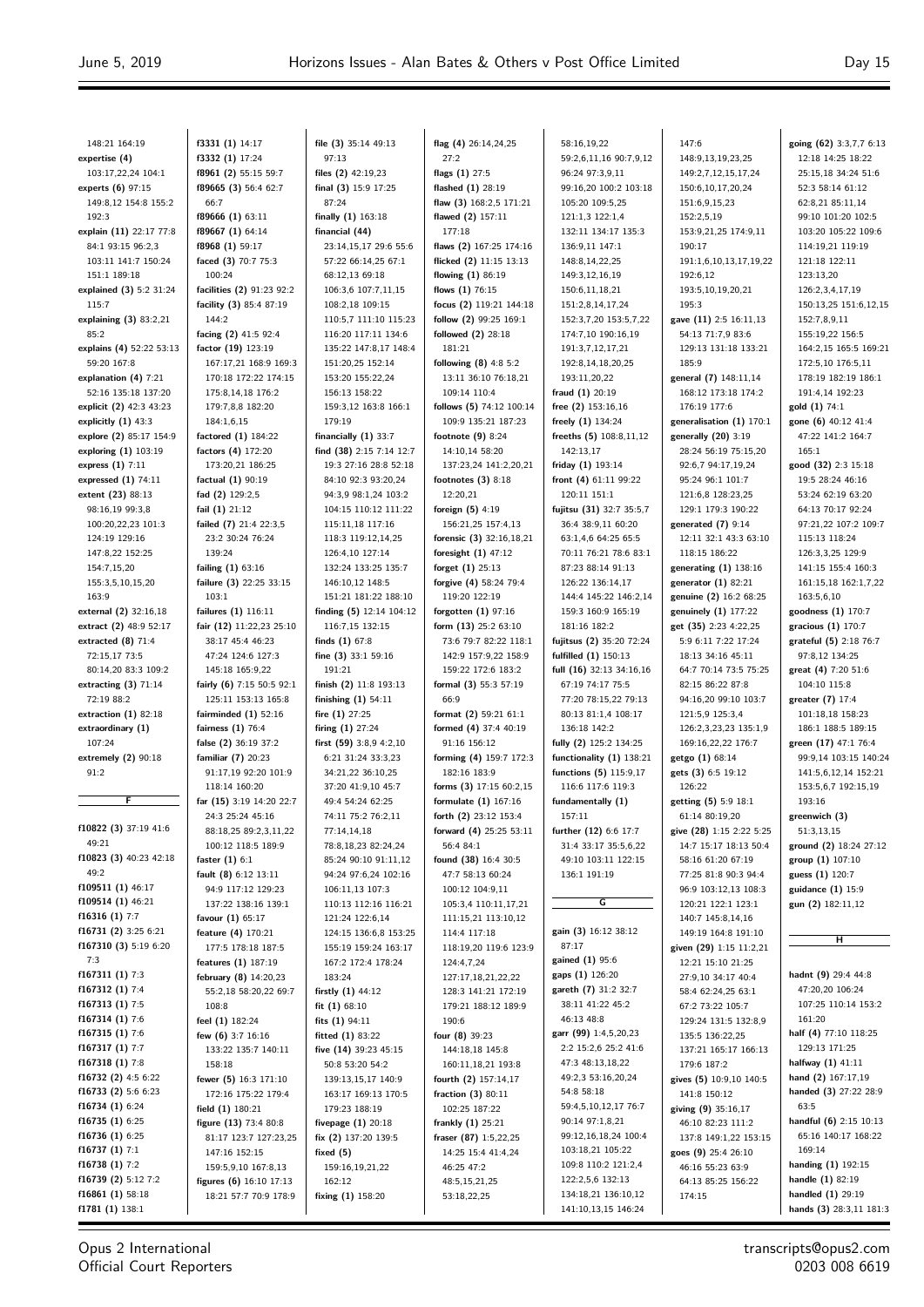148:21 164:19
**expertise (4)** 103:17,22,24 104:1
**experts (6)** 97:15 149:8,12 154:8 155:2 192:3
**explain (11)** 22:17 77:8 84:1 93:15 96:2,3 103:11 141:7 150:24 151:1 189:18
**explained (3)** 5:2 31:24 115:7
**explaining (3)** 83:2,21 85:2
**explains (4)** 52:22 53:13 59:20 167:8
**explanation (4)** 7:21 52:16 135:18 137:20
**explicit (2)** 42:3 43:23
**explicitly (1)** 43:3
**explore (2)** 85:17 154:9
**exploring (1)** 103:19
**express (1)** 7:11
**expressed (1)** 74:11
**extent (23)** 88:13 98:16,19 99:3,8 100:20,22,23 101:3 124:19 129:16 147:8,22 152:25 154:7,15,20 155:3,5,10,15,20 163:9
**external (2)** 32:16,18
**extract (2)** 48:9 52:17
**extracted (8)** 71:4 72:15,17 73:5 80:14,20 83:3 109:2
**extracting (3)** 71:14 72:19 88:2
**extraction (1)** 82:18
**extraordinary (1)** 107:24
**extremely (2)** 90:18 91:2

## F

**f10822 (3)** 37:19 41:6 49:21
**f10823 (3)** 40:23 42:18 49:2
**f109511 (1)** 46:17
**f109514 (1)** 46:21
**f16316 (1)** 7:7
**f16731 (2)** 3:25 6:21
**f167310 (3)** 5:19 6:20 7:3
**f167311 (1)** 7:3
**f167312 (1)** 7:4
**f167313 (1)** 7:5
**f167314 (1)** 7:6
**f167315 (1)** 7:6
**f167317 (1)** 7:7
**f167318 (1)** 7:8
**f16732 (2)** 4:5 6:22
**f16733 (2)** 5:6 6:23
**f16734 (1)** 6:24
**f16735 (1)** 6:25
**f16736 (1)** 6:25
**f16737 (1)** 7:1
**f16738 (1)** 7:2
**f16739 (2)** 5:12 7:2
**f16861 (1)** 58:18
**f1781 (1)** 138:1
**f3331 (1)** 14:17
**f3332 (1)** 17:24
**f8961 (2)** 55:15 59:7
**f89665 (3)** 56:4 62:7 66:7
**f89666 (1)** 63:11
**f89667 (1)** 64:14
**f8968 (1)** 59:17
**faced (3)** 70:7 75:3 100:24
**facilities (2)** 91:23 92:2
**facility (3)** 85:4 87:19 144:2
**facing (2)** 41:5 92:4
**factor (19)** 123:19 167:17,21 168:9 169:3 170:18 172:22 174:15 175:8,14,18 176:2 179:7,8,8 182:20 184:1,6,15
**factored (1)** 184:22
**factors (4)** 172:20 173:20,21 186:25
**factual (1)** 90:19
**fad (2)** 129:2,5
**fail (1)** 21:12
**failed (7)** 21:4 22:3,5 23:2 30:24 76:24 139:24
**failing (1)** 63:16
**failure (3)** 22:25 33:15 103:1
**failures (1)** 116:11
**fair (12)** 11:22,23 25:10 38:17 45:4 46:23 47:24 124:6 127:3 145:18 165:9,22
**fairly (6)** 7:15 50:5 92:1 125:11 153:13 165:8
**fairminded (1)** 52:16
**fairness (1)** 76:4
**false (2)** 36:19 37:2
**familiar (7)** 20:23 91:17,19 92:20 101:9 118:14 160:20
**far (15)** 3:19 14:20 22:7 24:3 25:24 45:16 88:18,25 89:2,3,11,22 100:12 118:5 189:9
**faster (1)** 6:1
**fault (8)** 6:12 13:11 94:9 117:12 129:23 137:22 138:16 139:1
**favour (1)** 65:17
**feature (4)** 170:21 177:5 178:18 187:5
**features (1)** 187:19
**february (8)** 14:20,23 55:2,18 58:20,22 69:7 108:8
**feel (1)** 182:24
**few (6)** 3:7 16:16 133:22 135:7 140:11 158:18
**fewer (5)** 16:3 171:10 172:16 175:22 179:4
**field (1)** 180:21
**figure (13)** 73:4 80:8 81:17 123:7 127:23,25 147:16 152:15 159:5,9,10 167:8,13
**figures (6)** 16:10 17:13 18:21 57:7 70:9 178:9
**file (3)** 35:14 49:13 97:13
**files (2)** 42:19,23
**final (3)** 15:9 17:25 87:24
**finally (1)** 163:18
**financial (44)** 23:14,15,17 29:6 55:6 57:22 66:14,25 67:1 68:12,13 69:18 106:3,6 107:7,11,15 108:2,18 109:15 110:5,7 111:10 115:23 116:20 117:11 134:6 135:22 147:8,17 148:4 151:20,25 152:14 153:20 155:22,24 156:13 158:22 159:3,12 163:8 166:1 179:19
**financially (1)** 33:7
**find (38)** 2:15 7:14 12:7 19:3 27:16 28:8 52:18 84:10 92:3 93:20,24 94:3,9 98:1,24 103:2 104:15 110:12 111:22 115:11,18 117:16 118:3 119:12,14,25 126:4,10 127:14 132:24 133:25 135:7 146:10,12 148:5 151:21 181:22 188:10
**finding (5)** 12:14 104:12 116:7,15 132:15
**finds (1)** 67:8
**fine (3)** 33:1 59:16 191:21
**finish (2)** 11:8 193:13
**finishing (1)** 54:11
**fire (1)** 27:25
**firing (1)** 27:24
**first (59)** 3:8,9 4:2,10 6:21 31:24 33:3,23 34:21,22 36:10,25 37:20 41:9,10 45:7 49:4 54:24 62:25 74:11 75:2 76:2,11 77:14,14,18 78:8,18,23 82:24,24 85:24 90:10 91:11,12 94:24 97:6,24 102:16 106:11,13 107:3 110:13 112:16 116:21 121:24 122:6,14 124:15 136:6,8 153:25 155:19 159:24 163:17 167:2 172:4 178:24 183:24
**firstly (1)** 44:12
**fit (1)** 68:10
**fits (1)** 94:11
**fitted (1)** 83:22
**five (14)** 39:23 45:15 50:8 53:20 54:2 139:13,15,17 140:9 163:17 169:13 170:5 179:23 188:19
**fivepage (1)** 20:18
**fix (2)** 137:20 139:5
**fixed (5)** 159:16,19,21,22 162:12
**fixing (1)** 158:20
**flag (4)** 26:14,24,25 27:2
**flags (1)** 27:5
**flashed (1)** 28:19
**flaw (3)** 168:2,5 171:21
**flawed (2)** 157:11 177:18
**flaws (2)** 167:25 174:16
**flicked (2)** 11:15 13:13
**flowing (1)** 86:19
**flows (1)** 76:15
**focus (2)** 119:21 144:18
**follow (2)** 99:25 169:1
**followed (2)** 28:18 181:21
**following (8)** 4:8 5:2 13:11 36:10 76:18,21 109:14 110:4
**follows (5)** 74:12 100:14 109:9 135:21 187:23
**footnote (9)** 8:24 14:10,14 58:20 137:23,24 141:2,20,21
**footnotes (3)** 8:13 12:20,21
**foreign (5)** 4:19 156:21,25 157:4,13
**forensic (3)** 32:16,18,21
**foresight (1)** 47:12
**forget (1)** 25:13
**forgive (4)** 58:24 79:4 119:20 122:19
**forgotten (1)** 97:16
**form (13)** 25:2 63:10 73:6 79:7 82:22 118:1 142:9 157:9,22 158:9 159:22 172:6 183:2
**formal (3)** 55:3 57:19 66:9
**format (2)** 59:21 61:1
**formed (4)** 37:4 40:19 91:16 156:12
**forming (4)** 159:7 172:3 182:16 183:9
**forms (3)** 17:15 60:2,15
**formulate (1)** 167:16
**forth (2)** 23:12 153:4
**forward (4)** 25:25 53:11 56:4 84:1
**found (38)** 16:4 30:5 47:7 58:13 60:24 100:12 104:9,11 105:3,4 110:11,17,21 111:15,21 113:10,12 114:4 117:18 118:19,20 119:6 123:9 124:4,7,24 127:17,18,21,22,22 128:3 141:21 172:19 179:21 188:12 189:9 190:6
**four (8)** 39:23 144:18,18 145:8 160:11,18,21 193:8
**fourth (2)** 157:14,17
**fraction (3)** 80:11 102:25 187:22
**frankly (1)** 25:21
**fraser (87)** 1:5,22,25 14:25 15:4 41:4,24 46:25 47:2 48:5,15,21,25 53:18,22,25 58:16,19,22 59:2,6,11,16 90:7,9,12 96:24 97:3,9,11 99:16,20 100:2 103:18 105:20 109:5,25 121:1,3 122:1,4 132:11 134:17 135:3 136:9,11 147:1 148:8,14,22,25 149:3,12,16,19 150:6,11,18,21 151:2,8,14,17,24 152:3,7,20 153:5,7,22 174:7,10 190:16,19 191:3,7,12,17,21 192:8,14,18,20,25 193:11,20,22
**fraud (1)** 20:19
**free (2)** 153:16,16
**freely (1)** 134:24
**freeths (5)** 108:8,11,12 142:13,17
**friday (1)** 193:14
**front (4)** 61:11 99:22 120:11 151:1
**fujitsu (31)** 32:7 35:5,7 36:4 38:9,11 60:20 63:1,4,6 64:25 65:5 70:11 76:21 78:6 83:1 87:23 88:14 91:13 126:22 136:14,17 144:4 145:22 146:2,14 159:3 160:9 165:19 181:16 182:2
**fujitsus (2)** 35:20 72:24
**fulfilled (1)** 150:13
**full (16)** 32:13 34:16,16 67:19 74:17 75:5 77:20 78:15,22 79:13 80:13 81:1,4 108:17 136:18 142:2
**fully (2)** 125:2 134:25
**functionality (1)** 138:21
**functions (5)** 115:9,17 116:6 117:6 119:3
**fundamentally (1)** 157:11
**further (12)** 6:6 17:7 31:4 33:17 35:5,6,22 49:10 103:11 122:15 136:1 191:19

## G

**gain (3)** 16:12 38:12 87:17
**gained (1)** 95:6
**gaps (1)** 126:20
**gareth (7)** 31:2 32:7 38:11 41:22 45:2 46:13 48:8
**garr (99)** 1:4,5,20,23 2:2 15:2,6 25:2 41:6 47:3 48:13,18,22 49:2,3 53:16,20,24 54:8 58:18 59:4,5,10,12,17 76:7 90:14 97:1,8,21 99:12,16,18,24 100:4 103:18,21 105:22 109:8 110:2 121:2,4 122:2,5,6 132:13 134:18,21 136:10,12 141:10,13,15 146:24 147:6 148:9,13,19,23,25 149:2,7 150:12,15,17,24 150:6,10,17,20,24 151:6,9,15,23 152:2,5,19 153:9,21,25 174:9,11 190:17 191:1,6,10,13,17,19,22 192:6,12 193:5,10,19,20,21 195:3
**gave (11)** 2:5 16:11,13 54:13 71:7,9 83:6 129:13 131:18 133:21 185:9
**general (7)** 148:11,14 168:12 173:18 174:2 176:19 177:6
**generalisation (1)** 170:1
**generally (20)** 3:19 28:24 56:19 75:15,20 92:6,7 94:17,19,24 95:24 96:1 101:7 121:6,8 128:23,25 129:1 179:3 190:22
**generated (7)** 9:14 12:11 32:1 43:3 63:10 118:15 186:22
**generating (1)** 138:16
**generator (1)** 82:21
**genuine (2)** 16:2 68:25
**genuinely (1)** 177:22
**get (35)** 2:23 4:22,25 5:9 6:11 7:22 17:24 18:13 34:16 45:11 64:7 70:14 73:5 75:25 82:15 86:22 87:8 94:16,20 99:10 103:7 121:5,9 125:3,4 126:2,3,23,23 135:1,9 169:16,22,22 176:7
**getgo (1)** 68:14
**gets (3)** 6:5 19:12 126:22
**getting (5)** 5:9 18:1 61:14 80:19,20
**give (28)** 1:15 2:22 5:25 14:7 15:17 18:13 50:4 58:16 61:20 67:19 77:25 81:8 90:3 94:4 96:9 103:12,13 108:3 120:21 122:1 123:1 140:7 145:8,14,16 149:19 164:8 191:10
**given (29)** 1:15 11:2,21 12:21 15:10 21:25 27:9,10 34:17 40:4 58:4 62:24,25 63:1 67:2 73:22 105:7 129:24 131:5 132:8,9 135:5 136:22,25 137:21 165:17 166:13 179:6 187:2
**gives (5)** 10:9,10 140:5 141:8 150:12
**giving (9)** 35:16,17 46:10 82:23 111:2 137:8 149:1,22 153:15 174:15
**goes (9)** 25:4 26:10 46:16 55:23 63:9 64:13 85:25 156:22 174:15
**going (62)** 3:3,7,7 6:13 12:18 14:25 18:22 25:15,18 34:24 51:6 52:3 58:14 61:12 62:8,21 85:11,14 99:10 101:20 102:5 103:20 105:22 109:6 114:19,21 119:19 121:18 122:11 123:13,20 126:2,3,4,17,19 150:13,25 151:6,12,15 152:7,8,9,11 155:19,22 156:5 164:2,15 165:5 169:21 172:5,10 176:5,11 178:19 182:19 186:1 191:4,14 192:23
**gold (1)** 74:1
**gone (6)** 40:12 41:4 47:22 141:2 164:7 165:1
**good (32)** 2:3 15:18 19:5 28:24 46:16 53:24 62:19 63:20 64:13 70:17 92:24 97:21,22 107:2 109:7 115:13 118:24 126:3,3,25 129:9 141:15 155:4 160:3 161:15,18 162:1,7,22 163:5,6,10
**goodness (1)** 170:7
**gracious (1)** 170:7
**grateful (5)** 2:18 76:7 97:8,12 134:25
**great (4)** 7:20 51:6 104:10 115:8
**greater (7)** 17:4 101:18,18 158:23 186:1 188:5 189:15
**green (17)** 47:1 76:4 99:9,14 103:15 140:24 141:5,6,12,14 152:21 153:5,6,7 192:15,19 193:16
**greenwich (3)** 51:3,13,15
**ground (2)** 18:24 27:12
**group (1)** 107:10
**guess (1)** 120:7
**guidance (1)** 15:9
**gun (2)** 182:11,12

## H

**hadnt (9)** 29:4 44:8 47:20,20 106:24 107:25 110:14 153:2 161:20
**half (4)** 77:10 118:25 129:13 171:25
**halfway (1)** 41:11
**hand (2)** 167:17,19
**handed (3)** 27:22 28:9 63:5
**handful (6)** 2:15 10:13 65:16 140:17 168:22 169:14
**handing (1)** 192:15
**handle (1)** 82:19
**handled (1)** 29:19
**hands (3)** 28:3,11 181:3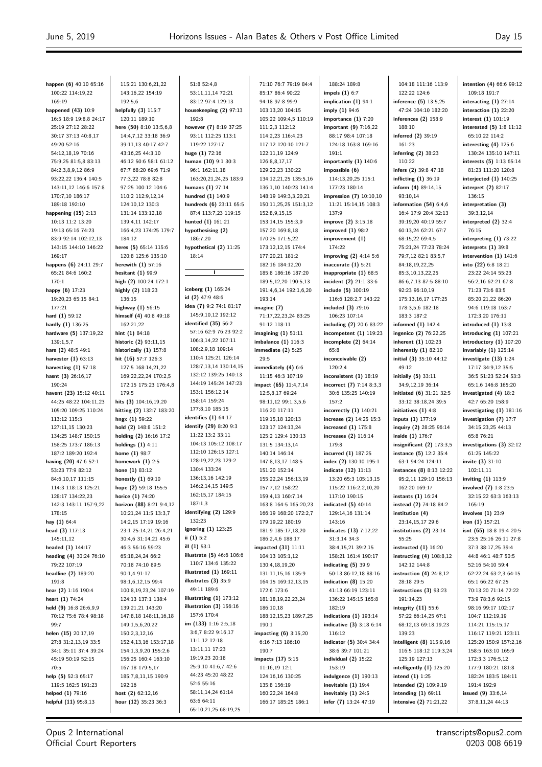**happen (6)** 40:10 65:16 100:22 114:19,22 169:19
**happened (43)** 10:9 16:5 18:9 19:8,8 24:17 25:19 27:12 28:22 30:17 37:13 40:8,17 49:20 52:16 54:12,18,19 70:16 75:9,25 81:5,8 83:13 84:2,3,8,9,12 86:9 93:22,22 136:4 140:5 143:11,12 146:6 157:8 170:7,10 186:17 189:18 192:10
**happening (15)** 2:13 10:13 11:2 13:20 19:13 65:16 74:23 83:9 92:14 102:12,13 143:15 144:10 146:22 169:17
**happens (6)** 24:11 29:7 65:21 84:6 160:2 170:1
**happy (6)** 17:23 19:20,23 65:15 84:1 177:21
**hard (1)** 59:12
**hardly (1)** 136:25
**hardware (5)** 137:19,22 139:1,5,7
**hare (2)** 48:5 49:1
**harvester (1)** 63:13
**harvesting (1)** 57:18
**hasnt (3)** 26:16,17 190:24
**havent (23)** 15:12 40:11 44:25 48:22 104:11,23 105:20 109:25 110:24 113:12 115:3 127:11,15 130:23 134:25 148:7 150:15 158:25 173:7 186:13 187:2 189:20 192:4
**having (20)** 47:6 52:1 53:23 77:9 82:12 84:6,10,17 111:15 114:3 118:13 125:21 128:17 134:22,23 142:3 143:11 157:9,22 178:15
**hay (1)** 64:4
**head (3)** 117:13 145:11,12
**headed (1)** 144:17
**heading (4)** 30:24 76:10 79:22 107:19
**headline (2)** 189:20 191:8
**hear (2)** 1:16 190:4
**heart (1)** 74:24
**held (9)** 16:8 26:6,9,9 70:12 75:6 78:4 98:18 99:7
**helen (15)** 20:17,19 27:8 31:2,13,19 33:5 34:1 35:11 37:4 39:24 45:19 50:19 52:15 70:5
**help (5)** 52:3 65:17 119:5 162:5 191:23
**helped (1)** 79:16
**helpful (11)** 95:8,13 115:21 130:6,21,22 143:16,22 154:19 192:5,6
**helpfully (3)** 115:7 120:11 189:10
**here (50)** 8:10 13:5,6,8 14:4,7,12 33:18 36:9 39:11,13 40:17 42:7 43:16,25 44:3,10 46:12 50:6 58:1 61:12 67:7 68:20 69:6 71:9 77:3,22 78:8 82:8 97:25 100:12 104:6 110:2 112:9,12,14 124:10,12 130:3 131:14 133:12,18 139:4,11 142:17 166:4,23 174:25 179:7 184:12
**heres (5)** 65:14 115:6 120:8 125:6 135:10
**herewith (1)** 57:16
**hesitant (1)** 99:9
**high (2)** 100:24 172:1
**highly (2)** 118:23 136:15
**highway (1)** 56:15
**himself (4)** 40:8 49:18 162:21,22
**hint (1)** 84:18
**historic (2)** 93:11,15
**historically (1)** 157:8
**hit (16)** 57:7 126:3 127:5 168:14,21,22 169:22,22,24 170:2,5 172:15 175:23 176:4,8 179:5
**hits (3)** 104:16,19,20
**hitting (2)** 132:7 183:20
**hngx (1)** 59:22
**hold (2)** 148:8 151:2
**holding (2)** 16:16 17:2
**holdings (1)** 4:11
**home (1)** 98:7
**homework (1)** 2:5
**hone (1)** 83:12
**honestly (1)** 69:10
**hope (2)** 59:18 155:5
**horice (1)** 74:20
**horizon (88)** 8:21 9:4,12 10:21,24 11:5 13:3,7 14:2,15 17:19 19:16 23:1 25:14,21 26:4,21 30:4,6 31:14,21 45:6 46:3 56:16 59:23 65:18,24,24 66:2 70:18 74:10 89:5 90:1,4 91:17 98:1,6,12,15 99:4 100:8,19,23,24 107:19 124:13 137:1 138:4 139:21,21 143:20 147:8,18 148:11,16,18 149:1,5,6,20,22 150:2,3,12,16 152:4,13,16 153:17,18 154:1,3,9,20 155:2,6 156:25 160:4 163:10 167:18 179:5,17 185:7,8,11,15 190:9 192:16
**host (2)** 62:12,16
**hour (12)** 35:23 36:3 51:8 52:4,8 53:11,11,14 72:21 83:12 97:4 129:13
**housekeeping (2)** 97:13 192:8
**however (7)** 8:19 37:25 93:11 112:25 113:1 119:22 127:17
**huge (1)** 72:16
**human (10)** 9:1 30:3 96:1 162:11,18 163:20,21,24,25 183:9
**humans (1)** 27:14
**hundred (1)** 140:9
**hundreds (6)** 23:11 65:5 87:4 113:7,23 119:15
**hunted (1)** 161:21
**hypothesising (2)** 186:7,20
**hypothetical (2)** 11:25 18:14

## I

**iceberg (1)** 165:24
**id (2)** 47:9 48:6
**idea (7)** 9:2 74:1 81:17 145:9,10,12 192:12
**identified (35)** 56:2 57:16 62:9 76:23 92:2 106:3,14,22 107:11 108:2,9,18 109:14 110:4 125:21 126:14 128:7,13,14 130:14,15 132:12 139:25 140:13 144:19 145:24 147:23 153:1 156:12,14 158:14 159:24 177:8,10 185:15
**identifies (1)** 64:17
**identify (29)** 8:20 9:3 11:22 13:2 33:11 104:13 105:12 108:17 112:10 126:15 127:1 128:19,22,23 129:2 130:4 133:24 136:13,16 142:19 146:2,14,15 149:5 162:15,17 184:15 187:1,3
**identifying (2)** 129:9 132:23
**ignoring (1)** 123:25
**ii (1)** 5:2
**ill (1)** 53:1
**illustrate (5)** 46:6 106:6 110:7 134:6 135:22
**illustrated (1)** 169:11
**illustrates (3)** 35:9 49:11 189:6
**illustrating (1)** 173:12
**illustration (3)** 156:16 157:6 170:4
**im (133)** 1:16 2:5,18 3:6,7 8:22 9:16,17 11:1,12 12:18 13:11,11 17:23 19:19,23 20:18 25:9,10 41:6,7 42:6 44:23 45:20 48:22 52:6 55:16 58:11,14,24 61:14 63:6 64:11 65:10,21,25 68:19,25 71:10 76:7 79:19 84:4 85:17 86:4 90:22 94:18 97:8 99:9 103:13,20 104:15 105:22 109:4,5 110:19 111:2,3 112:12 114:2,23 116:4,23 117:12 120:10 121:7 122:11,19 124:9 126:8,8,17,17 129:22,23 130:22 134:12,21,25 135:5,16 136:1,10 140:23 141:4 148:19 149:3,3,20,21 150:11,25,25 151:3,12 152:8,9,15,15 153:14,15 155:3,9 157:20 169:8,18 170:25 171:5,22 173:12,12,15 174:4 177:20,21 181:2 182:16 184:12,20 185:8 186:16 187:20 189:5,12,20 190:5,13 191:4,6,14 192:1,6,20 193:14
**imagine (7)** 71:17,22,23,24 83:25 91:12 118:11
**imagining (1)** 51:11
**imbalance (1)** 116:3
**immediate (2)** 5:25 29:5
**immediately (4)** 6:6 11:15 46:3 107:19
**impact (65)** 11:4,7,14 12:5,8,17 69:24 98:11,12 99:1,3,5,6 116:20 117:11 119:15,18 120:13 123:17 124:13,24 125:2 129:4 130:13 131:5 134:13,14 140:14 146:14 147:8,13,17 148:5 151:20 152:14 155:22,24 156:13,19 157:7,12 158:22 159:4,13 160:7,14 163:8 164:5 165:20,23 166:19 168:20 172:2,7 179:19,22 180:19 181:9 185:17,18,20 186:2,4,6 188:17
**impacted (31)** 11:11 104:13 105:1,12 130:4,18,19,20 131:11,15,16 135:9 164:15 169:12,13,15 172:6 173:6 181:18,19,22,23,24 186:10,18 188:12,15,23 189:7,25 190:1
**impacting (6)** 3:15,20 6:16 7:13 186:10 190:7
**impacts (17)** 5:15 11:16,19 12:1 124:16,16 130:25 135:8 156:19 160:22,24 164:8 166:17 185:25 186:1 188:24 189:8
**impels (1)** 6:7
**implication (1)** 94:1
**imply (1)** 94:6
**importance (1)** 7:20
**important (9)** 7:16,22 88:17 98:4 107:18 124:18 163:8 169:16 191:1
**importantly (1)** 140:6
**impossible (6)** 114:13,20,25 115:1 177:23 180:14
**impression (7)** 10:10,10 11:21 15:14,15 108:3 137:9
**improve (2)** 3:15,18
**improved (1)** 98:2
**improvement (1)** 174:22
**improving (2)** 4:14 5:6
**inaccurate (1)** 5:21
**inappropriate (1)** 68:5
**incident (2)** 21:1 33:6
**include (5)** 100:19 116:6 128:2,7 143:22
**included (3)** 79:16 106:23 107:14
**including (2)** 20:6 83:22
**incompetent (1)** 119:23
**incomplete (2)** 64:14 65:8
**inconceivable (2)** 120:2,4
**inconsistent (1)** 18:19
**incorrect (7)** 7:14 8:3,3 30:6 135:25 140:19 157:2
**incorrectly (1)** 140:21
**increase (2)** 14:25 15:3
**increased (1)** 175:8
**increases (2)** 116:14 179:8
**incurred (1)** 187:25
**index (2)** 130:10 195:1
**indicate (12)** 11:13 13:20 65:3 105:13,15 115:22 116:2,2,10,20 117:10 190:15
**indicated (5)** 40:14 129:14,16 131:14 143:16
**indicates (13)** 7:12,22 31:3,14 34:3 38:4,15,21 39:2,15 158:21 161:4 190:17
**indicating (5)** 39:9 50:13 86:12,18 88:16
**indication (8)** 15:20 41:13 66:19 123:11 136:22 145:15 165:8 182:19
**indications (1)** 193:14
**indicative (3)** 3:18 6:14 116:12
**indicator (5)** 30:4 34:4 38:6 39:7 101:21
**individual (2)** 15:22 153:19
**indulgence (1)** 190:13
**inevitable (1)** 19:4
**inevitably (1)** 24:5
**infer (7)** 13:24 47:19 104:18 111:16 113:9 122:22 124:6
**inference (5)** 13:5,25 47:24 104:10 182:20
**inferences (2)** 158:9 188:10
**inferred (2)** 39:19 161:23
**inferring (2)** 38:23 110:22
**infers (2)** 39:8 47:18
**inflicting (1)** 36:19
**inform (4)** 89:14,15 93:10,14
**information (54)** 6:4,6 16:4 17:9 20:4 32:13 39:19,20 40:19 55:7 60:13,24 62:21 67:7 68:15,22 69:4,5 75:21,24 77:23 78:24 79:7,12 82:1 83:5,7 84:18,19,22,25 85:3,10,13,22,25 86:6,7,13 87:5 88:10 92:23 96:10,19 175:13,16,17 177:25 178:3,5,6 182:18 183:3 187:2
**informed (1)** 142:4
**ingenico (2)** 76:22,25
**inherent (1)** 102:23
**inherently (1)** 82:10
**initial (3)** 35:10 44:12 49:12
**initially (5)** 33:11 34:9,12,19 36:14
**initiated (6)** 31:21 32:5 33:12 38:18,24 39:5
**initiatives (1)** 4:8
**inputs (1)** 177:19
**inquiry (2)** 28:25 96:14
**inside (1)** 176:7
**insignificant (2)** 173:3,5
**instance (5)** 12:2 35:4 63:1 94:24 124:11
**instances (8)** 8:13 12:22 95:2,11 129:10 156:13 162:20 169:17
**instants (1)** 16:24
**instead (2)** 74:18 84:2
**institution (4)** 23:14,15,17 29:6
**institutions (2)** 23:14 55:25
**instructed (1)** 16:20
**instructing (4)** 108:8,12 142:12 144:8
**instruction (4)** 24:8,12 28:18 29:5
**instructions (3)** 93:23 191:14,23
**integrity (11)** 55:6 57:22 66:14,25 67:1 68:12,13 69:18,19,23 139:23
**intelligent (8)** 115:9,16 116:5 118:12 119:3,24 125:19 127:13
**intelligently (1)** 125:20
**intend (1)** 1:25
**intended (2)** 109:9,19
**intending (1)** 69:11
**intensive (2)** 71:21,22
**intention (4)** 66:6 99:12 109:18 191:7
**interacting (1)** 27:14
**interaction (1)** 22:20
**interest (1)** 101:19
**interested (5)** 1:8 11:12 65:10,22 114:2
**interesting (4)** 125:6 130:24 135:10 147:11
**interests (5)** 1:13 65:14 81:23 111:20 120:8
**interjected (1)** 140:25
**interpret (2)** 82:17 136:15
**interpretation (3)** 39:3,12,14
**interpreted (2)** 32:4 76:15
**interpreting (1)** 73:22
**interprets (1)** 39:8
**intervention (1)** 141:6
**into (22)** 6:8 18:21 23:22 24:14 55:23 56:2,16 62:21 67:8 71:23 73:6 83:5 85:20,21,22 86:20 94:6 119:18 163:7 172:3,20 176:11
**introduced (1)** 13:8
**introducing (1)** 107:21
**introductory (1)** 107:20
**invariably (1)** 125:14
**investigate (13)** 1:24 17:17 34:9,12 35:5 36:5 51:23 52:24 53:3 65:1,6 146:8 165:20
**investigated (4)** 18:2 42:7 65:20 158:9
**investigating (1)** 181:16
**investigation (7)** 17:7 34:15,23,25 44:13 65:8 76:21
**investigations (3)** 32:12 61:25 145:22
**invite (3)** 31:10 102:11,11
**inviting (1)** 113:9
**involved (7)** 1:8 23:5 32:15,22 63:3 163:13 165:19
**involves (1)** 23:9
**iron (1)** 157:21
**isnt (65)** 18:8 19:4 20:5 23:5 25:16 26:11 27:8 37:3 38:17,25 39:4 44:8 46:1 48:7 50:5 52:16 54:10 59:4 62:22,24 63:2,3 64:15 65:1 66:22 67:25 70:13,20 71:14 72:22 73:9 78:3,6 92:15 98:16 99:17 102:17 104:7 112:19,19 114:21 115:15,17 116:17 119:21 123:11 125:20 150:9 157:2,16 158:5 163:10 165:9 172:3,3 176:5,12 177:9 180:21 181:8 182:24 183:5 184:11 191:4 192:9
**issued (9)** 33:6,14 37:8,11,24 44:13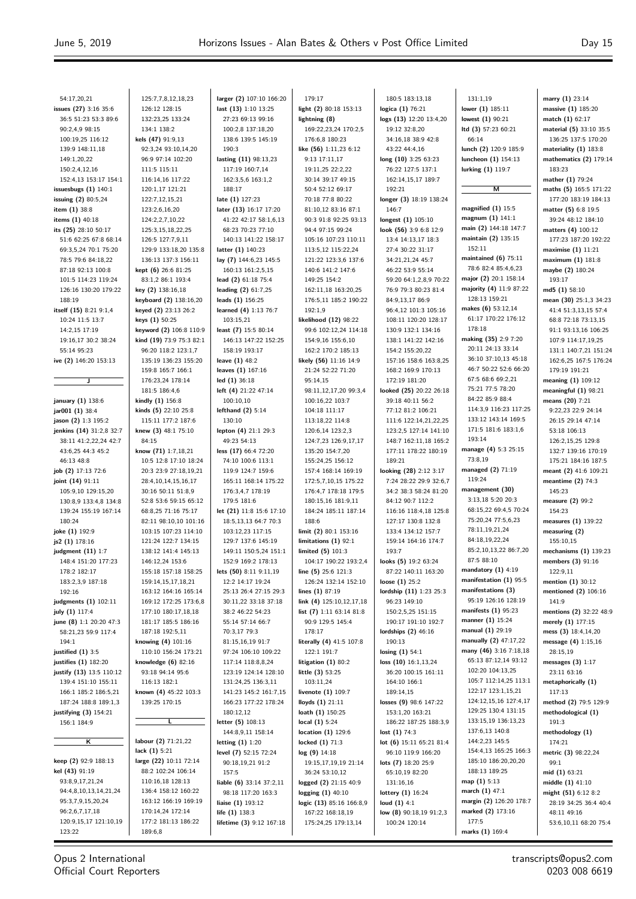54:17,20,21
**issues (27)** 3:16 35:6 36:5 51:23 53:3 89:6 90:2,4,9 98:15 100:19,25 116:12 139:9 148:11,18 149:1,20,22 150:2,4,12,16 152:4,13 153:17 154:1
**issuesbugs (1)** 140:1
**issuing (2)** 80:5,24
**item (1)** 38:8
**items (1)** 40:18
**its (25)** 28:10 50:17 51:6 62:25 67:8 68:14 69:3,5,24 70:1 75:20 78:5 79:6 84:18,22 87:18 92:13 100:8 101:5 114:23 119:24 126:16 130:20 179:22 188:19
**itself (15)** 8:21 9:1,4 10:24 11:5 13:7 14:2,15 17:19 19:16,17 30:2 38:24 55:14 95:23
**ive (2)** 146:20 153:13

## J

**january (1)** 138:6
**jar001 (1)** 38:4
**jason (2)** 1:3 195:2
**jenkins (14)** 31:2,8 32:7 38:11 41:2,22,24 42:7 43:6,25 44:3 45:2 46:13 48:8
**job (2)** 17:13 72:6
**joint (14)** 91:11 105:9,10 129:15,20 130:8,9 133:4,8 134:8 139:24 155:19 167:14 180:24
**joke (1)** 192:9
**js2 (1)** 178:16
**judgment (11)** 1:7 148:4 151:20 177:23 178:2 182:17 183:2,3,9 187:18 192:16
**judgments (1)** 102:11
**july (1)** 117:4
**june (8)** 1:1 20:20 47:3 58:21,23 59:9 117:4 194:1
**justified (1)** 3:5
**justifies (1)** 182:20
**justify (13)** 13:5 110:12 139:4 151:10 155:11 166:1 185:2 186:5,21 187:24 188:8 189:1,3
**justifying (3)** 154:21 156:1 184:9

## K

**keep (2)** 92:9 188:13
**kel (43)** 91:19 93:8,9,17,21,24 94:4,8,10,13,14,21,24 95:3,7,9,15,20,24 96:2,6,7,17,18 120:9,15,17 121:10,19 123:22 125:7,7,8,12,18,23 126:12 128:15 132:23,25 133:24 134:1 138:2
**kels (47)** 91:9,13 92:3,24 93:10,14,20 96:9 97:14 102:20 111:5 115:11 116:14,16 117:22 120:1,17 121:21 122:7,12,15,21 123:2,6,16,20 124:2,2,7,10,22 125:3,15,18,22,25 126:5 127:7,9,11 129:9 133:18,20 135:8 136:13 137:3 156:11
**kept (6)** 26:6 81:25 83:1,2 86:1 193:4
**key (2)** 138:16,18
**keyboard (2)** 138:16,20
**keyed (2)** 23:13 26:2
**keys (1)** 50:25
**keyword (2)** 106:8 110:9
**kind (19)** 73:9 75:3 82:1 96:20 118:2 123:1,7 135:19 136:23 155:20 159:8 165:7 166:1 176:23,24 178:14 181:5 186:4,6
**kindly (1)** 156:8
**kinds (5)** 22:10 25:8 115:11 177:2 187:6
**knew (3)** 48:1 75:10 84:15
**know (71)** 1:7,18,21 10:5 12:8 17:10 18:24 20:3 23:9 27:18,19,21 28:4,10,14,15,16,17 30:16 50:11 51:8,9 52:8 53:6 59:15 65:12 68:8,25 71:16 75:17 82:11 98:10,10 101:16 103:15 107:23 114:10 121:24 122:7 134:15 138:12 141:4 145:13 146:12,24 153:6 155:18 157:18 158:25 159:14,15,17,18,21 163:12 164:16 165:14 169:12 172:25 173:6,8 177:10 180:17,18,18 181:17 185:5 186:16 187:18 192:5,11
**knowing (4)** 101:16 110:10 156:24 173:21
**knowledge (6)** 82:16 93:18 94:14 95:6 116:13 182:1
**known (4)** 45:22 103:3 139:25 170:15

## L

**labour (2)** 71:21,22
**lack (1)** 5:21
**large (22)** 10:11 72:14 88:2 102:24 106:14 110:16,18 128:13 136:4 158:12 160:22 163:12 166:19 169:19 170:14,24 172:14 177:2 181:13 186:22 189:6,8
**larger (2)** 107:10 166:20
**last (13)** 1:10 13:25 27:23 69:13 99:16 100:2,8 137:18,20 138:6 139:5 145:19 190:3
**lasting (11)** 98:13,23 117:19 160:7,14 162:3,5,6 163:1,2 188:17
**late (1)** 127:23
**later (13)** 16:17 17:20 41:22 42:17 58:1,6,13 68:23 70:23 77:10 140:13 141:22 158:17
**latter (1)** 140:23
**lay (7)** 144:6,23 145:5 160:13 161:2,5,15
**lead (2)** 61:18 75:4
**leading (2)** 61:7,25
**leads (1)** 156:25
**learned (4)** 1:13 76:7 103:15,21
**least (7)** 15:5 80:14 146:13 147:22 152:25 158:19 193:17
**leave (1)** 48:2
**leaves (1)** 167:16
**led (1)** 36:18
**left (4)** 21:22 47:14 100:10,10
**lefthand (2)** 5:14 130:10
**lepton (4)** 21:1 29:3 49:23 54:13
**less (17)** 66:4 72:20 74:10 100:6 113:1 119:9 124:7 159:6 165:11 168:14 175:22 176:3,4,7 178:19 179:5 181:6
**let (21)** 11:8 15:6 17:10 18:5,13,13 64:7 70:3 103:12,23 117:15 129:7 137:6 145:19 149:11 150:5,24 151:1 152:9 169:2 178:13
**lets (50)** 8:11 9:11,19 12:2 14:17 19:24 25:13 26:4 27:15 29:3 30:11,22 33:18 37:18 38:2 46:22 54:23 55:14 57:14 66:7 70:3,17 79:3 81:15,16,19 91:7 97:24 106:10 109:22 117:14 118:8,8,24 123:19 124:14 128:10 131:24,25 136:3,11 141:23 145:2 161:7,15 166:23 177:22 178:24 180:12,12
**letter (5)** 108:13 144:8,9,11 158:14
**letting (1)** 1:20
**level (7)** 52:15 72:24 90:18,19,21 91:2 157:5
**liable (6)** 33:14 37:2,11 98:18 117:20 163:3
**liaise (1)** 193:12
**life (1)** 138:3
**lifetime (3)** 9:12 167:18 179:17
**light (2)** 80:18 153:13
**lightning (8)** 169:22,23,24 170:2,5 176:6,8 180:23
**like (56)** 1:11,23 6:12 9:13 17:11,17 19:11,25 22:2,22 30:14 39:17 49:15 50:4 52:12 69:17 70:18 77:8 80:22 81:10,12 83:16 87:1 90:3 91:8 92:25 93:13 94:4 97:15 99:24 105:16 107:23 110:11 113:5,12 115:22,24 121:22 123:3,6 137:6 140:6 141:2 147:6 149:25 154:2 162:11,18 163:20,25 176:5,11 185:2 190:22 192:1,9
**likelihood (12)** 98:22 99:6 102:12,24 114:18 154:9,16 155:6,10 162:2 170:2 185:13
**likely (56)** 11:16 14:9 21:24 52:22 71:20 95:14,15 98:11,12,17,20 99:3,4 100:16,22 103:7 104:18 111:17 113:18,22 114:8 120:6,14 123:2,3 124:7,23 126:9,17,17 135:20 154:7,20 155:24,25 156:12 157:4 168:14 169:19 172:5,7,10,15 175:22 176:4,7 178:18 179:5 180:15,16 181:9,11 184:24 185:11 187:14 188:6
**limit (2)** 80:1 153:16
**limitations (1)** 92:1
**limited (5)** 101:3 104:17 190:22 193:2,4
**line (5)** 25:6 121:3 126:24 132:14 152:10
**lines (1)** 87:19
**link (4)** 125:10,12,17,18
**list (7)** 1:11 63:14 81:8 90:9 129:5 145:4 178:17
**literally (4)** 41:5 107:8 122:1 191:7
**litigation (1)** 80:2
**little (3)** 53:25 103:11,24
**livenote (1)** 109:7
**lloyds (1)** 21:11
**loath (1)** 150:25
**local (1)** 5:24
**location (1)** 129:6
**locked (1)** 71:3
**log (9)** 14:18 19:15,17,19,19 21:14 36:24 53:10,12
**logged (2)** 21:15 40:9
**logging (1)** 40:10
**logic (13)** 85:16 166:8,9 167:22 168:18,19 175:24,25 179:13,14 180:5 183:13,18
**logica (1)** 76:21
**logs (13)** 12:20 13:4,20 19:12 32:8,20 34:16,18 38:9 42:8 43:22 44:4,16
**long (10)** 3:25 63:23 76:22 127:5 137:1 162:14,15,17 189:7 192:21
**longer (3)** 18:19 138:24 146:7
**longest (1)** 105:10
**look (56)** 3:9 6:8 12:9 13:4 14:13,17 18:3 27:4 30:22 31:17 34:21,21,24 45:7 46:22 53:9 55:14 59:20 64:1,2,8,9 70:22 76:9 79:3 80:23 81:4 84:9,13,17 86:9 96:4,12 101:3 105:16 108:11 120:20 128:17 130:9 132:1 134:16 138:1 141:22 142:16 154:2 155:20,22 157:16 158:6 163:8,25 168:2 169:9 170:13 172:19 181:20
**looked (25)** 20:22 26:18 39:18 40:11 56:2 77:12 81:2 106:21 111:6 122:14,21,22,25 123:2,5 127:14 141:10 148:7 162:11,18 165:2 177:11 178:22 180:19 189:21
**looking (28)** 2:12 3:17 7:24 28:22 29:9 32:6,7 34:2 38:3 58:24 81:20 84:12 90:7 112:2 116:16 118:4,18 125:8 127:17 130:8 132:8 133:4 134:12 157:7 159:14 164:16 174:7 193:7
**looks (5)** 19:2 63:24 87:22 140:11 163:20
**loose (1)** 25:2
**lordship (11)** 1:23 25:3 96:23 149:10 150:2,5,25 151:15 190:17 191:10 192:7
**lordships (2)** 46:16 190:13
**losing (1)** 54:1
**loss (10)** 16:1,13,24 36:20 100:15 161:11 164:10 166:1 189:14,15
**losses (9)** 98:6 147:22 153:1,20 163:21 186:22 187:25 188:3,9
**lost (1)** 74:3
**lot (6)** 15:11 65:21 81:4 96:10 119:9 166:20
**lots (7)** 18:20 25:9 65:10,19 82:20 131:16,16
**lottery (1)** 16:24
**loud (1)** 4:1
**low (8)** 90:18,19 91:2,3 100:24 120:14 131:1,19
**lower (1)** 185:11
**lowest (1)** 90:21
**ltd (3)** 57:23 60:21 66:14
**lunch (2)** 120:9 185:9
**luncheon (1)** 154:13
**lurking (1)** 119:7

## M

**magnified (1)** 15:5
**magnum (1)** 141:1
**main (2)** 144:18 147:7
**maintain (2)** 135:15 152:11
**maintained (6)** 75:11 78:6 82:4 85:4,6,23
**major (2)** 20:1 158:14
**majority (4)** 11:9 87:22 128:13 159:21
**makes (6)** 53:12,14 61:17 170:22 176:12 178:18
**making (35)** 2:9 7:20 20:11 24:13 33:14 36:10 37:10,13 45:18 46:7 50:22 52:6 66:20 67:5 68:6 69:2,21 75:21 77:5 78:20 84:22 85:9 88:4 114:3,9 116:23 117:25 133:12 143:14 169:5 171:5 181:6 183:1,6 193:14
**manage (4)** 5:3 25:15 73:8,19
**managed (2)** 71:19 119:24
**management (30)** 3:13,18 5:20 20:3 68:15,22 69:4,5 70:24 75:20,24 77:5,6,23 78:11,19,21,24 84:18,19,22,24 85:2,10,13,22 86:7,20 87:5 88:10
**mandatory (1)** 4:19
**manifestation (1)** 95:5
**manifestations (3)** 95:19 126:16 128:19
**manifests (1)** 95:23
**manner (1)** 15:24
**manual (1)** 29:19
**manually (2)** 47:17,22
**many (46)** 3:16 7:18,18 65:13 87:12,14 93:12 102:20 104:13,25 105:7 112:14,25 113:1 122:17 123:1,15,21 124:12,15,16 127:4,17 129:25 130:4 131:15 133:15,19 136:13,23 137:6,13 140:8 144:2,23 145:5 154:4,13 165:25 166:3 185:10 186:20,20,20 188:13 189:25
**map (1)** 5:13
**march (1)** 47:1
**margin (2)** 126:20 178:7
**marked (2)** 173:16 177:5
**marks (1)** 169:4
**marry (1)** 23:14
**massive (1)** 185:20
**match (1)** 62:17
**material (5)** 33:10 35:5 136:25 137:5 170:20
**materiality (1)** 183:8
**mathematics (2)** 179:14 183:23
**mather (1)** 79:24
**maths (5)** 165:5 171:22 177:20 183:19 184:13
**matter (5)** 6:8 19:5 39:24 48:12 184:10
**matters (4)** 100:12 177:23 187:20 192:22
**maximise (1)** 11:21
**maximum (1)** 181:8
**maybe (2)** 180:24 193:17
**md5 (1)** 58:10
**mean (30)** 25:1,3 34:23 41:4 51:3,13,15 57:4 68:8 72:18 73:13,15 91:1 93:13,16 106:25 107:9 114:17,19,25 131:1 140:7,21 151:24 162:6,25 167:5 176:24 179:19 191:21
**meaning (1)** 109:12
**meaningful (1)** 98:21
**means (20)** 7:21 9:22,23 22:9 24:14 26:15 29:14 47:14 53:18 106:13 126:2,15,25 129:8 132:7 139:16 170:19 175:21 184:16 187:5
**meant (2)** 41:6 109:21
**meantime (2)** 74:3 145:23
**measure (2)** 99:2 154:23
**measures (1)** 139:22
**measuring (2)** 155:10,15
**mechanisms (1)** 139:23
**members (3)** 91:16 122:9,11
**mention (1)** 30:12
**mentioned (2)** 106:16 141:9
**mentions (2)** 32:22 48:9
**merely (1)** 177:15
**mess (3)** 18:4,14,20
**message (4)** 1:15,16 28:15,19
**messages (3)** 1:17 23:11 63:16
**metaphorically (1)** 117:13
**method (2)** 79:5 129:9
**methodological (1)** 191:3
**methodology (1)** 174:21
**metric (3)** 98:22,24 99:1
**mid (1)** 63:21
**middle (1)** 41:10
**might (51)** 6:12 8:2 28:19 34:25 36:4 40:4 48:11 49:16 53:6,10,11 68:20 75:4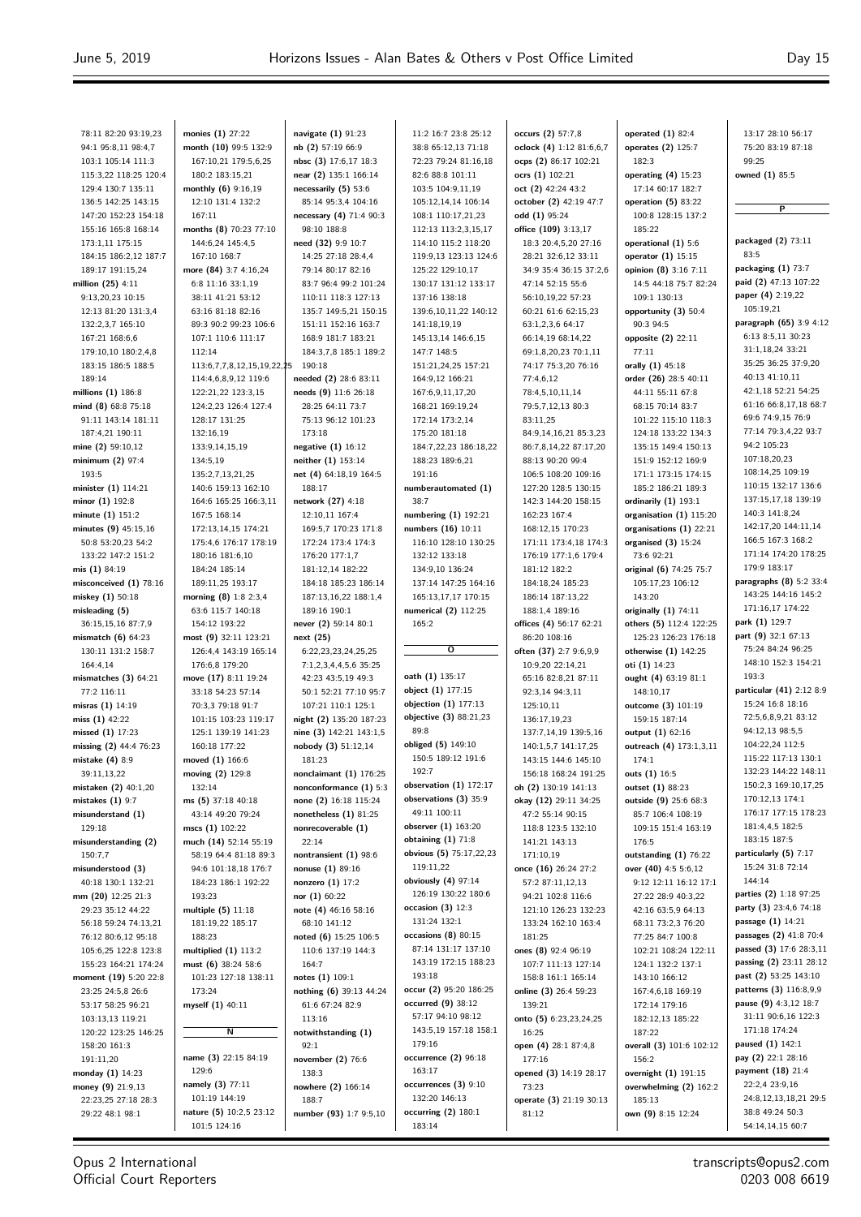78:11 82:20 93:19,23
94:1 95:8,11 98:4,7
103:1 105:14 111:3
115:3,22 118:25 120:4
129:4 130:7 135:11
136:5 142:25 143:15
147:20 152:23 154:18
155:16 165:8 168:14
173:1,11 175:15
184:15 186:2,12 187:7
189:17 191:15,24
**million (25)** 4:11
9:13,20,23 10:15
12:13 81:20 131:3,4
132:2,3,7 165:10
167:21 168:6,6
179:10,10 180:2,4,8
183:15 186:5 188:5
189:14
**millions (1)** 186:8
**mind (8)** 68:8 75:18
91:11 143:14 181:11
187:4,21 190:11
**mine (2)** 59:10,12
**minimum (2)** 97:4
193:5
**minister (1)** 114:21
**minor (1)** 192:8
**minute (1)** 151:2
**minutes (9)** 45:15,16
50:8 53:20,23 54:2
133:22 147:2 151:2
**mis (1)** 84:19
**misconceived (1)** 78:16
**miskey (1)** 50:18
**misleading (5)**
36:15,15,16 87:7,9
**mismatch (6)** 64:23
130:11 131:2 158:7
164:4,14
**mismatches (3)** 64:21
77:2 116:11
**misras (1)** 14:19
**miss (1)** 42:22
**missed (1)** 17:23
**missing (2)** 44:4 76:23
**mistake (4)** 8:9
39:11,13,22
**mistaken (2)** 40:1,20
**mistakes (1)** 9:7
**misunderstand (1)**
129:18
**misunderstanding (2)**
150:7,7
**misunderstood (3)**
40:18 130:1 132:21
**mm (20)** 12:25 21:3
29:23 35:12 44:22
56:18 59:24 74:13,21
76:12 80:6,12 95:18
105:6,25 122:8 123:8
155:23 164:21 174:24
**moment (19)** 5:20 22:8
23:25 24:5,8 26:6
53:17 58:25 96:21
103:13,13 119:21
120:22 123:25 146:25
158:20 161:3
191:11,20
**monday (1)** 14:23
**money (9)** 21:9,13
22:23,25 27:18 28:3
29:22 48:1 98:1
**monies (1)** 27:22
**month (10)** 99:5 132:9
167:10,21 179:5,6,25
180:2 183:15,21
**monthly (6)** 9:16,19
12:10 131:4 132:2
167:11
**months (8)** 70:23 77:10
144:6,24 145:4,5
167:10 168:7
**more (84)** 3:7 4:16,24
6:8 11:16 33:1,19
38:11 41:21 53:12
63:16 81:18 82:16
89:3 90:2 99:23 106:6
107:1 110:6 111:17
112:14
113:6,7,7,8,12,15,19,22,25
114:4,6,8,9,12 119:6
122:21,22 123:3,15
124:2,23 126:4 127:4
128:17 131:25
132:16,19
133:9,14,15,19
134:5,19
135:2,7,13,21,25
140:6 159:13 162:10
164:6 165:25 166:3,11
167:5 168:14
172:13,14,15 174:21
175:4,6 176:17 178:19
180:16 181:6,10
184:24 185:14
189:11,25 193:17
**morning (8)** 1:8 2:3,4
63:6 115:7 140:18
154:12 193:22
**most (9)** 32:11 123:21
126:4,4 143:19 165:14
176:6,8 179:20
**move (17)** 8:11 19:24
33:18 54:23 57:14
70:3,3 79:18 91:7
101:15 103:23 119:17
125:1 139:19 141:23
160:18 177:22
**moved (1)** 166:6
**moving (2)** 129:8
132:14
**ms (5)** 37:18 40:18
43:14 49:20 79:24
**mscs (1)** 102:22
**much (14)** 52:14 55:19
58:19 64:4 81:18 89:3
94:6 101:18,18 176:7
184:23 186:1 192:22
193:23
**multiple (5)** 11:18
181:19,22 185:17
188:23
**multiplied (1)** 113:2
**must (6)** 38:24 58:6
101:23 127:18 138:11
173:24
**myself (1)** 40:11

## N

**name (3)** 22:15 84:19
129:6
**namely (3)** 77:11
101:19 144:19
**nature (5)** 10:2,5 23:12
101:5 124:16
**navigate (1)** 91:23
**nb (2)** 57:19 66:9
**nbsc (3)** 17:6,17 18:3
**near (2)** 135:1 166:14
**necessarily (5)** 53:6
85:14 95:3,4 104:16
**necessary (4)** 71:4 90:3
98:10 188:8
**need (32)** 9:9 10:7
14:25 27:18 28:4,4
79:14 80:17 82:16
83:7 96:4 99:2 101:24
110:11 118:3 127:13
135:7 149:5,21 150:15
151:11 152:16 163:7
168:9 181:7 183:21
184:3,7,8 185:1 189:2
190:18
**needed (2)** 28:6 83:11
**needs (9)** 11:6 26:18
28:25 64:11 73:7
75:13 96:12 101:23
173:18
**negative (1)** 16:12
**neither (1)** 153:14
**net (4)** 64:18,19 164:5
188:17
**network (27)** 4:18
12:10,11 167:4
169:5,7 170:23 171:8
172:24 173:4 174:3
176:20 177:1,7
181:12,14 182:22
184:18 185:23 186:14
187:13,16,22 188:1,4
189:16 190:1
**never (2)** 59:14 80:1
**next (25)**
6:22,23,23,24,25,25
7:1,2,3,4,4,5,6 35:25
42:23 43:5,19 49:3
50:1 52:21 77:10 95:7
107:21 110:1 125:1
**night (2)** 135:20 187:23
**nine (3)** 142:21 143:1,5
**nobody (3)** 51:12,14
181:23
**nonclaimant (1)** 176:25
**nonconformance (1)** 5:3
**none (2)** 16:18 115:24
**nonetheless (1)** 81:25
**nonrecoverable (1)**
22:14
**nontransient (1)** 98:6
**nonuse (1)** 89:16
**nonzero (1)** 17:2
**nor (1)** 60:22
**note (4)** 46:16 58:16
68:10 141:12
**noted (6)** 15:25 106:5
110:6 137:19 144:3
164:7
**notes (1)** 109:1
**nothing (6)** 39:13 44:24
61:6 67:24 82:9
113:16
**notwithstanding (1)**
92:1
**november (2)** 76:6
138:3
**nowhere (2)** 166:14
188:7
**number (93)** 1:7 9:5,10
11:2 16:7 23:8 25:12
38:8 65:12,13 71:18
72:23 79:24 81:16,18
82:6 88:8 101:11
103:5 104:9,11,19
105:12,14,14 106:14
108:1 110:17,21,23
112:13 113:2,3,15,17
114:10 115:2 118:20
119:9,13 123:13 124:6
125:22 129:10,17
130:17 131:12 133:17
137:16 138:18
139:6,10,11,22 140:12
141:18,19,19
145:13,14 146:6,15
147:7 148:5
151:21,24,25 157:21
164:9,12 166:21
167:6,9,11,17,20
168:21 169:19,24
172:14 173:2,14
175:20 181:18
184:7,22,23 186:18,22
188:23 189:6,21
191:16
**numberautomated (1)**
38:7
**numbering (1)** 192:21
**numbers (16)** 10:11
116:10 128:10 130:25
132:12 133:18
134:9,10 136:24
137:14 147:25 164:16
165:13,17,17 170:15
**numerical (2)** 112:25
165:2

## O

**oath (1)** 135:17
**object (1)** 177:15
**objection (1)** 177:13
**objective (3)** 88:21,23
89:8
**obliged (5)** 149:10
150:5 189:12 191:6
192:7
**observation (1)** 172:17
**observations (3)** 35:9
49:11 100:11
**observer (1)** 163:20
**obtaining (1)** 71:8
**obvious (5)** 75:17,22,23
119:11,22
**obviously (4)** 97:14
126:19 130:22 180:6
**occasion (3)** 12:3
131:24 132:1
**occasions (8)** 80:15
87:14 131:17 137:10
143:19 172:15 188:23
193:18
**occur (2)** 95:20 186:25
**occurred (9)** 38:12
57:17 94:10 98:12
143:5,19 157:18 158:1
179:16
**occurrence (2)** 96:18
163:17
**occurrences (3)** 9:10
132:20 146:13
**occurring (2)** 180:1
183:14
**occurs (2)** 57:7,8
**oclock (4)** 1:12 81:6,6,7
**ocps (2)** 86:17 102:21
**ocrs (1)** 102:21
**oct (2)** 42:24 43:2
**october (2)** 42:19 47:7
**odd (1)** 95:24
**office (109)** 3:13,17
18:3 20:4,5,20 27:16
28:21 32:6,12 33:11
34:9 35:4 36:15 37:2,6
47:14 52:15 55:6
56:10,19,22 57:23
60:21 61:6 62:15,23
63:1,2,3,6 64:17
66:14,19 68:14,22
69:1,8,20,23 70:1,11
74:17 75:3,20 76:16
77:4,6,12
78:4,5,10,11,14
79:5,7,12,13 80:3
83:11,25
84:9,14,16,21 85:3,23
86:7,8,14,22 87:17,20
88:13 90:20 99:4
106:5 108:20 109:16
127:20 128:5 130:15
142:3 144:20 158:15
162:23 167:4
168:12,15 170:23
171:11 173:4,18 174:3
176:19 177:1,6 179:4
181:12 182:2
184:18,24 185:23
186:14 187:13,22
188:1,4 189:16
**offices (4)** 56:17 62:21
86:20 108:16
**often (37)** 2:7 9:6,9,9
10:9,20 22:14,21
65:16 82:8,21 87:11
92:3,14 94:3,11
125:10,11
136:17,19,23
137:7,14,19 139:5,16
140:1,5,7 141:17,25
143:15 144:6 145:10
156:18 168:24 191:25
**oh (2)** 130:19 141:13
**okay (12)** 29:11 34:25
47:2 55:14 90:15
118:8 123:5 132:10
141:21 143:13
171:10,19
**once (16)** 26:24 27:2
57:2 87:11,12,13
94:21 102:8 116:6
121:10 126:23 132:23
133:24 162:10 163:4
181:25
**ones (8)** 92:4 96:19
107:7 111:13 127:14
158:8 161:1 165:14
**online (3)** 26:4 59:23
139:21
**onto (5)** 6:23,23,24,25
16:25
**open (4)** 28:1 87:4,8
177:16
**opened (3)** 14:19 28:17
73:23
**operate (3)** 21:19 30:13
81:12
**operated (1)** 82:4
**operates (2)** 125:7
182:3
**operating (4)** 15:23
17:14 60:17 182:7
**operation (5)** 83:22
100:8 128:15 137:2
185:22
**operational (1)** 5:6
**operator (1)** 15:15
**opinion (8)** 3:16 7:11
14:5 44:18 75:7 82:24
109:1 130:13
**opportunity (3)** 50:4
90:3 94:5
**opposite (2)** 22:11
77:11
**orally (1)** 45:18
**order (26)** 28:5 40:11
44:11 55:11 67:8
68:15 70:14 83:7
101:22 115:10 118:3
124:18 133:22 134:3
135:15 149:4 150:13
151:9 152:12 169:9
171:1 173:15 174:15
185:2 186:21 189:3
**ordinarily (1)** 193:1
**organisation (1)** 115:20
**organisations (1)** 22:21
**organised (3)** 15:24
73:6 92:21
**original (6)** 74:25 75:7
105:17,23 106:12
143:20
**originally (1)** 74:11
**others (5)** 112:4 122:25
125:23 126:23 176:18
**otherwise (1)** 142:25
**oti (1)** 14:23
**ought (4)** 63:19 81:1
148:10,17
**outcome (3)** 101:19
159:15 187:14
**output (1)** 62:16
**outreach (4)** 173:1,3,11
174:1
**outs (1)** 16:5
**outset (1)** 88:23
**outside (9)** 25:6 68:3
85:7 106:4 108:19
109:15 151:4 163:19
176:5
**outstanding (1)** 76:22
**over (40)** 4:5 5:6,12
9:12 12:11 16:12 17:1
27:22 28:9 40:3,22
42:16 63:5,9 64:13
68:11 73:2,3 76:20
77:25 84:7 100:8
102:21 108:24 122:11
124:1 132:2 137:1
143:10 166:12
167:4,6,18 169:19
172:14 179:16
182:12,13 185:22
187:22
**overall (3)** 101:6 102:12
156:2
**overnight (1)** 191:15
**overwhelming (2)** 162:2
185:13
**own (9)** 8:15 12:24
13:17 28:10 56:17
75:20 83:19 87:18
99:25
**owned (1)** 85:5

## P

**packaged (2)** 73:11
83:5
**packaging (1)** 73:7
**paid (2)** 47:13 107:22
**paper (4)** 2:19,22
105:19,21
**paragraph (65)** 3:9 4:12
6:13 8:5,11 30:23
31:1,18,24 33:21
35:25 36:25 37:9,20
40:13 41:10,11
42:1,18 52:21 54:25
61:16 66:8,17,18 68:7
69:6 74:9,15 76:9
77:14 79:3,4,22 93:7
94:2 105:23
107:18,20,23
108:14,25 109:19
110:15 132:17 136:6
137:15,17,18 139:19
140:3 141:8,24
142:17,20 144:11,14
166:5 167:3 168:2
171:14 174:20 178:25
179:9 183:17
**paragraphs (8)** 5:2 33:4
143:25 144:16 145:2
171:16,17 174:22
**park (1)** 129:7
**part (9)** 32:1 67:13
75:24 84:24 96:25
148:10 152:3 154:21
193:3
**particular (41)** 2:12 8:9
15:24 16:8 18:16
72:5,6,8,9,21 83:12
94:12,13 98:5,5
104:22,24 112:5
115:22 117:13 130:1
132:23 144:22 148:11
150:2,3 169:10,17,25
170:12,13 174:1
176:17 177:15 178:23
181:4,4,5 182:5
183:15 187:5
**particularly (5)** 7:17
15:24 31:8 72:14
144:14
**parties (2)** 1:18 97:25
**party (3)** 23:4,6 74:18
**passage (1)** 14:21
**passages (2)** 41:8 70:4
**passed (3)** 17:6 28:3,11
**passing (2)** 23:11 28:12
**past (2)** 53:25 143:10
**patterns (3)** 116:8,9,9
**pause (9)** 4:3,12 18:7
31:11 90:6,16 122:3
171:18 174:24
**paused (1)** 142:1
**pay (2)** 22:1 28:16
**payment (18)** 21:4
22:2,4 23:9,16
24:8,12,13,18,21 29:5
38:8 49:24 50:3
54:14,14,15 60:7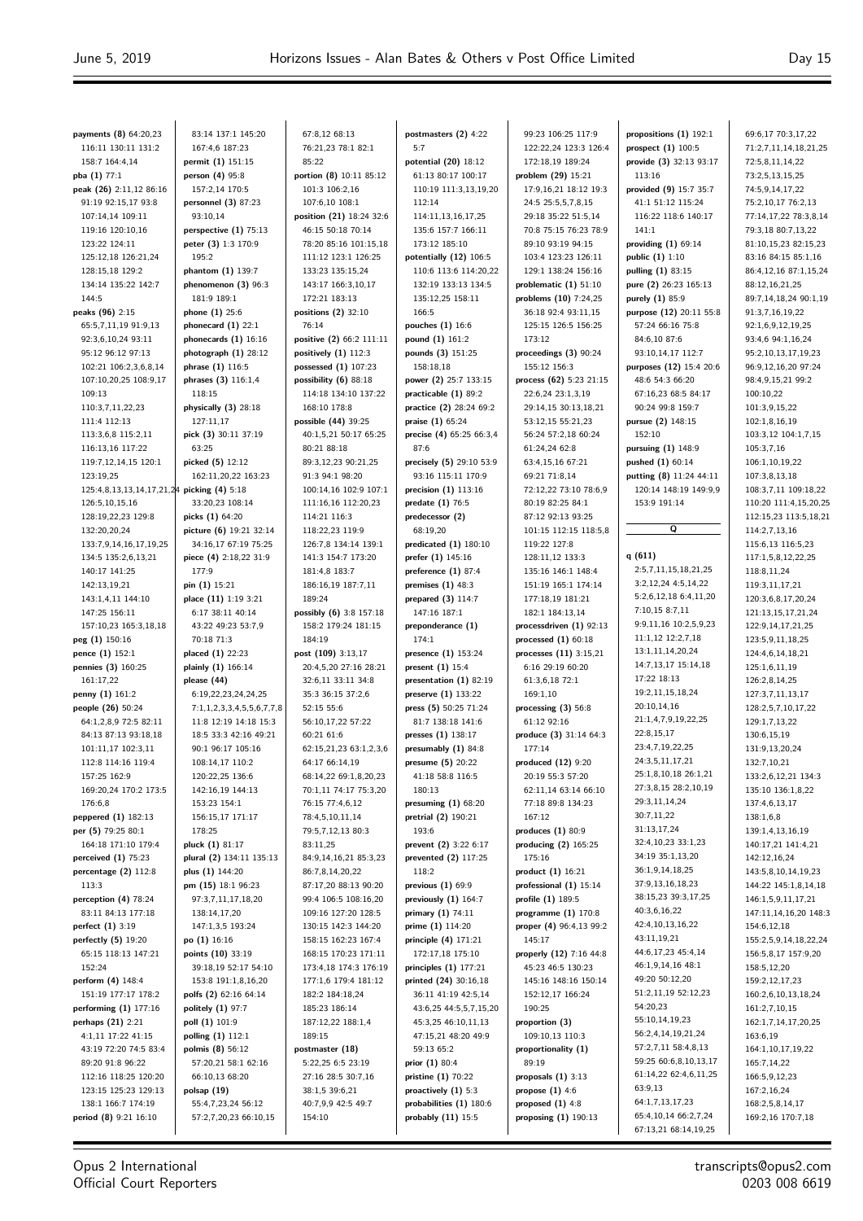**payments (8)** 64:20,23 116:11 130:11 131:2 158:7 164:4,14
**pba (1)** 77:1
**peak (26)** 2:11,12 86:16 91:19 92:15,17 93:8 107:14,14 109:11 119:16 120:10,16 123:22 124:11 125:12,18 126:21,24 128:15,18 129:2 134:14 135:22 142:7 144:5
**peaks (96)** 2:15 65:5,7,11,19 91:9,13 92:3,6,10,24 93:11 95:12 96:12 97:13 102:21 106:2,3,6,8,14 107:10,20,25 108:9,17 109:13 110:3,7,11,22,23 111:4 112:13 113:3,6,8 115:2,11 116:13,16 117:22 119:7,12,14,15 120:1 123:19,25 125:4,8,13,13,14,17,21,24 126:5,10,15,16 128:19,22,23 129:8 132:20,20,24 133:7,9,14,16,17,19,25 134:5 135:2,6,13,21 140:17 141:25 142:13,19,21 143:1,4,11 144:10 147:25 156:11 157:10,23 165:3,18,18
**peg (1)** 150:16
**pence (1)** 152:1
**pennies (3)** 160:25 161:17,22
**penny (1)** 161:2
**people (26)** 50:24 64:1,2,8,9 72:5 82:11 84:13 87:13 93:18,18 101:11,17 102:3,11 112:8 114:16 119:4 157:25 162:9 169:20,24 170:2 173:5 176:6,8
**peppered (1)** 182:13
**per (5)** 79:25 80:1 164:18 171:10 179:4
**perceived (1)** 75:23
**percentage (2)** 112:8 113:3
**perception (4)** 78:24 83:11 84:13 177:18
**perfect (1)** 3:19
**perfectly (5)** 19:20 65:15 118:13 147:21 152:24
**perform (4)** 148:4 151:19 177:17 178:2
**performing (1)** 177:16
**perhaps (21)** 2:21 4:1,11 17:22 41:15 43:19 72:20 74:5 83:4 89:20 91:8 96:22 112:16 118:25 120:20 123:15 125:23 129:13 138:1 166:7 174:19
**period (8)** 9:21 16:10 83:14 137:1 145:20 167:4,6 187:23
**permit (1)** 151:15
**person (4)** 95:8 157:2,14 170:5
**personnel (3)** 87:23 93:10,14
**perspective (1)** 75:13
**peter (3)** 1:3 170:9 195:2
**phantom (1)** 139:7
**phenomenon (3)** 96:3 181:9 189:1
**phone (1)** 25:6
**phonecard (1)** 22:1
**phonecards (1)** 16:16
**photograph (1)** 28:12
**phrase (1)** 116:5
**phrases (3)** 116:1,4 118:15
**physically (3)** 28:18 127:11,17
**pick (3)** 30:11 37:19 63:25
**picked (5)** 12:12 162:11,20,22 163:23
**picking (4)** 5:18 33:20,23 108:14
**picks (1)** 64:20
**picture (6)** 19:21 32:14 34:16,17 67:19 75:25
**piece (4)** 2:18,22 31:9 177:9
**pin (1)** 15:21
**place (11)** 1:19 3:21 6:17 38:11 40:14 43:22 49:23 53:7,9 70:18 71:3
**placed (1)** 22:23
**plainly (1)** 166:14
**please (44)** 6:19,22,23,24,24,25 7:1,1,2,3,3,4,5,5,6,7,7,8 11:8 12:19 14:18 15:3 18:5 33:3 42:16 49:21 90:1 96:17 105:16 108:14,17 110:2 120:22,25 136:6 142:16,19 144:13 153:23 154:1 156:15,17 171:17 178:25
**pluck (1)** 81:17
**plural (2)** 134:11 135:13
**plus (1)** 144:20
**pm (15)** 18:1 96:23 97:3,7,11,17,18,20 138:14,17,20 147:1,3,5 193:24
**po (1)** 16:16
**points (10)** 33:19 39:18,19 52:17 54:10 153:8 191:1,8,16,20
**polfs (2)** 62:16 64:14
**politely (1)** 97:7
**poll (1)** 101:9
**polling (1)** 112:1
**polmis (8)** 56:12 57:20,21 58:1 62:16 66:10,13 68:20
**polsap (19)** 55:4,7,23,24 56:12 57:2,7,20,23 66:10,15 67:8,12 68:13 76:21,23 78:1 82:1 85:22
**portion (8)** 10:11 85:12 101:3 106:2,16 107:6,10 108:1
**position (21)** 18:24 32:6 46:15 50:18 70:14 78:20 85:16 101:15,18 111:12 123:1 126:25 133:23 135:15,24 143:17 166:3,10,17 172:21 183:13
**positions (2)** 32:10 76:14
**positive (2)** 66:2 111:11
**positively (1)** 112:3
**possessed (1)** 107:23
**possibility (6)** 88:18 114:18 134:10 137:22 168:10 178:8
**possible (44)** 39:25 40:1,5,21 50:17 65:25 80:21 88:18 89:3,12,23 90:21,25 91:3 94:1 98:20 100:14,16 102:9 107:1 111:16,16 112:20,23 114:21 116:3 118:22,23 119:9 126:7,8 134:14 139:1 141:3 154:7 173:20 181:4,8 183:7 186:19,19 187:7,11 189:24
**possibly (6)** 3:8 157:18 158:2 179:24 181:15 184:19
**post (109)** 3:13,17 20:4,5,20 27:16 28:21 32:6,11 33:11 34:8 35:3 36:15 37:2,6 52:15 55:6 56:10,17,22 57:22 60:21 61:6 62:15,21,23 63:1,2,3,6 64:17 66:14,19 68:14,22 69:1,8,20,23 70:1,11 74:17 75:3,20 76:15 77:4,6,12 78:4,5,10,11,14 79:5,7,12,13 80:3 83:11,25 84:9,14,16,21 85:3,23 86:7,8,14,20,22 87:17,20 88:13 90:20 99:4 106:5 108:16,20 109:16 127:20 128:5 130:15 142:3 144:20 158:15 162:23 167:4 168:15 170:23 171:11 173:4,18 174:3 176:19 177:1,6 179:4 181:12 182:2 184:18,24 185:23 186:14 187:12,22 188:1,4 189:15
**postmaster (18)** 5:22,25 6:5 23:19 27:16 28:5 30:7,16 38:1,5 39:6,21 40:7,9,9 42:5 49:7 154:10
**postmasters (2)** 4:22 5:7
**potential (20)** 18:12 61:13 80:17 100:17 110:19 111:3,13,19,20 112:14 114:11,13,16,17,25 135:6 157:7 166:11 173:12 185:10
**potentially (12)** 106:5 110:6 113:6 114:20,22 132:19 133:13 134:5 135:12,25 158:11 166:5
**pouches (1)** 16:6
**pound (1)** 161:2
**pounds (3)** 151:25 158:18,18
**power (2)** 25:7 133:15
**practicable (1)** 89:2
**practice (2)** 28:24 69:2
**praise (1)** 65:24
**precise (4)** 65:25 66:3,4 87:6
**precisely (5)** 29:10 53:9 93:16 115:11 170:9
**precision (1)** 113:16
**predate (1)** 76:5
**predecessor (2)** 68:19,20
**predicated (1)** 180:10
**prefer (1)** 145:16
**preference (1)** 87:4
**premises (1)** 48:3
**prepared (3)** 114:7 147:16 187:1
**preponderance (1)** 174:1
**presence (1)** 153:24
**present (1)** 15:4
**presentation (1)** 82:19
**preserve (1)** 133:22
**press (5)** 50:25 71:24 81:7 138:18 141:6
**presses (1)** 138:17
**presumably (1)** 84:8
**presume (5)** 20:22 41:18 58:8 116:5 180:13
**presuming (1)** 68:20
**pretrial (2)** 190:21 193:6
**prevent (2)** 3:22 6:17
**prevented (2)** 117:25 118:2
**previous (1)** 69:9
**previously (1)** 164:7
**primary (1)** 74:11
**prime (1)** 114:20
**principle (4)** 171:21 172:17,18 175:10
**principles (1)** 177:21
**printed (24)** 30:16,18 36:11 41:19 42:5,14 43:6,25 44:5,5,7,15,20 45:3,25 46:10,11,13 47:15,21 48:20 49:9 59:13 65:2
**prior (1)** 80:4
**pristine (1)** 70:22
**proactively (1)** 5:3
**probabilities (1)** 180:6
**probably (11)** 15:5 99:23 106:25 117:9 122:22,24 123:3 126:4 172:18,19 189:24
**problem (29)** 15:21 17:9,16,21 18:12 19:3 24:5 25:5,5,7,8,15 29:18 35:22 51:5,14 70:8 75:15 76:23 78:9 89:10 93:19 94:15 103:4 123:23 126:11 129:1 138:24 156:16
**problematic (1)** 51:10
**problems (10)** 7:24,25 36:18 92:4 93:11,15 125:15 126:5 156:25 173:12
**proceedings (3)** 90:24 155:12 156:3
**process (62)** 5:23 21:15 22:6,24 23:1,3,19 29:14,15 30:13,18,21 53:12,15 55:21,23 56:24 57:2,18 60:24 61:24,24 62:8 63:4,15,16 67:21 69:21 71:8,14 72:12,22 73:10 78:6,9 80:19 82:25 84:1 87:12 92:13 93:25 101:15 112:15 118:5,8 119:22 127:8 128:11,12 133:3 135:16 146:1 148:4 151:19 165:1 174:14 177:18,19 181:21 182:1 184:13,14
**processdriven (1)** 92:13
**processed (1)** 60:18
**processes (11)** 3:15,21 6:16 29:19 60:20 61:3,6,18 72:1 169:1,10
**processing (3)** 56:8 61:12 92:16
**produce (3)** 31:14 64:3 177:14
**produced (12)** 9:20 20:19 55:3 57:20 62:11,14 63:14 66:10 77:18 89:8 134:23 167:12
**produces (1)** 80:9
**producing (2)** 165:25 175:16
**product (1)** 16:21
**professional (1)** 15:14
**profile (1)** 189:5
**programme (1)** 170:8
**proper (4)** 96:4,13 99:2 145:17
**properly (12)** 7:16 44:8 45:23 46:5 130:23 145:16 148:16 150:14 152:12,17 166:24 190:25
**proportion (3)** 109:10,13 110:3
**proportionality (1)** 89:19
**proposals (1)** 3:13
**propose (1)** 4:6
**proposed (1)** 4:8
**proposing (1)** 190:13
**propositions (1)** 192:1
**prospect (1)** 100:5
**provide (3)** 32:13 93:17 113:16
**provided (9)** 15:7 35:7 41:1 51:12 115:24 116:22 118:6 140:17 141:1
**providing (1)** 69:14
**public (1)** 1:10
**pulling (1)** 83:15
**pure (2)** 26:23 165:13
**purely (1)** 85:9
**purpose (12)** 20:11 55:8 57:24 66:16 75:8 84:6,10 87:6 93:10,14,17 112:7
**purposes (12)** 15:4 20:6 48:6 54:3 66:20 67:16,23 68:5 84:17 90:24 99:8 159:7
**pursue (2)** 148:15 152:10
**pursuing (1)** 148:9
**pushed (1)** 60:14
**putting (8)** 11:24 44:11 120:14 148:19 149:9,9 153:9 191:14

## Q

**q (611)** 2:5,7,11,15,18,21,25 3:2,12,24 4:5,14,22 5:2,6,12,18 6:4,11,20 7:10,15 8:7,11 9:9,11,16 10:2,5,9,23 11:1,12 12:2,7,18 13:1,11,14,20,24 14:7,13,17 15:14,18 17:22 18:13 19:2,11,15,18,24 20:10,14,16 21:1,4,7,9,19,22,25 22:8,15,17 23:4,7,19,22,25 24:3,5,11,17,21 25:1,8,10,18 26:1,21 27:3,8,15 28:2,10,19 29:3,11,14,24 30:7,11,22 31:13,17,24 32:4,10,23 33:1,23 34:19 35:1,13,20 36:1,9,14,18,25 37:9,13,16,18,23 38:15,23 39:3,17,25 40:3,6,16,22 42:4,10,13,16,22 43:11,19,21 44:6,17,23 45:4,14 46:1,9,14,16 48:1 49:20 50:12,20 51:2,11,19 52:12,23 54:20,23 55:10,14,19,23 56:2,4,14,19,21,24 57:2,7,11 58:4,8,13 59:25 60:6,8,10,13,17 61:14,22 62:4,6,11,25 63:9,13 64:1,7,13,17,23 65:4,10,14 66:2,7,24 67:13,21 68:14,19,25 69:6,17 70:3,17,22 71:2,7,11,14,18,21,25 72:5,8,11,14,22 73:2,5,13,15,25 74:5,9,14,17,22 75:2,10,17 76:2,13 77:14,17,22 78:3,8,14 79:3,18 80:7,13,22 81:10,15,23 82:15,23 83:16 84:15 85:1,16 86:4,12,16 87:1,15,24 88:12,16,21,25 89:7,14,18,24 90:1,9,19 91:3,7,16,19,22 92:1,6,9,12,19,25 93:4,6 94:1,16,24 95:2,10,13,17,19,23 96:9,12,16,20 97:24 98:4,9,15,21 99:2 100:10,22 101:3,9,15,22 102:1,8,16,19 103:3,12 104:1,7,15 105:3,7,16 106:1,10,19,22 107:3,8,13,18 108:3,7,11 109:18,22 110:20 111:4,15,20,25 112:15,23 113:5,13,18,21 114:2,7,13,16 115:6,13 116:5,23 117:1,5,8,12,22,25 118:8,11,24 119:3,11,17,21 120:3,6,8,17,20,24 121:13,15,17,21,24 122:9,14,17,21,25 123:5,9,11,18,25 124:4,6,14,18,21 125:1,6,11,19 126:2,8,14,25 127:3,7,11,13,17 128:2,5,7,10,17,22 129:1,7,13,22 130:6,15,19 131:9,13,20,24 132:7,10,21 133:2,6,12,21 134:3 135:10 136:1,8,22 137:4,6,13,17 138:1,6,8 139:1,4,13,16,19 140:17,21 141:4,21 142:12,16,24 143:5,8,10,14,19,23 144:22 145:1,8,14,18 146:1,5,9,11,17,21 147:11,14,16,20 148:3 154:6,12,18 155:2,5,9,14,18,22,24 156:5,8,17 157:9,20 158:5,12,20 159:2,12,17,23 160:2,6,10,13,18,24 161:2,7,10,15 162:1,7,14,17,20,25 163:6,19 164:1,10,17,19,22 165:7,14,22 166:5,9,12,23 167:2,16,24 168:2,5,8,14,17 169:2,16 170:7,18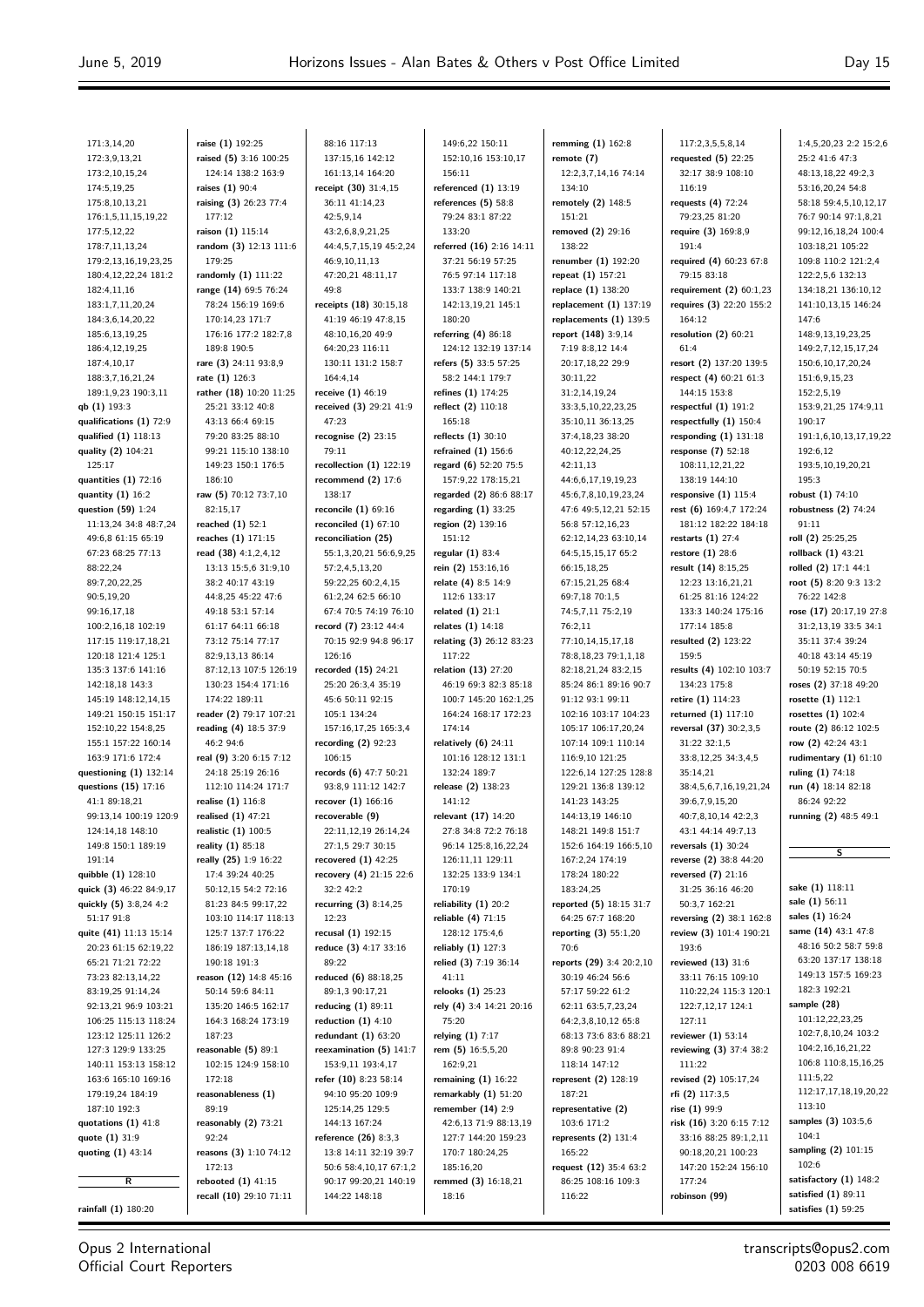171:3,14,20
172:3,9,13,21
173:2,10,15,24
174:5,19,25
175:8,10,13,21
176:1,5,11,15,19,22
177:5,12,22
178:7,11,13,24
179:2,13,16,19,23,25
180:4,12,22,24 181:2
182:4,11,16
183:1,7,11,20,24
184:3,6,14,20,22
185:6,13,19,25
186:4,12,19,25
187:4,10,17
188:3,7,16,21,24
189:1,9,23 190:3,11
**qb (1)** 193:3
**qualifications (1)** 72:9
**qualified (1)** 118:13
**quality (2)** 104:21 125:17
**quantities (1)** 72:16
**quantity (1)** 16:2
**question (59)** 1:24 11:13,24 34:8 48:7,24 49:6,8 61:15 65:19 67:23 68:25 77:13 88:22,24 89:7,20,22,25 90:5,19,20 99:16,17,18 100:2,16,18 102:19 117:15 119:17,18,21 120:18 121:4 125:1 135:3 137:6 141:16 142:18,18 143:3 145:19 148:12,14,15 149:21 150:15 151:17 152:10,22 154:8,25 155:1 157:22 160:14 163:9 171:6 172:4
**questioning (1)** 132:14
**questions (15)** 17:16 41:1 89:18,21 99:13,14 100:19 120:9 124:14,18 148:10 149:8 150:1 189:19 191:14
**quibble (1)** 128:10
**quick (3)** 46:22 84:9,17
**quickly (5)** 3:8,24 4:2 51:17 91:8
**quite (41)** 11:13 15:14 20:23 61:15 62:19,22 65:21 71:21 72:22 73:23 82:13,14,22 83:19,25 91:14,24 92:13,21 96:9 103:21 106:25 115:13 118:24 123:12 125:11 126:2 127:3 129:9 133:25 140:11 153:13 158:12 163:6 165:10 169:16 179:19,24 184:19 187:10 192:3
**quotations (1)** 41:8
**quote (1)** 31:9
**quoting (1)** 43:14

## R

**rainfall (1)** 180:20
**raise (1)** 192:25
**raised (5)** 3:16 100:25 124:14 138:2 163:9
**raises (1)** 90:4
**raising (3)** 26:23 77:4 177:12
**raison (1)** 115:14
**random (3)** 12:13 111:6 179:25
**randomly (1)** 111:22
**range (14)** 69:5 76:24 78:24 156:19 169:6 170:14,23 171:7 176:16 177:2 182:7,8 189:8 190:5
**rare (3)** 24:11 93:8,9
**rate (1)** 126:3
**rather (18)** 10:20 11:25 25:21 33:12 40:8 43:13 66:4 69:15 79:20 83:25 88:10 99:21 115:10 138:10 149:23 150:1 176:5 186:10
**raw (5)** 70:12 73:7,10 82:15,17
**reached (1)** 52:1
**reaches (1)** 171:15
**read (38)** 4:1,2,4,12 13:13 15:5,6 31:9,10 38:2 40:17 43:19 44:8,25 45:22 47:6 49:18 53:1 57:14 61:17 64:11 66:18 73:12 75:14 77:17 82:9,13,13 86:14 87:12,13 107:5 126:19 130:23 154:4 171:16 174:22 189:11
**reader (2)** 79:17 107:21
**reading (4)** 18:5 37:9 46:2 94:6
**real (9)** 3:20 6:15 7:12 24:18 25:19 26:16 112:10 114:24 171:7
**realise (1)** 116:8
**realised (1)** 47:21
**realistic (1)** 100:5
**reality (1)** 85:18
**really (25)** 1:9 16:22 17:4 39:24 40:25 50:12,15 54:2 72:16 81:23 84:5 99:17,22 103:10 114:17 118:13 125:7 137:7 176:22 186:19 187:13,14,18 190:18 191:3
**reason (12)** 14:8 45:16 50:14 59:6 84:11 135:20 146:5 162:17 164:3 168:24 173:19 187:23
**reasonable (5)** 89:1 102:15 124:9 158:10 172:18
**reasonableness (1)** 89:19
**reasonably (2)** 73:21 92:24
**reasons (3)** 1:10 74:12 172:13
**rebooted (1)** 41:15
**recall (10)** 29:10 71:11 88:16 117:13 137:15,16 142:12 161:13,14 164:20
**receipt (30)** 31:4,15 36:11 41:14,23 42:5,9,14 43:2,6,8,9,21,25 44:4,5,7,15,19 45:2,24 46:9,10,11,13 47:20,21 48:11,17 49:8
**receipts (18)** 30:15,18 41:19 46:19 47:8,15 48:10,16,20 49:9 64:20,23 116:11 130:11 131:2 158:7 164:4,14
**receive (1)** 46:19
**received (3)** 29:21 41:9 47:23
**recognise (2)** 23:15 79:11
**recollection (1)** 122:19
**recommend (2)** 17:6 138:17
**reconcile (1)** 69:16
**reconciled (1)** 67:10
**reconciliation (25)** 55:1,3,20,21 56:6,9,25 57:2,4,5,13,20 59:22,25 60:2,4,15 61:2,24 62:5 66:10 67:4 70:5 74:19 76:10
**record (7)** 23:12 44:4 70:15 92:9 94:8 96:17 126:16
**recorded (15)** 24:21 25:20 26:3,4 35:19 45:6 50:11 92:15 105:1 134:24 157:16,17,25 165:3,4
**recording (2)** 92:23 106:15
**records (6)** 47:7 50:21 93:8,9 111:12 142:7
**recover (1)** 166:16
**recoverable (9)** 22:11,12,19 26:14,24 27:1,5 29:7 30:15
**recovered (1)** 42:25
**recovery (4)** 21:15 22:6 32:2 42:2
**recurring (3)** 8:14,25 12:23
**recusal (1)** 192:15
**reduce (3)** 4:17 33:16 89:22
**reduced (6)** 88:18,25 89:1,3 90:17,21
**reducing (1)** 89:11
**reduction (1)** 4:10
**redundant (1)** 63:20
**reexamination (5)** 141:7 153:9,11 193:4,17
**refer (10)** 8:23 58:14 94:10 95:20 109:9 125:14,25 129:5 144:13 167:24
**reference (26)** 8:3,3 13:8 14:11 32:19 39:7 50:6 58:4,10,17 67:1,2 90:17 99:20,21 140:19 144:22 148:18 149:6,22 150:11 152:10,16 153:10,17 156:11
**referenced (1)** 13:19
**references (5)** 58:8 79:24 83:1 87:22 133:20
**referred (16)** 2:16 14:11 37:21 56:19 57:25 76:5 97:14 117:18 133:7 138:9 140:21 142:13,19,21 145:1 180:20
**referring (4)** 86:18 124:12 132:19 137:14
**refers (5)** 33:5 57:25 58:2 144:1 179:7
**refines (1)** 174:25
**reflect (2)** 110:18 165:18
**reflects (1)** 30:10
**refrained (1)** 156:6
**regard (6)** 52:20 75:5 157:9,22 178:15,21
**regarded (2)** 86:6 88:17
**regarding (1)** 33:25
**region (2)** 139:16 151:12
**regular (1)** 83:4
**rein (2)** 153:16,16
**relate (4)** 8:5 14:9 112:6 133:17
**related (1)** 21:1
**relates (1)** 14:18
**relating (3)** 26:12 83:23 117:22
**relation (13)** 27:20 46:19 69:3 82:3 85:18 100:7 145:20 162:1,25 164:24 168:17 172:23 174:14
**relatively (6)** 24:11 101:16 128:12 131:1 132:24 189:7
**release (2)** 138:23 141:12
**relevant (17)** 14:20 27:8 34:8 72:2 76:18 96:14 125:8,16,22,24 126:11,11 129:11 132:25 133:9 134:1 170:19
**reliability (1)** 20:2
**reliable (4)** 71:15 128:12 175:4,6
**reliably (1)** 127:3
**relied (3)** 7:19 36:14 41:11
**relooks (1)** 25:23
**rely (4)** 3:4 14:21 20:16 75:20
**relying (1)** 7:17
**rem (5)** 16:5,5,20 162:9,21
**remaining (1)** 16:22
**remarkably (1)** 51:20
**remember (14)** 2:9 42:6,13 71:9 88:13,19 127:7 144:20 159:23 170:7 180:24,25 185:16,20
**remmed (3)** 16:18,21 18:16
**remming (1)** 162:8
**remote (7)** 12:2,3,7,14,16 74:14 134:10
**remotely (2)** 148:5 151:21
**removed (2)** 29:16 138:22
**renumber (1)** 192:20
**repeat (1)** 157:21
**replace (1)** 138:20
**replacement (1)** 137:19
**replacements (1)** 139:5
**report (148)** 3:9,14 7:19 8:8,12 14:4 20:17,18,22 29:9 30:11,22 31:2,14,19,24 33:3,5,10,22,23,25 35:10,11 36:13,25 37:4,18,23 38:20 40:12,22,24,25 42:11,13 44:6,6,17,19,19,23 45:6,7,8,10,19,23,24 47:6 49:5,12,21 52:15 56:8 57:12,16,23 62:12,14,23 63:10,14 64:5,15,15,17 65:2 66:15,18,25 67:15,21,25 68:4 69:7,18 70:1,5 74:5,7,11 75:2,19 76:2,11 77:10,14,15,17,18 78:8,18,23 79:1,1,18 82:18,21,24 83:2,15 85:24 86:1 89:16 90:7 91:12 93:1 99:11 102:16 103:17 104:23 105:17 106:17,20,24 107:14 109:1 110:14 116:9,10 121:25 122:6,14 127:25 128:8 129:21 136:8 139:12 141:23 143:25 144:13,19 146:10 148:21 149:8 151:7 152:6 164:19 166:5,10 167:2,24 174:19 178:24 180:22 183:24,25
**reported (5)** 18:15 31:7 64:25 67:7 168:20
**reporting (3)** 55:1,20 70:6
**reports (29)** 3:4 20:2,10 30:19 46:24 56:6 57:17 59:22 61:2 62:11 63:5,7,23,24 64:2,3,8,10,12 65:8 68:13 73:6 83:6 88:21 89:8 90:23 91:4 118:14 147:12
**represent (2)** 128:19 187:21
**representative (2)** 103:6 171:2
**represents (2)** 131:4 165:22
**request (12)** 35:4 63:2 86:25 108:16 109:3 116:22 117:2,3,5,5,8,14
**requested (5)** 22:25 32:17 38:9 108:10 116:19
**requests (4)** 72:24 79:23,25 81:20
**require (3)** 169:8,9 191:4
**required (4)** 60:23 67:8 79:15 83:18
**requirement (2)** 60:1,23
**requires (3)** 22:20 155:2 164:12
**resolution (2)** 60:21 61:4
**resort (2)** 137:20 139:5
**respect (4)** 60:21 61:3 144:15 153:8
**respectful (1)** 191:2
**respectfully (1)** 150:4
**responding (1)** 131:18
**response (7)** 52:18 108:11,12,21,22 138:19 144:10
**responsive (1)** 115:4
**rest (6)** 169:4,7 172:24 181:12 182:22 184:18
**restarts (1)** 27:4
**restore (1)** 28:6
**result (14)** 8:15,19 12:23 13:16,21,21 61:25 81:16 124:22 133:3 140:24 175:16 177:14 185:8
**resulted (2)** 123:22 159:5
**results (4)** 102:10 103:7 134:23 175:8
**retire (1)** 114:23
**returned (1)** 117:10
**reversal (37)** 30:2,3,5 31:22 32:1,5 33:8,12,25 34:3,4,5 35:14,21 38:4,5,6,7,16,19,21,24 39:6,7,9,15,20 40:7,8,10,14 42:2,3 43:1 44:14 49:7,13
**reversals (1)** 30:24
**reverse (2)** 38:8 44:20
**reversed (7)** 21:16 31:25 36:16 46:20 50:3,7 162:21
**reversing (2)** 38:1 162:8
**review (3)** 101:4 190:21 193:6
**reviewed (13)** 31:6 33:11 76:15 109:10 110:22,24 115:3 120:1 122:7,12,17 124:1 127:11
**reviewer (1)** 53:14
**reviewing (3)** 37:4 38:2 111:22
**revised (2)** 105:17,24
**rfi (2)** 117:3,5
**rise (1)** 99:9
**risk (16)** 3:20 6:15 7:12 33:16 88:25 89:1,2,11 90:18,21 100:23 147:20 152:24 156:10 177:24
**robinson (99)** 1:4,5,20,23 2:2 15:2,6 25:2 41:6 47:3 48:13,18,22 49:2,3 53:16,20,24 54:8 58:18 59:4,5,10,12,17 76:7 90:14 97:1,8,21 99:12,16,18,24 100:4 103:18,21 105:22 109:8 110:2 121:2,4 122:2,5,6 132:13 134:18,21 136:10,12 141:10,13,15 146:24 147:6 148:9,13,19,23,25 149:2,7,12,15,17,24 150:6,10,17,20,24 151:6,9,15,23 152:5,19 153:9,21,25 174:9,11 190:17 191:6,10,13,17,19,22 192:6,12 193:5,10,19,20,21 195:3
**robust (1)** 74:10
**robustness (2)** 74:24 91:11
**roll (2)** 25:25,25
**rollback (1)** 43:21
**rolled (2)** 17:1 44:1
**root (5)** 8:20 9:3 13:2 76:22 142:8
**rose (17)** 20:17,19 27:8 31:2,13,19 33:5 34:1 35:11 37:4 39:24 40:18 43:14 45:19 50:19 52:15 70:5
**roses (2)** 37:18 49:20
**rosette (1)** 112:1
**rosettes (1)** 102:4
**route (2)** 86:12 102:5
**row (2)** 42:24 43:1
**rudimentary (1)** 61:10
**ruling (1)** 74:18
**run (4)** 18:14 82:18 86:24 92:22
**running (2)** 48:5 49:1

## S

**sake (1)** 118:11
**sale (1)** 56:11
**sales (1)** 16:24
**same (14)** 43:1 47:8 48:16 50:2 58:7 59:8 63:20 137:17 138:18 149:13 157:5 169:23 182:3 192:21
**sample (28)** 101:12,22,23,25 102:7,8,10,24 103:2 104:2,16,16,21,22 106:8 110:8,15,16,25 111:5,22 112:17,17,18,19,20,22 113:10
**samples (3)** 103:5,6 104:1
**sampling (2)** 101:15 102:6
**satisfactory (1)** 148:2
**satisfied (1)** 89:11
**satisfies (1)** 59:25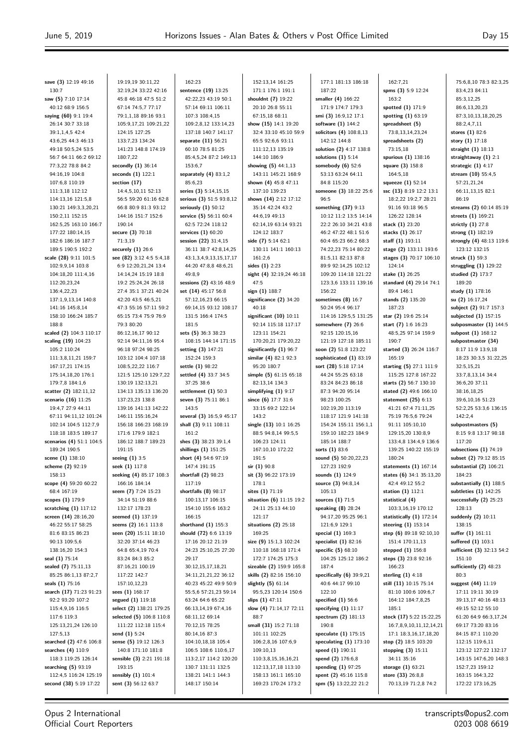**save (3)** 12:19 49:16 130:7
**saw (5)** 7:10 17:14 40:12 68:9 156:5
**saying (60)** 9:1 19:4 26:14 30:7 33:18 39:1,1,4,5 42:4 43:6,25 44:3 46:13 49:18 50:5,24 53:5 56:7 64:11 66:2 69:12 77:3,22 78:8 84:2 94:16,19 104:8 107:6,8 110:19 111:3,18 112:12 114:13,16 121:5,8 130:21 149:3,3,20,21 150:2,11 152:15 162:5,25 163:10 166:7 177:22 180:14,15 182:6 186:16 187:7 189:5 190:5 192:2
**scale (28)** 9:11 101:5 102:9,9,14 103:8 104:18,20 111:4,16 112:20,23,24 136:4,22,23 137:1,9,13,14 140:8 141:16 145:8,14 158:10 166:24 185:7 188:8
**scaled (2)** 104:3 110:17
**scaling (19)** 104:23 105:2 110:24 111:3,8,11,21 159:7 167:17,21 174:15 175:14,18,20 176:1 179:7,8 184:1,6
**scatter (2)** 182:11,12
**scenario (16)** 11:25 19:4,7 27:9 44:11 67:11 94:11,12 101:24 102:14 104:5 112:7,9 118:18 183:5 189:17
**scenarios (4)** 51:1 104:5 189:24 190:5
**scene (1)** 138:10
**scheme (2)** 92:19 158:13
**scope (4)** 59:20 60:22 68:4 167:19
**scopes (1)** 179:9
**scratching (1)** 117:12
**screen (14)** 28:16,20 46:22 55:17 58:25 81:6 83:15 86:23 90:13 109:5,6 138:16,20 154:3
**seal (1)** 75:14
**sealed (7)** 75:11,13 85:25 86:1,13 87:2,7
**seals (1)** 75:16
**search (17)** 71:23 91:23 92:2 93:20 107:2 115:4,9,16 116:5 117:6 119:3 125:13,21,24 126:10 127:5,13
**searched (2)** 47:6 106:8
**searches (4)** 110:9 118:3 119:25 126:14
**searching (5)** 93:19 112:4,5 116:24 125:19
**second (38)** 5:19 17:22 19:19,19 30:11,22 32:19,24 33:22 42:16 45:8 46:18 47:5 51:2 67:14 74:5,7 77:17 79:1,1,18 89:16 93:1 105:9,17,21 109:21,22 124:15 127:25 133:7,23 134:24 141:23 148:8 174:19 180:7,22
**secondly (1)** 36:14
**seconds (1)** 122:1
**section (17)** 14:4,5,10,11 52:13 56:5 59:20 61:16 62:8 66:8 80:9 81:3 93:12 144:16 151:7 152:6 190:14
**secure (3)** 70:18 71:3,19
**securely (1)** 26:6
**see (82)** 3:12 4:5 5:4,18 6:9 12:20,21,24 13:4 14:14,24 15:19 18:8 19:2 25:24,24 26:18 27:4 35:1 37:21 40:24 42:20 43:5 46:5,21 47:3 55:16 57:11 59:2 65:15 73:4 75:9 76:9 79:3 80:20 86:12,16,17 90:12 92:14 94:11,16 95:4 96:18 97:24 98:25 103:12 104:4 107:18 108:5,22,22 116:7 121:5 125:10 129:7,22 130:19 132:13,21 134:13 135:13 136:20 137:23,23 138:8 139:16 141:13 142:22 146:11 155:16,24 156:18 166:23 168:19 171:6 179:9 182:1 186:12 188:7 189:23 191:15
**seeing (1)** 3:5
**seek (1)** 117:8
**seeking (4)** 85:17 108:3 166:16 184:14
**seem (7)** 7:24 15:23 34:14 51:19 88:6 132:17 178:23
**seemed (1)** 137:19
**seems (2)** 16:1 113:8
**seen (20)** 15:11 18:10 32:20 37:14 46:23 64:8 65:4,19 70:4 83:24 84:3 85:2 87:16,21 100:19 117:22 142:7 157:10,12,23
**sees (1)** 168:17
**segued (1)** 119:18
**select (2)** 138:21 179:25
**selected (5)** 106:8 110:8 111:22 112:18 115:4
**send (1)** 5:24
**sense (5)** 19:12 126:3 140:8 171:10 181:8
**sensible (3)** 2:21 191:18 193:15
**sensibly (1)** 101:4
**sent (3)** 56:12 63:7 162:23
**sentence (19)** 13:25 42:22,23 43:19 50:1 57:14 69:11 106:11 107:3 108:4,15 109:2,8,12 133:14,23 137:18 140:7 141:17
**separate (11)** 56:21 60:10 78:5 81:25 85:4,5,24 87:2 149:13 153:6,7
**separately (4)** 83:1,2 85:6,23
**series (3)** 5:14,15,15
**serious (3)** 51:5 93:8,12
**seriously (1)** 50:12
**service (5)** 56:11 60:4 62:5 72:24 118:12
**services (1)** 60:20
**session (22)** 31:4,15 36:11 38:7 42:8,14,25 43:1,3,4,9,13,15,17,17 44:20 47:8,8 48:6,21 49:8,9
**sessions (2)** 43:16 48:9
**set (14)** 45:17 56:8 57:12,16,23 66:15 69:14,15 93:12 108:17 131:5 166:4 174:5 181:5
**sets (5)** 36:3 38:23 108:15 144:14 171:15
**setting (3)** 147:21 152:24 159:3
**settle (1)** 98:22
**settled (4)** 33:7 34:5 37:25 38:6
**settlement (1)** 50:3
**seven (3)** 75:11 86:1 143:5
**several (3)** 16:5,9 45:17
**shall (3)** 9:11 108:11 161:2
**shes (3)** 38:23 39:1,4
**shillings (1)** 151:25
**short (4)** 54:6 97:19 147:4 191:15
**shortfall (2)** 98:23 117:19
**shortfalls (8)** 98:17 100:13,17 106:15 154:10 155:6 163:2 166:15
**shorthand (1)** 155:3
**should (72)** 6:6 13:19 17:16 20:12 21:19 24:23 25:10,25 27:20 29:17 30:12,15,17,18,21 34:11,21,21,22 36:12 40:23 45:22 49:9 50:9 55:5,6 57:21,23 59:14 63:24 64:6 65:22 66:13,14,19 67:4,16 68:11,12 69:14 70:12,15 78:25 80:14,16 87:3 104:10,18,18 105:4 106:5 108:6 110:6,17 113:2,17 114:2 120:20 130:7 131:11 132:5 138:21 141:1 144:3 148:17 150:14 152:13,14 161:25 171:1 176:1 191:1
**shouldnt (7)** 19:22 20:10 26:8 55:11 67:15,18 68:11
**show (15)** 14:1 19:20 32:4 33:10 45:10 59:9 65:5 92:6,6 93:11 111:12,13 135:19 144:10 186:9
**showing (5)** 44:1,13 143:11 145:21 168:9
**shown (4)** 45:8 47:11 137:10 139:23
**shows (14)** 2:12 17:12 35:14 42:24 43:2 44:6,19 49:13 62:14,19 63:14 93:21 124:12 183:7
**side (7)** 5:14 62:1 130:11 141:1 160:13 161:2,6
**sides (1)** 2:23
**sight (4)** 32:19,24 46:18 47:5
**sign (1)** 188:7
**significance (2)** 34:20 40:18
**significant (10)** 10:11 92:14 115:18 117:17 123:11 154:21 170:20,21 179:20,22
**significantly (1)** 96:7
**similar (4)** 82:1 92:3 95:20 180:7
**simple (5)** 61:15 65:18 82:13,14 134:3
**simplifying (1)** 9:17
**since (6)** 17:7 31:6 33:15 69:2 122:14 143:2
**single (13)** 10:1 16:25 88:5 94:8,14 99:5,5 106:23 124:11 167:10,10 172:22 191:5
**sir (1)** 90:8
**sit (3)** 96:22 173:19 178:1
**sites (1)** 71:19
**situation (6)** 11:15 19:2 24:11 25:13 44:10 121:17
**situations (2)** 25:18 169:25
**size (9)** 15:1,3 102:24 110:18 168:18 171:4 172:7 174:25 175:3
**sizeable (2)** 159:9 165:8
**skills (2)** 82:16 156:10
**slightly (5)** 61:14 95:5,23 120:14 150:6
**slips (1)** 47:11
**slow (4)** 71:14,17 72:11 88:7
**small (31)** 15:2 71:18 101:11 102:25 106:2,8,16 107:6,9 109:10,13 110:3,8,15,16,16,21 112:13,17,18 113:10 158:13 161:1 165:10 169:23 170:24 173:2 177:1 181:13 186:18 187:22
**smaller (4)** 166:22 171:9 174:7 179:3
**smi (3)** 16:9,12 17:1
**software (1)** 144:2
**solicitors (4)** 108:8,13 142:12 144:8
**solution (2)** 4:17 138:8
**solutions (1)** 5:14
**somebody (6)** 52:6 53:13 63:24 64:11 84:8 115:20
**someone (3)** 18:22 25:6 96:5
**something (37)** 9:13 10:12 11:2 13:5 14:14 22:2 26:10 34:21 43:8 46:2 47:22 48:1 51:6 60:4 65:23 66:2 68:3 74:22,23 75:14 80:22 81:5,11 82:13 87:8 89:9 92:14,25 102:12 109:20 114:18 121:22 123:3,6 133:11 139:16 156:22
**sometimes (8)** 16:7 50:24 95:4 96:17 114:16 129:5,5 131:25
**somewhere (7)** 26:6 92:15 120:15,16 121:19 127:18 185:11
**soon (2)** 51:8 123:22
**sophisticated (1)** 83:19
**sort (28)** 5:18 17:14 44:24 55:25 63:18 83:24 84:23 86:18 87:3 94:20 95:14 98:23 100:25 102:19,20 113:19 118:17 121:9 141:18 154:24 155:11 156:1,1 159:10 182:23 184:9 185:14 188:7
**sorts (1)** 83:6
**sound (5)** 50:20,22,23 127:23 192:9
**sounds (1)** 124:9
**source (3)** 94:8,14 105:13
**sources (1)** 71:5
**speaking (8)** 28:24 94:17,20 95:25 96:1 121:6,9 129:1
**special (1)** 169:3
**specialist (1)** 82:16
**specific (5)** 68:10 104:25 125:12 186:2 187:4
**specifically (6)** 39:9,21 40:6 44:17 99:10 122:10
**specified (1)** 56:6
**specifying (1)** 11:17
**spectrum (2)** 181:13 190:8
**speculate (1)** 175:15
**speculating (1)** 173:10
**speed (1)** 190:11
**spend (2)** 176:6,8
**spending (1)** 97:25
**spent (2)** 45:16 115:8
**spm (5)** 13:22,22 21:2 162:7,21
**spms (3)** 5:9 12:24 163:2
**spotted (1)** 171:9
**spotting (1)** 63:19
**spreadsheet (5)** 73:8,13,14,23,24
**spreadsheets (2)** 73:15,18
**spurious (1)** 138:16
**square (3)** 158:8 164:5,18
**squeeze (1)** 52:14
**ssc (13)** 8:19 12:2 13:1 18:2,22 19:2,7 28:21 91:16 93:18 96:5 126:22 128:14
**stack (1)** 23:20
**stacks (1)** 26:17
**staff (1)** 193:11
**stage (2)** 133:11 193:6
**stages (3)** 70:17 106:10 124:14
**stake (1)** 26:25
**standard (4)** 29:14 74:1 89:4 146:1
**stands (2)** 135:20 187:23
**star (2)** 19:6 25:14
**start (7)** 1:6 16:23 48:5,25 97:14 159:9 190:7
**started (3)** 26:24 116:7 165:19
**starting (5)** 27:1 111:9 115:25 127:8 167:22
**starts (2)** 56:7 130:10
**stated (2)** 49:6 166:10
**statement (25)** 6:13 41:21 67:4 71:11,25 75:19 76:5,6 79:24 91:11 105:10,10 129:15,20 130:8,9 133:4,8 134:4,9 136:6 139:25 140:22 155:19 180:24
**statements (1)** 167:14
**states (6)** 34:1 35:13,20 42:4 49:12 55:2
**station (1)** 112:1
**statistical (4)** 103:3,16,19 170:12
**statistically (1)** 172:14
**steering (1)** 153:14
**step (6)** 89:18 92:10,10 151:4 170:11,13
**stepped (1)** 156:8
**steps (3)** 23:8 92:16 166:23
**sterling (1)** 4:18
**still (11)** 10:15 75:14 81:10 100:6 109:6,7 164:12 184:7,8,25 185:1
**stock (17)** 5:22 15:22,25 16:7,8,9,10,11,12,14,21 17:1 18:3,16,17,18,20
**stop (2)** 18:5 103:20
**stopping (3)** 15:11 34:11 35:16
**storage (1)** 63:21
**store (33)** 26:8,8 70:13,19 71:2,8 74:2 75:6,8,10 78:3 82:3,25 83:4,23 84:11 85:3,12,25 86:6,13,20,23 87:3,10,13,18,20,25 88:2,4,7,11
**stores (1)** 82:6
**story (1)** 17:18
**straight (1)** 18:13
**straightaway (1)** 2:1
**strategic (1)** 4:17
**stream (10)** 55:4,5 57:21,21,24 66:11,13,15 82:1 86:19
**streams (2)** 60:14 85:19
**streets (1)** 169:21
**strictly (1)** 27:8
**strong (1)** 182:19
**strongly (4)** 48:13 119:6 123:12 132:15
**struck (1)** 59:3
**struggling (1)** 129:22
**studied (2)** 173:7 189:20
**study (1)** 178:16
**su (2)** 16:17,24
**subject (2)** 91:7 157:3
**subjected (1)** 157:15
**subposmaster (1)** 144:5
**subpost (1)** 168:12
**subpostmaster (34)** 8:17 11:9 13:9,18 18:23 30:3,5 31:22,25 32:5,15,21 33:7,8,13,14 34:4 36:6,20 37:11 38:16,18,25 39:6,10,16 51:23 52:2,25 53:3,6 136:15 142:2,4
**subpostmasters (5)** 8:15 9:8 13:17 98:18 117:20
**subsections (1)** 74:19
**subset (2)** 79:12 85:15
**substantial (2)** 106:21 184:23
**substantially (1)** 188:5
**subtleties (1)** 142:25
**successfully (2)** 25:23 128:13
**suddenly (2)** 10:11 138:15
**suffer (1)** 161:11
**suffered (1)** 103:1
**sufficient (3)** 32:13 54:2 151:10
**sufficiently (2)** 48:23 80:3
**suggest (44)** 11:19 17:11 19:11 30:19 39:13,17 40:16 48:13 49:15 52:12 55:10 61:20 64:9 66:3,17,24 69:17 73:20 83:16 84:15 87:1 110:20 112:15 119:6,11 123:12 127:22 132:17 143:15 147:6,20 148:3 152:7,23 159:12 163:15 164:3,22 172:22 173:16,25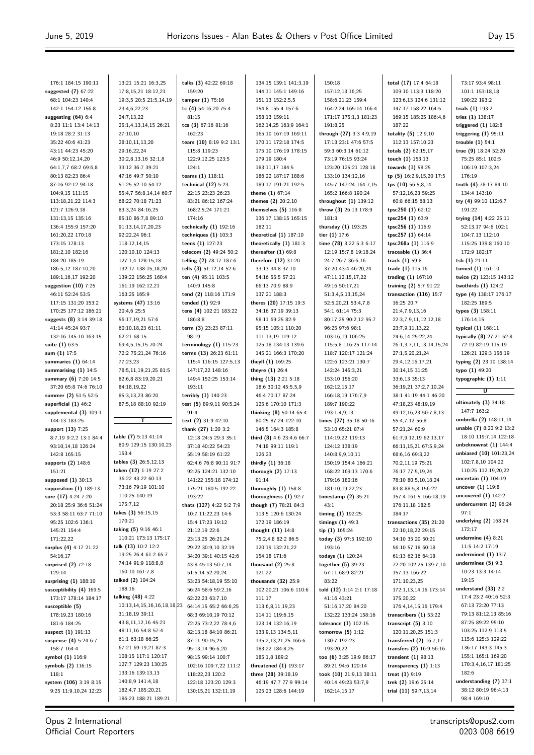176:1 184:15 190:11
**suggested (7)** 67:22
68:1 104:23 140:4
142:1 154:12 156:8
**suggesting (64)** 6:4
8:23 11:1 13:4 14:13
19:18 28:2 31:13
35:22 40:6 41:23
43:11 44:23 45:20
46:9 50:12,14,20
64:1,7,7 68:2 69:6,8
80:13 82:23 86:4
87:16 92:12 94:18
104:9,15 111:15
113:18,21,22 114:3
121:7 126:9,18
131:13,15 135:16
136:4 155:9 157:20
161:20,22 170:18
173:15 178:13
181:2,10 182:16
184:20 185:19
186:5,12 187:10,20
189:1,16,17 192:20
**suggestion (10)** 7:25
46:11 52:24 53:5
117:15 131:20 153:2
170:25 177:12 186:21
**suggests (8)** 3:14 39:18
41:14 45:24 93:7
132:16 145:10 163:15
**suite (1)** 63:5
**sum (1)** 17:5
**summaries (1)** 64:14
**summarising (1)** 14:5
**summary (6)** 7:20 14:5
37:20 65:8 74:6 76:10
**summer (2)** 51:5 52:5
**superficial (1)** 46:2
**supplemental (3)** 109:1
144:13 183:25
**support (13)** 7:25
8:7,19 9:2,2 13:1 84:4
93:10,14,18 126:24
142:8 165:15
**supports (2)** 148:6
151:21
**supposed (1)** 30:13
**supposition (1)** 189:13
**sure (17)** 4:24 7:20
20:18 25:9 36:6 51:24
53:3 58:11 63:7 71:10
95:25 102:6 136:1
145:21 154:4
171:22,22
**surplus (4)** 4:17 21:22
54:16,17
**surprised (2)** 72:18
129:14
**surprising (1)** 188:10
**susceptibility (4)** 169:5
173:17 178:14 184:17
**susceptible (5)**
178:19,23 180:16
181:6 184:25
**suspect (1)** 191:13
**suspense (4)** 5:24 6:7
158:7 164:4
**symbol (1)** 116:9
**symbols (2)** 116:15
118:1
**system (106)** 3:19 8:15
9:25 11:9,10,24 12:23
13:21 15:21 16:3,25
17:8,15,21 18:12,21
19:3,5 20:5 21:5,14,19
23:4,6,22,23
24:7,13,22
25:1,4,13,14,15 26:21
27:10,10
28:10,11,13,20
29:16,22,24
30:2,8,13,16 32:1,8
33:12 36:7 39:21
47:16 49:7 50:10
51:25 52:10 54:12
55:4,7 56:8,14,14 60:7
68:22 70:18 71:23
83:3,24 84:16,25
85:10 86:7,8 89:10
91:13,14,17,20,23
92:22,24 96:1
118:12,14,15
120:10,10 124:13
127:1,4 128:15,18
132:17 138:15,18,20
139:22 156:25 160:4
161:19 162:12,21
163:25 165:9
**systems (47)** 13:16
20:4,6 25:5
56:17,19,21 57:6
60:10,18,23 61:11
62:21 68:15
69:4,5,15,15 70:24
72:2 75:21,24 76:16
77:23,23
78:5,11,19,21,25 81:5
82:6,8 83:19,20,21
84:18,19,22
85:3,13,23 86:20
87:5,18 88:10 92:19

## T

**table (7)** 5:13 41:14
80:9 129:15 130:10,23
153:4
**tables (3)** 26:5,12,13
**taken (12)** 1:19 27:2
36:22 43:22 60:13
73:16 79:19 101:10
110:25 140:19
175:7,12
**takes (3)** 56:15,15
170:21
**taking (5)** 9:16 46:1
110:21 173:13 175:17
**talk (13)** 10:2 12:2
19:25 26:4 61:2 65:7
74:14 91:9 118:8,8
160:10 161:7,8
**talked (2)** 104:24
188:16
**talking (48)** 4:22
10:13,14,15,16,16,18,18,23
31:18,19 39:11
43:8,11,12,16 45:21
48:11,16 54:8 57:4
61:1 63:18 66:25
67:21 69:19,21 87:3
108:15 117:1 120:17
127:7 129:23 130:25
133:16 139:13,13
140:8,9 141:4,18
182:4,7 185:20,21
186:23 188:21 189:21
**talks (3)** 42:22 69:18
159:20
**tamper (1)** 75:16
**tc (4)** 54:16,20 75:4
81:15
**tcs (3)** 67:16 81:16
162:23
**team (10)** 8:19 9:2 13:1
115:8 119:23
122:9,12,25 123:5
124:1
**teams (1)** 118:11
**technical (12)** 5:23
22:15 23:23 26:23
83:21 86:12 167:24
168:2,5,24 171:21
174:16
**technically (1)** 192:16
**techniques (1)** 103:3
**teens (1)** 127:23
**telecom (2)** 49:24 50:2
**telling (2)** 78:17 187:6
**tells (3)** 51:12,14 52:6
**ten (4)** 95:11 103:5
140:9 145:8
**tend (2)** 118:16 171:9
**tended (1)** 92:9
**tens (4)** 102:21 183:22
186:8,8
**term (3)** 23:23 87:11
98:19
**terminology (1)** 115:23
**terms (13)** 26:23 61:11
115:4 116:15 127:5,13
147:17,22 148:16
149:4 152:25 153:14
193:11
**terribly (1)** 140:23
**test (5)** 89:9,11 90:5,24
91:4
**text (2)** 31:9 42:10
**thank (27)** 1:20 3:2
12:18 24:5 29:3 35:1
37:18 40:22 54:23
55:19 58:19 61:22
62:4,6 76:8 90:11 91:7
92:25 124:21 132:10
141:22 155:18 174:12
175:21 180:5 192:22
193:22
**thats (127)** 4:22 5:2 7:9
10:7 11:22,23 14:6
15:4 17:23 19:12
21:12,19 22:6
23:13,25 26:21,24
29:22 30:9,10 32:19
34:20 39:1 40:15 42:6
43:8 45:13 50:7,14
51:5,14 52:20,24
53:23 54:18,19 55:10
56:24 58:6 59:2,16
62:22,23 63:7,10
64:14,15 65:2 66:6,25
68:3 69:10,19 70:12
72:25 73:2,22 78:4,6
82:13,18 84:10 86:21
87:11 90:15,25
95:13,14 96:6,20
98:15 99:14 100:7
102:16 109:7,22 111:2
118:22,23 120:2
122:18 123:20 129:3
130:15,21 132:11,19
134:15 139:1 141:3,19
144:11 145:1 149:16
151:13 152:2,5,5
154:8 155:4 157:6
158:13 159:11
162:14,25 163:9 164:1
165:10 167:19 169:11
170:11 172:18 174:5
175:10 176:19 178:15
179:19 180:4
183:11,17 184:5
186:22 187:17 188:6
189:17 191:21 192:5
**theme (1)** 67:14
**themes (2)** 20:2,10
**themselves (5)** 116:8
136:17 138:15 165:15
182:11
**theoretical (1)** 187:10
**theoretically (1)** 181:3
**thereafter (1)** 69:8
**therefore (12)** 31:20
33:13 34:8 37:10
54:16 55:5 57:21
66:13 70:9 88:9
137:21 188:3
**theres (20)** 17:15 19:3
34:16 37:19 39:13
58:11 69:25 82:9
95:15 105:1 110:20
111:13,19 119:12
125:18 134:13 139:6
145:21 166:3 170:20
**theyll (1)** 169:25
**theyre (1)** 26:4
**thing (13)** 2:21 5:18
18:6 30:12 45:5,5,9
46:4 70:17 87:24
125:6 170:10 171:3
**thinking (8)** 50:14 65:4
80:25 87:24 122:10
146:5 164:3 185:8
**third (8)** 4:6 23:4,6 66:7
74:18 99:11 119:1
126:23
**thirdly (1)** 36:18
**thorough (2)** 17:13
91:14
**thoroughly (1)** 158:8
**thoroughness (1)** 92:7
**though (7)** 78:21 84:3
113:5 120:6 130:24
172:19 186:19
**thought (11)** 14:8
75:2,4,8 82:2 86:5
120:19 132:21,22
154:18 171:6
**thousand (2)** 25:8
121:22
**thousands (32)** 25:9
102:20,21 106:6 110:6
111:17
113:6,8,11,19,23
114:11 119:6,15
123:14 132:16,19
133:9,13 134:5,11
135:2,13,21,25 166:6
183:22 184:8,25
185:1,8 189:2
**threatened (1)** 193:17
**three (28)** 39:18,19
46:19 47:7 77:9 99:14
125:23 128:6 144:19
150:18
157:12,13,16,25
158:6,21,23 159:4
164:2,24 165:14 166:4
171:17 175:1,3 181:23
191:8,25
**through (27)** 3:3 4:9,19
17:13 23:1 47:6 57:5
59:3 60:3,14 61:12
73:19 76:15 93:24
123:20 125:21 128:18
133:10 134:12,16
145:7 147:24 164:7,15
165:2 166:8 190:24
**throughout (1)** 139:12
**throw (3)** 26:13 178:9
181:3
**thursday (1)** 193:25
**tier (1)** 17:6
**time (78)** 3:22 5:3 6:17
12:19 15:7,8 19:18,24
24:7 26:7 36:6,16
37:20 43:4 46:20,24
47:11,12,15,17,22
49:16 50:17,21
51:3,4,5,13,15,24
52:5,20,21 53:4,7,8
54:1 61:14 75:3
80:17,25 90:2,12 95:7
96:25 97:6 98:1
103:16,19 106:25
115:5,8 116:25 117:14
118:7 120:17 121:24
122:6 123:21 130:7
142:24 145:3,21
153:10 156:20
162:12,15,17
166:18,19 176:7,9
189:7 190:22
193:1,4,9,13
**times (27)** 35:18 50:16
53:10 65:21 87:4
114:19,22 119:13
124:12 138:19
140:8,9,9,10,11
150:19 154:4 166:21
168:22 169:13 170:6
179:16 180:16
181:10,19,22,23
**timestamp (2)** 35:21
43:1
**timing (1)** 192:25
**timings (1)** 49:3
**tip (1)** 165:24
**today (3)** 97:5 192:10
193:16
**todays (1)** 120:24
**together (5)** 39:23
67:11 68:9 82:21
83:22
**told (12)** 1:14 2:1 17:18
41:16 43:21
51:16,17,20 84:20
132:22 133:24 158:16
**tolerance (1)** 102:15
**tomorrow (5)** 1:12
130:7 192:23
193:20,22
**too (6)** 3:25 19:9 86:17
89:21 94:6 120:14
**took (10)** 21:9,13 38:11
40:14 49:23 53:7,9
162:14,15,17
**total (17)** 17:4 64:18
109:10 113:3 118:20
123:6,13 124:6 131:12
147:17 158:22 164:5
169:15 185:25 186:4,6
187:22
**totality (5)** 12:9,10
112:13 157:10,23
**totals (2)** 62:15,17
**touch (1)** 153:13
**towards (1)** 58:25
**tp (5)** 16:2,9,15,20 17:5
**tps (10)** 56:5,8,14
57:12,16,23 59:25
60:8 66:15 68:13
**tpsc250 (1)** 62:12
**tpsc254 (1)** 63:9
**tpsc256 (1)** 116:9
**tpsc257 (1)** 64:14
**tpsc268a (1)** 116:9
**traceable (1)** 36:4
**track (1)** 59:8
**trade (1)** 115:16
**trading (1)** 167:10
**training (2)** 5:7 91:22
**transaction (116)** 15:7
16:25 20:7
21:4,7,9,13,16
22:3,7,9,11,12,12,18
23:7,9,11,13,22
24:6,14 25:22,24
26:1,3,7,11,13,14,15,24
27:1,5,20,21,24
29:4,12,16,17,21
30:14,15 31:25
33:6,13 35:13
36:19,21 37:2,7,10,24
38:1 41:19 44:1 46:20
47:18,23 48:19,19
49:12,16,23 50:7,8,13
55:4,7,12 56:8
57:21,24 60:9
61:7,9,17,19 62:13,17
66:11,15,21 67:5,9,24
68:6,16 69:3,22
70:2,11,19 75:21
76:17 77:5,19,24
78:10 80:5,10,18,24
83:8 88:5,8 156:22
157:4 161:5 166:18,19
176:11,18 182:5
184:17
**transactions (35)** 21:20
22:10,18,22 29:15
34:10 35:20 50:21
56:10 57:18 60:18
61:13 62:16 64:18
72:20 102:25 139:7,10
157:13 166:22
171:10,23,25
172:1,13,14,16 173:14
175:20,22
176:4,14,15,16 179:4
**transcribers (1)** 53:22
**transcript (5)** 3:10
120:11,20,25 151:3
**transferred (2)** 16:7,17
**transfers (2)** 16:9 56:16
**transient (1)** 98:13
**transparency (1)** 1:13
**treat (1)** 9:19
**trek (2)** 19:6 25:14
**trial (11)** 59:7,13,14
73:17 93:4 98:11
101:1 153:18,18
190:22 193:2
**trials (1)** 193:2
**tries (1)** 138:17
**triggered (1)** 182:8
**triggering (1)** 95:11
**trouble (1)** 54:1
**true (9)** 18:24 52:20
75:25 85:1 102:5
106:19 107:3,24
176:19
**truth (4)** 78:17 84:10
134:4 143:10
**try (4)** 99:10 112:6,7
191:22
**trying (14)** 4:22 25:11
52:13,17 94:6 102:1
104:7,13 112:10
115:25 139:8 160:10
172:9 182:17
**tsb (1)** 21:11
**turned (1)** 161:10
**twice (2)** 123:15 143:12
**twothirds (1)** 124:2
**type (4)** 138:17 176:17
182:25 189:5
**types (3)** 158:11
176:14,15
**typical (1)** 168:11
**typically (8)** 27:21 52:8
72:19 82:19 115:19
126:21 129:3 156:19
**typing (2)** 23:10 138:14
**typo (1)** 49:20
**typographic (1)** 1:11

## U

**ultimately (3)** 34:18
147:7 163:2
**umbrella (2)** 148:11,14
**unable (7)** 8:20 9:2 13:2
18:10 119:7,14 122:18
**unbeknownst (1)** 144:4
**unbiased (10)** 101:23,24
102:7,8,10 104:22
110:25 112:19,20,22
**uncertain (1)** 104:19
**uncover (1)** 119:8
**uncovered (1)** 142:2
**undercurrent (2)** 96:24
97:1
**underlying (2)** 168:24
172:17
**undermine (4)** 8:21
11:5 14:2 17:19
**undermined (1)** 13:7
**undermines (5)** 9:3
10:23 13:3 14:14
19:15
**understand (33)** 2:2
17:4 23:2 40:16 52:3
67:13 72:20 77:13
79:13 81:12,13 85:16
87:25 89:22 95:10
103:25 112:9 113:5
115:6 125:3 129:22
136:17 143:3 145:3
155:1 165:1 169:20
170:3,4,16,17 181:25
182:6
**understanding (7)** 37:1
38:12 80:19 96:4,13
98:4 169:10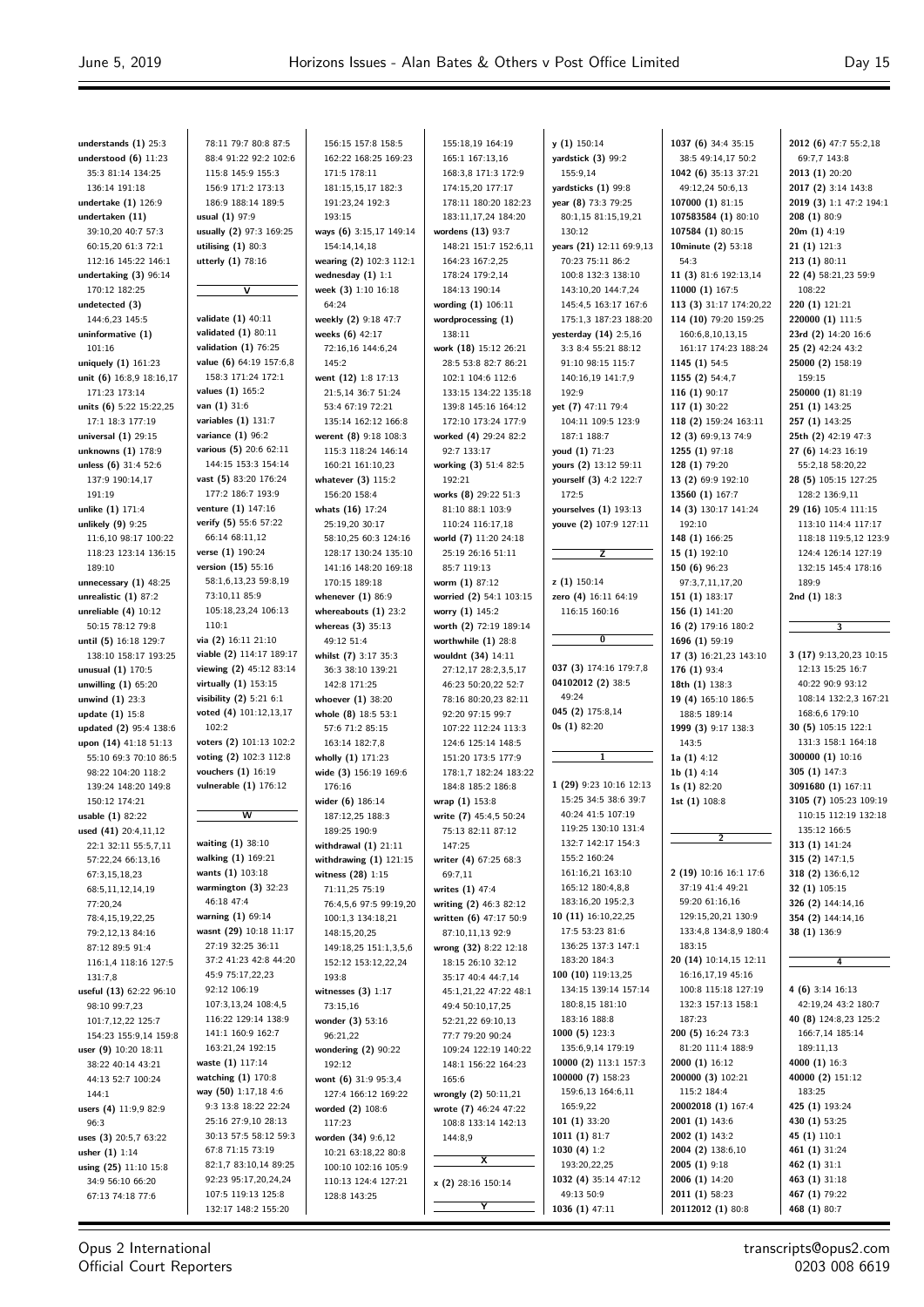understands (1) 25:3
understood (6) 11:23 35:3 81:14 134:25 136:14 191:18
undertake (1) 126:9
undertaken (11) 39:10,20 40:7 57:3 60:15,20 61:3 72:1 112:16 145:22 146:1
undertaking (3) 96:14 170:12 182:25
undetected (3) 144:6,23 145:5
uninformative (1) 101:16
uniquely (1) 161:23
unit (6) 16:8,9 18:16,17 171:23 173:14
units (6) 5:22 15:22,25 17:1 18:3 177:19
universal (1) 29:15
unknowns (1) 178:9
unless (6) 31:4 52:6 137:9 190:14,17 191:19
unlike (1) 171:4
unlikely (9) 9:25 11:6,10 98:17 100:22 118:23 123:14 136:15 189:10
unnecessary (1) 48:25
unrealistic (1) 87:2
unreliable (4) 10:12 50:15 78:12 79:8
until (5) 16:18 129:7 138:10 158:17 193:25
unusual (1) 170:5
unwilling (1) 65:20
unwind (1) 23:3
update (1) 15:8
updated (2) 95:4 138:6
upon (14) 41:18 51:13 55:10 69:3 70:10 86:5 98:22 104:20 118:2 139:24 148:20 149:8 150:12 174:21
usable (1) 82:22
used (41) 20:4,11,12 22:1 32:11 55:5,7,11 57:22,24 66:13,16 67:3,15,18,23 68:5,11,12,14,19 77:20,24 78:4,15,19,22,25 79:2,12,13 84:16 87:12 89:5 91:4 116:1,4 118:16 127:5 131:7,8
useful (13) 62:22 96:10 98:10 99:7,23 101:7,12,22 125:7 154:23 155:9,14 159:8
user (9) 10:20 18:11 38:22 40:14 43:21 44:13 52:7 100:24 144:1
users (4) 11:9,9 82:9 96:3
uses (3) 20:5,7 63:22
usher (1) 1:14
using (25) 11:10 15:8 34:9 56:10 66:20 67:13 74:18 77:6 78:11 79:7 80:8 87:5 88:4 91:22 92:2 102:6 115:8 145:9 155:3 156:9 171:2 173:13 186:9 188:14 189:5
usual (1) 97:9
usually (2) 97:3 169:25
utilising (1) 80:3
utterly (1) 78:16

**V**

validate (1) 40:11
validated (1) 80:11
validation (1) 76:25
value (6) 64:19 157:6,8 158:3 171:24 172:1
values (1) 165:2
van (1) 31:6
variables (1) 131:7
variance (1) 96:2
various (5) 20:6 62:11 144:15 153:3 154:14
vast (5) 83:20 176:24 177:2 186:7 193:9
venture (1) 147:16
verify (5) 55:6 57:22 66:14 68:11,12
verse (1) 190:24
version (15) 55:16 58:1,6,13,23 59:8,19 73:10,11 85:9 105:18,23,24 106:13 110:1
via (2) 16:11 21:10
viable (2) 114:17 189:17
viewing (2) 45:12 83:14
virtually (1) 153:15
visibility (2) 5:21 6:1
voted (4) 101:12,13,17 102:2
voters (2) 101:13 102:2
voting (2) 102:3 112:8
vouchers (1) 16:19
vulnerable (1) 176:12

**W**

waiting (1) 38:10
walking (1) 169:21
wants (1) 103:18
warmington (3) 32:23 46:18 47:4
warning (1) 69:14
wasnt (29) 10:18 11:17 27:19 32:25 36:11 37:2 41:23 42:8 44:20 45:9 75:17,22,23 92:12 106:19 107:3,13,24 108:4,5 116:22 129:14 138:9 141:1 160:9 162:7 163:21,24 192:15
waste (1) 117:14
watching (1) 170:8
way (50) 1:17,18 4:6 9:3 13:8 18:22 22:24 25:16 27:9,10 28:13 30:13 57:5 58:12 59:3 67:8 71:15 73:19 82:1,7 83:10,14 89:25 92:23 95:17,20,24,24 107:5 119:13 125:8 132:17 148:2 155:20 156:15 157:8 158:5 162:22 168:25 169:23 171:5 178:11 181:15,15,17 182:3 191:23,24 192:3 193:15
ways (6) 3:15,17 149:14 154:14,14,18
wearing (2) 102:3 112:1
wednesday (1) 1:1
week (3) 1:10 16:18 64:24
weekly (2) 9:18 47:7
weeks (6) 42:17 72:16,16 144:6,24 145:2
went (12) 1:8 17:13 21:5,14 36:7 51:24 53:4 67:19 72:21 135:14 162:12 166:8
werent (8) 9:18 108:3 115:3 118:24 146:14 160:21 161:10,23
whatever (3) 115:2 156:20 158:4
whats (16) 17:24 25:19,20 30:17 58:10,25 60:3 124:16 128:17 130:24 135:10 141:16 148:20 169:18 170:15 189:18
whenever (1) 86:9
whereabouts (1) 23:2
whereas (3) 35:13 49:12 51:4
whilst (7) 3:17 35:3 36:3 38:10 139:21 142:8 171:25
whoever (1) 38:20
whole (8) 18:5 53:1 57:6 71:2 85:15 163:14 182:7,8
wholly (1) 171:23
wide (3) 156:19 169:6 176:16
wider (6) 186:14 187:12,25 188:3 189:25 190:9
withdrawal (1) 21:11
withdrawing (1) 121:15
witness (28) 1:15 71:11,25 75:19 76:4,5,6 97:5 99:19,20 100:1,3 134:18,21 148:15,20,25 149:18,25 151:1,3,5,6 152:12 153:12,22,24 193:8
witnesses (3) 1:17 73:15,16
wonder (3) 53:16 96:21,22
wondering (2) 90:22 192:12
wont (6) 31:9 95:3,4 127:4 166:12 169:22
worded (2) 108:6 117:23
worden (34) 9:6,12 10:21 63:18,22 80:8 100:10 102:16 105:9 110:13 124:4 127:21 128:8 143:25 155:18,19 164:19 165:1 167:13,16 168:3,8 171:3 172:9 174:15,20 177:17 178:11 180:20 182:23 183:11,17,24 184:20
wordens (13) 93:7 148:21 151:7 152:6,11 164:23 167:2,25 178:24 179:2,14 184:13 190:14
wording (1) 106:11
wordprocessing (1) 138:11
work (18) 15:12 26:21 28:5 53:8 82:7 86:21 102:1 104:6 112:6 133:15 134:22 135:18 139:8 145:16 164:12 172:10 173:24 177:9
worked (4) 29:24 82:2 92:7 133:17
working (3) 51:4 82:5 192:21
works (8) 29:22 51:3 81:10 88:1 103:9 110:24 116:17,18
world (7) 11:20 24:18 25:19 26:16 51:11 85:7 119:13
worm (1) 87:12
worried (2) 54:1 103:15
worry (1) 145:2
worth (2) 72:19 189:14
worthwhile (1) 28:8
wouldnt (34) 14:11 27:12,17 28:2,3,5,17 46:23 50:20,22 52:7 78:16 80:20,23 82:11 92:20 97:15 99:7 107:22 112:24 113:3 124:6 125:14 148:5 151:20 173:5 177:9 178:1,7 182:24 183:22 184:8 185:2 186:8
wrap (1) 153:8
write (7) 45:4,5 50:24 75:13 82:11 87:12 147:25
writer (4) 67:25 68:3 69:7,11
writes (1) 47:4
writing (2) 46:3 82:12
written (6) 47:17 50:9 87:10,11,13 92:9
wrong (32) 8:22 12:18 18:15 26:10 32:12 35:17 40:4 44:7,14 45:1,21,22 47:22 48:1 49:4 50:10,17,25 52:21,22 69:10,13 77:7 79:20 90:24 109:24 122:19 140:22 148:1 156:22 164:23 165:6
wrongly (2) 50:11,21
wrote (7) 46:24 47:22 108:8 133:14 142:13 144:8,9

**X**

x (2) 28:16 150:14

**Y**

y (1) 150:14
yardstick (3) 99:2 155:9,14
yardsticks (1) 99:8
year (8) 73:3 79:25 80:1,15 81:15,19,21 130:12
years (21) 12:11 69:9,13 70:23 75:11 86:2 100:8 132:3 138:10 143:10,20 144:7,24 145:4,5 163:17 167:6 175:1,3 187:23 188:20
yesterday (14) 2:5,16 3:3 8:4 55:21 88:12 91:10 98:15 115:7 140:16,19 141:7,9 192:9
yet (7) 47:11 79:4 104:11 109:5 123:9 187:1 188:7
youd (1) 71:23
yours (2) 13:12 59:11
yourself (3) 4:2 122:7 172:5
yourselves (1) 193:13
youve (2) 107:9 127:11

**Z**

z (1) 150:14
zero (4) 16:11 64:19 116:15 160:16

**0**

037 (3) 174:16 179:7,8
04102012 (2) 38:5 49:24
045 (2) 175:8,14
0s (1) 82:20

**1**

1 (29) 9:23 10:16 12:13 15:25 34:5 38:6 39:7 40:24 41:5 107:19 119:25 130:10 131:4 132:7 142:17 154:3 155:2 160:24 161:16,21 163:10 165:12 180:4,8,8 183:16,20 195:2,3
10 (11) 16:10,22,25 17:5 53:23 81:6 136:25 137:3 147:1 183:20 184:3
100 (10) 119:13,25 134:15 139:14 157:14 180:8,15 181:10 183:16 188:8
1000 (5) 123:3 135:6,9,14 179:19
10000 (2) 113:1 157:3
100000 (7) 158:23 159:6,13 164:6,11 165:9,22
101 (1) 33:20
1011 (1) 81:7
1030 (4) 1:2 193:20,22,25
1032 (4) 35:14 47:12 49:13 50:9
1036 (1) 47:11
1037 (6) 34:4 35:15 38:5 49:14,17 50:2
1042 (6) 35:13 37:21 49:12,24 50:6,13
107000 (1) 81:15
107583584 (1) 80:10
107584 (1) 80:15
10minute (2) 53:18 54:3
11 (3) 81:6 192:13,14
11000 (1) 167:5
113 (3) 31:17 174:20,22
114 (10) 79:20 159:25 160:6,8,10,13,15 161:17 174:23 188:24
1145 (1) 54:5
1155 (2) 54:4,7
116 (1) 90:17
117 (1) 30:22
118 (2) 159:24 163:11
12 (3) 69:9,13 74:9
1255 (1) 97:18
128 (1) 79:20
13 (2) 69:9 192:10
13560 (1) 167:7
14 (3) 130:17 141:24 192:10
148 (1) 166:25
15 (1) 192:10
150 (6) 96:23 97:3,7,11,17,20
151 (1) 183:17
156 (1) 141:20
16 (2) 179:16 180:2
1696 (1) 59:19
17 (3) 16:21,23 143:10
176 (1) 93:4
18th (1) 138:3
19 (4) 165:10 186:5 188:5 189:14
1999 (3) 9:17 138:3 143:5
1a (1) 4:12
1b (1) 4:14
1s (1) 82:20
1st (1) 108:8

**2**

2 (19) 10:16 16:1 17:6 37:19 41:4 49:21 59:20 61:16,16 129:15,20,21 130:9 133:4,8 134:8,9 180:4 183:15
20 (14) 10:14,15 12:11 16:16,17,19 45:16 100:8 115:18 127:19 132:3 157:13 158:1 187:23
200 (5) 16:24 73:3 81:20 111:4 188:9
2000 (1) 16:12
200000 (3) 102:21 115:2 184:4
20002018 (1) 167:4
2001 (1) 143:6
2002 (1) 143:2
2004 (2) 138:6,10
2005 (1) 9:18
2006 (1) 14:20
2011 (1) 58:23
20112012 (1) 80:8
2012 (6) 47:7 55:2,18 69:7,7 143:8
2013 (1) 20:20
2017 (2) 3:14 143:8
2019 (3) 1:1 47:2 194:1
208 (1) 80:9
20m (1) 4:19
21 (1) 121:3
213 (1) 80:11
22 (4) 58:21,23 59:9 108:22
220 (1) 121:21
220000 (1) 111:5
23rd (2) 14:20 16:6
25 (2) 42:24 43:2
25000 (2) 158:19 159:15
250000 (1) 81:19
251 (1) 143:25
257 (1) 143:25
25th (2) 42:19 47:3
27 (6) 14:23 16:19 55:2,18 58:20,22
28 (5) 105:15 127:25 128:2 136:9,11
29 (16) 105:4 111:15 113:10 114:4 117:17 118:18 119:5,12 123:9 124:4 126:14 127:19 132:15 145:4 178:16 189:9
2nd (1) 18:3

**3**

3 (17) 9:13,20,23 10:15 12:13 15:25 16:7 40:22 90:9 93:12 108:14 132:2,3 167:21 168:6,6 189:14
30 (5) 105:15 122:1 131:3 158:1 164:18
300000 (1) 10:16
305 (1) 147:3
3091680 (1) 167:11
3105 (7) 105:23 109:19 110:15 112:19 132:18 135:12 166:5
313 (1) 141:24
315 (2) 147:1,5
318 (2) 136:6,12
32 (1) 105:15
326 (2) 144:14,16
354 (2) 144:14,16
38 (1) 136:9

**4**

4 (6) 3:14 16:13 42:19,24 43:2 180:7
40 (8) 124:8,23 125:2 166:7,14 185:14 189:11,13
4000 (1) 16:3
40000 (2) 151:12 183:25
425 (1) 193:24
430 (1) 53:25
45 (1) 110:1
461 (1) 31:24
462 (1) 31:1
463 (1) 31:18
467 (1) 79:22
468 (1) 80:7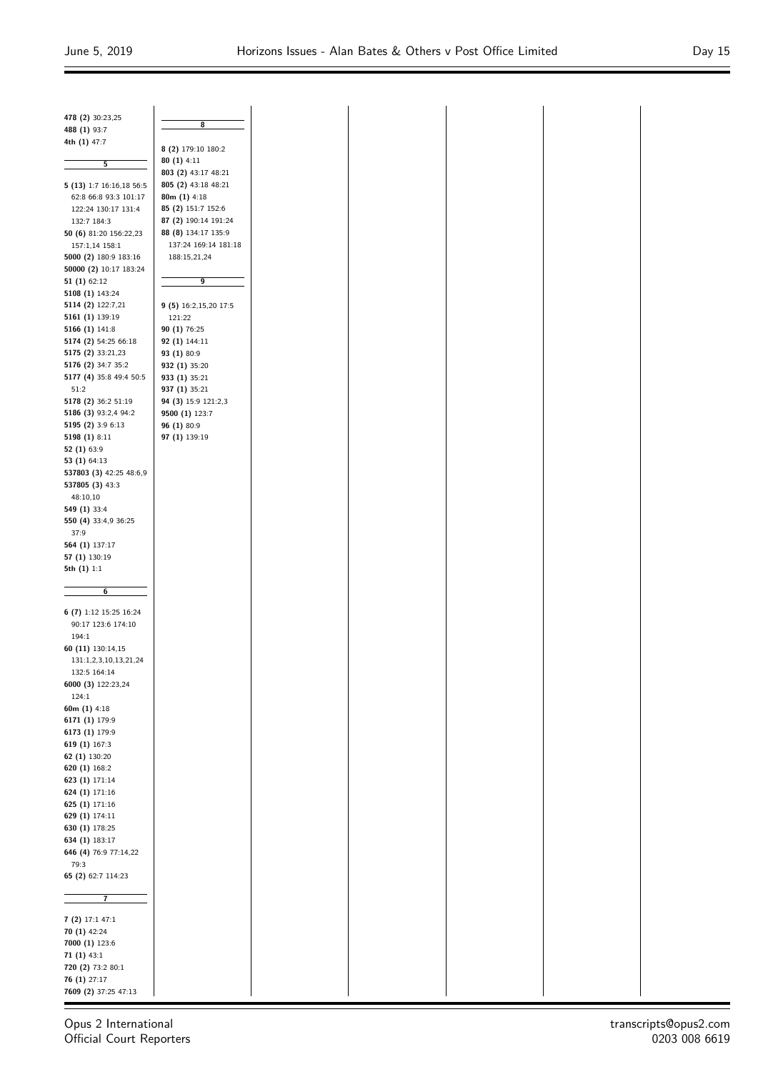**478 (2)** 30:23,25
**488 (1)** 93:7
**4th (1)** 47:7

**5**

**5 (13)** 1:7 16:16,18 56:5 62:8 66:8 93:3 101:17 122:24 130:17 131:4 132:7 184:3
**50 (6)** 81:20 156:22,23 157:1,14 158:1
**5000 (2)** 180:9 183:16
**50000 (2)** 10:17 183:24
**51 (1)** 62:12
**5108 (1)** 143:24
**5114 (2)** 122:7,21
**5161 (1)** 139:19
**5166 (1)** 141:8
**5174 (2)** 54:25 66:18
**5175 (2)** 33:21,23
**5176 (2)** 34:7 35:2
**5177 (4)** 35:8 49:4 50:5 51:2
**5178 (2)** 36:2 51:19
**5186 (3)** 93:2,4 94:2
**5195 (2)** 3:9 6:13
**5198 (1)** 8:11
**52 (1)** 63:9
**53 (1)** 64:13
**537803 (3)** 42:25 48:6,9
**537805 (3)** 43:3 48:10,10
**549 (1)** 33:4
**550 (4)** 33:4,9 36:25 37:9
**564 (1)** 137:17
**57 (1)** 130:19
**5th (1)** 1:1

**6**

**6 (7)** 1:12 15:25 16:24 90:17 123:6 174:10 194:1
**60 (11)** 130:14,15 131:1,2,3,10,13,21,24 132:5 164:14
**6000 (3)** 122:23,24 124:1
**60m (1)** 4:18
**6171 (1)** 179:9
**6173 (1)** 179:9
**619 (1)** 167:3
**62 (1)** 130:20
**620 (1)** 168:2
**623 (1)** 171:14
**624 (1)** 171:16
**625 (1)** 171:16
**629 (1)** 174:11
**630 (1)** 178:25
**634 (1)** 183:17
**646 (4)** 76:9 77:14,22 79:3
**65 (2)** 62:7 114:23

**7**

**7 (2)** 17:1 47:1
**70 (1)** 42:24
**7000 (1)** 123:6
**71 (1)** 43:1
**720 (2)** 73:2 80:1
**76 (1)** 27:17
**7609 (2)** 37:25 47:13

**8**

**8 (2)** 179:10 180:2
**80 (1)** 4:11
**803 (2)** 43:17 48:21
**805 (2)** 43:18 48:21
**80m (1)** 4:18
**85 (2)** 151:7 152:6
**87 (2)** 190:14 191:24
**88 (8)** 134:17 135:9 137:24 169:14 181:18 188:15,21,24

**9**

**9 (5)** 16:2,15,20 17:5 121:22
**90 (1)** 76:25
**92 (1)** 144:11
**93 (1)** 80:9
**932 (1)** 35:20
**933 (1)** 35:21
**937 (1)** 35:21
**94 (3)** 15:9 121:2,3
**9500 (1)** 123:7
**96 (1)** 80:9
**97 (1)** 139:19